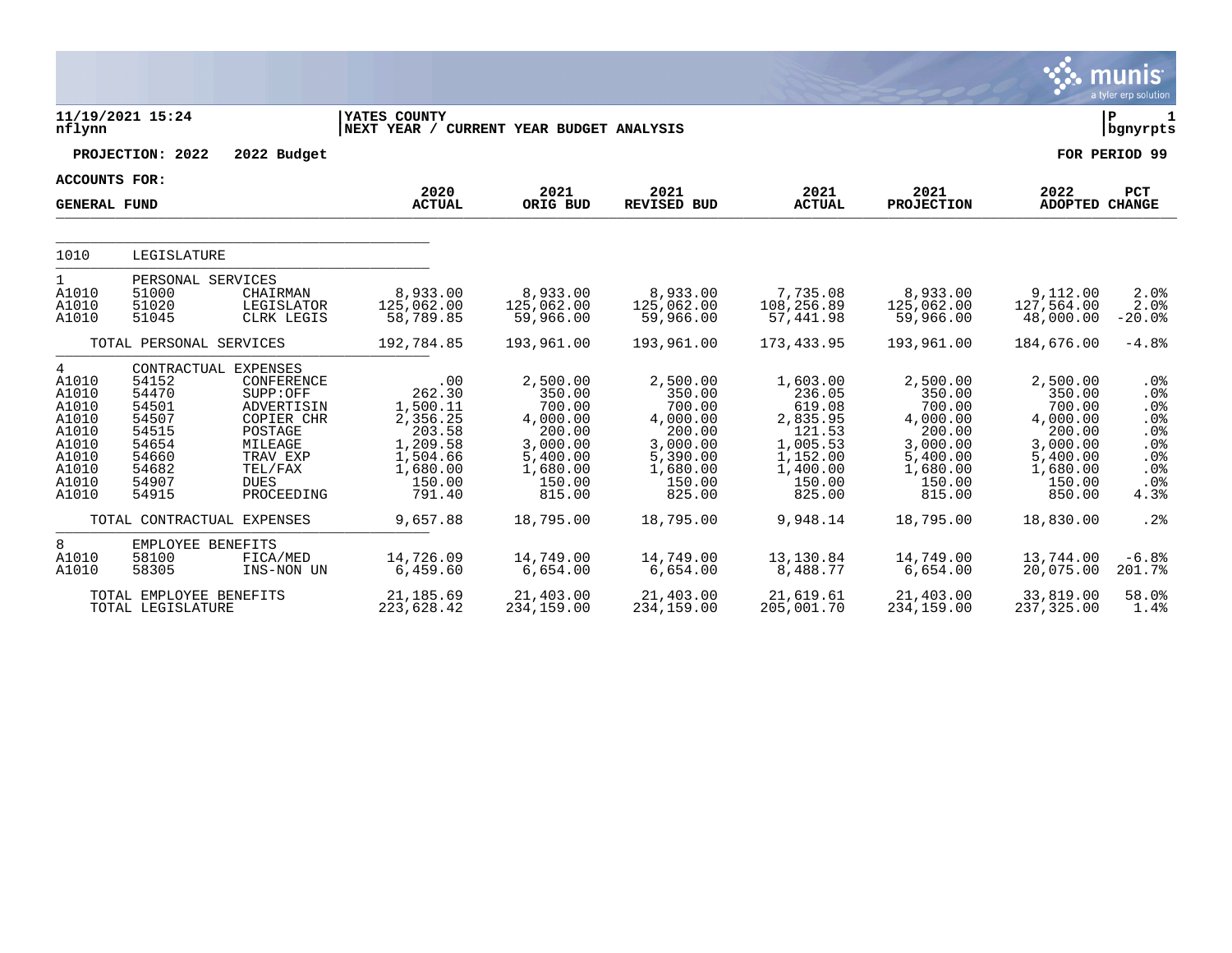11/19/2021 15:24 nflynn | YATES COUNTY
NEXT YEAR / CURRENT YEAR BUDGET ANALYSIS | P 1 bgnyrpts

**PROJECTION: 2022 2022 Budget** **FOR PERIOD 99**

**ACCOUNTS FOR:**

| GENERAL FUND | | | 2020 ACTUAL | 2021 ORIG BUD | 2021 REVISED BUD | 2021 ACTUAL | 2021 PROJECTION | 2022 ADOPTED | PCT CHANGE |
|---|---|---|---|---|---|---|---|---|---|
| 1010 | LEGISLATURE | | | | | | | | |
| 1 | PERSONAL SERVICES | | | | | | | | |
| A1010 | 51000 | CHAIRMAN | 8,933.00 | 8,933.00 | 8,933.00 | 7,735.08 | 8,933.00 | 9,112.00 | 2.0% |
| A1010 | 51020 | LEGISLATOR | 125,062.00 | 125,062.00 | 125,062.00 | 108,256.89 | 125,062.00 | 127,564.00 | 2.0% |
| A1010 | 51045 | CLRK LEGIS | 58,789.85 | 59,966.00 | 59,966.00 | 57,441.98 | 59,966.00 | 48,000.00 | -20.0% |
| | TOTAL PERSONAL SERVICES | | 192,784.85 | 193,961.00 | 193,961.00 | 173,433.95 | 193,961.00 | 184,676.00 | -4.8% |
| 4 | CONTRACTUAL EXPENSES | | | | | | | | |
| A1010 | 54152 | CONFERENCE | .00 | 2,500.00 | 2,500.00 | 1,603.00 | 2,500.00 | 2,500.00 | .0% |
| A1010 | 54470 | SUPP:OFF | 262.30 | 350.00 | 350.00 | 236.05 | 350.00 | 350.00 | .0% |
| A1010 | 54501 | ADVERTISIN | 1,500.11 | 700.00 | 700.00 | 619.08 | 700.00 | 700.00 | .0% |
| A1010 | 54507 | COPIER CHR | 2,356.25 | 4,000.00 | 4,000.00 | 2,835.95 | 4,000.00 | 4,000.00 | .0% |
| A1010 | 54515 | POSTAGE | 203.58 | 200.00 | 200.00 | 121.53 | 200.00 | 200.00 | .0% |
| A1010 | 54654 | MILEAGE | 1,209.58 | 3,000.00 | 3,000.00 | 1,005.53 | 3,000.00 | 3,000.00 | .0% |
| A1010 | 54660 | TRAV EXP | 1,504.66 | 5,400.00 | 5,390.00 | 1,152.00 | 5,400.00 | 5,400.00 | .0% |
| A1010 | 54682 | TEL/FAX | 1,680.00 | 1,680.00 | 1,680.00 | 1,400.00 | 1,680.00 | 1,680.00 | .0% |
| A1010 | 54907 | DUES | 150.00 | 150.00 | 150.00 | 150.00 | 150.00 | 150.00 | .0% |
| A1010 | 54915 | PROCEEDING | 791.40 | 815.00 | 825.00 | 825.00 | 815.00 | 850.00 | 4.3% |
| | TOTAL CONTRACTUAL EXPENSES | | 9,657.88 | 18,795.00 | 18,795.00 | 9,948.14 | 18,795.00 | 18,830.00 | .2% |
| 8 | EMPLOYEE BENEFITS | | | | | | | | |
| A1010 | 58100 | FICA/MED | 14,726.09 | 14,749.00 | 14,749.00 | 13,130.84 | 14,749.00 | 13,744.00 | -6.8% |
| A1010 | 58305 | INS-NON UN | 6,459.60 | 6,654.00 | 6,654.00 | 8,488.77 | 6,654.00 | 20,075.00 | 201.7% |
| | TOTAL EMPLOYEE BENEFITS | | 21,185.69 | 21,403.00 | 21,403.00 | 21,619.61 | 21,403.00 | 33,819.00 | 58.0% |
| | TOTAL LEGISLATURE | | 223,628.42 | 234,159.00 | 234,159.00 | 205,001.70 | 234,159.00 | 237,325.00 | 1.4% |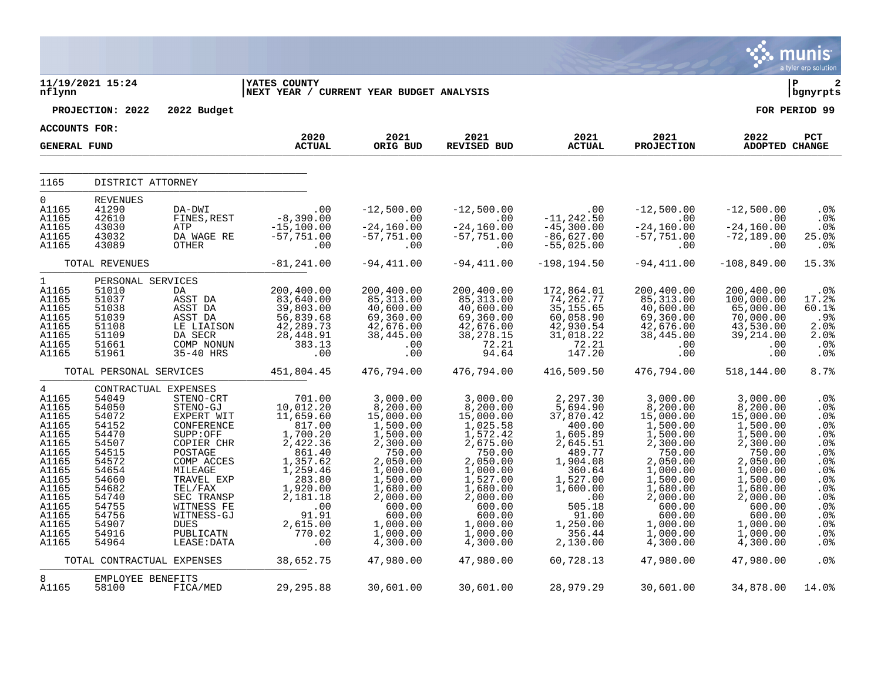YATES COUNTY
NEXT YEAR / CURRENT YEAR BUDGET ANALYSIS

11/19/2021 15:24
nflynn

PROJECTION: 2022 2022 Budget

FOR PERIOD 99

ACCOUNTS FOR:

GENERAL FUND

| | | | 2020 ACTUAL | 2021 ORIG BUD | 2021 REVISED BUD | 2021 ACTUAL | 2021 PROJECTION | 2022 ADOPTED | PCT CHANGE |
|---|---|---|---|---|---|---|---|---|---|
| 1165 | DISTRICT ATTORNEY | | | | | | | | |
| 0 | REVENUES | | | | | | | | |
| A1165 | 41290 | DA-DWI | .00 | -12,500.00 | -12,500.00 | .00 | -12,500.00 | -12,500.00 | .0% |
| A1165 | 42610 | FINES,REST | -8,390.00 | .00 | .00 | -11,242.50 | .00 | .00 | .0% |
| A1165 | 43030 | ATP | -15,100.00 | -24,160.00 | -24,160.00 | -45,300.00 | -24,160.00 | -24,160.00 | .0% |
| A1165 | 43032 | DA WAGE RE | -57,751.00 | -57,751.00 | -57,751.00 | -86,627.00 | -57,751.00 | -72,189.00 | 25.0% |
| A1165 | 43089 | OTHER | .00 | .00 | .00 | -55,025.00 | .00 | .00 | .0% |
| | TOTAL REVENUES | | -81,241.00 | -94,411.00 | -94,411.00 | -198,194.50 | -94,411.00 | -108,849.00 | 15.3% |
| 1 | PERSONAL SERVICES | | | | | | | | |
| A1165 | 51010 | DA | 200,400.00 | 200,400.00 | 200,400.00 | 172,864.01 | 200,400.00 | 200,400.00 | .0% |
| A1165 | 51037 | ASST DA | 83,640.00 | 85,313.00 | 85,313.00 | 74,262.77 | 85,313.00 | 100,000.00 | 17.2% |
| A1165 | 51038 | ASST DA | 39,803.00 | 40,600.00 | 40,600.00 | 35,155.65 | 40,600.00 | 65,000.00 | 60.1% |
| A1165 | 51039 | ASST DA | 56,839.68 | 69,360.00 | 69,360.00 | 60,058.90 | 69,360.00 | 70,000.00 | .9% |
| A1165 | 51108 | LE LIAISON | 42,289.73 | 42,676.00 | 42,676.00 | 42,930.54 | 42,676.00 | 43,530.00 | 2.0% |
| A1165 | 51109 | DA SECR | 28,448.91 | 38,445.00 | 38,278.15 | 31,018.22 | 38,445.00 | 39,214.00 | 2.0% |
| A1165 | 51661 | COMP NONUN | 383.13 | .00 | 72.21 | 72.21 | .00 | .00 | .0% |
| A1165 | 51961 | 35-40 HRS | .00 | .00 | 94.64 | 147.20 | .00 | .00 | .0% |
| | TOTAL PERSONAL SERVICES | | 451,804.45 | 476,794.00 | 476,794.00 | 416,509.50 | 476,794.00 | 518,144.00 | 8.7% |
| 4 | CONTRACTUAL EXPENSES | | | | | | | | |
| A1165 | 54049 | STENO-CRT | 701.00 | 3,000.00 | 3,000.00 | 2,297.30 | 3,000.00 | 3,000.00 | .0% |
| A1165 | 54050 | STENO-GJ | 10,012.20 | 8,200.00 | 8,200.00 | 5,694.90 | 8,200.00 | 8,200.00 | .0% |
| A1165 | 54072 | EXPERT WIT | 11,659.60 | 15,000.00 | 15,000.00 | 37,870.42 | 15,000.00 | 15,000.00 | .0% |
| A1165 | 54152 | CONFERENCE | 817.00 | 1,500.00 | 1,025.58 | 400.00 | 1,500.00 | 1,500.00 | .0% |
| A1165 | 54470 | SUPP:OFF | 1,700.20 | 1,500.00 | 1,572.42 | 1,605.89 | 1,500.00 | 1,500.00 | .0% |
| A1165 | 54507 | COPIER CHR | 2,422.36 | 2,300.00 | 2,675.00 | 2,645.51 | 2,300.00 | 2,300.00 | .0% |
| A1165 | 54515 | POSTAGE | 861.40 | 750.00 | 750.00 | 489.77 | 750.00 | 750.00 | .0% |
| A1165 | 54572 | COMP ACCES | 1,357.62 | 2,050.00 | 2,050.00 | 1,904.08 | 2,050.00 | 2,050.00 | .0% |
| A1165 | 54654 | MILEAGE | 1,259.46 | 1,000.00 | 1,000.00 | 360.64 | 1,000.00 | 1,000.00 | .0% |
| A1165 | 54660 | TRAVEL EXP | 283.80 | 1,500.00 | 1,527.00 | 1,527.00 | 1,500.00 | 1,500.00 | .0% |
| A1165 | 54682 | TEL/FAX | 1,920.00 | 1,680.00 | 1,680.00 | 1,600.00 | 1,680.00 | 1,680.00 | .0% |
| A1165 | 54740 | SEC TRANSP | 2,181.18 | 2,000.00 | 2,000.00 | .00 | 2,000.00 | 2,000.00 | .0% |
| A1165 | 54755 | WITNESS FE | .00 | 600.00 | 600.00 | 505.18 | 600.00 | 600.00 | .0% |
| A1165 | 54756 | WITNESS-GJ | 91.91 | 600.00 | 600.00 | 91.00 | 600.00 | 600.00 | .0% |
| A1165 | 54907 | DUES | 2,615.00 | 1,000.00 | 1,000.00 | 1,250.00 | 1,000.00 | 1,000.00 | .0% |
| A1165 | 54916 | PUBLICATN | 770.02 | 1,000.00 | 1,000.00 | 356.44 | 1,000.00 | 1,000.00 | .0% |
| A1165 | 54964 | LEASE:DATA | .00 | 4,300.00 | 4,300.00 | 2,130.00 | 4,300.00 | 4,300.00 | .0% |
| | TOTAL CONTRACTUAL EXPENSES | | 38,652.75 | 47,980.00 | 47,980.00 | 60,728.13 | 47,980.00 | 47,980.00 | .0% |
| 8 | EMPLOYEE BENEFITS | | | | | | | | |
| A1165 | 58100 | FICA/MED | 29,295.88 | 30,601.00 | 30,601.00 | 28,979.29 | 30,601.00 | 34,878.00 | 14.0% |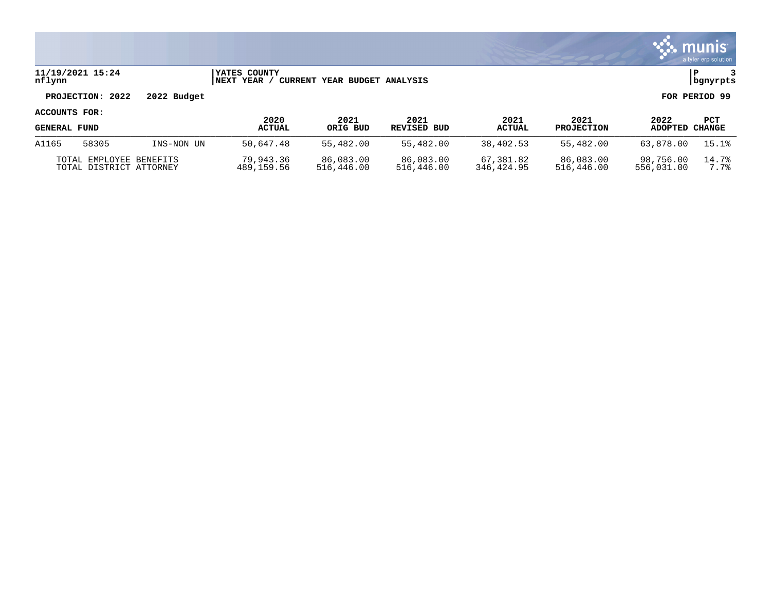11/19/2021 15:24
nflynn

YATES COUNTY
NEXT YEAR / CURRENT YEAR BUDGET ANALYSIS

P 3
bgnyrpts

**PROJECTION: 2022 2022 Budget** **FOR PERIOD 99**

**ACCOUNTS FOR:**

| GENERAL FUND | | | 2020 ACTUAL | 2021 ORIG BUD | 2021 REVISED BUD | 2021 ACTUAL | 2021 PROJECTION | 2022 ADOPTED | PCT CHANGE |
|---|---|---|---|---|---|---|---|---|---|
| A1165 | 58305 | INS-NON UN | 50,647.48 | 55,482.00 | 55,482.00 | 38,402.53 | 55,482.00 | 63,878.00 | 15.1% |
| TOTAL EMPLOYEE BENEFITS | | | 79,943.36 | 86,083.00 | 86,083.00 | 67,381.82 | 86,083.00 | 98,756.00 | 14.7% |
| TOTAL DISTRICT ATTORNEY | | | 489,159.56 | 516,446.00 | 516,446.00 | 346,424.95 | 516,446.00 | 556,031.00 | 7.7% |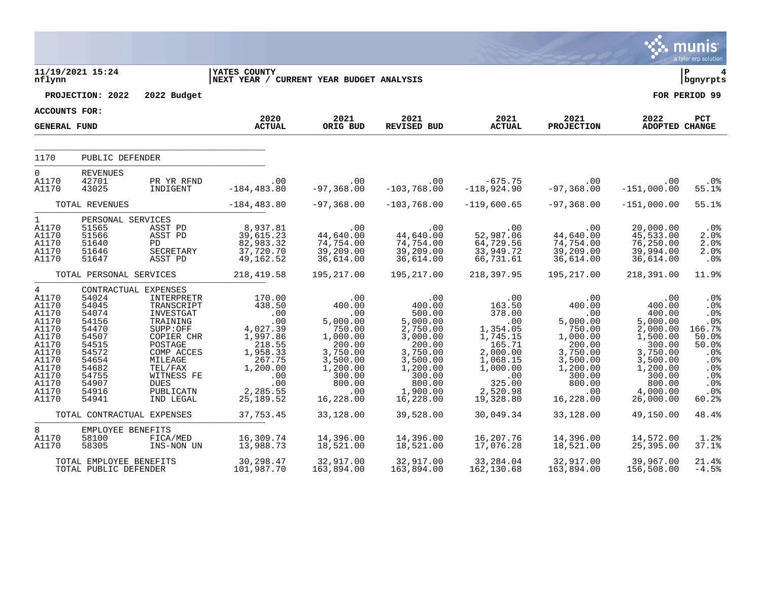11/19/2021 15:24 | YATES COUNTY | P 4
nflynn | NEXT YEAR / CURRENT YEAR BUDGET ANALYSIS | bgnyrpts

**PROJECTION: 2022 2022 Budget** **FOR PERIOD 99**

**ACCOUNTS FOR:**

| GENERAL FUND | | | 2020 ACTUAL | 2021 ORIG BUD | 2021 REVISED BUD | 2021 ACTUAL | 2021 PROJECTION | 2022 ADOPTED | PCT CHANGE |
|---|---|---|---|---|---|---|---|---|---|
| 1170 | PUBLIC DEFENDER | | | | | | | | |
| 0 | REVENUES | | | | | | | | |
| A1170 | 42701 | PR YR RFND | .00 | .00 | .00 | -675.75 | .00 | .00 | .0% |
| A1170 | 43025 | INDIGENT | -184,483.80 | -97,368.00 | -103,768.00 | -118,924.90 | -97,368.00 | -151,000.00 | 55.1% |
| | TOTAL REVENUES | | -184,483.80 | -97,368.00 | -103,768.00 | -119,600.65 | -97,368.00 | -151,000.00 | 55.1% |
| 1 | PERSONAL SERVICES | | | | | | | | |
| A1170 | 51565 | ASST PD | 8,937.81 | .00 | .00 | .00 | .00 | 20,000.00 | .0% |
| A1170 | 51566 | ASST PD | 39,615.23 | 44,640.00 | 44,640.00 | 52,987.06 | 44,640.00 | 45,533.00 | 2.0% |
| A1170 | 51640 | PD | 82,983.32 | 74,754.00 | 74,754.00 | 64,729.56 | 74,754.00 | 76,250.00 | 2.0% |
| A1170 | 51646 | SECRETARY | 37,720.70 | 39,209.00 | 39,209.00 | 33,949.72 | 39,209.00 | 39,994.00 | 2.0% |
| A1170 | 51647 | ASST PD | 49,162.52 | 36,614.00 | 36,614.00 | 66,731.61 | 36,614.00 | 36,614.00 | .0% |
| | TOTAL PERSONAL SERVICES | | 218,419.58 | 195,217.00 | 195,217.00 | 218,397.95 | 195,217.00 | 218,391.00 | 11.9% |
| 4 | CONTRACTUAL EXPENSES | | | | | | | | |
| A1170 | 54024 | INTERPRETR | 170.00 | .00 | .00 | .00 | .00 | .00 | .0% |
| A1170 | 54045 | TRANSCRIPT | 438.50 | 400.00 | 400.00 | 163.50 | 400.00 | 400.00 | .0% |
| A1170 | 54074 | INVESTGAT | .00 | .00 | 500.00 | 378.00 | .00 | 400.00 | .0% |
| A1170 | 54156 | TRAINING | .00 | 5,000.00 | 5,000.00 | .00 | 5,000.00 | 5,000.00 | .0% |
| A1170 | 54470 | SUPP:OFF | 4,027.39 | 750.00 | 2,750.00 | 1,354.05 | 750.00 | 2,000.00 | 166.7% |
| A1170 | 54507 | COPIER CHR | 1,997.86 | 1,000.00 | 3,000.00 | 1,745.15 | 1,000.00 | 1,500.00 | 50.0% |
| A1170 | 54515 | POSTAGE | 218.55 | 200.00 | 200.00 | 165.71 | 200.00 | 300.00 | 50.0% |
| A1170 | 54572 | COMP ACCES | 1,958.33 | 3,750.00 | 3,750.00 | 2,000.00 | 3,750.00 | 3,750.00 | .0% |
| A1170 | 54654 | MILEAGE | 267.75 | 3,500.00 | 3,500.00 | 1,068.15 | 3,500.00 | 3,500.00 | .0% |
| A1170 | 54682 | TEL/FAX | 1,200.00 | 1,200.00 | 1,200.00 | 1,000.00 | 1,200.00 | 1,200.00 | .0% |
| A1170 | 54755 | WITNESS FE | .00 | 300.00 | 300.00 | .00 | 300.00 | 300.00 | .0% |
| A1170 | 54907 | DUES | .00 | 800.00 | 800.00 | 325.00 | 800.00 | 800.00 | .0% |
| A1170 | 54916 | PUBLICATN | 2,285.55 | .00 | 1,900.00 | 2,520.98 | .00 | 4,000.00 | .0% |
| A1170 | 54941 | IND LEGAL | 25,189.52 | 16,228.00 | 16,228.00 | 19,328.80 | 16,228.00 | 26,000.00 | 60.2% |
| | TOTAL CONTRACTUAL EXPENSES | | 37,753.45 | 33,128.00 | 39,528.00 | 30,049.34 | 33,128.00 | 49,150.00 | 48.4% |
| 8 | EMPLOYEE BENEFITS | | | | | | | | |
| A1170 | 58100 | FICA/MED | 16,309.74 | 14,396.00 | 14,396.00 | 16,207.76 | 14,396.00 | 14,572.00 | 1.2% |
| A1170 | 58305 | INS-NON UN | 13,988.73 | 18,521.00 | 18,521.00 | 17,076.28 | 18,521.00 | 25,395.00 | 37.1% |
| | TOTAL EMPLOYEE BENEFITS | | 30,298.47 | 32,917.00 | 32,917.00 | 33,284.04 | 32,917.00 | 39,967.00 | 21.4% |
| | TOTAL PUBLIC DEFENDER | | 101,987.70 | 163,894.00 | 163,894.00 | 162,130.68 | 163,894.00 | 156,508.00 | -4.5% |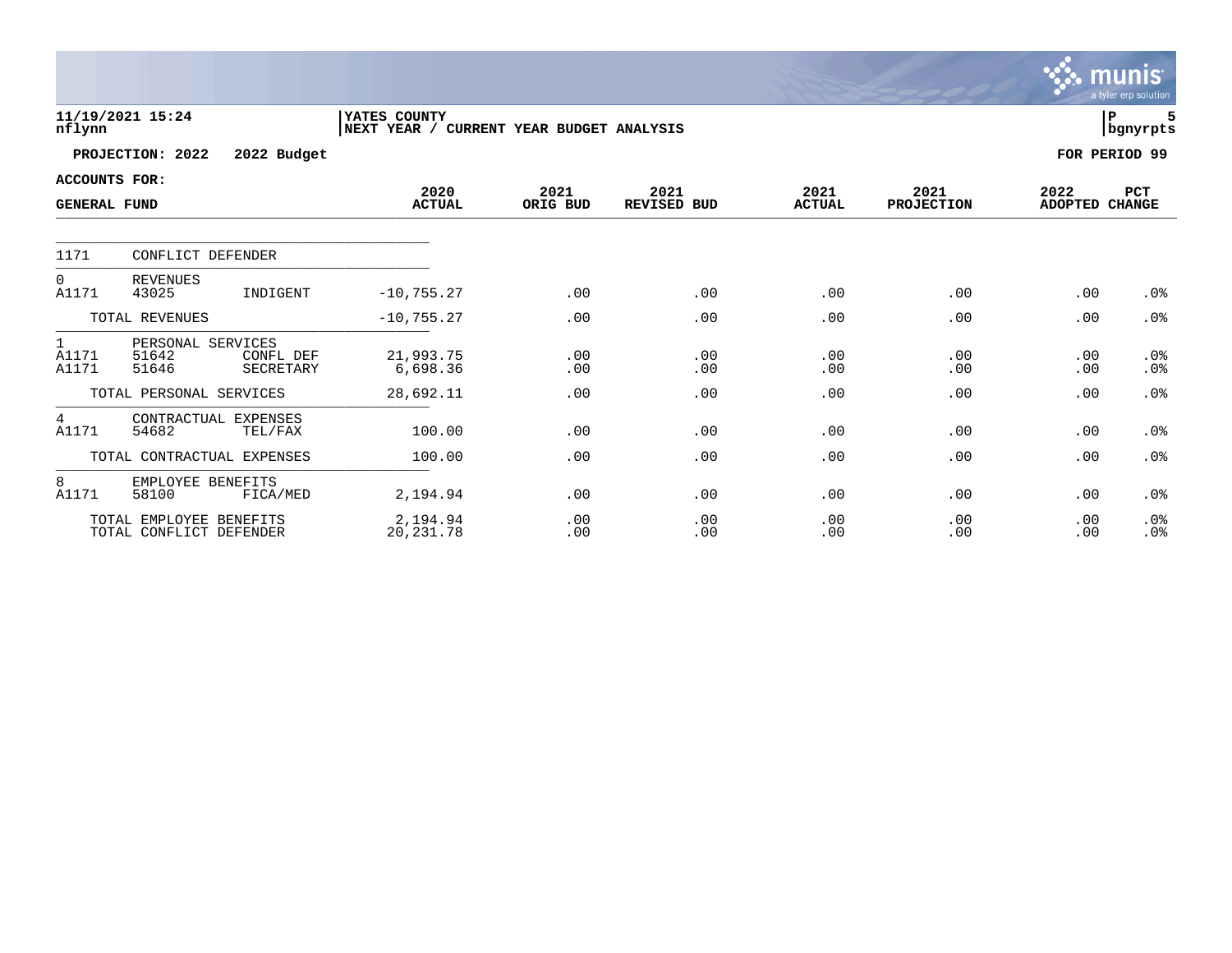11/19/2021 15:24 nflynn | YATES COUNTY | NEXT YEAR / CURRENT YEAR BUDGET ANALYSIS | P 5 bgnyrpts

**PROJECTION: 2022 2022 Budget** | **FOR PERIOD 99**

**ACCOUNTS FOR: GENERAL FUND**

| | | | 2020 ACTUAL | 2021 ORIG BUD | 2021 REVISED BUD | 2021 ACTUAL | 2021 PROJECTION | 2022 ADOPTED | PCT CHANGE |
|---|---|---|---|---|---|---|---|---|---|
| 1171 | CONFLICT DEFENDER | | | | | | | | |
| 0 | REVENUES | | | | | | | | |
| A1171 | 43025 | INDIGENT | -10,755.27 | .00 | .00 | .00 | .00 | .00 | .0% |
| | TOTAL REVENUES | | -10,755.27 | .00 | .00 | .00 | .00 | .00 | .0% |
| 1 | PERSONAL SERVICES | | | | | | | | |
| A1171 | 51642 | CONFL DEF | 21,993.75 | .00 | .00 | .00 | .00 | .00 | .0% |
| A1171 | 51646 | SECRETARY | 6,698.36 | .00 | .00 | .00 | .00 | .00 | .0% |
| | TOTAL PERSONAL SERVICES | | 28,692.11 | .00 | .00 | .00 | .00 | .00 | .0% |
| 4 | CONTRACTUAL EXPENSES | | | | | | | | |
| A1171 | 54682 | TEL/FAX | 100.00 | .00 | .00 | .00 | .00 | .00 | .0% |
| | TOTAL CONTRACTUAL EXPENSES | | 100.00 | .00 | .00 | .00 | .00 | .00 | .0% |
| 8 | EMPLOYEE BENEFITS | | | | | | | | |
| A1171 | 58100 | FICA/MED | 2,194.94 | .00 | .00 | .00 | .00 | .00 | .0% |
| | TOTAL EMPLOYEE BENEFITS | | 2,194.94 | .00 | .00 | .00 | .00 | .00 | .0% |
| | TOTAL CONFLICT DEFENDER | | 20,231.78 | .00 | .00 | .00 | .00 | .00 | .0% |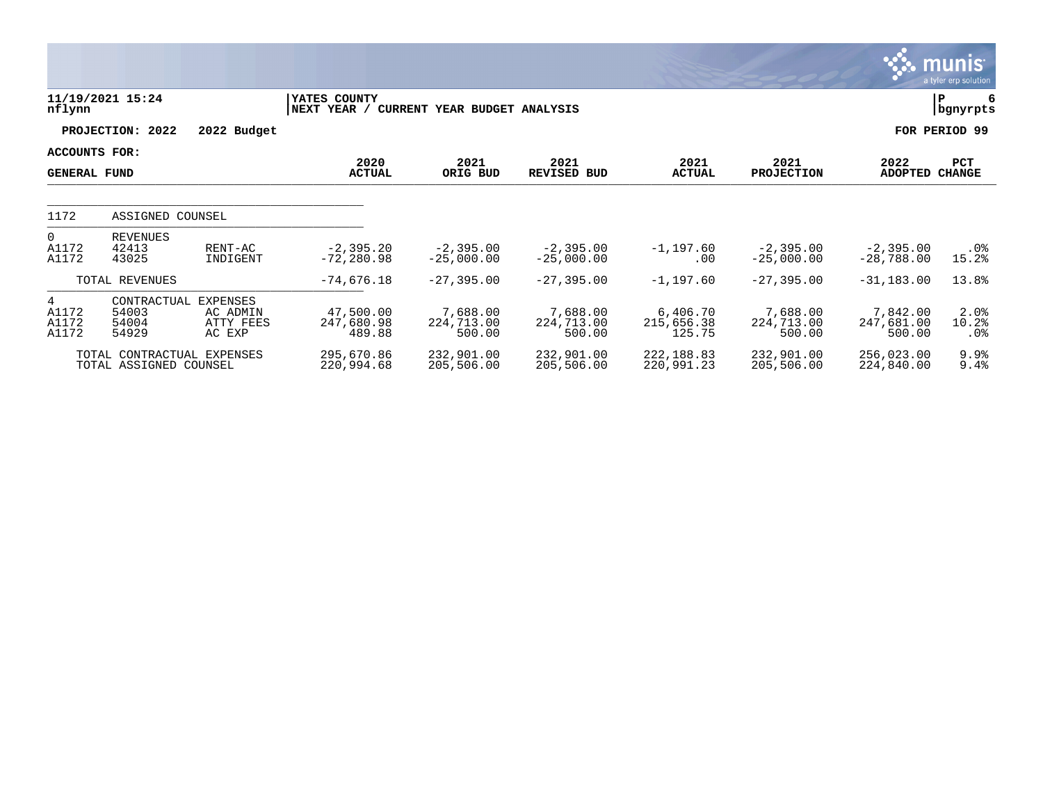**11/19/2021 15:24**
**nflynn**

**YATES COUNTY**
**NEXT YEAR / CURRENT YEAR BUDGET ANALYSIS**

**bgnyrpts**

**PROJECTION: 2022 2022 Budget** **FOR PERIOD 99**

**ACCOUNTS FOR:**
**GENERAL FUND**

| | | | 2020 ACTUAL | 2021 ORIG BUD | 2021 REVISED BUD | 2021 ACTUAL | 2021 PROJECTION | 2022 ADOPTED | PCT CHANGE |
|---|---|---|---|---|---|---|---|---|---|
| 1172 | ASSIGNED COUNSEL | | | | | | | | |
| 0 | REVENUES | | | | | | | | |
| A1172 | 42413 | RENT-AC | -2,395.20 | -2,395.00 | -2,395.00 | -1,197.60 | -2,395.00 | -2,395.00 | .0% |
| A1172 | 43025 | INDIGENT | -72,280.98 | -25,000.00 | -25,000.00 | .00 | -25,000.00 | -28,788.00 | 15.2% |
| | TOTAL REVENUES | | -74,676.18 | -27,395.00 | -27,395.00 | -1,197.60 | -27,395.00 | -31,183.00 | 13.8% |
| 4 | CONTRACTUAL EXPENSES | | | | | | | | |
| A1172 | 54003 | AC ADMIN | 47,500.00 | 7,688.00 | 7,688.00 | 6,406.70 | 7,688.00 | 7,842.00 | 2.0% |
| A1172 | 54004 | ATTY FEES | 247,680.98 | 224,713.00 | 224,713.00 | 215,656.38 | 224,713.00 | 247,681.00 | 10.2% |
| A1172 | 54929 | AC EXP | 489.88 | 500.00 | 500.00 | 125.75 | 500.00 | 500.00 | .0% |
| | TOTAL CONTRACTUAL EXPENSES | | 295,670.86 | 232,901.00 | 232,901.00 | 222,188.83 | 232,901.00 | 256,023.00 | 9.9% |
| | TOTAL ASSIGNED COUNSEL | | 220,994.68 | 205,506.00 | 205,506.00 | 220,991.23 | 205,506.00 | 224,840.00 | 9.4% |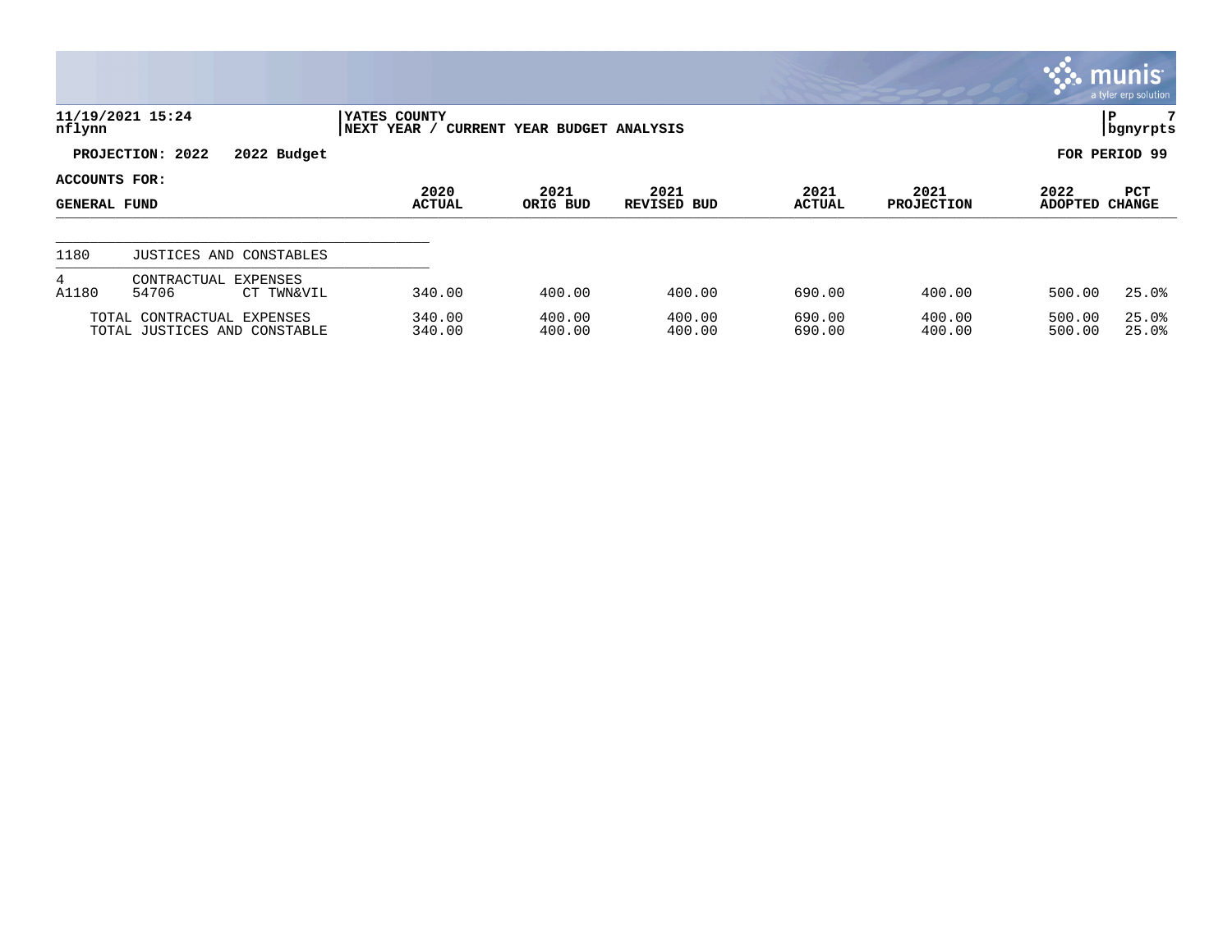11/19/2021 15:24 nflynn | YATES COUNTY | NEXT YEAR / CURRENT YEAR BUDGET ANALYSIS | P 7 bgnyrpts

**PROJECTION: 2022  2022 Budget** | **FOR PERIOD 99**

**ACCOUNTS FOR:**

| GENERAL FUND | | | 2020 ACTUAL | 2021 ORIG BUD | 2021 REVISED BUD | 2021 ACTUAL | 2021 PROJECTION | 2022 ADOPTED | PCT CHANGE |
|---|---|---|---|---|---|---|---|---|---|
| 1180 | JUSTICES AND CONSTABLES | | | | | | | | |
| 4 | CONTRACTUAL EXPENSES | | | | | | | | |
| A1180 | 54706 | CT TWN&VIL | 340.00 | 400.00 | 400.00 | 690.00 | 400.00 | 500.00 | 25.0% |
| | TOTAL CONTRACTUAL EXPENSES | | 340.00 | 400.00 | 400.00 | 690.00 | 400.00 | 500.00 | 25.0% |
| | TOTAL JUSTICES AND CONSTABLE | | 340.00 | 400.00 | 400.00 | 690.00 | 400.00 | 500.00 | 25.0% |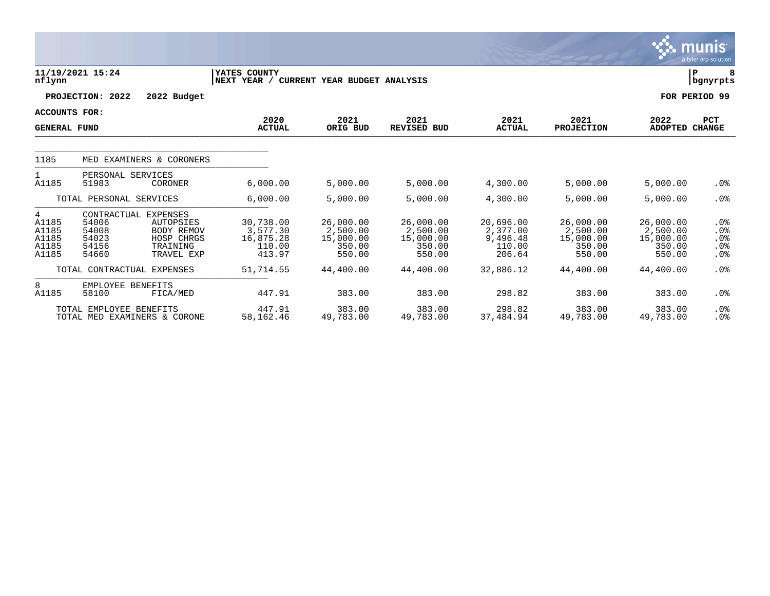**YATES COUNTY**
**NEXT YEAR / CURRENT YEAR BUDGET ANALYSIS**

11/19/2021 15:24
nflynn

**PROJECTION: 2022 2022 Budget** | **FOR PERIOD 99**

**ACCOUNTS FOR: GENERAL FUND**

| | | | 2020 ACTUAL | 2021 ORIG BUD | 2021 REVISED BUD | 2021 ACTUAL | 2021 PROJECTION | 2022 ADOPTED | PCT CHANGE |
|---|---|---|---|---|---|---|---|---|---|
| 1185 | MED EXAMINERS & CORONERS | | | | | | | | |
| 1 | PERSONAL SERVICES | | | | | | | | |
| A1185 | 51983 | CORONER | 6,000.00 | 5,000.00 | 5,000.00 | 4,300.00 | 5,000.00 | 5,000.00 | .0% |
| | TOTAL PERSONAL SERVICES | | 6,000.00 | 5,000.00 | 5,000.00 | 4,300.00 | 5,000.00 | 5,000.00 | .0% |
| 4 | CONTRACTUAL EXPENSES | | | | | | | | |
| A1185 | 54006 | AUTOPSIES | 30,738.00 | 26,000.00 | 26,000.00 | 20,696.00 | 26,000.00 | 26,000.00 | .0% |
| A1185 | 54008 | BODY REMOV | 3,577.30 | 2,500.00 | 2,500.00 | 2,377.00 | 2,500.00 | 2,500.00 | .0% |
| A1185 | 54023 | HOSP CHRGS | 16,875.28 | 15,000.00 | 15,000.00 | 9,496.48 | 15,000.00 | 15,000.00 | .0% |
| A1185 | 54156 | TRAINING | 110.00 | 350.00 | 350.00 | 110.00 | 350.00 | 350.00 | .0% |
| A1185 | 54660 | TRAVEL EXP | 413.97 | 550.00 | 550.00 | 206.64 | 550.00 | 550.00 | .0% |
| | TOTAL CONTRACTUAL EXPENSES | | 51,714.55 | 44,400.00 | 44,400.00 | 32,886.12 | 44,400.00 | 44,400.00 | .0% |
| 8 | EMPLOYEE BENEFITS | | | | | | | | |
| A1185 | 58100 | FICA/MED | 447.91 | 383.00 | 383.00 | 298.82 | 383.00 | 383.00 | .0% |
| | TOTAL EMPLOYEE BENEFITS | | 447.91 | 383.00 | 383.00 | 298.82 | 383.00 | 383.00 | .0% |
| | TOTAL MED EXAMINERS & CORONE | | 58,162.46 | 49,783.00 | 49,783.00 | 37,484.94 | 49,783.00 | 49,783.00 | .0% |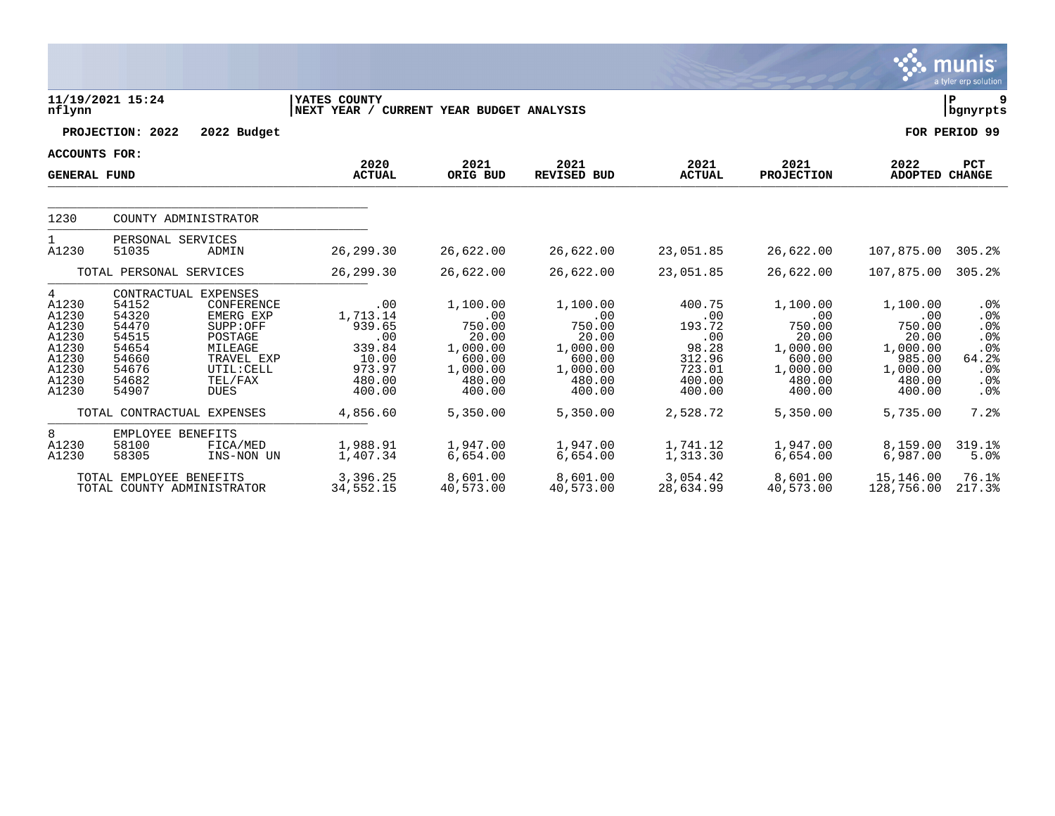YATES COUNTY
NEXT YEAR / CURRENT YEAR BUDGET ANALYSIS

11/19/2021 15:24
nflynn

PROJECTION: 2022 2022 Budget

FOR PERIOD 99

ACCOUNTS FOR:

| GENERAL FUND | | | 2020 ACTUAL | 2021 ORIG BUD | 2021 REVISED BUD | 2021 ACTUAL | 2021 PROJECTION | 2022 ADOPTED | PCT CHANGE |
|---|---|---|---|---|---|---|---|---|---|
| 1230 | COUNTY ADMINISTRATOR | | | | | | | | |
| 1 | PERSONAL SERVICES | | | | | | | | |
| A1230 | 51035 | ADMIN | 26,299.30 | 26,622.00 | 26,622.00 | 23,051.85 | 26,622.00 | 107,875.00 | 305.2% |
| | TOTAL PERSONAL SERVICES | | 26,299.30 | 26,622.00 | 26,622.00 | 23,051.85 | 26,622.00 | 107,875.00 | 305.2% |
| 4 | CONTRACTUAL EXPENSES | | | | | | | | |
| A1230 | 54152 | CONFERENCE | .00 | 1,100.00 | 1,100.00 | 400.75 | 1,100.00 | 1,100.00 | .0% |
| A1230 | 54320 | EMERG EXP | 1,713.14 | .00 | .00 | .00 | .00 | .00 | .0% |
| A1230 | 54470 | SUPP:OFF | 939.65 | 750.00 | 750.00 | 193.72 | 750.00 | 750.00 | .0% |
| A1230 | 54515 | POSTAGE | .00 | 20.00 | 20.00 | .00 | 20.00 | 20.00 | .0% |
| A1230 | 54654 | MILEAGE | 339.84 | 1,000.00 | 1,000.00 | 98.28 | 1,000.00 | 1,000.00 | .0% |
| A1230 | 54660 | TRAVEL EXP | 10.00 | 600.00 | 600.00 | 312.96 | 600.00 | 985.00 | 64.2% |
| A1230 | 54676 | UTIL:CELL | 973.97 | 1,000.00 | 1,000.00 | 723.01 | 1,000.00 | 1,000.00 | .0% |
| A1230 | 54682 | TEL/FAX | 480.00 | 480.00 | 480.00 | 400.00 | 480.00 | 480.00 | .0% |
| A1230 | 54907 | DUES | 400.00 | 400.00 | 400.00 | 400.00 | 400.00 | 400.00 | .0% |
| | TOTAL CONTRACTUAL EXPENSES | | 4,856.60 | 5,350.00 | 5,350.00 | 2,528.72 | 5,350.00 | 5,735.00 | 7.2% |
| 8 | EMPLOYEE BENEFITS | | | | | | | | |
| A1230 | 58100 | FICA/MED | 1,988.91 | 1,947.00 | 1,947.00 | 1,741.12 | 1,947.00 | 8,159.00 | 319.1% |
| A1230 | 58305 | INS-NON UN | 1,407.34 | 6,654.00 | 6,654.00 | 1,313.30 | 6,654.00 | 6,987.00 | 5.0% |
| | TOTAL EMPLOYEE BENEFITS | | 3,396.25 | 8,601.00 | 8,601.00 | 3,054.42 | 8,601.00 | 15,146.00 | 76.1% |
| | TOTAL COUNTY ADMINISTRATOR | | 34,552.15 | 40,573.00 | 40,573.00 | 28,634.99 | 40,573.00 | 128,756.00 | 217.3% |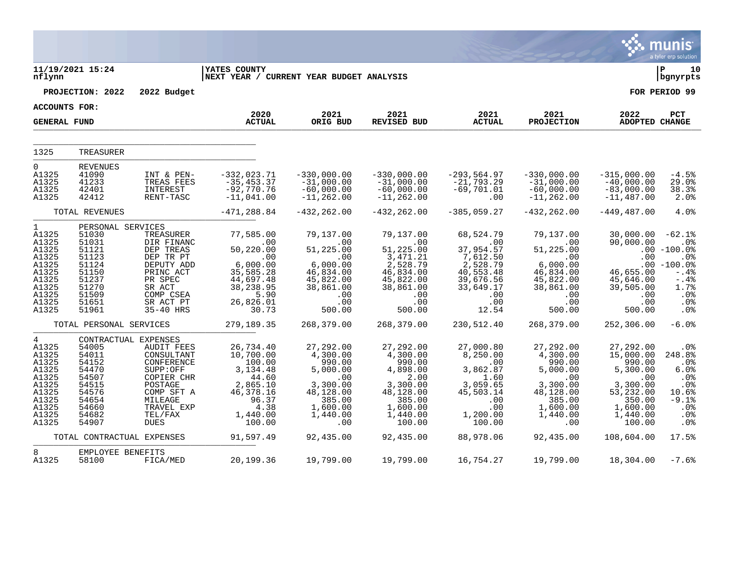11/19/2021 15:24 nflynn | YATES COUNTY | NEXT YEAR / CURRENT YEAR BUDGET ANALYSIS | P 10 bgnyrpts

PROJECTION: 2022 2022 Budget — FOR PERIOD 99

ACCOUNTS FOR: GENERAL FUND

| | | | 2020 ACTUAL | 2021 ORIG BUD | 2021 REVISED BUD | 2021 ACTUAL | 2021 PROJECTION | 2022 ADOPTED | PCT CHANGE |
|---|---|---|---|---|---|---|---|---|---|
| 1325 | TREASURER | | | | | | | | |
| 0 | REVENUES | | | | | | | | |
| A1325 | 41090 | INT & PEN- | -332,023.71 | -330,000.00 | -330,000.00 | -293,564.97 | -330,000.00 | -315,000.00 | -4.5% |
| A1325 | 41233 | TREAS FEES | -35,453.37 | -31,000.00 | -31,000.00 | -21,793.29 | -31,000.00 | -40,000.00 | 29.0% |
| A1325 | 42401 | INTEREST | -92,770.76 | -60,000.00 | -60,000.00 | -69,701.01 | -60,000.00 | -83,000.00 | 38.3% |
| A1325 | 42412 | RENT-TASC | -11,041.00 | -11,262.00 | -11,262.00 | .00 | -11,262.00 | -11,487.00 | 2.0% |
| | TOTAL REVENUES | | -471,288.84 | -432,262.00 | -432,262.00 | -385,059.27 | -432,262.00 | -449,487.00 | 4.0% |
| 1 | PERSONAL SERVICES | | | | | | | | |
| A1325 | 51030 | TREASURER | 77,585.00 | 79,137.00 | 79,137.00 | 68,524.79 | 79,137.00 | 30,000.00 | -62.1% |
| A1325 | 51031 | DIR FINANC | .00 | .00 | .00 | .00 | .00 | 90,000.00 | .0% |
| A1325 | 51121 | DEP TREAS | 50,220.00 | 51,225.00 | 51,225.00 | 37,954.57 | 51,225.00 | .00 | -100.0% |
| A1325 | 51123 | DEP TR PT | .00 | .00 | 3,471.21 | 7,612.50 | .00 | .00 | .0% |
| A1325 | 51124 | DEPUTY ADD | 6,000.00 | 6,000.00 | 2,528.79 | 2,528.79 | 6,000.00 | .00 | -100.0% |
| A1325 | 51150 | PRINC ACT | 35,585.28 | 46,834.00 | 46,834.00 | 40,553.48 | 46,834.00 | 46,655.00 | -.4% |
| A1325 | 51237 | PR SPEC | 44,697.48 | 45,822.00 | 45,822.00 | 39,676.56 | 45,822.00 | 45,646.00 | -.4% |
| A1325 | 51270 | SR ACT | 38,238.95 | 38,861.00 | 38,861.00 | 33,649.17 | 38,861.00 | 39,505.00 | 1.7% |
| A1325 | 51509 | COMP CSEA | 5.90 | .00 | .00 | .00 | .00 | .00 | .0% |
| A1325 | 51651 | SR ACT PT | 26,826.01 | .00 | .00 | .00 | .00 | .00 | .0% |
| A1325 | 51961 | 35-40 HRS | 30.73 | 500.00 | 500.00 | 12.54 | 500.00 | 500.00 | .0% |
| | TOTAL PERSONAL SERVICES | | 279,189.35 | 268,379.00 | 268,379.00 | 230,512.40 | 268,379.00 | 252,306.00 | -6.0% |
| 4 | CONTRACTUAL EXPENSES | | | | | | | | |
| A1325 | 54005 | AUDIT FEES | 26,734.40 | 27,292.00 | 27,292.00 | 27,000.80 | 27,292.00 | 27,292.00 | .0% |
| A1325 | 54011 | CONSULTANT | 10,700.00 | 4,300.00 | 4,300.00 | 8,250.00 | 4,300.00 | 15,000.00 | 248.8% |
| A1325 | 54152 | CONFERENCE | 100.00 | 990.00 | 990.00 | .00 | 990.00 | 990.00 | .0% |
| A1325 | 54470 | SUPP:OFF | 3,134.48 | 5,000.00 | 4,898.00 | 3,862.87 | 5,000.00 | 5,300.00 | 6.0% |
| A1325 | 54507 | COPIER CHR | 44.60 | .00 | 2.00 | 1.60 | .00 | .00 | .0% |
| A1325 | 54515 | POSTAGE | 2,865.10 | 3,300.00 | 3,300.00 | 3,059.65 | 3,300.00 | 3,300.00 | .0% |
| A1325 | 54576 | COMP SFT A | 46,378.16 | 48,128.00 | 48,128.00 | 45,503.14 | 48,128.00 | 53,232.00 | 10.6% |
| A1325 | 54654 | MILEAGE | 96.37 | 385.00 | 385.00 | .00 | 385.00 | 350.00 | -9.1% |
| A1325 | 54660 | TRAVEL EXP | 4.38 | 1,600.00 | 1,600.00 | .00 | 1,600.00 | 1,600.00 | .0% |
| A1325 | 54682 | TEL/FAX | 1,440.00 | 1,440.00 | 1,440.00 | 1,200.00 | 1,440.00 | 1,440.00 | .0% |
| A1325 | 54907 | DUES | 100.00 | .00 | 100.00 | 100.00 | .00 | 100.00 | .0% |
| | TOTAL CONTRACTUAL EXPENSES | | 91,597.49 | 92,435.00 | 92,435.00 | 88,978.06 | 92,435.00 | 108,604.00 | 17.5% |
| 8 | EMPLOYEE BENEFITS | | | | | | | | |
| A1325 | 58100 | FICA/MED | 20,199.36 | 19,799.00 | 19,799.00 | 16,754.27 | 19,799.00 | 18,304.00 | -7.6% |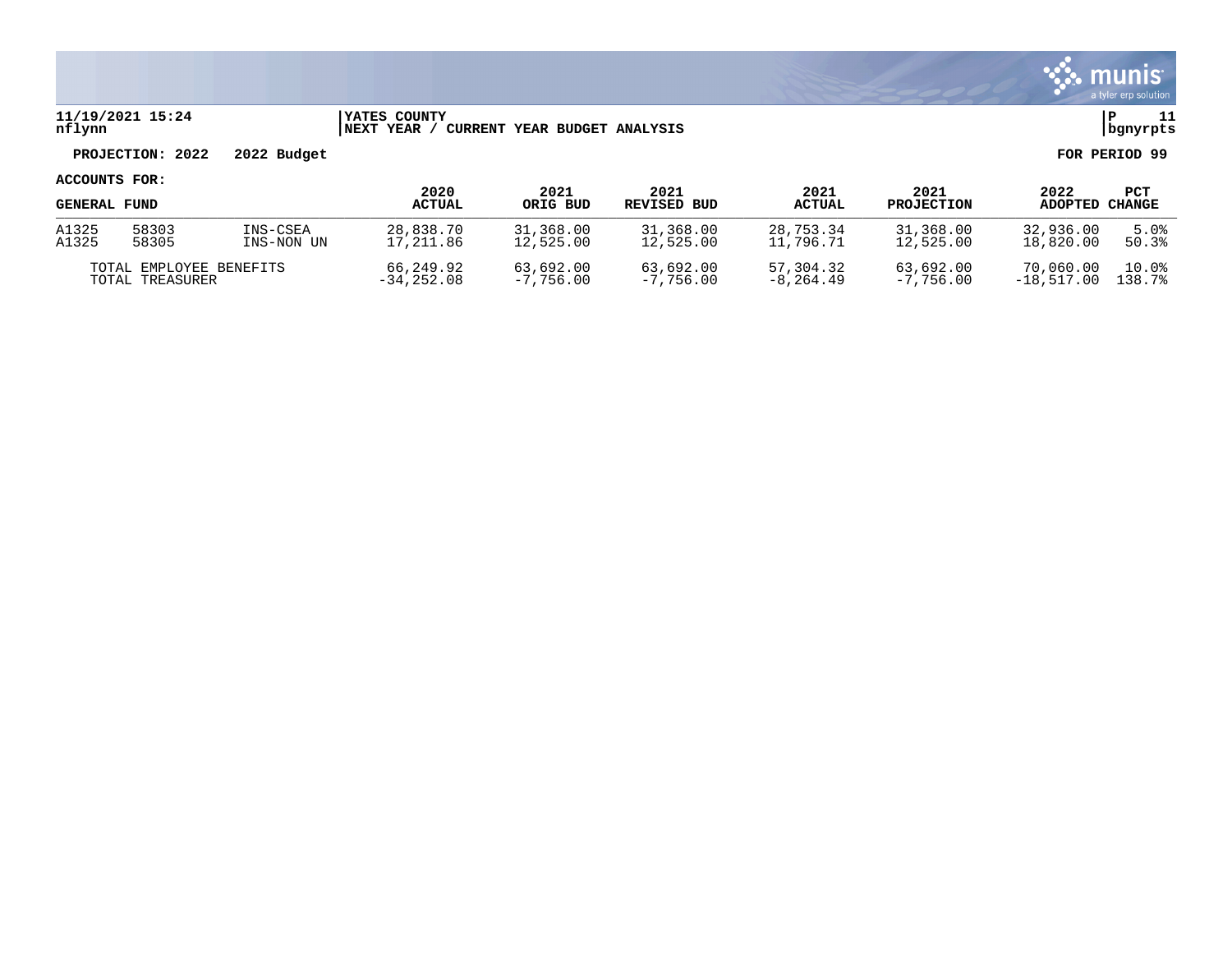**11/19/2021 15:24** | **YATES COUNTY** | **P 11**
**nflynn** | **NEXT YEAR / CURRENT YEAR BUDGET ANALYSIS** | **bgnyrpts**

**PROJECTION: 2022 2022 Budget** | **FOR PERIOD 99**

**ACCOUNTS FOR:**

| GENERAL FUND | | | 2020 ACTUAL | 2021 ORIG BUD | 2021 REVISED BUD | 2021 ACTUAL | 2021 PROJECTION | 2022 ADOPTED | PCT CHANGE |
|---|---|---|---|---|---|---|---|---|---|
| A1325 | 58303 | INS-CSEA | 28,838.70 | 31,368.00 | 31,368.00 | 28,753.34 | 31,368.00 | 32,936.00 | 5.0% |
| A1325 | 58305 | INS-NON UN | 17,211.86 | 12,525.00 | 12,525.00 | 11,796.71 | 12,525.00 | 18,820.00 | 50.3% |
| TOTAL EMPLOYEE BENEFITS | | | 66,249.92 | 63,692.00 | 63,692.00 | 57,304.32 | 63,692.00 | 70,060.00 | 10.0% |
| TOTAL TREASURER | | | -34,252.08 | -7,756.00 | -7,756.00 | -8,264.49 | -7,756.00 | -18,517.00 | 138.7% |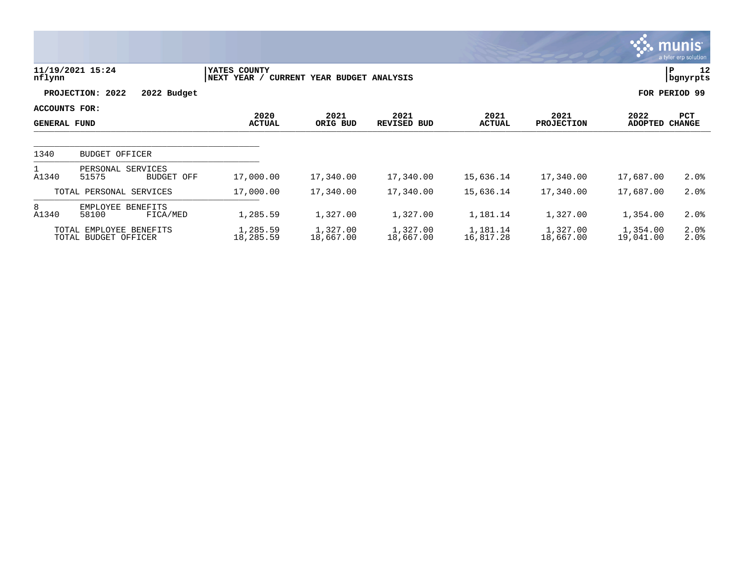**YATES COUNTY**
**NEXT YEAR / CURRENT YEAR BUDGET ANALYSIS**

11/19/2021 15:24
nflynn

P 12
bgnyrpts

**PROJECTION: 2022 2022 Budget**

**FOR PERIOD 99**

**ACCOUNTS FOR:**

| GENERAL FUND | | | 2020 ACTUAL | 2021 ORIG BUD | 2021 REVISED BUD | 2021 ACTUAL | 2021 PROJECTION | 2022 ADOPTED | PCT CHANGE |
|---|---|---|---|---|---|---|---|---|---|
| 1340 | BUDGET OFFICER | | | | | | | | |
| 1 | PERSONAL SERVICES | | | | | | | | |
| A1340 | 51575 | BUDGET OFF | 17,000.00 | 17,340.00 | 17,340.00 | 15,636.14 | 17,340.00 | 17,687.00 | 2.0% |
| | TOTAL PERSONAL SERVICES | | 17,000.00 | 17,340.00 | 17,340.00 | 15,636.14 | 17,340.00 | 17,687.00 | 2.0% |
| 8 | EMPLOYEE BENEFITS | | | | | | | | |
| A1340 | 58100 | FICA/MED | 1,285.59 | 1,327.00 | 1,327.00 | 1,181.14 | 1,327.00 | 1,354.00 | 2.0% |
| | TOTAL EMPLOYEE BENEFITS | | 1,285.59 | 1,327.00 | 1,327.00 | 1,181.14 | 1,327.00 | 1,354.00 | 2.0% |
| | TOTAL BUDGET OFFICER | | 18,285.59 | 18,667.00 | 18,667.00 | 16,817.28 | 18,667.00 | 19,041.00 | 2.0% |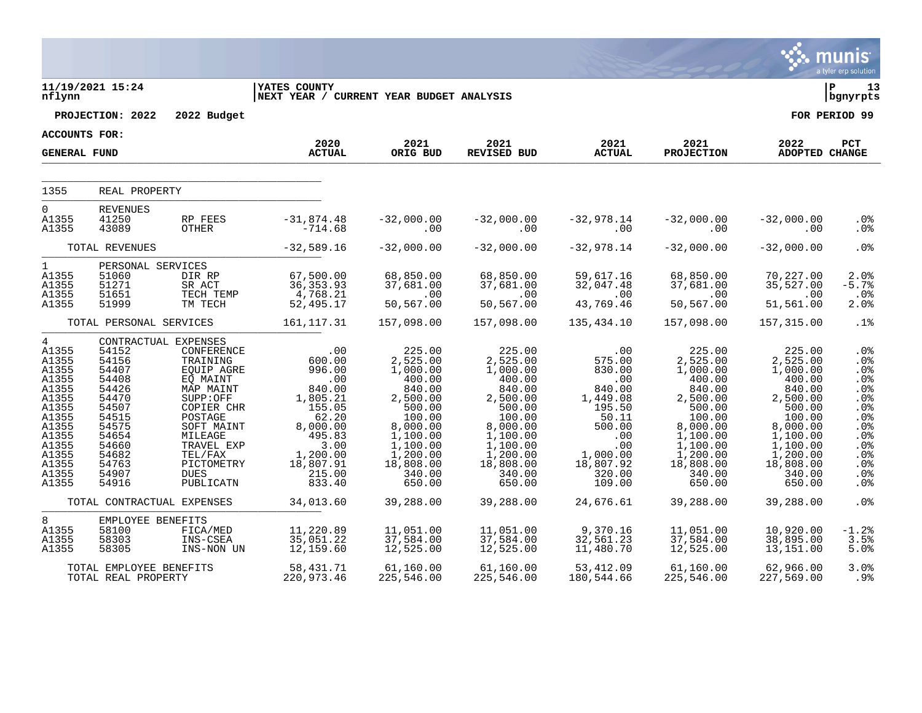**11/19/2021 15:24** — **YATES COUNTY**
**nflynn** — **NEXT YEAR / CURRENT YEAR BUDGET ANALYSIS**

**PROJECTION: 2022 — 2022 Budget** — **FOR PERIOD 99**

**ACCOUNTS FOR: GENERAL FUND**

| | | | 2020 ACTUAL | 2021 ORIG BUD | 2021 REVISED BUD | 2021 ACTUAL | 2021 PROJECTION | 2022 ADOPTED | PCT CHANGE |
|---|---|---|---|---|---|---|---|---|---|
| 1355 | REAL PROPERTY | | | | | | | | |
| 0 | REVENUES | | | | | | | | |
| A1355 | 41250 | RP FEES | -31,874.48 | -32,000.00 | -32,000.00 | -32,978.14 | -32,000.00 | -32,000.00 | .0% |
| A1355 | 43089 | OTHER | -714.68 | .00 | .00 | .00 | .00 | .00 | .0% |
| | TOTAL REVENUES | | -32,589.16 | -32,000.00 | -32,000.00 | -32,978.14 | -32,000.00 | -32,000.00 | .0% |
| 1 | PERSONAL SERVICES | | | | | | | | |
| A1355 | 51060 | DIR RP | 67,500.00 | 68,850.00 | 68,850.00 | 59,617.16 | 68,850.00 | 70,227.00 | 2.0% |
| A1355 | 51271 | SR ACT | 36,353.93 | 37,681.00 | 37,681.00 | 32,047.48 | 37,681.00 | 35,527.00 | -5.7% |
| A1355 | 51651 | TECH TEMP | 4,768.21 | .00 | .00 | .00 | .00 | .00 | .0% |
| A1355 | 51999 | TM TECH | 52,495.17 | 50,567.00 | 50,567.00 | 43,769.46 | 50,567.00 | 51,561.00 | 2.0% |
| | TOTAL PERSONAL SERVICES | | 161,117.31 | 157,098.00 | 157,098.00 | 135,434.10 | 157,098.00 | 157,315.00 | .1% |
| 4 | CONTRACTUAL EXPENSES | | | | | | | | |
| A1355 | 54152 | CONFERENCE | .00 | 225.00 | 225.00 | .00 | 225.00 | 225.00 | .0% |
| A1355 | 54156 | TRAINING | 600.00 | 2,525.00 | 2,525.00 | 575.00 | 2,525.00 | 2,525.00 | .0% |
| A1355 | 54407 | EQUIP AGRE | 996.00 | 1,000.00 | 1,000.00 | 830.00 | 1,000.00 | 1,000.00 | .0% |
| A1355 | 54408 | EQ MAINT | .00 | 400.00 | 400.00 | .00 | 400.00 | 400.00 | .0% |
| A1355 | 54426 | MAP MAINT | 840.00 | 840.00 | 840.00 | 840.00 | 840.00 | 840.00 | .0% |
| A1355 | 54470 | SUPP:OFF | 1,805.21 | 2,500.00 | 2,500.00 | 1,449.08 | 2,500.00 | 2,500.00 | .0% |
| A1355 | 54507 | COPIER CHR | 155.05 | 500.00 | 500.00 | 195.50 | 500.00 | 500.00 | .0% |
| A1355 | 54515 | POSTAGE | 62.20 | 100.00 | 100.00 | 50.11 | 100.00 | 100.00 | .0% |
| A1355 | 54575 | SOFT MAINT | 8,000.00 | 8,000.00 | 8,000.00 | 500.00 | 8,000.00 | 8,000.00 | .0% |
| A1355 | 54654 | MILEAGE | 495.83 | 1,100.00 | 1,100.00 | .00 | 1,100.00 | 1,100.00 | .0% |
| A1355 | 54660 | TRAVEL EXP | 3.00 | 1,100.00 | 1,100.00 | .00 | 1,100.00 | 1,100.00 | .0% |
| A1355 | 54682 | TEL/FAX | 1,200.00 | 1,200.00 | 1,200.00 | 1,000.00 | 1,200.00 | 1,200.00 | .0% |
| A1355 | 54763 | PICTOMETRY | 18,807.91 | 18,808.00 | 18,808.00 | 18,807.92 | 18,808.00 | 18,808.00 | .0% |
| A1355 | 54907 | DUES | 215.00 | 340.00 | 340.00 | 320.00 | 340.00 | 340.00 | .0% |
| A1355 | 54916 | PUBLICATN | 833.40 | 650.00 | 650.00 | 109.00 | 650.00 | 650.00 | .0% |
| | TOTAL CONTRACTUAL EXPENSES | | 34,013.60 | 39,288.00 | 39,288.00 | 24,676.61 | 39,288.00 | 39,288.00 | .0% |
| 8 | EMPLOYEE BENEFITS | | | | | | | | |
| A1355 | 58100 | FICA/MED | 11,220.89 | 11,051.00 | 11,051.00 | 9,370.16 | 11,051.00 | 10,920.00 | -1.2% |
| A1355 | 58303 | INS-CSEA | 35,051.22 | 37,584.00 | 37,584.00 | 32,561.23 | 37,584.00 | 38,895.00 | 3.5% |
| A1355 | 58305 | INS-NON UN | 12,159.60 | 12,525.00 | 12,525.00 | 11,480.70 | 12,525.00 | 13,151.00 | 5.0% |
| | TOTAL EMPLOYEE BENEFITS | | 58,431.71 | 61,160.00 | 61,160.00 | 53,412.09 | 61,160.00 | 62,966.00 | 3.0% |
| | TOTAL REAL PROPERTY | | 220,973.46 | 225,546.00 | 225,546.00 | 180,544.66 | 225,546.00 | 227,569.00 | .9% |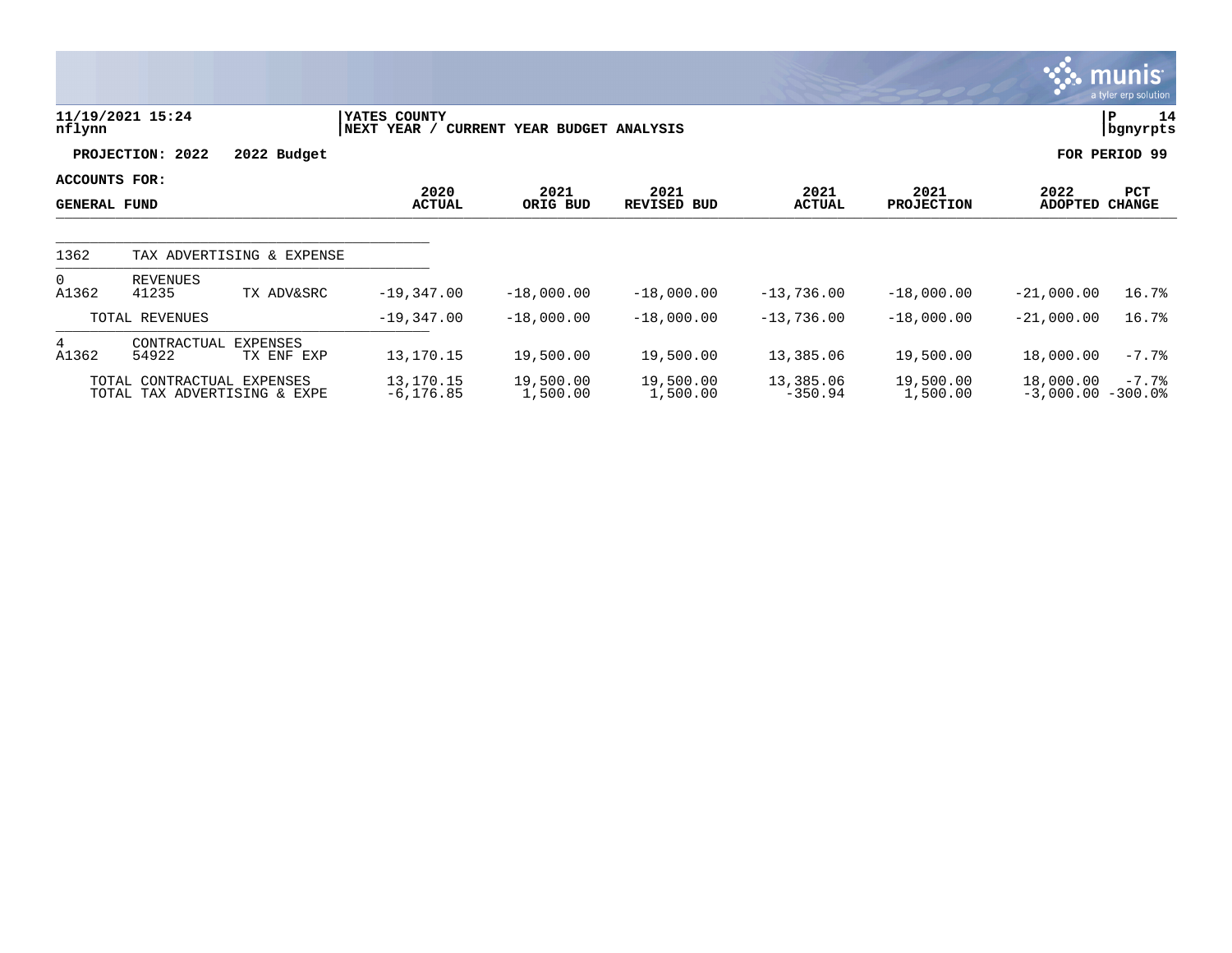**YATES COUNTY**
**NEXT YEAR / CURRENT YEAR BUDGET ANALYSIS**

11/19/2021 15:24
nflynn

P 14
bgnyrpts

**PROJECTION: 2022 2022 Budget**

**FOR PERIOD 99**

**ACCOUNTS FOR:**
**GENERAL FUND**

| | | | 2020 ACTUAL | 2021 ORIG BUD | 2021 REVISED BUD | 2021 ACTUAL | 2021 PROJECTION | 2022 ADOPTED | PCT CHANGE |
|---|---|---|---|---|---|---|---|---|---|
| 1362 | TAX ADVERTISING & EXPENSE | | | | | | | | |
| 0 | REVENUES | | | | | | | | |
| A1362 | 41235 | TX ADV&SRC | -19,347.00 | -18,000.00 | -18,000.00 | -13,736.00 | -18,000.00 | -21,000.00 | 16.7% |
| | TOTAL REVENUES | | -19,347.00 | -18,000.00 | -18,000.00 | -13,736.00 | -18,000.00 | -21,000.00 | 16.7% |
| 4 | CONTRACTUAL EXPENSES | | | | | | | | |
| A1362 | 54922 | TX ENF EXP | 13,170.15 | 19,500.00 | 19,500.00 | 13,385.06 | 19,500.00 | 18,000.00 | -7.7% |
| | TOTAL CONTRACTUAL EXPENSES | | 13,170.15 | 19,500.00 | 19,500.00 | 13,385.06 | 19,500.00 | 18,000.00 | -7.7% |
| | TOTAL TAX ADVERTISING & EXPE | | -6,176.85 | 1,500.00 | 1,500.00 | -350.94 | 1,500.00 | -3,000.00 | -300.0% |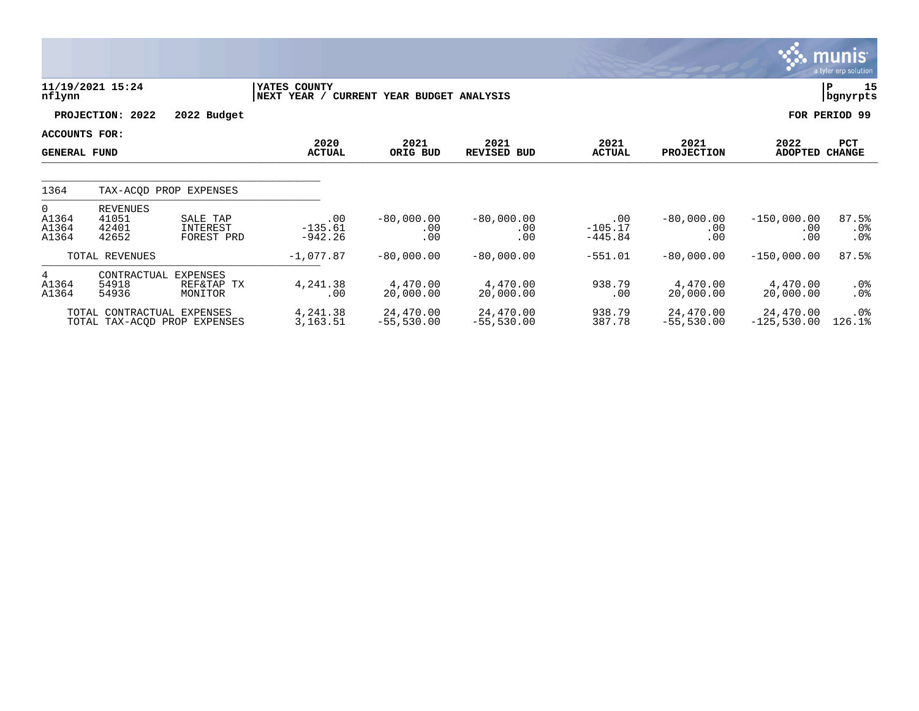YATES COUNTY
NEXT YEAR / CURRENT YEAR BUDGET ANALYSIS

11/19/2021 15:24
nflynn

**PROJECTION: 2022 2022 Budget** | **FOR PERIOD 99**

**ACCOUNTS FOR: GENERAL FUND**

| | | | 2020 ACTUAL | 2021 ORIG BUD | 2021 REVISED BUD | 2021 ACTUAL | 2021 PROJECTION | 2022 ADOPTED | PCT CHANGE |
|---|---|---|---|---|---|---|---|---|---|
| 1364 | TAX-ACQD PROP EXPENSES | | | | | | | | |
| 0 | REVENUES | | | | | | | | |
| A1364 | 41051 | SALE TAP | .00 | -80,000.00 | -80,000.00 | .00 | -80,000.00 | -150,000.00 | 87.5% |
| A1364 | 42401 | INTEREST | -135.61 | .00 | .00 | -105.17 | .00 | .00 | .0% |
| A1364 | 42652 | FOREST PRD | -942.26 | .00 | .00 | -445.84 | .00 | .00 | .0% |
| | TOTAL REVENUES | | -1,077.87 | -80,000.00 | -80,000.00 | -551.01 | -80,000.00 | -150,000.00 | 87.5% |
| 4 | CONTRACTUAL EXPENSES | | | | | | | | |
| A1364 | 54918 | REF&TAP TX | 4,241.38 | 4,470.00 | 4,470.00 | 938.79 | 4,470.00 | 4,470.00 | .0% |
| A1364 | 54936 | MONITOR | .00 | 20,000.00 | 20,000.00 | .00 | 20,000.00 | 20,000.00 | .0% |
| | TOTAL CONTRACTUAL EXPENSES | | 4,241.38 | 24,470.00 | 24,470.00 | 938.79 | 24,470.00 | 24,470.00 | .0% |
| | TOTAL TAX-ACQD PROP EXPENSES | | 3,163.51 | -55,530.00 | -55,530.00 | 387.78 | -55,530.00 | -125,530.00 | 126.1% |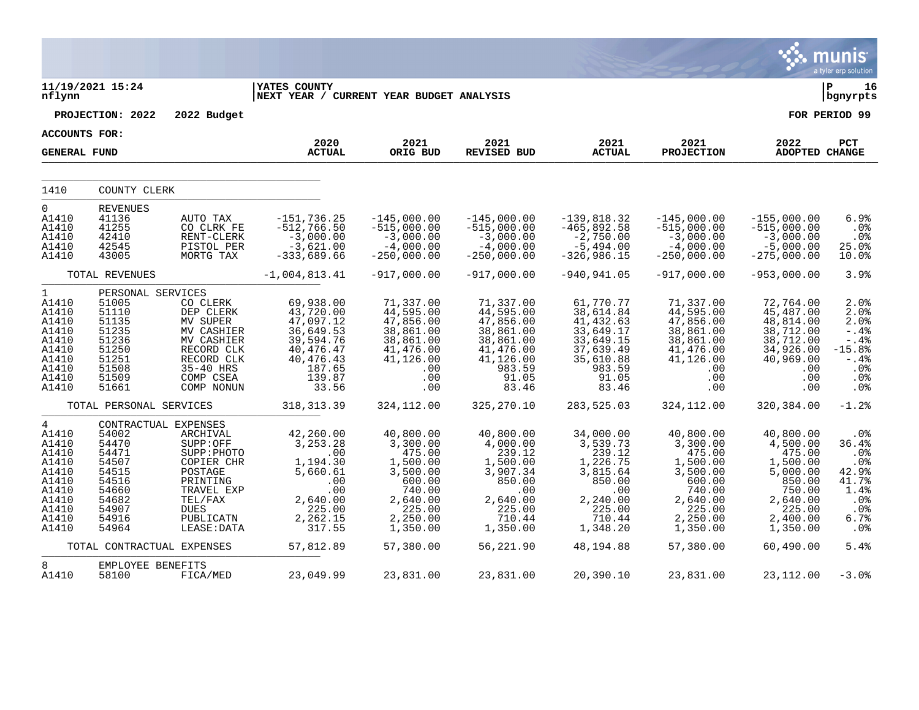11/19/2021 15:24 nflynn | YATES COUNTY | NEXT YEAR / CURRENT YEAR BUDGET ANALYSIS | P 16 bgnyrpts

PROJECTION: 2022 2022 Budget | FOR PERIOD 99

ACCOUNTS FOR: GENERAL FUND

| | | | 2020 ACTUAL | 2021 ORIG BUD | 2021 REVISED BUD | 2021 ACTUAL | 2021 PROJECTION | 2022 ADOPTED | PCT CHANGE |
|---|---|---|---|---|---|---|---|---|---|
| 1410 | COUNTY CLERK | | | | | | | | |
| 0 | REVENUES | | | | | | | | |
| A1410 | 41136 | AUTO TAX | -151,736.25 | -145,000.00 | -145,000.00 | -139,818.32 | -145,000.00 | -155,000.00 | 6.9% |
| A1410 | 41255 | CO CLRK FE | -512,766.50 | -515,000.00 | -515,000.00 | -465,892.58 | -515,000.00 | -515,000.00 | .0% |
| A1410 | 42410 | RENT-CLERK | -3,000.00 | -3,000.00 | -3,000.00 | -2,750.00 | -3,000.00 | -3,000.00 | .0% |
| A1410 | 42545 | PISTOL PER | -3,621.00 | -4,000.00 | -4,000.00 | -5,494.00 | -4,000.00 | -5,000.00 | 25.0% |
| A1410 | 43005 | MORTG TAX | -333,689.66 | -250,000.00 | -250,000.00 | -326,986.15 | -250,000.00 | -275,000.00 | 10.0% |
| | TOTAL REVENUES | | -1,004,813.41 | -917,000.00 | -917,000.00 | -940,941.05 | -917,000.00 | -953,000.00 | 3.9% |
| 1 | PERSONAL SERVICES | | | | | | | | |
| A1410 | 51005 | CO CLERK | 69,938.00 | 71,337.00 | 71,337.00 | 61,770.77 | 71,337.00 | 72,764.00 | 2.0% |
| A1410 | 51110 | DEP CLERK | 43,720.00 | 44,595.00 | 44,595.00 | 38,614.84 | 44,595.00 | 45,487.00 | 2.0% |
| A1410 | 51135 | MV SUPER | 47,097.12 | 47,856.00 | 47,856.00 | 41,432.63 | 47,856.00 | 48,814.00 | 2.0% |
| A1410 | 51235 | MV CASHIER | 36,649.53 | 38,861.00 | 38,861.00 | 33,649.17 | 38,861.00 | 38,712.00 | -.4% |
| A1410 | 51236 | MV CASHIER | 39,594.76 | 38,861.00 | 38,861.00 | 33,649.15 | 38,861.00 | 38,712.00 | -.4% |
| A1410 | 51250 | RECORD CLK | 40,476.47 | 41,476.00 | 41,476.00 | 37,639.49 | 41,476.00 | 34,926.00 | -15.8% |
| A1410 | 51251 | RECORD CLK | 40,476.43 | 41,126.00 | 41,126.00 | 35,610.88 | 41,126.00 | 40,969.00 | -.4% |
| A1410 | 51508 | 35-40 HRS | 187.65 | .00 | 983.59 | 983.59 | .00 | .00 | .0% |
| A1410 | 51509 | COMP CSEA | 139.87 | .00 | 91.05 | 91.05 | .00 | .00 | .0% |
| A1410 | 51661 | COMP NONUN | 33.56 | .00 | 83.46 | 83.46 | .00 | .00 | .0% |
| | TOTAL PERSONAL SERVICES | | 318,313.39 | 324,112.00 | 325,270.10 | 283,525.03 | 324,112.00 | 320,384.00 | -1.2% |
| 4 | CONTRACTUAL EXPENSES | | | | | | | | |
| A1410 | 54002 | ARCHIVAL | 42,260.00 | 40,800.00 | 40,800.00 | 34,000.00 | 40,800.00 | 40,800.00 | .0% |
| A1410 | 54470 | SUPP:OFF | 3,253.28 | 3,300.00 | 4,000.00 | 3,539.73 | 3,300.00 | 4,500.00 | 36.4% |
| A1410 | 54471 | SUPP:PHOTO | .00 | 475.00 | 239.12 | 239.12 | 475.00 | 475.00 | .0% |
| A1410 | 54507 | COPIER CHR | 1,194.30 | 1,500.00 | 1,500.00 | 1,226.75 | 1,500.00 | 1,500.00 | .0% |
| A1410 | 54515 | POSTAGE | 5,660.61 | 3,500.00 | 3,907.34 | 3,815.64 | 3,500.00 | 5,000.00 | 42.9% |
| A1410 | 54516 | PRINTING | .00 | 600.00 | 850.00 | 850.00 | 600.00 | 850.00 | 41.7% |
| A1410 | 54660 | TRAVEL EXP | .00 | 740.00 | .00 | .00 | 740.00 | 750.00 | 1.4% |
| A1410 | 54682 | TEL/FAX | 2,640.00 | 2,640.00 | 2,640.00 | 2,240.00 | 2,640.00 | 2,640.00 | .0% |
| A1410 | 54907 | DUES | 225.00 | 225.00 | 225.00 | 225.00 | 225.00 | 225.00 | .0% |
| A1410 | 54916 | PUBLICATN | 2,262.15 | 2,250.00 | 710.44 | 710.44 | 2,250.00 | 2,400.00 | 6.7% |
| A1410 | 54964 | LEASE:DATA | 317.55 | 1,350.00 | 1,350.00 | 1,348.20 | 1,350.00 | 1,350.00 | .0% |
| | TOTAL CONTRACTUAL EXPENSES | | 57,812.89 | 57,380.00 | 56,221.90 | 48,194.88 | 57,380.00 | 60,490.00 | 5.4% |
| 8 | EMPLOYEE BENEFITS | | | | | | | | |
| A1410 | 58100 | FICA/MED | 23,049.99 | 23,831.00 | 23,831.00 | 20,390.10 | 23,831.00 | 23,112.00 | -3.0% |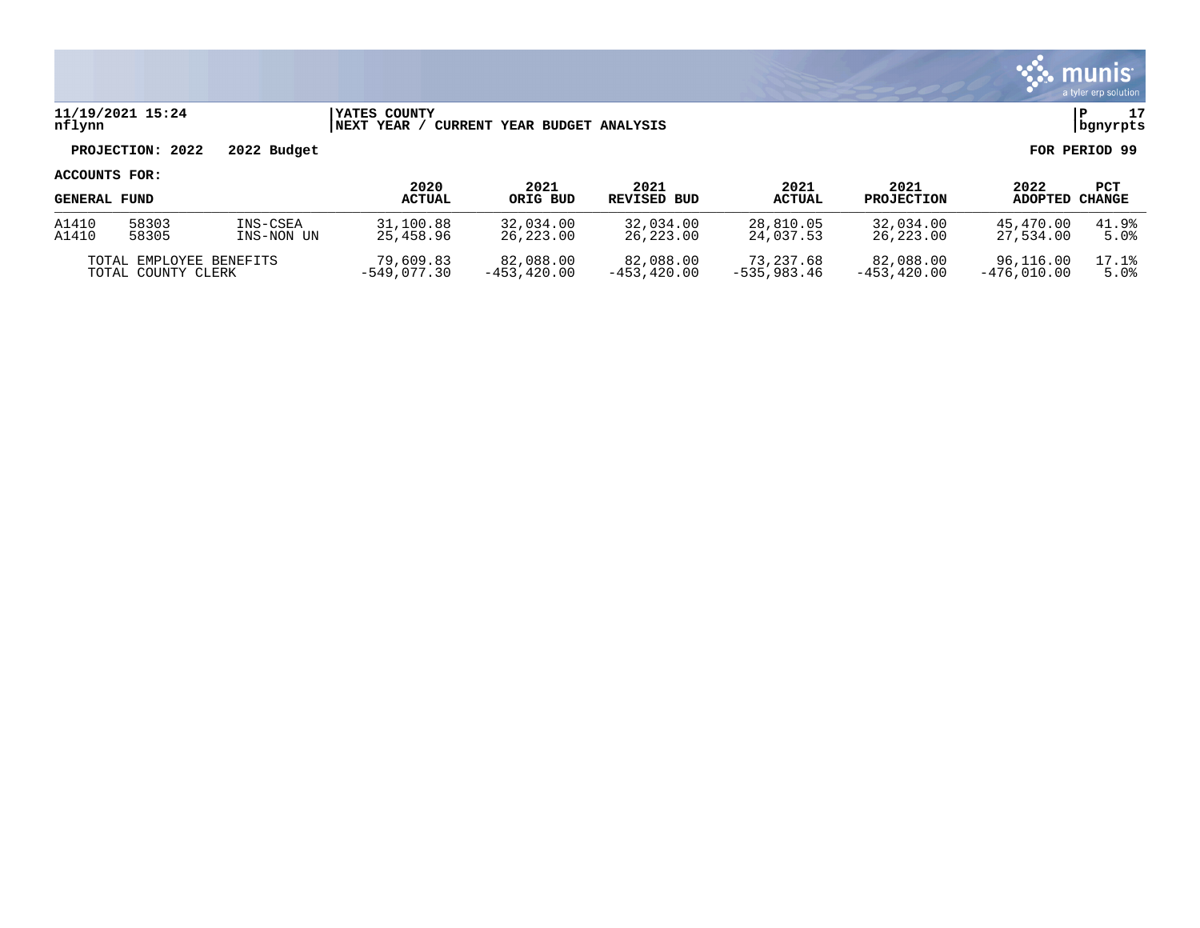**YATES COUNTY**
**NEXT YEAR / CURRENT YEAR BUDGET ANALYSIS**

11/19/2021 15:24
nflynn

**PROJECTION: 2022 2022 Budget** **FOR PERIOD 99**

**ACCOUNTS FOR:**

| GENERAL FUND | | | 2020 ACTUAL | 2021 ORIG BUD | 2021 REVISED BUD | 2021 ACTUAL | 2021 PROJECTION | 2022 ADOPTED | PCT CHANGE |
|---|---|---|---|---|---|---|---|---|---|
| A1410 | 58303 | INS-CSEA | 31,100.88 | 32,034.00 | 32,034.00 | 28,810.05 | 32,034.00 | 45,470.00 | 41.9% |
| A1410 | 58305 | INS-NON UN | 25,458.96 | 26,223.00 | 26,223.00 | 24,037.53 | 26,223.00 | 27,534.00 | 5.0% |
| TOTAL EMPLOYEE BENEFITS | | | 79,609.83 | 82,088.00 | 82,088.00 | 73,237.68 | 82,088.00 | 96,116.00 | 17.1% |
| TOTAL COUNTY CLERK | | | -549,077.30 | -453,420.00 | -453,420.00 | -535,983.46 | -453,420.00 | -476,010.00 | 5.0% |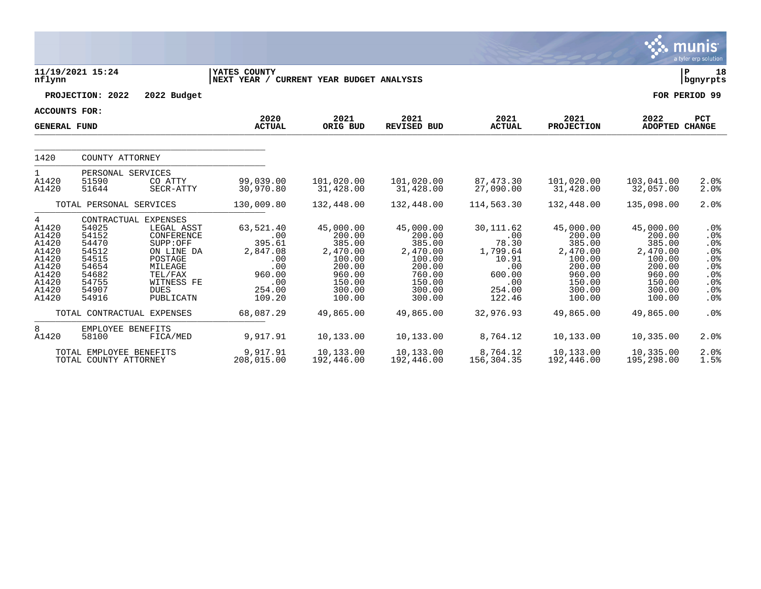**11/19/2021 15:24**
**nflynn**

**YATES COUNTY**
**NEXT YEAR / CURRENT YEAR BUDGET ANALYSIS**

**PROJECTION: 2022 2022 Budget** **FOR PERIOD 99**

**ACCOUNTS FOR:**
**GENERAL FUND**

| | | | 2020 ACTUAL | 2021 ORIG BUD | 2021 REVISED BUD | 2021 ACTUAL | 2021 PROJECTION | 2022 ADOPTED | PCT CHANGE |
|---|---|---|---|---|---|---|---|---|---|
| 1420 | COUNTY ATTORNEY | | | | | | | | |
| 1 | PERSONAL SERVICES | | | | | | | | |
| A1420 | 51590 | CO ATTY | 99,039.00 | 101,020.00 | 101,020.00 | 87,473.30 | 101,020.00 | 103,041.00 | 2.0% |
| A1420 | 51644 | SECR-ATTY | 30,970.80 | 31,428.00 | 31,428.00 | 27,090.00 | 31,428.00 | 32,057.00 | 2.0% |
| | TOTAL PERSONAL SERVICES | | 130,009.80 | 132,448.00 | 132,448.00 | 114,563.30 | 132,448.00 | 135,098.00 | 2.0% |
| 4 | CONTRACTUAL EXPENSES | | | | | | | | |
| A1420 | 54025 | LEGAL ASST | 63,521.40 | 45,000.00 | 45,000.00 | 30,111.62 | 45,000.00 | 45,000.00 | .0% |
| A1420 | 54152 | CONFERENCE | .00 | 200.00 | 200.00 | .00 | 200.00 | 200.00 | .0% |
| A1420 | 54470 | SUPP:OFF | 395.61 | 385.00 | 385.00 | 78.30 | 385.00 | 385.00 | .0% |
| A1420 | 54512 | ON LINE DA | 2,847.08 | 2,470.00 | 2,470.00 | 1,799.64 | 2,470.00 | 2,470.00 | .0% |
| A1420 | 54515 | POSTAGE | .00 | 100.00 | 100.00 | 10.91 | 100.00 | 100.00 | .0% |
| A1420 | 54654 | MILEAGE | .00 | 200.00 | 200.00 | .00 | 200.00 | 200.00 | .0% |
| A1420 | 54682 | TEL/FAX | 960.00 | 960.00 | 760.00 | 600.00 | 960.00 | 960.00 | .0% |
| A1420 | 54755 | WITNESS FE | .00 | 150.00 | 150.00 | .00 | 150.00 | 150.00 | .0% |
| A1420 | 54907 | DUES | 254.00 | 300.00 | 300.00 | 254.00 | 300.00 | 300.00 | .0% |
| A1420 | 54916 | PUBLICATN | 109.20 | 100.00 | 300.00 | 122.46 | 100.00 | 100.00 | .0% |
| | TOTAL CONTRACTUAL EXPENSES | | 68,087.29 | 49,865.00 | 49,865.00 | 32,976.93 | 49,865.00 | 49,865.00 | .0% |
| 8 | EMPLOYEE BENEFITS | | | | | | | | |
| A1420 | 58100 | FICA/MED | 9,917.91 | 10,133.00 | 10,133.00 | 8,764.12 | 10,133.00 | 10,335.00 | 2.0% |
| | TOTAL EMPLOYEE BENEFITS | | 9,917.91 | 10,133.00 | 10,133.00 | 8,764.12 | 10,133.00 | 10,335.00 | 2.0% |
| | TOTAL COUNTY ATTORNEY | | 208,015.00 | 192,446.00 | 192,446.00 | 156,304.35 | 192,446.00 | 195,298.00 | 1.5% |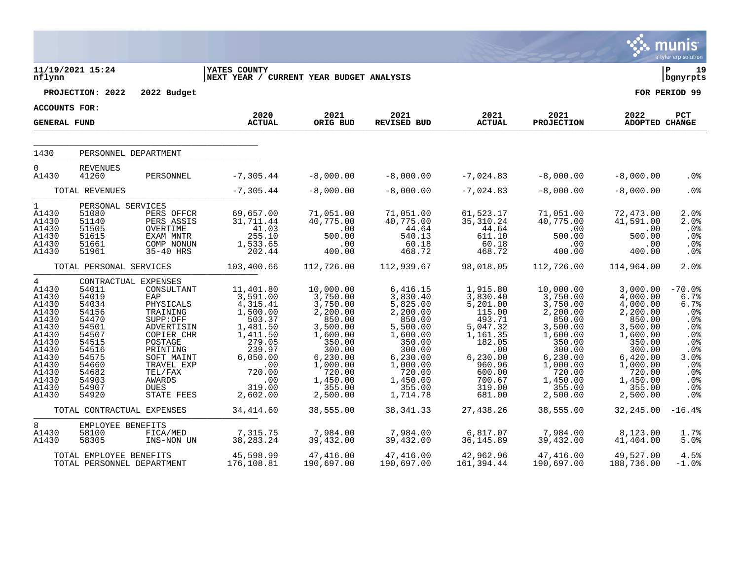**11/19/2021 15:24**
**nflynn**

**YATES COUNTY**
**NEXT YEAR / CURRENT YEAR BUDGET ANALYSIS**

**P 19**
**bgnyrpts**

**PROJECTION: 2022 2022 Budget** **FOR PERIOD 99**

**ACCOUNTS FOR:**

| GENERAL FUND | | | 2020 ACTUAL | 2021 ORIG BUD | 2021 REVISED BUD | 2021 ACTUAL | 2021 PROJECTION | 2022 ADOPTED | PCT CHANGE |
|---|---|---|---|---|---|---|---|---|---|
| 1430 | PERSONNEL DEPARTMENT | | | | | | | | |
| 0 | REVENUES | | | | | | | | |
| A1430 | 41260 | PERSONNEL | -7,305.44 | -8,000.00 | -8,000.00 | -7,024.83 | -8,000.00 | -8,000.00 | .0% |
| | TOTAL REVENUES | | -7,305.44 | -8,000.00 | -8,000.00 | -7,024.83 | -8,000.00 | -8,000.00 | .0% |
| 1 | PERSONAL SERVICES | | | | | | | | |
| A1430 | 51080 | PERS OFFCR | 69,657.00 | 71,051.00 | 71,051.00 | 61,523.17 | 71,051.00 | 72,473.00 | 2.0% |
| A1430 | 51140 | PERS ASSIS | 31,711.44 | 40,775.00 | 40,775.00 | 35,310.24 | 40,775.00 | 41,591.00 | 2.0% |
| A1430 | 51505 | OVERTIME | 41.03 | .00 | 44.64 | 44.64 | .00 | .00 | .0% |
| A1430 | 51615 | EXAM MNTR | 255.10 | 500.00 | 540.13 | 611.10 | 500.00 | 500.00 | .0% |
| A1430 | 51661 | COMP NONUN | 1,533.65 | .00 | 60.18 | 60.18 | .00 | .00 | .0% |
| A1430 | 51961 | 35-40 HRS | 202.44 | 400.00 | 468.72 | 468.72 | 400.00 | 400.00 | .0% |
| | TOTAL PERSONAL SERVICES | | 103,400.66 | 112,726.00 | 112,939.67 | 98,018.05 | 112,726.00 | 114,964.00 | 2.0% |
| 4 | CONTRACTUAL EXPENSES | | | | | | | | |
| A1430 | 54011 | CONSULTANT | 11,401.80 | 10,000.00 | 6,416.15 | 1,915.80 | 10,000.00 | 3,000.00 | -70.0% |
| A1430 | 54019 | EAP | 3,591.00 | 3,750.00 | 3,830.40 | 3,830.40 | 3,750.00 | 4,000.00 | 6.7% |
| A1430 | 54034 | PHYSICALS | 4,315.41 | 3,750.00 | 5,825.00 | 5,201.00 | 3,750.00 | 4,000.00 | 6.7% |
| A1430 | 54156 | TRAINING | 1,500.00 | 2,200.00 | 2,200.00 | 115.00 | 2,200.00 | 2,200.00 | .0% |
| A1430 | 54470 | SUPP:OFF | 503.37 | 850.00 | 850.00 | 493.71 | 850.00 | 850.00 | .0% |
| A1430 | 54501 | ADVERTISIN | 1,481.50 | 3,500.00 | 5,500.00 | 5,047.32 | 3,500.00 | 3,500.00 | .0% |
| A1430 | 54507 | COPIER CHR | 1,411.50 | 1,600.00 | 1,600.00 | 1,161.35 | 1,600.00 | 1,600.00 | .0% |
| A1430 | 54515 | POSTAGE | 279.05 | 350.00 | 350.00 | 182.05 | 350.00 | 350.00 | .0% |
| A1430 | 54516 | PRINTING | 239.97 | 300.00 | 300.00 | .00 | 300.00 | 300.00 | .0% |
| A1430 | 54575 | SOFT MAINT | 6,050.00 | 6,230.00 | 6,230.00 | 6,230.00 | 6,230.00 | 6,420.00 | 3.0% |
| A1430 | 54660 | TRAVEL EXP | .00 | 1,000.00 | 1,000.00 | 960.96 | 1,000.00 | 1,000.00 | .0% |
| A1430 | 54682 | TEL/FAX | 720.00 | 720.00 | 720.00 | 600.00 | 720.00 | 720.00 | .0% |
| A1430 | 54903 | AWARDS | .00 | 1,450.00 | 1,450.00 | 700.67 | 1,450.00 | 1,450.00 | .0% |
| A1430 | 54907 | DUES | 319.00 | 355.00 | 355.00 | 319.00 | 355.00 | 355.00 | .0% |
| A1430 | 54920 | STATE FEES | 2,602.00 | 2,500.00 | 1,714.78 | 681.00 | 2,500.00 | 2,500.00 | .0% |
| | TOTAL CONTRACTUAL EXPENSES | | 34,414.60 | 38,555.00 | 38,341.33 | 27,438.26 | 38,555.00 | 32,245.00 | -16.4% |
| 8 | EMPLOYEE BENEFITS | | | | | | | | |
| A1430 | 58100 | FICA/MED | 7,315.75 | 7,984.00 | 7,984.00 | 6,817.07 | 7,984.00 | 8,123.00 | 1.7% |
| A1430 | 58305 | INS-NON UN | 38,283.24 | 39,432.00 | 39,432.00 | 36,145.89 | 39,432.00 | 41,404.00 | 5.0% |
| | TOTAL EMPLOYEE BENEFITS | | 45,598.99 | 47,416.00 | 47,416.00 | 42,962.96 | 47,416.00 | 49,527.00 | 4.5% |
| | TOTAL PERSONNEL DEPARTMENT | | 176,108.81 | 190,697.00 | 190,697.00 | 161,394.44 | 190,697.00 | 188,736.00 | -1.0% |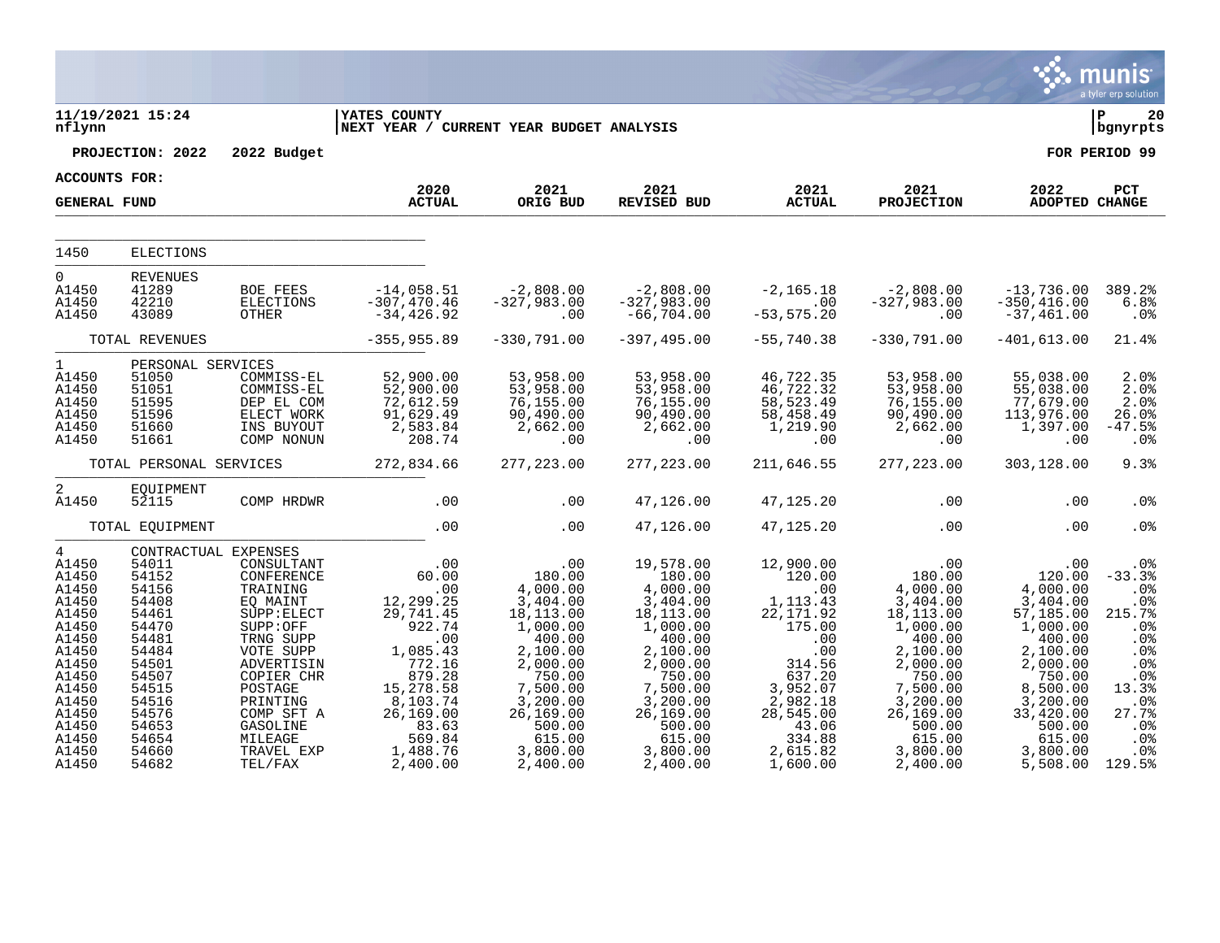**YATES COUNTY**
**NEXT YEAR / CURRENT YEAR BUDGET ANALYSIS**

11/19/2021 15:24
nflynn

P 20
bgnyrpts

**PROJECTION: 2022 2022 Budget** — **FOR PERIOD 99**

**ACCOUNTS FOR:**
**GENERAL FUND**

| | | | 2020 ACTUAL | 2021 ORIG BUD | 2021 REVISED BUD | 2021 ACTUAL | 2021 PROJECTION | 2022 ADOPTED | PCT CHANGE |
|---|---|---|---|---|---|---|---|---|---|
| 1450 | ELECTIONS | | | | | | | | |
| 0 | REVENUES | | | | | | | | |
| A1450 | 41289 | BOE FEES | -14,058.51 | -2,808.00 | -2,808.00 | -2,165.18 | -2,808.00 | -13,736.00 | 389.2% |
| A1450 | 42210 | ELECTIONS | -307,470.46 | -327,983.00 | -327,983.00 | .00 | -327,983.00 | -350,416.00 | 6.8% |
| A1450 | 43089 | OTHER | -34,426.92 | .00 | -66,704.00 | -53,575.20 | .00 | -37,461.00 | .0% |
| | TOTAL REVENUES | | -355,955.89 | -330,791.00 | -397,495.00 | -55,740.38 | -330,791.00 | -401,613.00 | 21.4% |
| 1 | PERSONAL SERVICES | | | | | | | | |
| A1450 | 51050 | COMMISS-EL | 52,900.00 | 53,958.00 | 53,958.00 | 46,722.35 | 53,958.00 | 55,038.00 | 2.0% |
| A1450 | 51051 | COMMISS-EL | 52,900.00 | 53,958.00 | 53,958.00 | 46,722.32 | 53,958.00 | 55,038.00 | 2.0% |
| A1450 | 51595 | DEP EL COM | 72,612.59 | 76,155.00 | 76,155.00 | 58,523.49 | 76,155.00 | 77,679.00 | 2.0% |
| A1450 | 51596 | ELECT WORK | 91,629.49 | 90,490.00 | 90,490.00 | 58,458.49 | 90,490.00 | 113,976.00 | 26.0% |
| A1450 | 51660 | INS BUYOUT | 2,583.84 | 2,662.00 | 2,662.00 | 1,219.90 | 2,662.00 | 1,397.00 | -47.5% |
| A1450 | 51661 | COMP NONUN | 208.74 | .00 | .00 | .00 | .00 | .00 | .0% |
| | TOTAL PERSONAL SERVICES | | 272,834.66 | 277,223.00 | 277,223.00 | 211,646.55 | 277,223.00 | 303,128.00 | 9.3% |
| 2 | EQUIPMENT | | | | | | | | |
| A1450 | 52115 | COMP HRDWR | .00 | .00 | 47,126.00 | 47,125.20 | .00 | .00 | .0% |
| | TOTAL EQUIPMENT | | .00 | .00 | 47,126.00 | 47,125.20 | .00 | .00 | .0% |
| 4 | CONTRACTUAL EXPENSES | | | | | | | | |
| A1450 | 54011 | CONSULTANT | .00 | .00 | 19,578.00 | 12,900.00 | .00 | .00 | .0% |
| A1450 | 54152 | CONFERENCE | 60.00 | 180.00 | 180.00 | 120.00 | 180.00 | 120.00 | -33.3% |
| A1450 | 54156 | TRAINING | .00 | 4,000.00 | 4,000.00 | .00 | 4,000.00 | 4,000.00 | .0% |
| A1450 | 54408 | EQ MAINT | 12,299.25 | 3,404.00 | 3,404.00 | 1,113.43 | 3,404.00 | 3,404.00 | .0% |
| A1450 | 54461 | SUPP:ELECT | 29,741.45 | 18,113.00 | 18,113.00 | 22,171.92 | 18,113.00 | 57,185.00 | 215.7% |
| A1450 | 54470 | SUPP:OFF | 922.74 | 1,000.00 | 1,000.00 | 175.00 | 1,000.00 | 1,000.00 | .0% |
| A1450 | 54481 | TRNG SUPP | .00 | 400.00 | 400.00 | .00 | 400.00 | 400.00 | .0% |
| A1450 | 54484 | VOTE SUPP | 1,085.43 | 2,100.00 | 2,100.00 | .00 | 2,100.00 | 2,100.00 | .0% |
| A1450 | 54501 | ADVERTISIN | 772.16 | 2,000.00 | 2,000.00 | 314.56 | 2,000.00 | 2,000.00 | .0% |
| A1450 | 54507 | COPIER CHR | 879.28 | 750.00 | 750.00 | 637.20 | 750.00 | 750.00 | .0% |
| A1450 | 54515 | POSTAGE | 15,278.58 | 7,500.00 | 7,500.00 | 3,952.07 | 7,500.00 | 8,500.00 | 13.3% |
| A1450 | 54516 | PRINTING | 8,103.74 | 3,200.00 | 3,200.00 | 2,982.18 | 3,200.00 | 3,200.00 | .0% |
| A1450 | 54576 | COMP SFT A | 26,169.00 | 26,169.00 | 26,169.00 | 28,545.00 | 26,169.00 | 33,420.00 | 27.7% |
| A1450 | 54653 | GASOLINE | 83.63 | 500.00 | 500.00 | 43.06 | 500.00 | 500.00 | .0% |
| A1450 | 54654 | MILEAGE | 569.84 | 615.00 | 615.00 | 334.88 | 615.00 | 615.00 | .0% |
| A1450 | 54660 | TRAVEL EXP | 1,488.76 | 3,800.00 | 3,800.00 | 2,615.82 | 3,800.00 | 3,800.00 | .0% |
| A1450 | 54682 | TEL/FAX | 2,400.00 | 2,400.00 | 2,400.00 | 1,600.00 | 2,400.00 | 5,508.00 | 129.5% |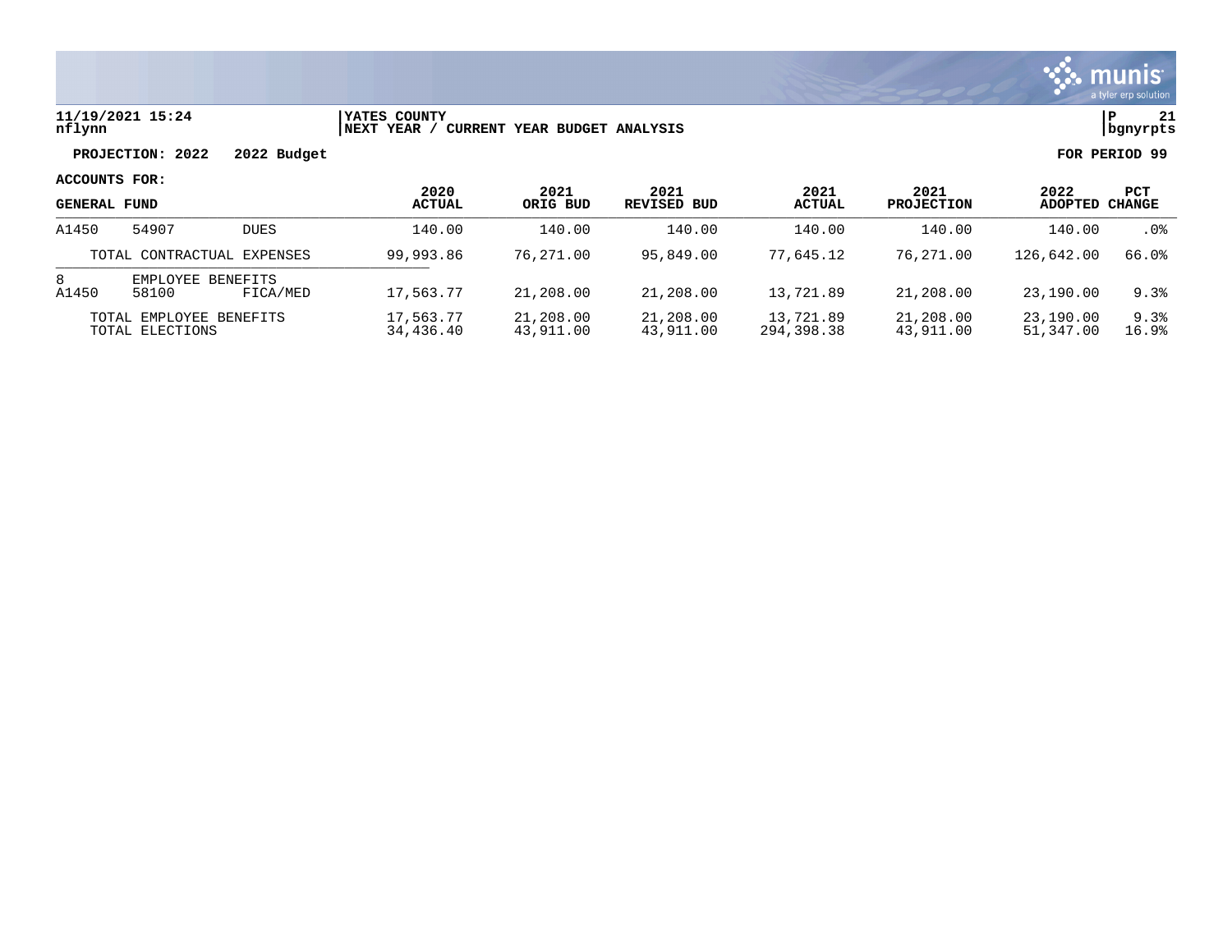**11/19/2021 15:24** | **YATES COUNTY** | **P 21**
**nflynn** | **NEXT YEAR / CURRENT YEAR BUDGET ANALYSIS** | **bgnyrpts**

**PROJECTION: 2022 2022 Budget** **FOR PERIOD 99**

**ACCOUNTS FOR:**

| GENERAL FUND | | | 2020 ACTUAL | 2021 ORIG BUD | 2021 REVISED BUD | 2021 ACTUAL | 2021 PROJECTION | 2022 ADOPTED | PCT CHANGE |
|---|---|---|---|---|---|---|---|---|---|
| A1450 | 54907 | DUES | 140.00 | 140.00 | 140.00 | 140.00 | 140.00 | 140.00 | .0% |
| TOTAL CONTRACTUAL EXPENSES | | | 99,993.86 | 76,271.00 | 95,849.00 | 77,645.12 | 76,271.00 | 126,642.00 | 66.0% |
| 8 | EMPLOYEE BENEFITS | | | | | | | | |
| A1450 | 58100 | FICA/MED | 17,563.77 | 21,208.00 | 21,208.00 | 13,721.89 | 21,208.00 | 23,190.00 | 9.3% |
| TOTAL EMPLOYEE BENEFITS | | | 17,563.77 | 21,208.00 | 21,208.00 | 13,721.89 | 21,208.00 | 23,190.00 | 9.3% |
| TOTAL ELECTIONS | | | 34,436.40 | 43,911.00 | 43,911.00 | 294,398.38 | 43,911.00 | 51,347.00 | 16.9% |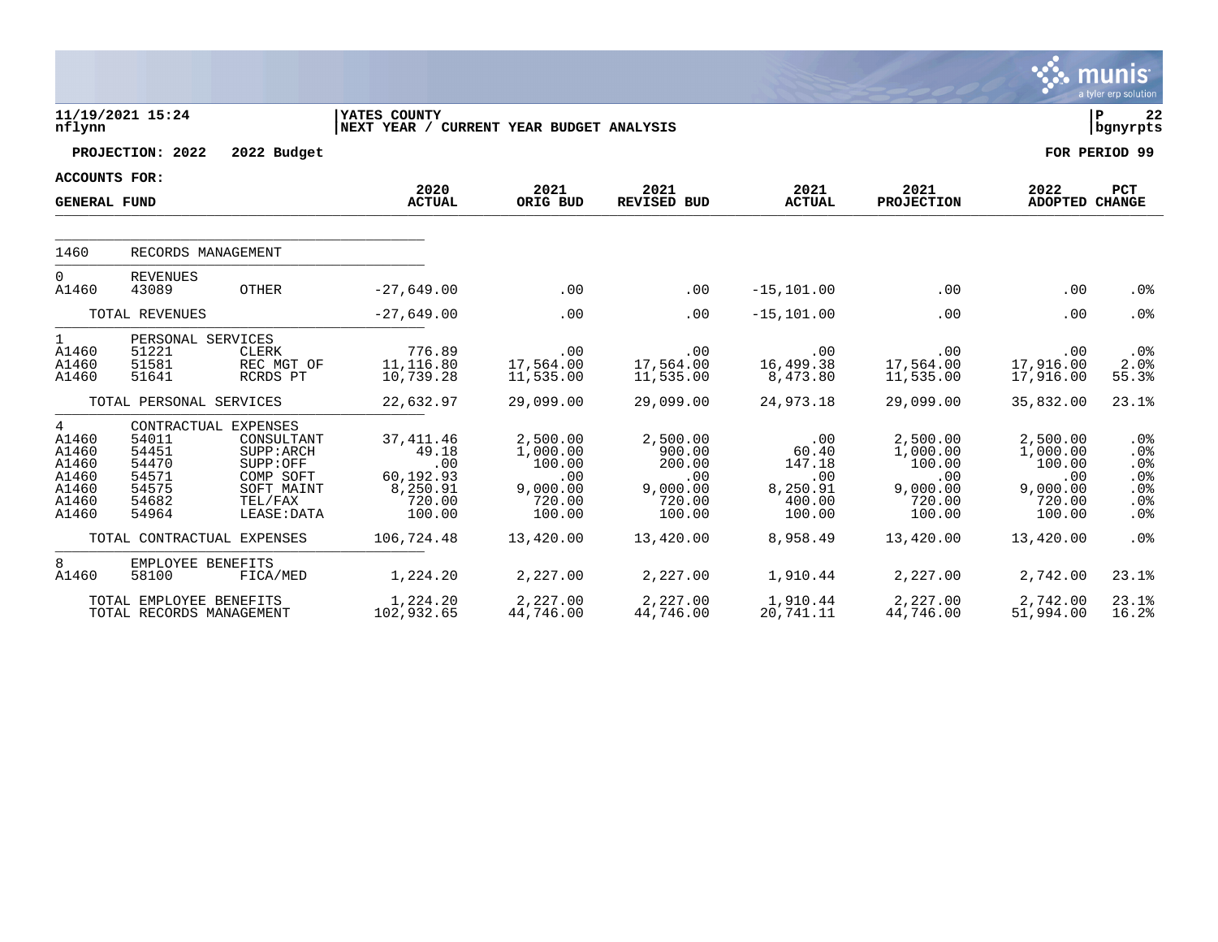11/19/2021 15:24 | YATES COUNTY | P 22
nflynn | NEXT YEAR / CURRENT YEAR BUDGET ANALYSIS | bgnyrpts

**PROJECTION: 2022 2022 Budget** | **FOR PERIOD 99**

**ACCOUNTS FOR:**
**GENERAL FUND**

| | | | 2020 ACTUAL | 2021 ORIG BUD | 2021 REVISED BUD | 2021 ACTUAL | 2021 PROJECTION | 2022 ADOPTED | PCT CHANGE |
|---|---|---|---|---|---|---|---|---|---|
| 1460 | RECORDS MANAGEMENT | | | | | | | | |
| 0 | REVENUES | | | | | | | | |
| A1460 | 43089 | OTHER | -27,649.00 | .00 | .00 | -15,101.00 | .00 | .00 | .0% |
| | TOTAL REVENUES | | -27,649.00 | .00 | .00 | -15,101.00 | .00 | .00 | .0% |
| 1 | PERSONAL SERVICES | | | | | | | | |
| A1460 | 51221 | CLERK | 776.89 | .00 | .00 | .00 | .00 | .00 | .0% |
| A1460 | 51581 | REC MGT OF | 11,116.80 | 17,564.00 | 17,564.00 | 16,499.38 | 17,564.00 | 17,916.00 | 2.0% |
| A1460 | 51641 | RCRDS PT | 10,739.28 | 11,535.00 | 11,535.00 | 8,473.80 | 11,535.00 | 17,916.00 | 55.3% |
| | TOTAL PERSONAL SERVICES | | 22,632.97 | 29,099.00 | 29,099.00 | 24,973.18 | 29,099.00 | 35,832.00 | 23.1% |
| 4 | CONTRACTUAL EXPENSES | | | | | | | | |
| A1460 | 54011 | CONSULTANT | 37,411.46 | 2,500.00 | 2,500.00 | .00 | 2,500.00 | 2,500.00 | .0% |
| A1460 | 54451 | SUPP:ARCH | 49.18 | 1,000.00 | 900.00 | 60.40 | 1,000.00 | 1,000.00 | .0% |
| A1460 | 54470 | SUPP:OFF | .00 | 100.00 | 200.00 | 147.18 | 100.00 | 100.00 | .0% |
| A1460 | 54571 | COMP SOFT | 60,192.93 | .00 | .00 | .00 | .00 | .00 | .0% |
| A1460 | 54575 | SOFT MAINT | 8,250.91 | 9,000.00 | 9,000.00 | 8,250.91 | 9,000.00 | 9,000.00 | .0% |
| A1460 | 54682 | TEL/FAX | 720.00 | 720.00 | 720.00 | 400.00 | 720.00 | 720.00 | .0% |
| A1460 | 54964 | LEASE:DATA | 100.00 | 100.00 | 100.00 | 100.00 | 100.00 | 100.00 | .0% |
| | TOTAL CONTRACTUAL EXPENSES | | 106,724.48 | 13,420.00 | 13,420.00 | 8,958.49 | 13,420.00 | 13,420.00 | .0% |
| 8 | EMPLOYEE BENEFITS | | | | | | | | |
| A1460 | 58100 | FICA/MED | 1,224.20 | 2,227.00 | 2,227.00 | 1,910.44 | 2,227.00 | 2,742.00 | 23.1% |
| | TOTAL EMPLOYEE BENEFITS | | 1,224.20 | 2,227.00 | 2,227.00 | 1,910.44 | 2,227.00 | 2,742.00 | 23.1% |
| | TOTAL RECORDS MANAGEMENT | | 102,932.65 | 44,746.00 | 44,746.00 | 20,741.11 | 44,746.00 | 51,994.00 | 16.2% |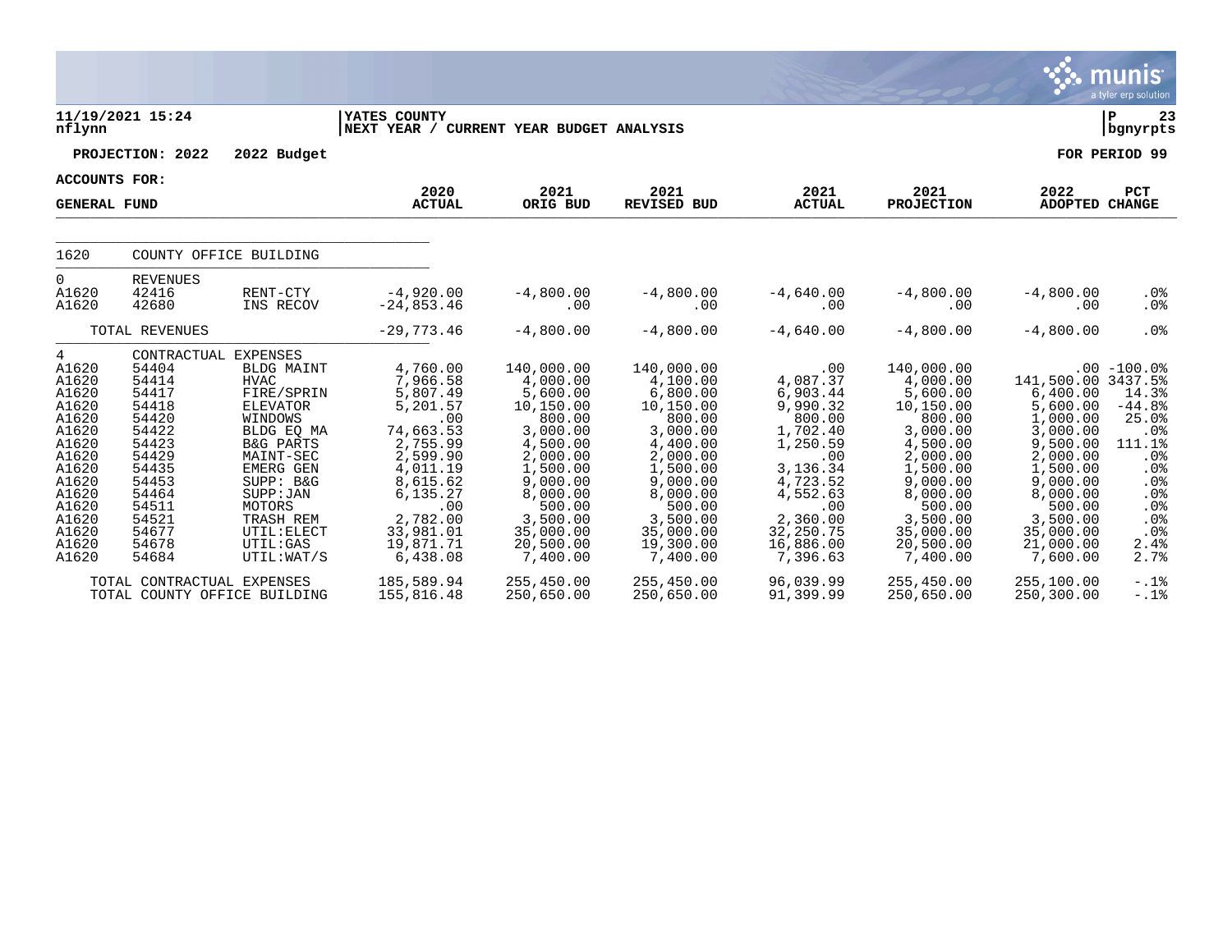**11/19/2021 15:24**
**nflynn**

**YATES COUNTY**
**NEXT YEAR / CURRENT YEAR BUDGET ANALYSIS**

**P 23**
**bgnyrpts**

**PROJECTION: 2022 2022 Budget**

**FOR PERIOD 99**

**ACCOUNTS FOR:**

| GENERAL FUND | | | 2020 ACTUAL | 2021 ORIG BUD | 2021 REVISED BUD | 2021 ACTUAL | 2021 PROJECTION | 2022 ADOPTED | PCT CHANGE |
|---|---|---|---|---|---|---|---|---|---|
| 1620 | COUNTY OFFICE BUILDING | | | | | | | | |
| 0 | REVENUES | | | | | | | | |
| A1620 | 42416 | RENT-CTY | -4,920.00 | -4,800.00 | -4,800.00 | -4,640.00 | -4,800.00 | -4,800.00 | .0% |
| A1620 | 42680 | INS RECOV | -24,853.46 | .00 | .00 | .00 | .00 | .00 | .0% |
| | TOTAL REVENUES | | -29,773.46 | -4,800.00 | -4,800.00 | -4,640.00 | -4,800.00 | -4,800.00 | .0% |
| 4 | CONTRACTUAL EXPENSES | | | | | | | | |
| A1620 | 54404 | BLDG MAINT | 4,760.00 | 140,000.00 | 140,000.00 | .00 | 140,000.00 | .00 | -100.0% |
| A1620 | 54414 | HVAC | 7,966.58 | 4,000.00 | 4,100.00 | 4,087.37 | 4,000.00 | 141,500.00 | 3437.5% |
| A1620 | 54417 | FIRE/SPRIN | 5,807.49 | 5,600.00 | 6,800.00 | 6,903.44 | 5,600.00 | 6,400.00 | 14.3% |
| A1620 | 54418 | ELEVATOR | 5,201.57 | 10,150.00 | 10,150.00 | 9,990.32 | 10,150.00 | 5,600.00 | -44.8% |
| A1620 | 54420 | WINDOWS | .00 | 800.00 | 800.00 | 800.00 | 800.00 | 1,000.00 | 25.0% |
| A1620 | 54422 | BLDG EQ MA | 74,663.53 | 3,000.00 | 3,000.00 | 1,702.40 | 3,000.00 | 3,000.00 | .0% |
| A1620 | 54423 | B&G PARTS | 2,755.99 | 4,500.00 | 4,400.00 | 1,250.59 | 4,500.00 | 9,500.00 | 111.1% |
| A1620 | 54429 | MAINT-SEC | 2,599.90 | 2,000.00 | 2,000.00 | .00 | 2,000.00 | 2,000.00 | .0% |
| A1620 | 54435 | EMERG GEN | 4,011.19 | 1,500.00 | 1,500.00 | 3,136.34 | 1,500.00 | 1,500.00 | .0% |
| A1620 | 54453 | SUPP: B&G | 8,615.62 | 9,000.00 | 9,000.00 | 4,723.52 | 9,000.00 | 9,000.00 | .0% |
| A1620 | 54464 | SUPP:JAN | 6,135.27 | 8,000.00 | 8,000.00 | 4,552.63 | 8,000.00 | 8,000.00 | .0% |
| A1620 | 54511 | MOTORS | .00 | 500.00 | 500.00 | .00 | 500.00 | 500.00 | .0% |
| A1620 | 54521 | TRASH REM | 2,782.00 | 3,500.00 | 3,500.00 | 2,360.00 | 3,500.00 | 3,500.00 | .0% |
| A1620 | 54677 | UTIL:ELECT | 33,981.01 | 35,000.00 | 35,000.00 | 32,250.75 | 35,000.00 | 35,000.00 | .0% |
| A1620 | 54678 | UTIL:GAS | 19,871.71 | 20,500.00 | 19,300.00 | 16,886.00 | 20,500.00 | 21,000.00 | 2.4% |
| A1620 | 54684 | UTIL:WAT/S | 6,438.08 | 7,400.00 | 7,400.00 | 7,396.63 | 7,400.00 | 7,600.00 | 2.7% |
| | TOTAL CONTRACTUAL EXPENSES | | 185,589.94 | 255,450.00 | 255,450.00 | 96,039.99 | 255,450.00 | 255,100.00 | -.1% |
| | TOTAL COUNTY OFFICE BUILDING | | 155,816.48 | 250,650.00 | 250,650.00 | 91,399.99 | 250,650.00 | 250,300.00 | -.1% |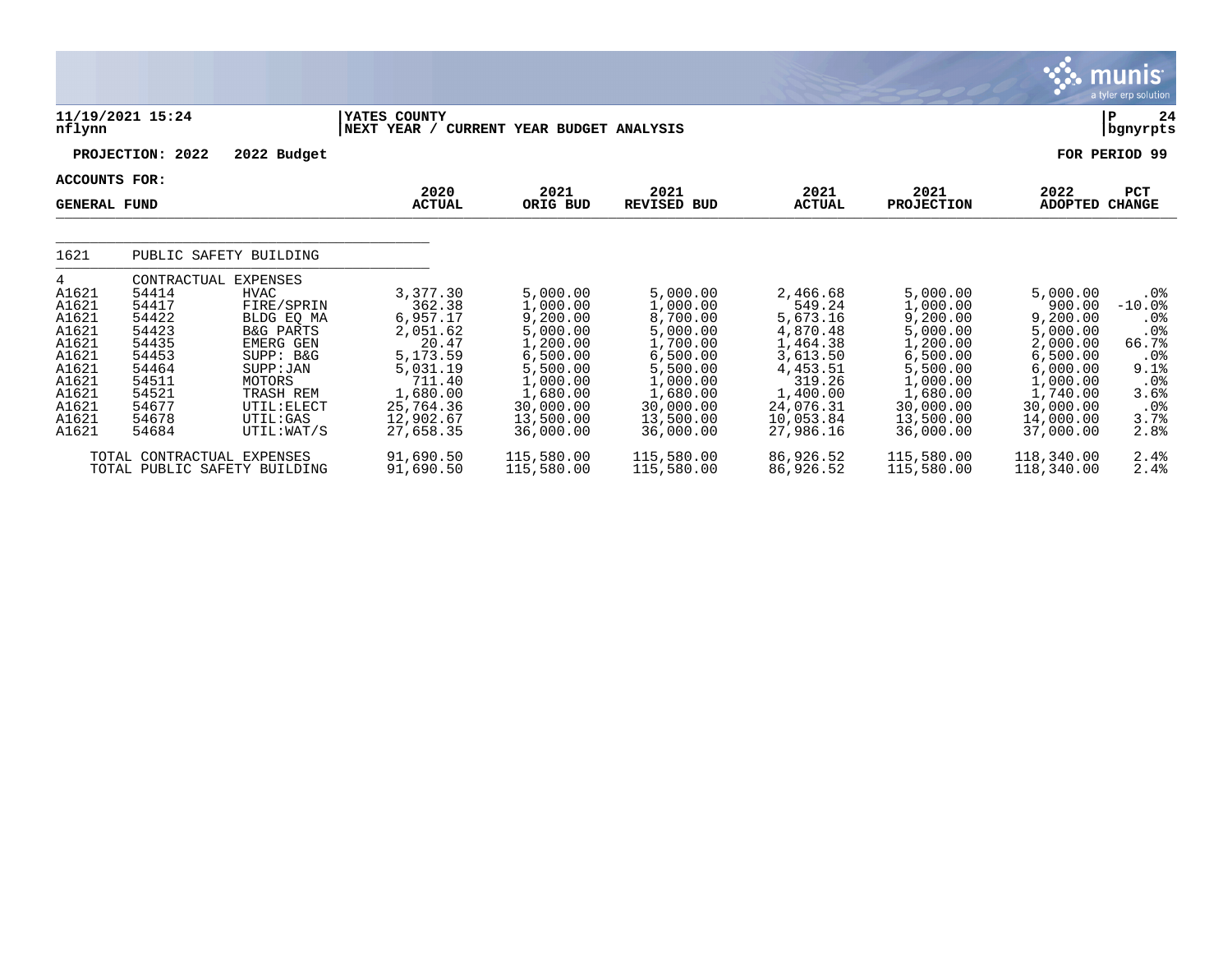**YATES COUNTY**
**NEXT YEAR / CURRENT YEAR BUDGET ANALYSIS**

**PROJECTION: 2022 2022 Budget** **FOR PERIOD 99**

**ACCOUNTS FOR: GENERAL FUND**

| | | | 2020 ACTUAL | 2021 ORIG BUD | 2021 REVISED BUD | 2021 ACTUAL | 2021 PROJECTION | 2022 ADOPTED | PCT CHANGE |
|---|---|---|---|---|---|---|---|---|---|
| 1621 | PUBLIC SAFETY BUILDING | | | | | | | | |
| 4 | CONTRACTUAL EXPENSES | | | | | | | | |
| A1621 | 54414 | HVAC | 3,377.30 | 5,000.00 | 5,000.00 | 2,466.68 | 5,000.00 | 5,000.00 | .0% |
| A1621 | 54417 | FIRE/SPRIN | 362.38 | 1,000.00 | 1,000.00 | 549.24 | 1,000.00 | 900.00 | -10.0% |
| A1621 | 54422 | BLDG EQ MA | 6,957.17 | 9,200.00 | 8,700.00 | 5,673.16 | 9,200.00 | 9,200.00 | .0% |
| A1621 | 54423 | B&G PARTS | 2,051.62 | 5,000.00 | 5,000.00 | 4,870.48 | 5,000.00 | 5,000.00 | .0% |
| A1621 | 54435 | EMERG GEN | 20.47 | 1,200.00 | 1,700.00 | 1,464.38 | 1,200.00 | 2,000.00 | 66.7% |
| A1621 | 54453 | SUPP: B&G | 5,173.59 | 6,500.00 | 6,500.00 | 3,613.50 | 6,500.00 | 6,500.00 | .0% |
| A1621 | 54464 | SUPP:JAN | 5,031.19 | 5,500.00 | 5,500.00 | 4,453.51 | 5,500.00 | 6,000.00 | 9.1% |
| A1621 | 54511 | MOTORS | 711.40 | 1,000.00 | 1,000.00 | 319.26 | 1,000.00 | 1,000.00 | .0% |
| A1621 | 54521 | TRASH REM | 1,680.00 | 1,680.00 | 1,680.00 | 1,400.00 | 1,680.00 | 1,740.00 | 3.6% |
| A1621 | 54677 | UTIL:ELECT | 25,764.36 | 30,000.00 | 30,000.00 | 24,076.31 | 30,000.00 | 30,000.00 | .0% |
| A1621 | 54678 | UTIL:GAS | 12,902.67 | 13,500.00 | 13,500.00 | 10,053.84 | 13,500.00 | 14,000.00 | 3.7% |
| A1621 | 54684 | UTIL:WAT/S | 27,658.35 | 36,000.00 | 36,000.00 | 27,986.16 | 36,000.00 | 37,000.00 | 2.8% |
| | TOTAL CONTRACTUAL EXPENSES | | 91,690.50 | 115,580.00 | 115,580.00 | 86,926.52 | 115,580.00 | 118,340.00 | 2.4% |
| | TOTAL PUBLIC SAFETY BUILDING | | 91,690.50 | 115,580.00 | 115,580.00 | 86,926.52 | 115,580.00 | 118,340.00 | 2.4% |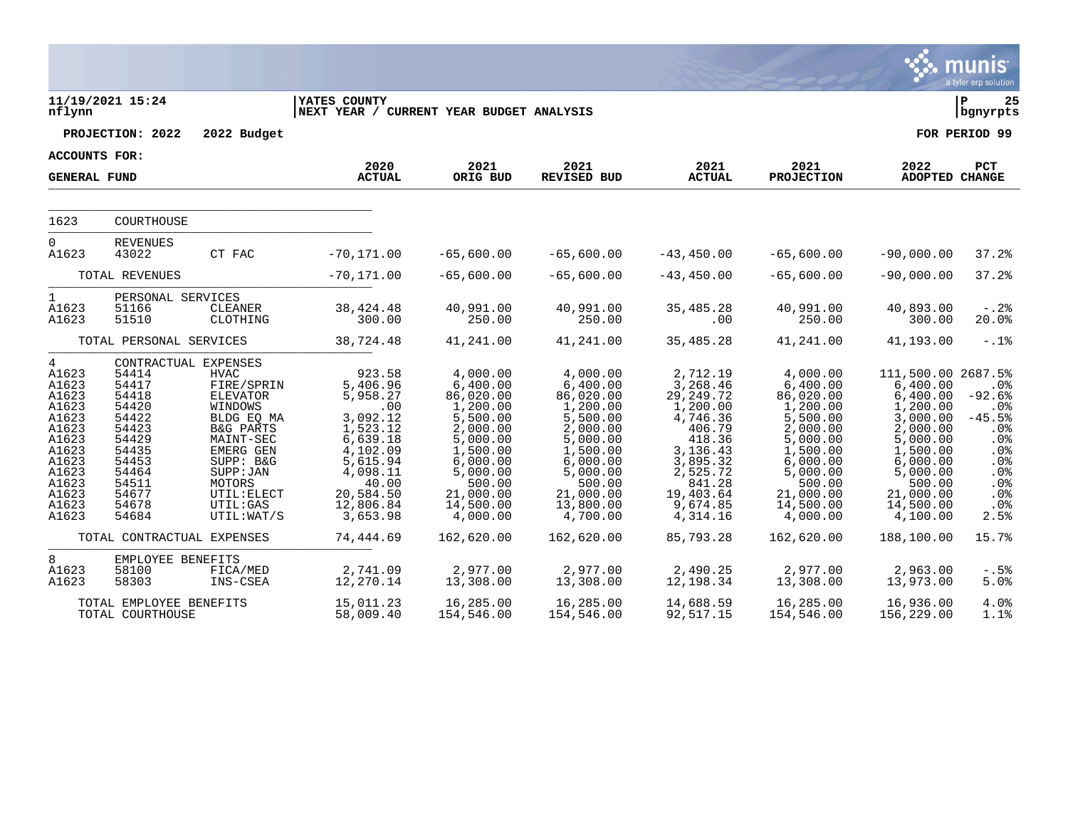**11/19/2021 15:24** | **YATES COUNTY** | **P 25**
**nflynn** | **NEXT YEAR / CURRENT YEAR BUDGET ANALYSIS** | **bgnyrpts**

**PROJECTION: 2022 2022 Budget** | **FOR PERIOD 99**

**ACCOUNTS FOR:**

| GENERAL FUND | | | 2020 ACTUAL | 2021 ORIG BUD | 2021 REVISED BUD | 2021 ACTUAL | 2021 PROJECTION | 2022 ADOPTED | PCT CHANGE |
|---|---|---|---|---|---|---|---|---|---|
| 1623 | COURTHOUSE | | | | | | | | |
| 0 | REVENUES | | | | | | | | |
| A1623 | 43022 | CT FAC | -70,171.00 | -65,600.00 | -65,600.00 | -43,450.00 | -65,600.00 | -90,000.00 | 37.2% |
| | TOTAL REVENUES | | -70,171.00 | -65,600.00 | -65,600.00 | -43,450.00 | -65,600.00 | -90,000.00 | 37.2% |
| 1 | PERSONAL SERVICES | | | | | | | | |
| A1623 | 51166 | CLEANER | 38,424.48 | 40,991.00 | 40,991.00 | 35,485.28 | 40,991.00 | 40,893.00 | -.2% |
| A1623 | 51510 | CLOTHING | 300.00 | 250.00 | 250.00 | .00 | 250.00 | 300.00 | 20.0% |
| | TOTAL PERSONAL SERVICES | | 38,724.48 | 41,241.00 | 41,241.00 | 35,485.28 | 41,241.00 | 41,193.00 | -.1% |
| 4 | CONTRACTUAL EXPENSES | | | | | | | | |
| A1623 | 54414 | HVAC | 923.58 | 4,000.00 | 4,000.00 | 2,712.19 | 4,000.00 | 111,500.00 | 2687.5% |
| A1623 | 54417 | FIRE/SPRIN | 5,406.96 | 6,400.00 | 6,400.00 | 3,268.46 | 6,400.00 | 6,400.00 | .0% |
| A1623 | 54418 | ELEVATOR | 5,958.27 | 86,020.00 | 86,020.00 | 29,249.72 | 86,020.00 | 6,400.00 | -92.6% |
| A1623 | 54420 | WINDOWS | .00 | 1,200.00 | 1,200.00 | 1,200.00 | 1,200.00 | 1,200.00 | .0% |
| A1623 | 54422 | BLDG EQ MA | 3,092.12 | 5,500.00 | 5,500.00 | 4,746.36 | 5,500.00 | 3,000.00 | -45.5% |
| A1623 | 54423 | B&G PARTS | 1,523.12 | 2,000.00 | 2,000.00 | 406.79 | 2,000.00 | 2,000.00 | .0% |
| A1623 | 54429 | MAINT-SEC | 6,639.18 | 5,000.00 | 5,000.00 | 418.36 | 5,000.00 | 5,000.00 | .0% |
| A1623 | 54435 | EMERG GEN | 4,102.09 | 1,500.00 | 1,500.00 | 3,136.43 | 1,500.00 | 1,500.00 | .0% |
| A1623 | 54453 | SUPP: B&G | 5,615.94 | 6,000.00 | 6,000.00 | 3,895.32 | 6,000.00 | 6,000.00 | .0% |
| A1623 | 54464 | SUPP:JAN | 4,098.11 | 5,000.00 | 5,000.00 | 2,525.72 | 5,000.00 | 5,000.00 | .0% |
| A1623 | 54511 | MOTORS | 40.00 | 500.00 | 500.00 | 841.28 | 500.00 | 500.00 | .0% |
| A1623 | 54677 | UTIL:ELECT | 20,584.50 | 21,000.00 | 21,000.00 | 19,403.64 | 21,000.00 | 21,000.00 | .0% |
| A1623 | 54678 | UTIL:GAS | 12,806.84 | 14,500.00 | 13,800.00 | 9,674.85 | 14,500.00 | 14,500.00 | .0% |
| A1623 | 54684 | UTIL:WAT/S | 3,653.98 | 4,000.00 | 4,700.00 | 4,314.16 | 4,000.00 | 4,100.00 | 2.5% |
| | TOTAL CONTRACTUAL EXPENSES | | 74,444.69 | 162,620.00 | 162,620.00 | 85,793.28 | 162,620.00 | 188,100.00 | 15.7% |
| 8 | EMPLOYEE BENEFITS | | | | | | | | |
| A1623 | 58100 | FICA/MED | 2,741.09 | 2,977.00 | 2,977.00 | 2,490.25 | 2,977.00 | 2,963.00 | -.5% |
| A1623 | 58303 | INS-CSEA | 12,270.14 | 13,308.00 | 13,308.00 | 12,198.34 | 13,308.00 | 13,973.00 | 5.0% |
| | TOTAL EMPLOYEE BENEFITS | | 15,011.23 | 16,285.00 | 16,285.00 | 14,688.59 | 16,285.00 | 16,936.00 | 4.0% |
| | TOTAL COURTHOUSE | | 58,009.40 | 154,546.00 | 154,546.00 | 92,517.15 | 154,546.00 | 156,229.00 | 1.1% |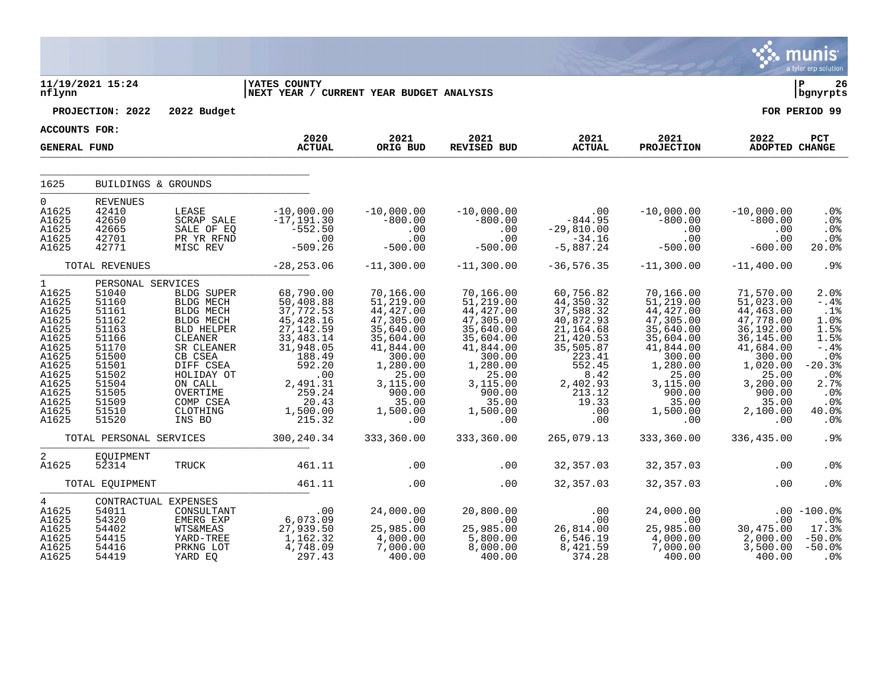11/19/2021 15:24 | YATES COUNTY | P 26
nflynn | NEXT YEAR / CURRENT YEAR BUDGET ANALYSIS | bgnyrpts

**PROJECTION: 2022 2022 Budget** — **FOR PERIOD 99**

**ACCOUNTS FOR: GENERAL FUND**

| | | | 2020 ACTUAL | 2021 ORIG BUD | 2021 REVISED BUD | 2021 ACTUAL | 2021 PROJECTION | 2022 ADOPTED | PCT CHANGE |
|---|---|---|---|---|---|---|---|---|---|
| **1625** | **BUILDINGS & GROUNDS** | | | | | | | | |
| 0 | REVENUES | | | | | | | | |
| A1625 | 42410 | LEASE | -10,000.00 | -10,000.00 | -10,000.00 | .00 | -10,000.00 | -10,000.00 | .0% |
| A1625 | 42650 | SCRAP SALE | -17,191.30 | -800.00 | -800.00 | -844.95 | -800.00 | -800.00 | .0% |
| A1625 | 42665 | SALE OF EQ | -552.50 | .00 | .00 | -29,810.00 | .00 | .00 | .0% |
| A1625 | 42701 | PR YR RFND | .00 | .00 | .00 | -34.16 | .00 | .00 | .0% |
| A1625 | 42771 | MISC REV | -509.26 | -500.00 | -500.00 | -5,887.24 | -500.00 | -600.00 | 20.0% |
| | TOTAL REVENUES | | -28,253.06 | -11,300.00 | -11,300.00 | -36,576.35 | -11,300.00 | -11,400.00 | .9% |
| 1 | PERSONAL SERVICES | | | | | | | | |
| A1625 | 51040 | BLDG SUPER | 68,790.00 | 70,166.00 | 70,166.00 | 60,756.82 | 70,166.00 | 71,570.00 | 2.0% |
| A1625 | 51160 | BLDG MECH | 50,408.88 | 51,219.00 | 51,219.00 | 44,350.32 | 51,219.00 | 51,023.00 | -.4% |
| A1625 | 51161 | BLDG MECH | 37,772.53 | 44,427.00 | 44,427.00 | 37,588.32 | 44,427.00 | 44,463.00 | .1% |
| A1625 | 51162 | BLDG MECH | 45,428.16 | 47,305.00 | 47,305.00 | 40,872.93 | 47,305.00 | 47,778.00 | 1.0% |
| A1625 | 51163 | BLD HELPER | 27,142.59 | 35,640.00 | 35,640.00 | 21,164.68 | 35,640.00 | 36,192.00 | 1.5% |
| A1625 | 51166 | CLEANER | 33,483.14 | 35,604.00 | 35,604.00 | 21,420.53 | 35,604.00 | 36,145.00 | 1.5% |
| A1625 | 51170 | SR CLEANER | 31,948.05 | 41,844.00 | 41,844.00 | 35,505.87 | 41,844.00 | 41,684.00 | -.4% |
| A1625 | 51500 | CB CSEA | 188.49 | 300.00 | 300.00 | 223.41 | 300.00 | 300.00 | .0% |
| A1625 | 51501 | DIFF CSEA | 592.20 | 1,280.00 | 1,280.00 | 552.45 | 1,280.00 | 1,020.00 | -20.3% |
| A1625 | 51502 | HOLIDAY OT | .00 | 25.00 | 25.00 | 8.42 | 25.00 | 25.00 | .0% |
| A1625 | 51504 | ON CALL | 2,491.31 | 3,115.00 | 3,115.00 | 2,402.93 | 3,115.00 | 3,200.00 | 2.7% |
| A1625 | 51505 | OVERTIME | 259.24 | 900.00 | 900.00 | 213.12 | 900.00 | 900.00 | .0% |
| A1625 | 51509 | COMP CSEA | 20.43 | 35.00 | 35.00 | 19.33 | 35.00 | 35.00 | .0% |
| A1625 | 51510 | CLOTHING | 1,500.00 | 1,500.00 | 1,500.00 | .00 | 1,500.00 | 2,100.00 | 40.0% |
| A1625 | 51520 | INS BO | 215.32 | .00 | .00 | .00 | .00 | .00 | .0% |
| | TOTAL PERSONAL SERVICES | | 300,240.34 | 333,360.00 | 333,360.00 | 265,079.13 | 333,360.00 | 336,435.00 | .9% |
| 2 | EQUIPMENT | | | | | | | | |
| A1625 | 52314 | TRUCK | 461.11 | .00 | .00 | 32,357.03 | 32,357.03 | .00 | .0% |
| | TOTAL EQUIPMENT | | 461.11 | .00 | .00 | 32,357.03 | 32,357.03 | .00 | .0% |
| 4 | CONTRACTUAL EXPENSES | | | | | | | | |
| A1625 | 54011 | CONSULTANT | .00 | 24,000.00 | 20,800.00 | .00 | 24,000.00 | .00 | -100.0% |
| A1625 | 54320 | EMERG EXP | 6,073.09 | .00 | .00 | .00 | .00 | .00 | .0% |
| A1625 | 54402 | WTS&MEAS | 27,939.50 | 25,985.00 | 25,985.00 | 26,814.00 | 25,985.00 | 30,475.00 | 17.3% |
| A1625 | 54415 | YARD-TREE | 1,162.32 | 4,000.00 | 5,800.00 | 6,546.19 | 4,000.00 | 2,000.00 | -50.0% |
| A1625 | 54416 | PRKNG LOT | 4,748.09 | 7,000.00 | 8,000.00 | 8,421.59 | 7,000.00 | 3,500.00 | -50.0% |
| A1625 | 54419 | YARD EQ | 297.43 | 400.00 | 400.00 | 374.28 | 400.00 | 400.00 | .0% |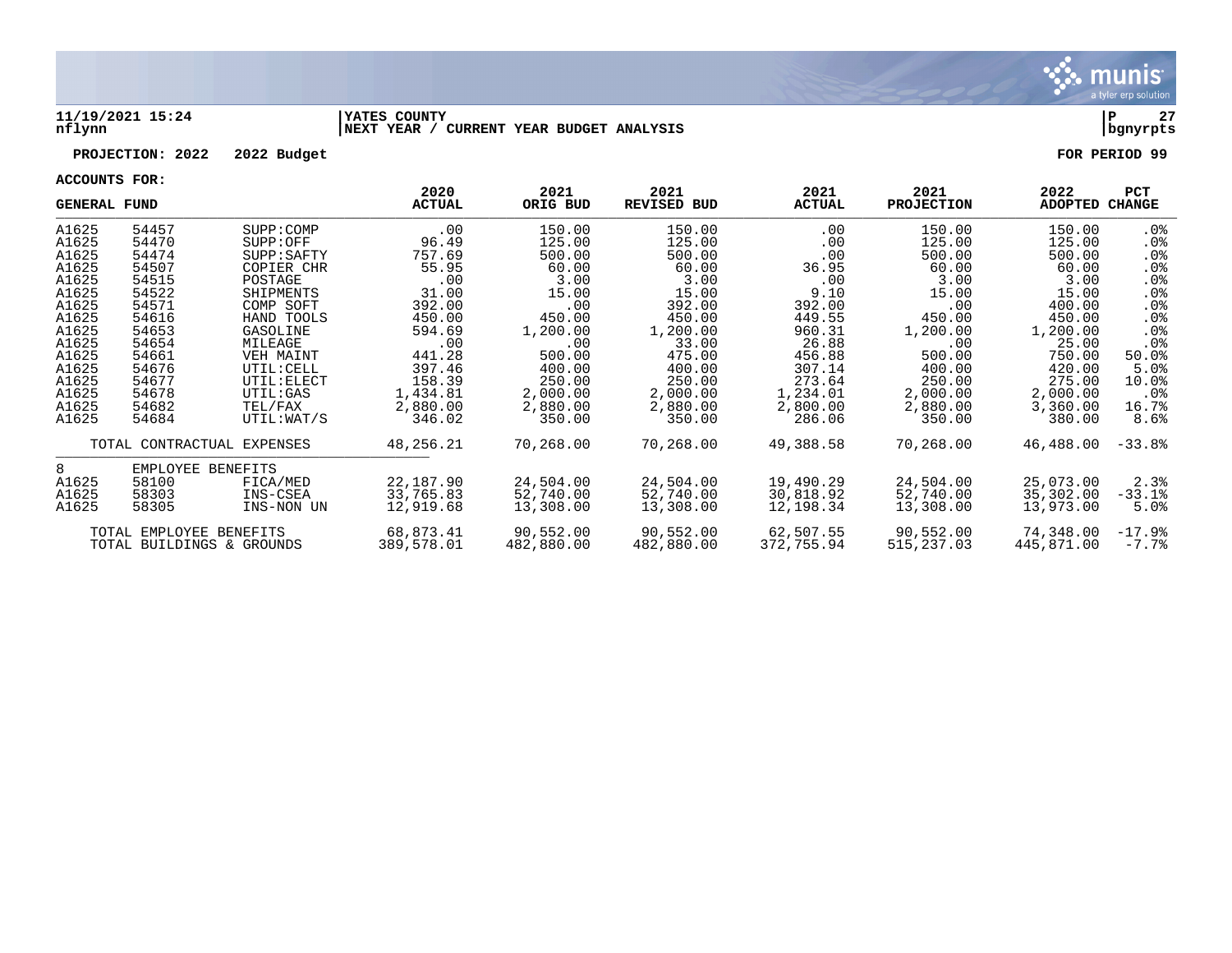11/19/2021 15:24 | YATES COUNTY | NEXT YEAR / CURRENT YEAR BUDGET ANALYSIS

nflynn | bgnyrpts

**PROJECTION: 2022 2022 Budget** — **FOR PERIOD 99**

**ACCOUNTS FOR:**

| GENERAL FUND | | | 2020 ACTUAL | 2021 ORIG BUD | 2021 REVISED BUD | 2021 ACTUAL | 2021 PROJECTION | 2022 ADOPTED | PCT CHANGE |
|---|---|---|---|---|---|---|---|---|---|
| A1625 | 54457 | SUPP:COMP | .00 | 150.00 | 150.00 | .00 | 150.00 | 150.00 | .0% |
| A1625 | 54470 | SUPP:OFF | 96.49 | 125.00 | 125.00 | .00 | 125.00 | 125.00 | .0% |
| A1625 | 54474 | SUPP:SAFTY | 757.69 | 500.00 | 500.00 | .00 | 500.00 | 500.00 | .0% |
| A1625 | 54507 | COPIER CHR | 55.95 | 60.00 | 60.00 | 36.95 | 60.00 | 60.00 | .0% |
| A1625 | 54515 | POSTAGE | .00 | 3.00 | 3.00 | .00 | 3.00 | 3.00 | .0% |
| A1625 | 54522 | SHIPMENTS | 31.00 | 15.00 | 15.00 | 9.10 | 15.00 | 15.00 | .0% |
| A1625 | 54571 | COMP SOFT | 392.00 | .00 | 392.00 | 392.00 | .00 | 400.00 | .0% |
| A1625 | 54616 | HAND TOOLS | 450.00 | 450.00 | 450.00 | 449.55 | 450.00 | 450.00 | .0% |
| A1625 | 54653 | GASOLINE | 594.69 | 1,200.00 | 1,200.00 | 960.31 | 1,200.00 | 1,200.00 | .0% |
| A1625 | 54654 | MILEAGE | .00 | .00 | 33.00 | 26.88 | .00 | 25.00 | .0% |
| A1625 | 54661 | VEH MAINT | 441.28 | 500.00 | 475.00 | 456.88 | 500.00 | 750.00 | 50.0% |
| A1625 | 54676 | UTIL:CELL | 397.46 | 400.00 | 400.00 | 307.14 | 400.00 | 420.00 | 5.0% |
| A1625 | 54677 | UTIL:ELECT | 158.39 | 250.00 | 250.00 | 273.64 | 250.00 | 275.00 | 10.0% |
| A1625 | 54678 | UTIL:GAS | 1,434.81 | 2,000.00 | 2,000.00 | 1,234.01 | 2,000.00 | 2,000.00 | .0% |
| A1625 | 54682 | TEL/FAX | 2,880.00 | 2,880.00 | 2,880.00 | 2,800.00 | 2,880.00 | 3,360.00 | 16.7% |
| A1625 | 54684 | UTIL:WAT/S | 346.02 | 350.00 | 350.00 | 286.06 | 350.00 | 380.00 | 8.6% |
| | TOTAL CONTRACTUAL EXPENSES | | 48,256.21 | 70,268.00 | 70,268.00 | 49,388.58 | 70,268.00 | 46,488.00 | -33.8% |
| 8 | EMPLOYEE BENEFITS | | | | | | | | |
| A1625 | 58100 | FICA/MED | 22,187.90 | 24,504.00 | 24,504.00 | 19,490.29 | 24,504.00 | 25,073.00 | 2.3% |
| A1625 | 58303 | INS-CSEA | 33,765.83 | 52,740.00 | 52,740.00 | 30,818.92 | 52,740.00 | 35,302.00 | -33.1% |
| A1625 | 58305 | INS-NON UN | 12,919.68 | 13,308.00 | 13,308.00 | 12,198.34 | 13,308.00 | 13,973.00 | 5.0% |
| | TOTAL EMPLOYEE BENEFITS | | 68,873.41 | 90,552.00 | 90,552.00 | 62,507.55 | 90,552.00 | 74,348.00 | -17.9% |
| | TOTAL BUILDINGS & GROUNDS | | 389,578.01 | 482,880.00 | 482,880.00 | 372,755.94 | 515,237.03 | 445,871.00 | -7.7% |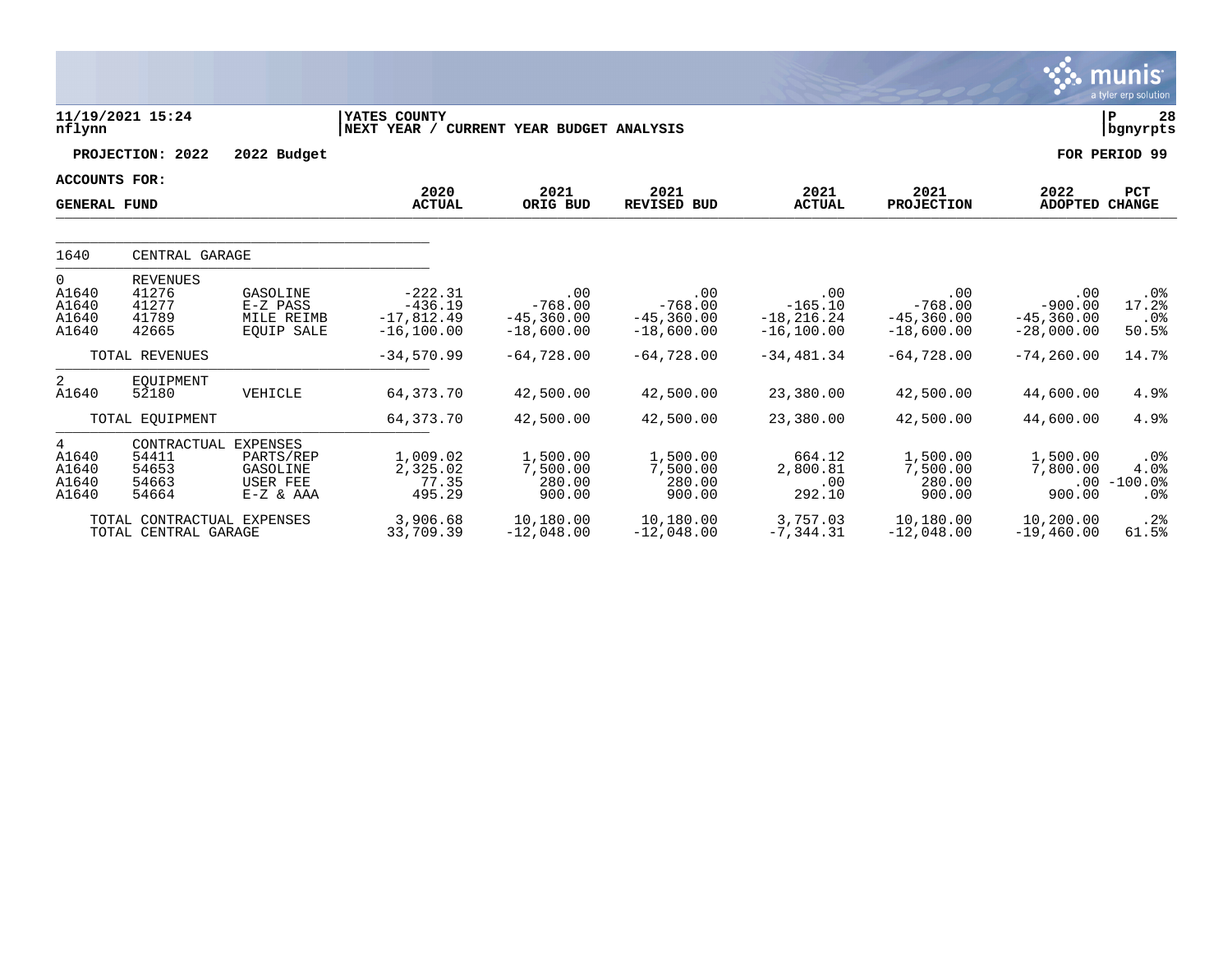**11/19/2021 15:24** | **YATES COUNTY** | **P 28**
**nflynn** | **NEXT YEAR / CURRENT YEAR BUDGET ANALYSIS** | **bgnyrpts**

**PROJECTION: 2022 2022 Budget** | **FOR PERIOD 99**

**ACCOUNTS FOR:**

| GENERAL FUND | | | 2020 ACTUAL | 2021 ORIG BUD | 2021 REVISED BUD | 2021 ACTUAL | 2021 PROJECTION | 2022 ADOPTED | PCT CHANGE |
|---|---|---|---|---|---|---|---|---|---|
| 1640 | CENTRAL GARAGE | | | | | | | | |
| 0 | REVENUES | | | | | | | | |
| A1640 | 41276 | GASOLINE | -222.31 | .00 | .00 | .00 | .00 | .00 | .0% |
| A1640 | 41277 | E-Z PASS | -436.19 | -768.00 | -768.00 | -165.10 | -768.00 | -900.00 | 17.2% |
| A1640 | 41789 | MILE REIMB | -17,812.49 | -45,360.00 | -45,360.00 | -18,216.24 | -45,360.00 | -45,360.00 | .0% |
| A1640 | 42665 | EQUIP SALE | -16,100.00 | -18,600.00 | -18,600.00 | -16,100.00 | -18,600.00 | -28,000.00 | 50.5% |
| | TOTAL REVENUES | | -34,570.99 | -64,728.00 | -64,728.00 | -34,481.34 | -64,728.00 | -74,260.00 | 14.7% |
| 2 | EQUIPMENT | | | | | | | | |
| A1640 | 52180 | VEHICLE | 64,373.70 | 42,500.00 | 42,500.00 | 23,380.00 | 42,500.00 | 44,600.00 | 4.9% |
| | TOTAL EQUIPMENT | | 64,373.70 | 42,500.00 | 42,500.00 | 23,380.00 | 42,500.00 | 44,600.00 | 4.9% |
| 4 | CONTRACTUAL EXPENSES | | | | | | | | |
| A1640 | 54411 | PARTS/REP | 1,009.02 | 1,500.00 | 1,500.00 | 664.12 | 1,500.00 | 1,500.00 | .0% |
| A1640 | 54653 | GASOLINE | 2,325.02 | 7,500.00 | 7,500.00 | 2,800.81 | 7,500.00 | 7,800.00 | 4.0% |
| A1640 | 54663 | USER FEE | 77.35 | 280.00 | 280.00 | .00 | 280.00 | .00 | -100.0% |
| A1640 | 54664 | E-Z & AAA | 495.29 | 900.00 | 900.00 | 292.10 | 900.00 | 900.00 | .0% |
| | TOTAL CONTRACTUAL EXPENSES | | 3,906.68 | 10,180.00 | 10,180.00 | 3,757.03 | 10,180.00 | 10,200.00 | .2% |
| | TOTAL CENTRAL GARAGE | | 33,709.39 | -12,048.00 | -12,048.00 | -7,344.31 | -12,048.00 | -19,460.00 | 61.5% |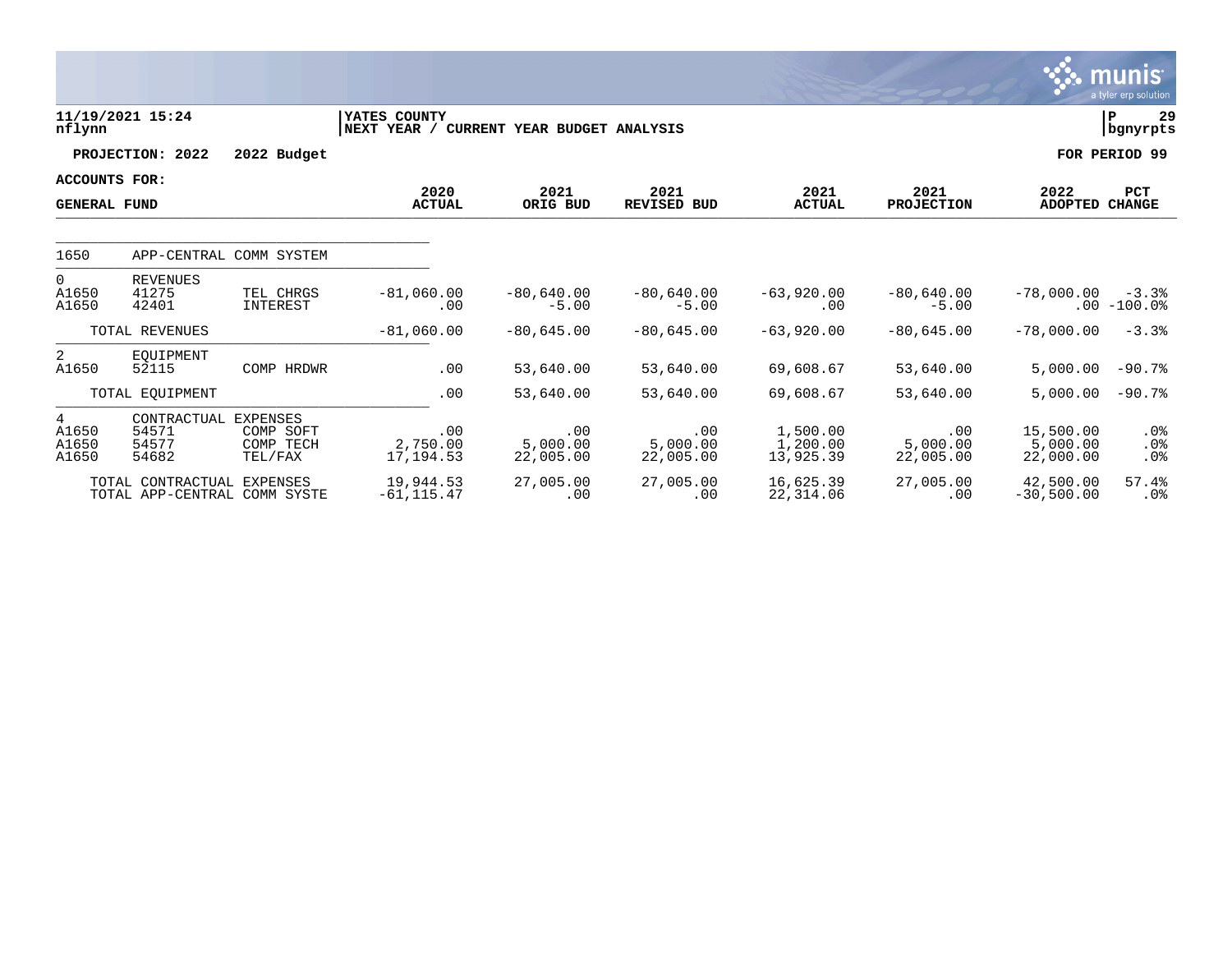11/19/2021 15:24 | YATES COUNTY | P 29
nflynn | NEXT YEAR / CURRENT YEAR BUDGET ANALYSIS | bgnyrpts

**PROJECTION: 2022 2022 Budget** | **FOR PERIOD 99**

**ACCOUNTS FOR:**

| GENERAL FUND | | | 2020 ACTUAL | 2021 ORIG BUD | 2021 REVISED BUD | 2021 ACTUAL | 2021 PROJECTION | 2022 ADOPTED | PCT CHANGE |
|---|---|---|---|---|---|---|---|---|---|
| 1650 | APP-CENTRAL COMM SYSTEM | | | | | | | | |
| 0 | REVENUES | | | | | | | | |
| A1650 | 41275 | TEL CHRGS | -81,060.00 | -80,640.00 | -80,640.00 | -63,920.00 | -80,640.00 | -78,000.00 | -3.3% |
| A1650 | 42401 | INTEREST | .00 | -5.00 | -5.00 | .00 | -5.00 | .00 | -100.0% |
| | TOTAL REVENUES | | -81,060.00 | -80,645.00 | -80,645.00 | -63,920.00 | -80,645.00 | -78,000.00 | -3.3% |
| 2 | EQUIPMENT | | | | | | | | |
| A1650 | 52115 | COMP HRDWR | .00 | 53,640.00 | 53,640.00 | 69,608.67 | 53,640.00 | 5,000.00 | -90.7% |
| | TOTAL EQUIPMENT | | .00 | 53,640.00 | 53,640.00 | 69,608.67 | 53,640.00 | 5,000.00 | -90.7% |
| 4 | CONTRACTUAL EXPENSES | | | | | | | | |
| A1650 | 54571 | COMP SOFT | .00 | .00 | .00 | 1,500.00 | .00 | 15,500.00 | .0% |
| A1650 | 54577 | COMP TECH | 2,750.00 | 5,000.00 | 5,000.00 | 1,200.00 | 5,000.00 | 5,000.00 | .0% |
| A1650 | 54682 | TEL/FAX | 17,194.53 | 22,005.00 | 22,005.00 | 13,925.39 | 22,005.00 | 22,000.00 | .0% |
| | TOTAL CONTRACTUAL EXPENSES | | 19,944.53 | 27,005.00 | 27,005.00 | 16,625.39 | 27,005.00 | 42,500.00 | 57.4% |
| | TOTAL APP-CENTRAL COMM SYSTE | | -61,115.47 | .00 | .00 | 22,314.06 | .00 | -30,500.00 | .0% |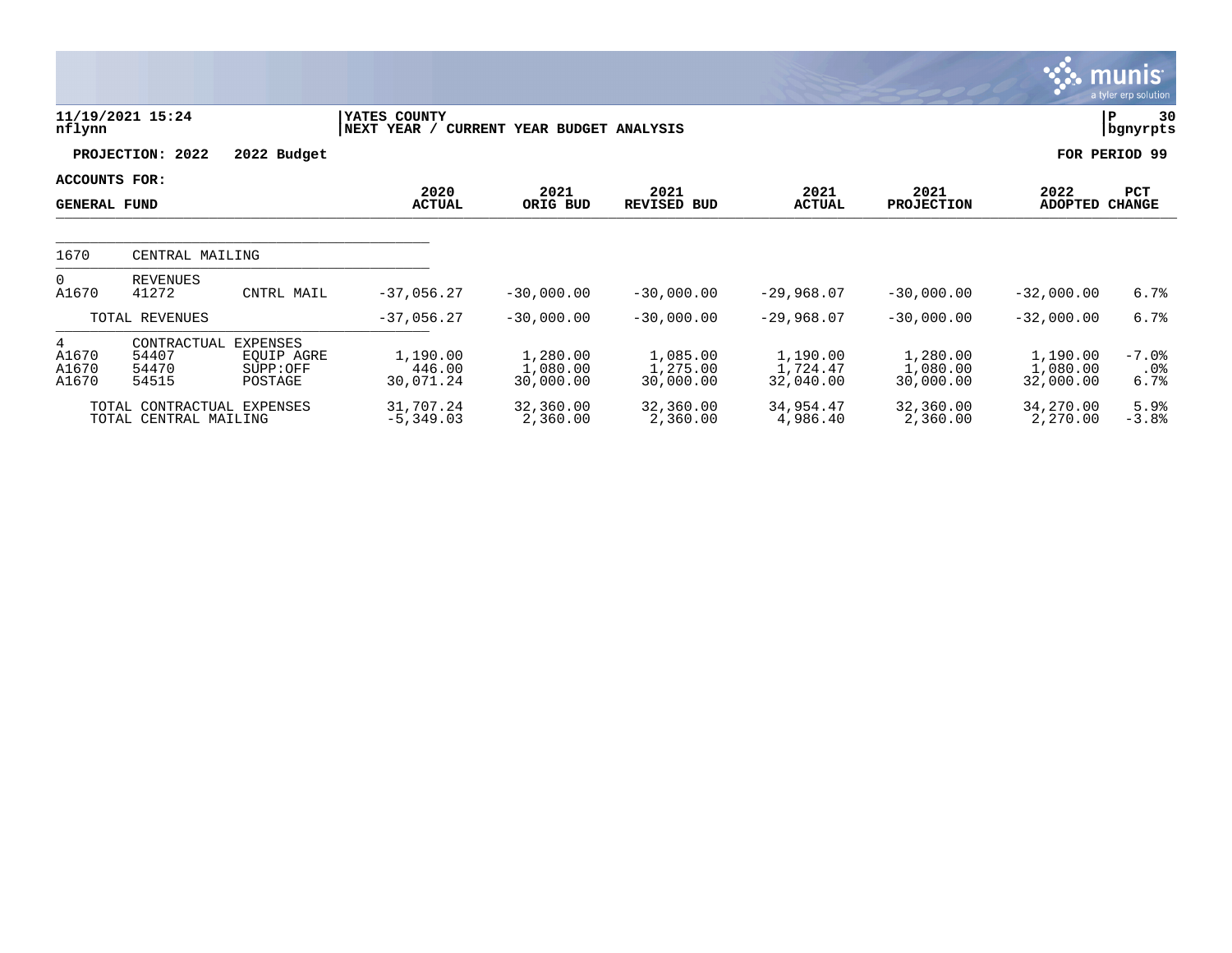YATES COUNTY
NEXT YEAR / CURRENT YEAR BUDGET ANALYSIS

11/19/2021 15:24
nflynn

P 30
bgnyrpts

**PROJECTION: 2022 2022 Budget** — **FOR PERIOD 99**

**ACCOUNTS FOR:**

| GENERAL FUND | | | 2020 ACTUAL | 2021 ORIG BUD | 2021 REVISED BUD | 2021 ACTUAL | 2021 PROJECTION | 2022 ADOPTED | PCT CHANGE |
|---|---|---|---|---|---|---|---|---|---|
| 1670 | CENTRAL MAILING | | | | | | | | |
| 0 | REVENUES | | | | | | | | |
| A1670 | 41272 | CNTRL MAIL | -37,056.27 | -30,000.00 | -30,000.00 | -29,968.07 | -30,000.00 | -32,000.00 | 6.7% |
| | TOTAL REVENUES | | -37,056.27 | -30,000.00 | -30,000.00 | -29,968.07 | -30,000.00 | -32,000.00 | 6.7% |
| 4 | CONTRACTUAL EXPENSES | | | | | | | | |
| A1670 | 54407 | EQUIP AGRE | 1,190.00 | 1,280.00 | 1,085.00 | 1,190.00 | 1,280.00 | 1,190.00 | -7.0% |
| A1670 | 54470 | SUPP:OFF | 446.00 | 1,080.00 | 1,275.00 | 1,724.47 | 1,080.00 | 1,080.00 | .0% |
| A1670 | 54515 | POSTAGE | 30,071.24 | 30,000.00 | 30,000.00 | 32,040.00 | 30,000.00 | 32,000.00 | 6.7% |
| | TOTAL CONTRACTUAL EXPENSES | | 31,707.24 | 32,360.00 | 32,360.00 | 34,954.47 | 32,360.00 | 34,270.00 | 5.9% |
| | TOTAL CENTRAL MAILING | | -5,349.03 | 2,360.00 | 2,360.00 | 4,986.40 | 2,360.00 | 2,270.00 | -3.8% |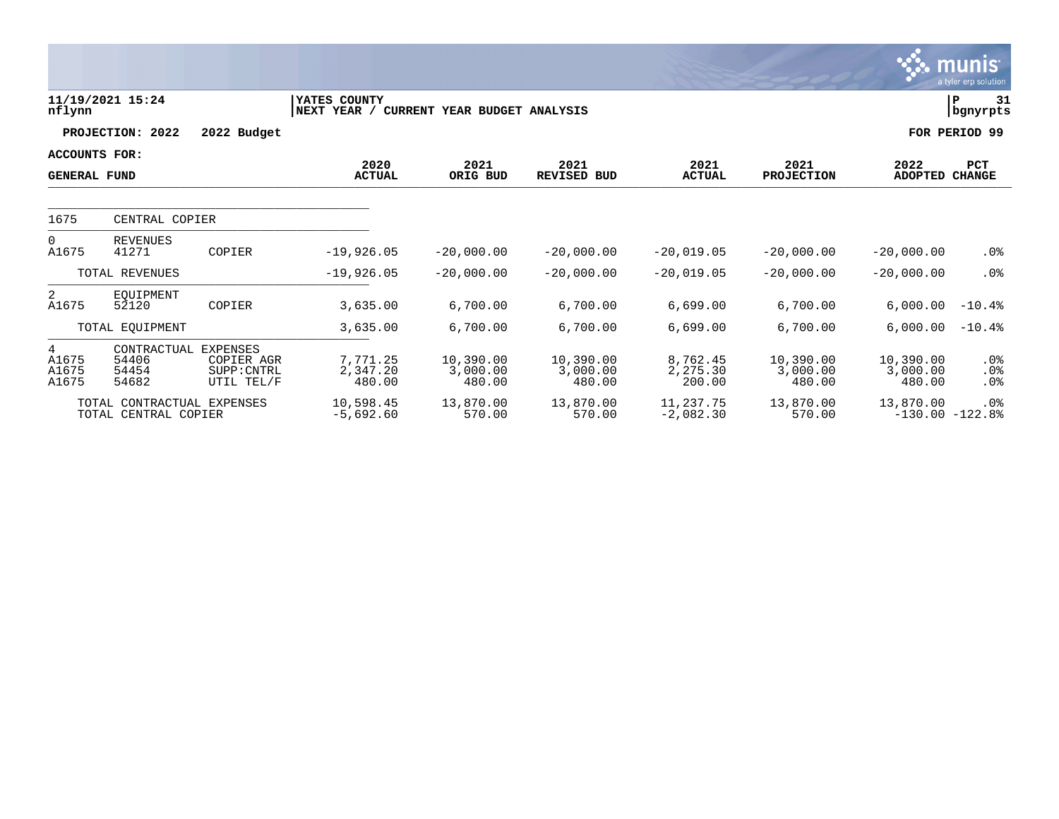**11/19/2021 15:24**
**nflynn**

**YATES COUNTY**
**NEXT YEAR / CURRENT YEAR BUDGET ANALYSIS**

**PROJECTION: 2022 2022 Budget** **FOR PERIOD 99**

**ACCOUNTS FOR:**
**GENERAL FUND**

| | | | 2020 ACTUAL | 2021 ORIG BUD | 2021 REVISED BUD | 2021 ACTUAL | 2021 PROJECTION | 2022 ADOPTED | PCT CHANGE |
|---|---|---|---|---|---|---|---|---|---|
| 1675 | CENTRAL COPIER | | | | | | | | |
| 0 | REVENUES | | | | | | | | |
| A1675 | 41271 | COPIER | -19,926.05 | -20,000.00 | -20,000.00 | -20,019.05 | -20,000.00 | -20,000.00 | .0% |
| | TOTAL REVENUES | | -19,926.05 | -20,000.00 | -20,000.00 | -20,019.05 | -20,000.00 | -20,000.00 | .0% |
| 2 | EQUIPMENT | | | | | | | | |
| A1675 | 52120 | COPIER | 3,635.00 | 6,700.00 | 6,700.00 | 6,699.00 | 6,700.00 | 6,000.00 | -10.4% |
| | TOTAL EQUIPMENT | | 3,635.00 | 6,700.00 | 6,700.00 | 6,699.00 | 6,700.00 | 6,000.00 | -10.4% |
| 4 | CONTRACTUAL EXPENSES | | | | | | | | |
| A1675 | 54406 | COPIER AGR | 7,771.25 | 10,390.00 | 10,390.00 | 8,762.45 | 10,390.00 | 10,390.00 | .0% |
| A1675 | 54454 | SUPP:CNTRL | 2,347.20 | 3,000.00 | 3,000.00 | 2,275.30 | 3,000.00 | 3,000.00 | .0% |
| A1675 | 54682 | UTIL TEL/F | 480.00 | 480.00 | 480.00 | 200.00 | 480.00 | 480.00 | .0% |
| | TOTAL CONTRACTUAL EXPENSES | | 10,598.45 | 13,870.00 | 13,870.00 | 11,237.75 | 13,870.00 | 13,870.00 | .0% |
| | TOTAL CENTRAL COPIER | | -5,692.60 | 570.00 | 570.00 | -2,082.30 | 570.00 | -130.00 | -122.8% |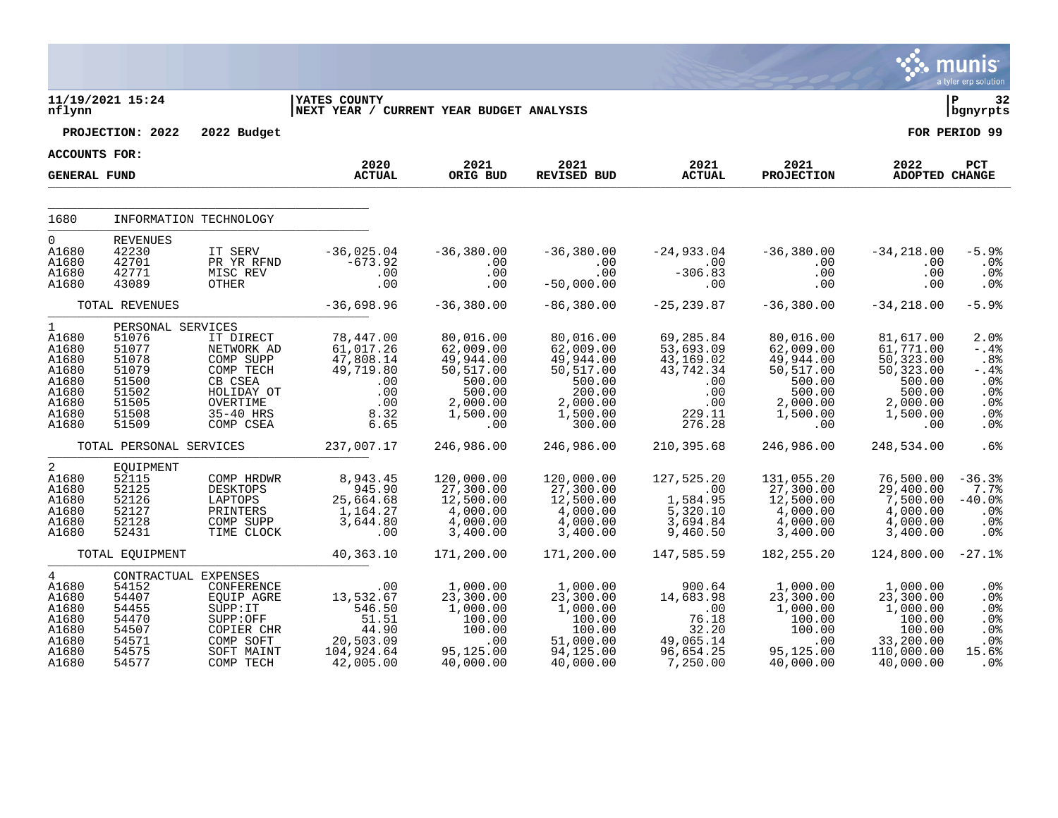11/19/2021 15:24 | YATES COUNTY | P 32
nflynn | NEXT YEAR / CURRENT YEAR BUDGET ANALYSIS | bgnyrpts

**PROJECTION: 2022 2022 Budget** | **FOR PERIOD 99**

**ACCOUNTS FOR:**
**GENERAL FUND**

| | | | 2020 ACTUAL | 2021 ORIG BUD | 2021 REVISED BUD | 2021 ACTUAL | 2021 PROJECTION | 2022 ADOPTED | PCT CHANGE |
|---|---|---|---|---|---|---|---|---|---|
| 1680 | INFORMATION TECHNOLOGY | | | | | | | | |
| 0 | REVENUES | | | | | | | | |
| A1680 | 42230 | IT SERV | -36,025.04 | -36,380.00 | -36,380.00 | -24,933.04 | -36,380.00 | -34,218.00 | -5.9% |
| A1680 | 42701 | PR YR RFND | -673.92 | .00 | .00 | .00 | .00 | .00 | .0% |
| A1680 | 42771 | MISC REV | .00 | .00 | .00 | -306.83 | .00 | .00 | .0% |
| A1680 | 43089 | OTHER | .00 | .00 | -50,000.00 | .00 | .00 | .00 | .0% |
| | TOTAL REVENUES | | -36,698.96 | -36,380.00 | -86,380.00 | -25,239.87 | -36,380.00 | -34,218.00 | -5.9% |
| 1 | PERSONAL SERVICES | | | | | | | | |
| A1680 | 51076 | IT DIRECT | 78,447.00 | 80,016.00 | 80,016.00 | 69,285.84 | 80,016.00 | 81,617.00 | 2.0% |
| A1680 | 51077 | NETWORK AD | 61,017.26 | 62,009.00 | 62,009.00 | 53,693.09 | 62,009.00 | 61,771.00 | -.4% |
| A1680 | 51078 | COMP SUPP | 47,808.14 | 49,944.00 | 49,944.00 | 43,169.02 | 49,944.00 | 50,323.00 | .8% |
| A1680 | 51079 | COMP TECH | 49,719.80 | 50,517.00 | 50,517.00 | 43,742.34 | 50,517.00 | 50,323.00 | -.4% |
| A1680 | 51500 | CB CSEA | .00 | 500.00 | 500.00 | .00 | 500.00 | 500.00 | .0% |
| A1680 | 51502 | HOLIDAY OT | .00 | 500.00 | 200.00 | .00 | 500.00 | 500.00 | .0% |
| A1680 | 51505 | OVERTIME | .00 | 2,000.00 | 2,000.00 | .00 | 2,000.00 | 2,000.00 | .0% |
| A1680 | 51508 | 35-40 HRS | 8.32 | 1,500.00 | 1,500.00 | 229.11 | 1,500.00 | 1,500.00 | .0% |
| A1680 | 51509 | COMP CSEA | 6.65 | .00 | 300.00 | 276.28 | .00 | .00 | .0% |
| | TOTAL PERSONAL SERVICES | | 237,007.17 | 246,986.00 | 246,986.00 | 210,395.68 | 246,986.00 | 248,534.00 | .6% |
| 2 | EQUIPMENT | | | | | | | | |
| A1680 | 52115 | COMP HRDWR | 8,943.45 | 120,000.00 | 120,000.00 | 127,525.20 | 131,055.20 | 76,500.00 | -36.3% |
| A1680 | 52125 | DESKTOPS | 945.90 | 27,300.00 | 27,300.00 | .00 | 27,300.00 | 29,400.00 | 7.7% |
| A1680 | 52126 | LAPTOPS | 25,664.68 | 12,500.00 | 12,500.00 | 1,584.95 | 12,500.00 | 7,500.00 | -40.0% |
| A1680 | 52127 | PRINTERS | 1,164.27 | 4,000.00 | 4,000.00 | 5,320.10 | 4,000.00 | 4,000.00 | .0% |
| A1680 | 52128 | COMP SUPP | 3,644.80 | 4,000.00 | 4,000.00 | 3,694.84 | 4,000.00 | 4,000.00 | .0% |
| A1680 | 52431 | TIME CLOCK | .00 | 3,400.00 | 3,400.00 | 9,460.50 | 3,400.00 | 3,400.00 | .0% |
| | TOTAL EQUIPMENT | | 40,363.10 | 171,200.00 | 171,200.00 | 147,585.59 | 182,255.20 | 124,800.00 | -27.1% |
| 4 | CONTRACTUAL EXPENSES | | | | | | | | |
| A1680 | 54152 | CONFERENCE | .00 | 1,000.00 | 1,000.00 | 900.64 | 1,000.00 | 1,000.00 | .0% |
| A1680 | 54407 | EQUIP AGRE | 13,532.67 | 23,300.00 | 23,300.00 | 14,683.98 | 23,300.00 | 23,300.00 | .0% |
| A1680 | 54455 | SUPP:IT | 546.50 | 1,000.00 | 1,000.00 | .00 | 1,000.00 | 1,000.00 | .0% |
| A1680 | 54470 | SUPP:OFF | 51.51 | 100.00 | 100.00 | 76.18 | 100.00 | 100.00 | .0% |
| A1680 | 54507 | COPIER CHR | 44.90 | 100.00 | 100.00 | 32.20 | 100.00 | 100.00 | .0% |
| A1680 | 54571 | COMP SOFT | 20,503.09 | .00 | 51,000.00 | 49,065.14 | .00 | 33,200.00 | .0% |
| A1680 | 54575 | SOFT MAINT | 104,924.64 | 95,125.00 | 94,125.00 | 96,654.25 | 95,125.00 | 110,000.00 | 15.6% |
| A1680 | 54577 | COMP TECH | 42,005.00 | 40,000.00 | 40,000.00 | 7,250.00 | 40,000.00 | 40,000.00 | .0% |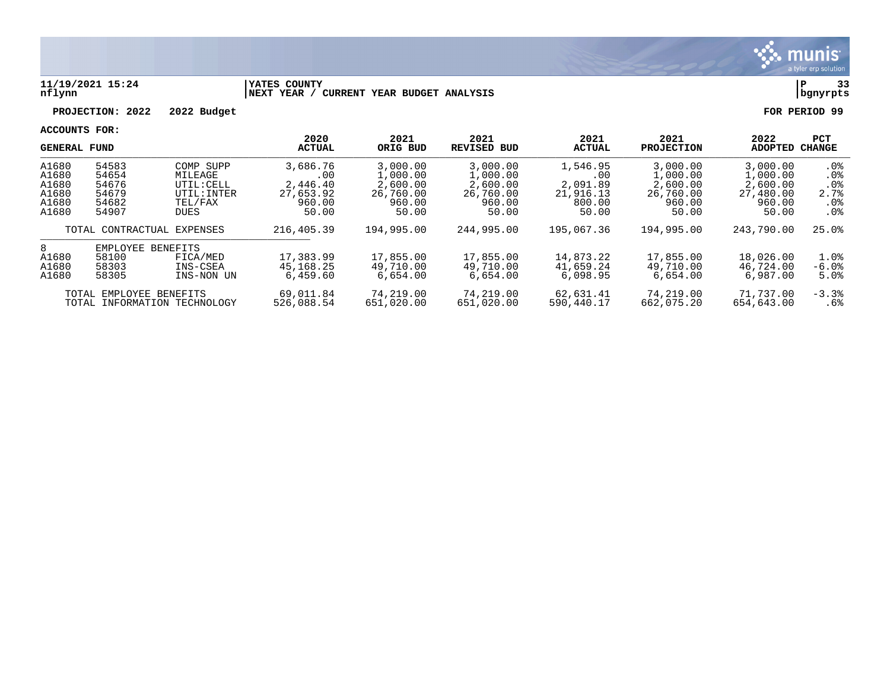**11/19/2021 15:24** | **YATES COUNTY**
**nflynn** | **NEXT YEAR / CURRENT YEAR BUDGET ANALYSIS** | **bgnyrpts**

**PROJECTION: 2022 2022 Budget** **FOR PERIOD 99**

**ACCOUNTS FOR:**

| GENERAL FUND | | | 2020 ACTUAL | 2021 ORIG BUD | 2021 REVISED BUD | 2021 ACTUAL | 2021 PROJECTION | 2022 ADOPTED | PCT CHANGE |
|---|---|---|---|---|---|---|---|---|---|
| A1680 | 54583 | COMP SUPP | 3,686.76 | 3,000.00 | 3,000.00 | 1,546.95 | 3,000.00 | 3,000.00 | .0% |
| A1680 | 54654 | MILEAGE | .00 | 1,000.00 | 1,000.00 | .00 | 1,000.00 | 1,000.00 | .0% |
| A1680 | 54676 | UTIL:CELL | 2,446.40 | 2,600.00 | 2,600.00 | 2,091.89 | 2,600.00 | 2,600.00 | .0% |
| A1680 | 54679 | UTIL:INTER | 27,653.92 | 26,760.00 | 26,760.00 | 21,916.13 | 26,760.00 | 27,480.00 | 2.7% |
| A1680 | 54682 | TEL/FAX | 960.00 | 960.00 | 960.00 | 800.00 | 960.00 | 960.00 | .0% |
| A1680 | 54907 | DUES | 50.00 | 50.00 | 50.00 | 50.00 | 50.00 | 50.00 | .0% |
| TOTAL CONTRACTUAL EXPENSES | | | 216,405.39 | 194,995.00 | 244,995.00 | 195,067.36 | 194,995.00 | 243,790.00 | 25.0% |
| 8 | EMPLOYEE BENEFITS | | | | | | | | |
| A1680 | 58100 | FICA/MED | 17,383.99 | 17,855.00 | 17,855.00 | 14,873.22 | 17,855.00 | 18,026.00 | 1.0% |
| A1680 | 58303 | INS-CSEA | 45,168.25 | 49,710.00 | 49,710.00 | 41,659.24 | 49,710.00 | 46,724.00 | -6.0% |
| A1680 | 58305 | INS-NON UN | 6,459.60 | 6,654.00 | 6,654.00 | 6,098.95 | 6,654.00 | 6,987.00 | 5.0% |
| TOTAL EMPLOYEE BENEFITS | | | 69,011.84 | 74,219.00 | 74,219.00 | 62,631.41 | 74,219.00 | 71,737.00 | -3.3% |
| TOTAL INFORMATION TECHNOLOGY | | | 526,088.54 | 651,020.00 | 651,020.00 | 590,440.17 | 662,075.20 | 654,643.00 | .6% |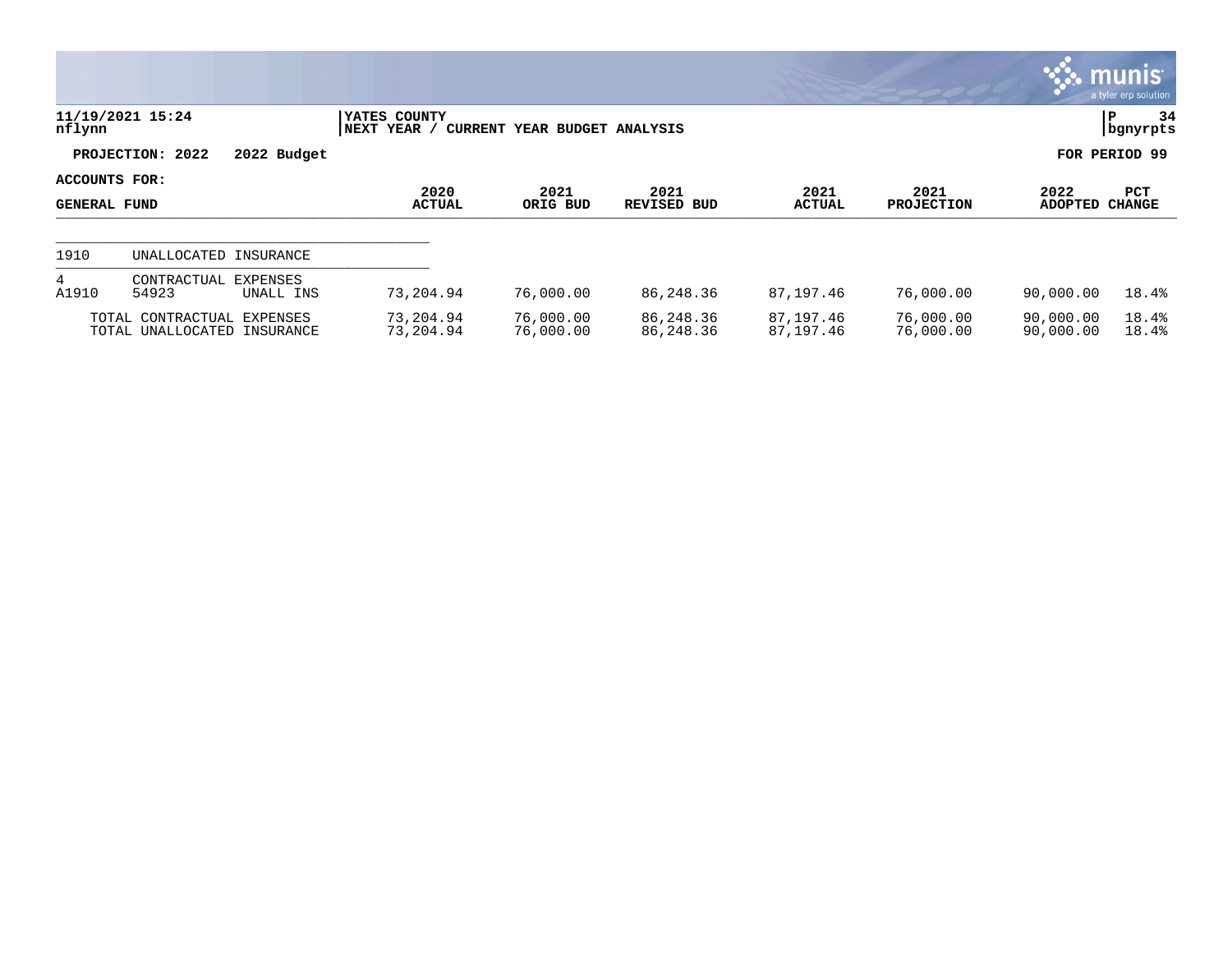**11/19/2021 15:24**
**nflynn**

**YATES COUNTY**
**NEXT YEAR / CURRENT YEAR BUDGET ANALYSIS**

**PROJECTION: 2022 2022 Budget** **FOR PERIOD 99**

**ACCOUNTS FOR:**
**GENERAL FUND**

| | | | 2020 ACTUAL | 2021 ORIG BUD | 2021 REVISED BUD | 2021 ACTUAL | 2021 PROJECTION | 2022 ADOPTED | PCT CHANGE |
|---|---|---|---|---|---|---|---|---|---|
| 1910 | UNALLOCATED INSURANCE | | | | | | | | |
| 4 | CONTRACTUAL EXPENSES | | | | | | | | |
| A1910 | 54923 | UNALL INS | 73,204.94 | 76,000.00 | 86,248.36 | 87,197.46 | 76,000.00 | 90,000.00 | 18.4% |
| | TOTAL CONTRACTUAL EXPENSES | | 73,204.94 | 76,000.00 | 86,248.36 | 87,197.46 | 76,000.00 | 90,000.00 | 18.4% |
| | TOTAL UNALLOCATED INSURANCE | | 73,204.94 | 76,000.00 | 86,248.36 | 87,197.46 | 76,000.00 | 90,000.00 | 18.4% |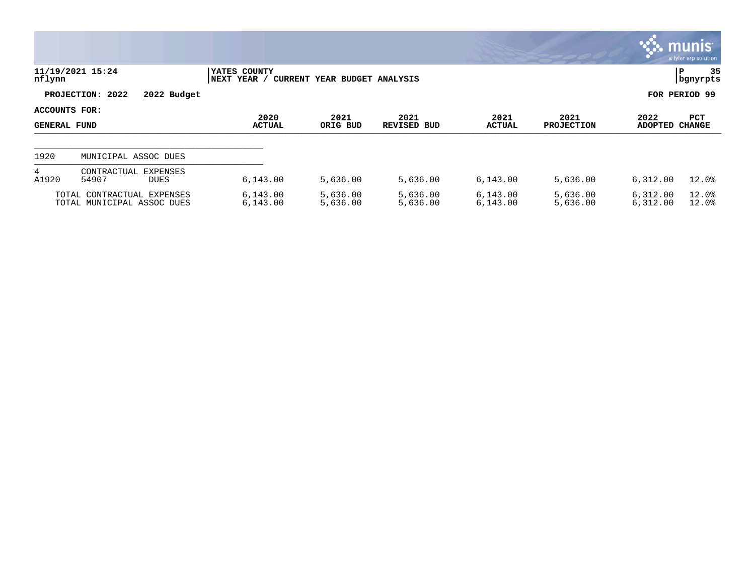11/19/2021 15:24
nflynn

YATES COUNTY
NEXT YEAR / CURRENT YEAR BUDGET ANALYSIS

P 35
bgnyrpts

PROJECTION: 2022 2022 Budget

FOR PERIOD 99

| ACCOUNTS FOR: GENERAL FUND | | | 2020 ACTUAL | 2021 ORIG BUD | 2021 REVISED BUD | 2021 ACTUAL | 2021 PROJECTION | 2022 ADOPTED | PCT CHANGE |
|---|---|---|---|---|---|---|---|---|---|
| 1920 | MUNICIPAL ASSOC DUES | | | | | | | | |
| 4 | CONTRACTUAL EXPENSES | | | | | | | | |
| A1920 | 54907 | DUES | 6,143.00 | 5,636.00 | 5,636.00 | 6,143.00 | 5,636.00 | 6,312.00 | 12.0% |
| | TOTAL CONTRACTUAL EXPENSES | | 6,143.00 | 5,636.00 | 5,636.00 | 6,143.00 | 5,636.00 | 6,312.00 | 12.0% |
| | TOTAL MUNICIPAL ASSOC DUES | | 6,143.00 | 5,636.00 | 5,636.00 | 6,143.00 | 5,636.00 | 6,312.00 | 12.0% |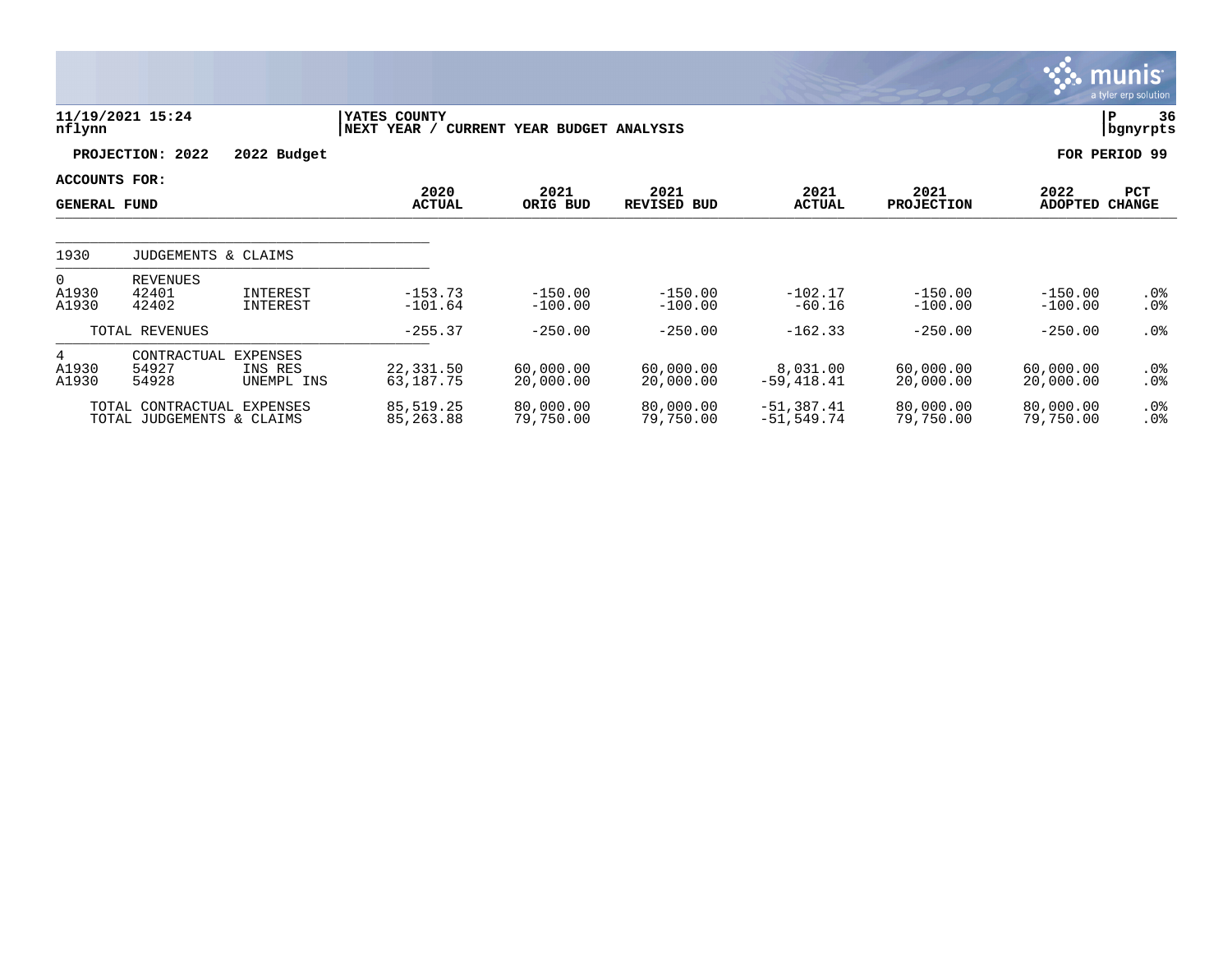11/19/2021 15:24
nflynn

YATES COUNTY
NEXT YEAR / CURRENT YEAR BUDGET ANALYSIS

P 36
bgnyrpts

**PROJECTION: 2022 2022 Budget** **FOR PERIOD 99**

**ACCOUNTS FOR:**

| GENERAL FUND | | | 2020 ACTUAL | 2021 ORIG BUD | 2021 REVISED BUD | 2021 ACTUAL | 2021 PROJECTION | 2022 ADOPTED | PCT CHANGE |
|---|---|---|---|---|---|---|---|---|---|
| 1930 | JUDGEMENTS & CLAIMS | | | | | | | | |
| 0 | REVENUES | | | | | | | | |
| A1930 | 42401 | INTEREST | -153.73 | -150.00 | -150.00 | -102.17 | -150.00 | -150.00 | .0% |
| A1930 | 42402 | INTEREST | -101.64 | -100.00 | -100.00 | -60.16 | -100.00 | -100.00 | .0% |
| TOTAL REVENUES | | | -255.37 | -250.00 | -250.00 | -162.33 | -250.00 | -250.00 | .0% |
| 4 | CONTRACTUAL EXPENSES | | | | | | | | |
| A1930 | 54927 | INS RES | 22,331.50 | 60,000.00 | 60,000.00 | 8,031.00 | 60,000.00 | 60,000.00 | .0% |
| A1930 | 54928 | UNEMPL INS | 63,187.75 | 20,000.00 | 20,000.00 | -59,418.41 | 20,000.00 | 20,000.00 | .0% |
| TOTAL CONTRACTUAL EXPENSES | | | 85,519.25 | 80,000.00 | 80,000.00 | -51,387.41 | 80,000.00 | 80,000.00 | .0% |
| TOTAL JUDGEMENTS & CLAIMS | | | 85,263.88 | 79,750.00 | 79,750.00 | -51,549.74 | 79,750.00 | 79,750.00 | .0% |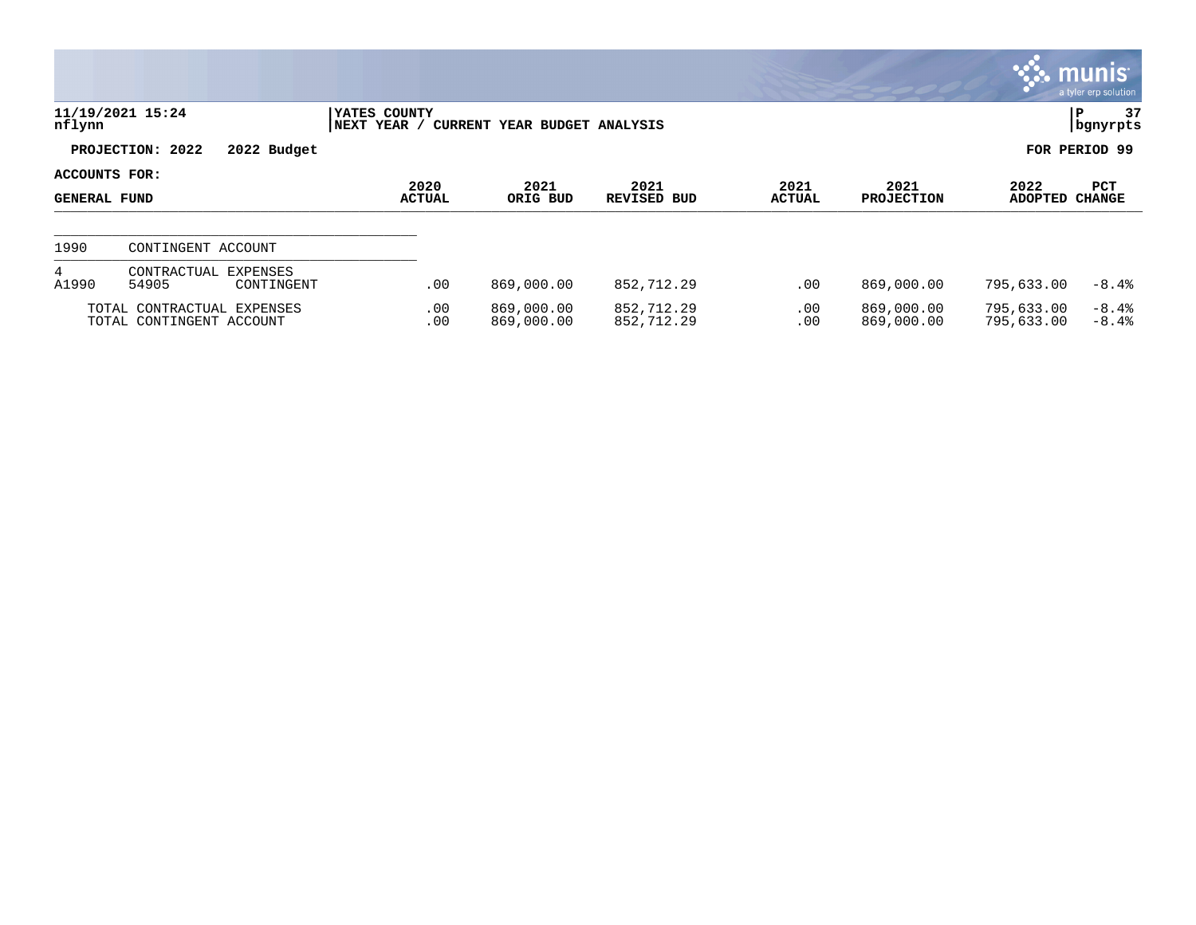**11/19/2021 15:24** | **YATES COUNTY** | **NEXT YEAR / CURRENT YEAR BUDGET ANALYSIS**

nflynn | bgnyrpts

**PROJECTION: 2022 2022 Budget** | **FOR PERIOD 99**

**ACCOUNTS FOR:**

| GENERAL FUND | | | 2020 ACTUAL | 2021 ORIG BUD | 2021 REVISED BUD | 2021 ACTUAL | 2021 PROJECTION | 2022 ADOPTED | PCT CHANGE |
|---|---|---|---|---|---|---|---|---|---|
| 1990 | CONTINGENT ACCOUNT | | | | | | | | |
| 4 | CONTRACTUAL EXPENSES | | | | | | | | |
| A1990 | 54905 | CONTINGENT | .00 | 869,000.00 | 852,712.29 | .00 | 869,000.00 | 795,633.00 | -8.4% |
| TOTAL CONTRACTUAL EXPENSES | | | .00 | 869,000.00 | 852,712.29 | .00 | 869,000.00 | 795,633.00 | -8.4% |
| TOTAL CONTINGENT ACCOUNT | | | .00 | 869,000.00 | 852,712.29 | .00 | 869,000.00 | 795,633.00 | -8.4% |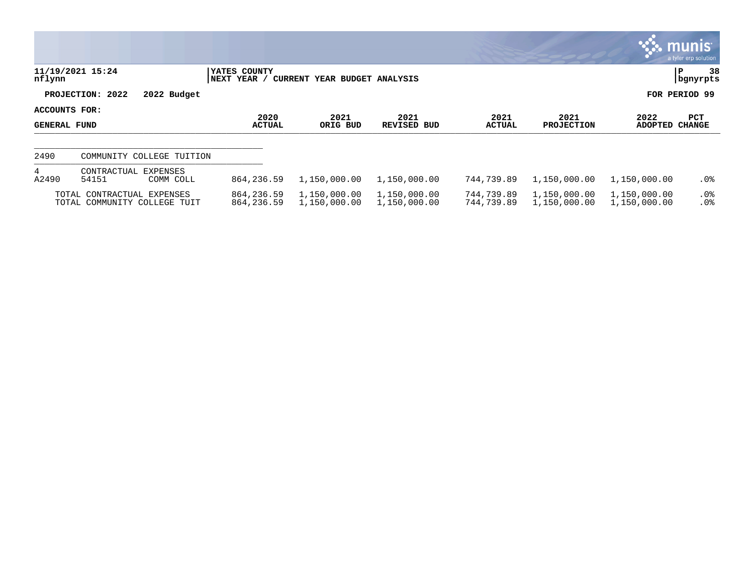11/19/2021 15:24
nflynn

YATES COUNTY
NEXT YEAR / CURRENT YEAR BUDGET ANALYSIS

P 38
bgnyrpts

PROJECTION: 2022 2022 Budget

FOR PERIOD 99

ACCOUNTS FOR:

| GENERAL FUND | | | 2020 ACTUAL | 2021 ORIG BUD | 2021 REVISED BUD | 2021 ACTUAL | 2021 PROJECTION | 2022 ADOPTED | PCT CHANGE |
|---|---|---|---|---|---|---|---|---|---|
| 2490 | COMMUNITY COLLEGE TUITION | | | | | | | | |
| 4 | CONTRACTUAL EXPENSES | | | | | | | | |
| A2490 | 54151 | COMM COLL | 864,236.59 | 1,150,000.00 | 1,150,000.00 | 744,739.89 | 1,150,000.00 | 1,150,000.00 | .0% |
| TOTAL CONTRACTUAL EXPENSES | | | 864,236.59 | 1,150,000.00 | 1,150,000.00 | 744,739.89 | 1,150,000.00 | 1,150,000.00 | .0% |
| TOTAL COMMUNITY COLLEGE TUIT | | | 864,236.59 | 1,150,000.00 | 1,150,000.00 | 744,739.89 | 1,150,000.00 | 1,150,000.00 | .0% |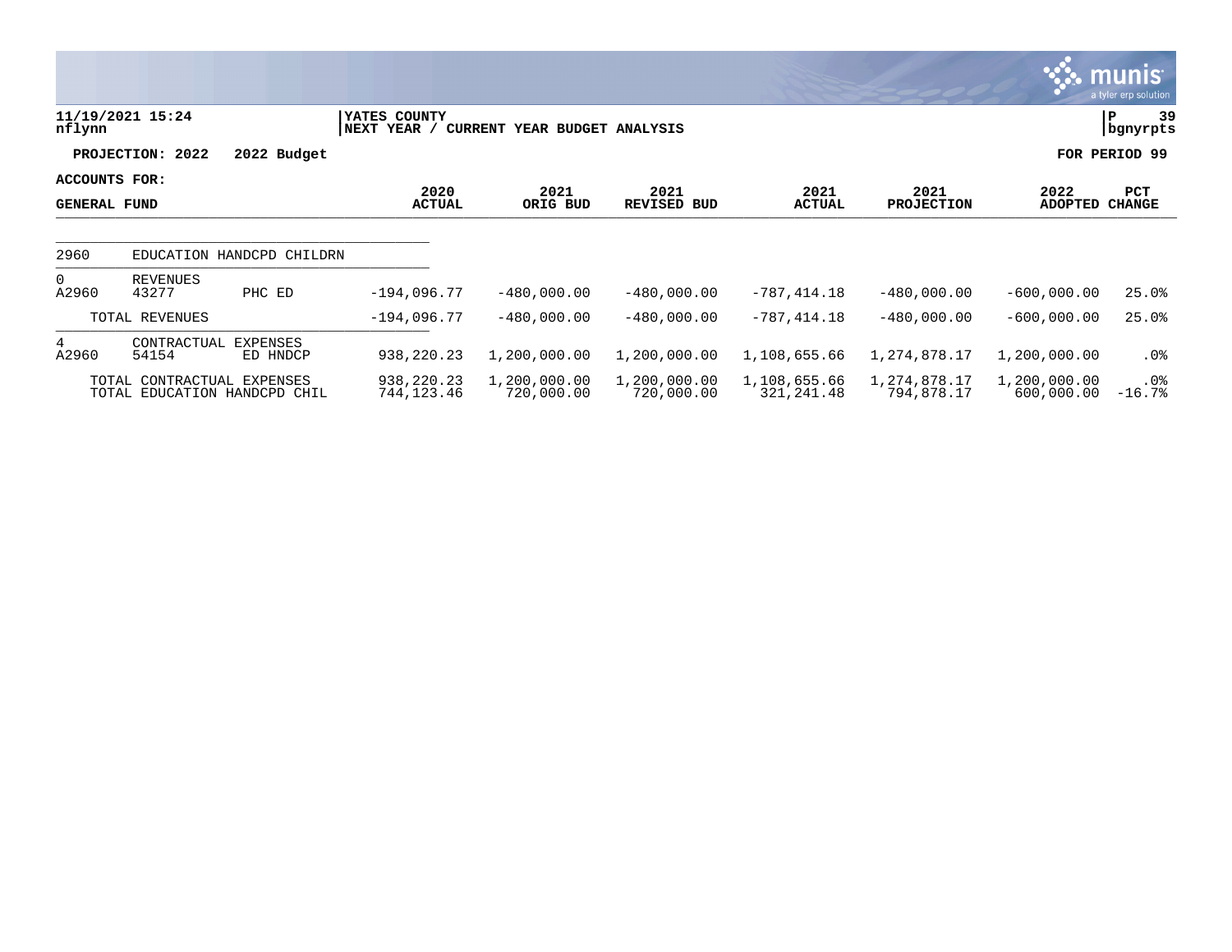11/19/2021 15:24 | YATES COUNTY | P 39
nflynn | NEXT YEAR / CURRENT YEAR BUDGET ANALYSIS | bgnyrpts

**PROJECTION: 2022 2022 Budget** — **FOR PERIOD 99**

**ACCOUNTS FOR: GENERAL FUND**

| | | | 2020 ACTUAL | 2021 ORIG BUD | 2021 REVISED BUD | 2021 ACTUAL | 2021 PROJECTION | 2022 ADOPTED | PCT CHANGE |
|---|---|---|---|---|---|---|---|---|---|
| 2960 | EDUCATION HANDCPD CHILDRN | | | | | | | | |
| 0 | REVENUES | | | | | | | | |
| A2960 | 43277 | PHC ED | -194,096.77 | -480,000.00 | -480,000.00 | -787,414.18 | -480,000.00 | -600,000.00 | 25.0% |
| | TOTAL REVENUES | | -194,096.77 | -480,000.00 | -480,000.00 | -787,414.18 | -480,000.00 | -600,000.00 | 25.0% |
| 4 | CONTRACTUAL EXPENSES | | | | | | | | |
| A2960 | 54154 | ED HNDCP | 938,220.23 | 1,200,000.00 | 1,200,000.00 | 1,108,655.66 | 1,274,878.17 | 1,200,000.00 | .0% |
| | TOTAL CONTRACTUAL EXPENSES | | 938,220.23 | 1,200,000.00 | 1,200,000.00 | 1,108,655.66 | 1,274,878.17 | 1,200,000.00 | .0% |
| | TOTAL EDUCATION HANDCPD CHIL | | 744,123.46 | 720,000.00 | 720,000.00 | 321,241.48 | 794,878.17 | 600,000.00 | -16.7% |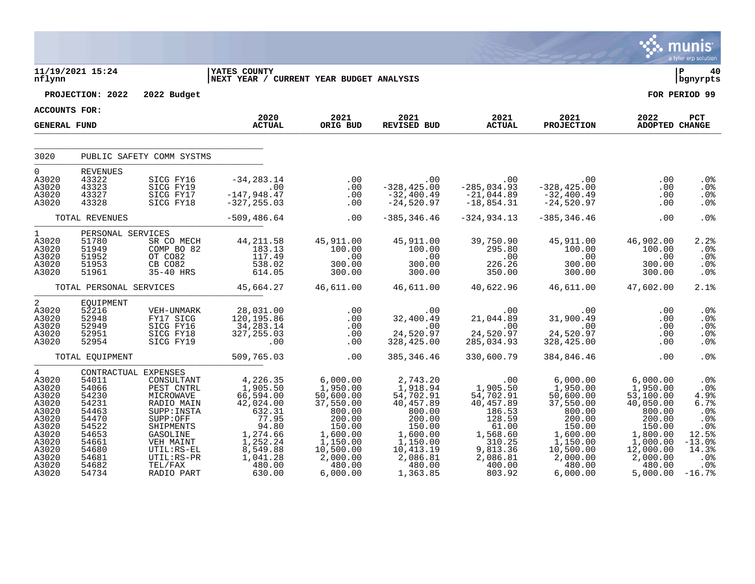**11/19/2021 15:24** | **YATES COUNTY** | **P 40**
**nflynn** | **NEXT YEAR / CURRENT YEAR BUDGET ANALYSIS** | **bgnyrpts**

**PROJECTION: 2022 2022 Budget** | **FOR PERIOD 99**

**ACCOUNTS FOR:**
**GENERAL FUND**

| | | | 2020 ACTUAL | 2021 ORIG BUD | 2021 REVISED BUD | 2021 ACTUAL | 2021 PROJECTION | 2022 ADOPTED | PCT CHANGE |
|---|---|---|---|---|---|---|---|---|---|
| 3020 | PUBLIC SAFETY COMM SYSTMS | | | | | | | | |
| 0 | REVENUES | | | | | | | | |
| A3020 | 43322 | SICG FY16 | -34,283.14 | .00 | .00 | .00 | .00 | .00 | .0% |
| A3020 | 43323 | SICG FY19 | .00 | .00 | -328,425.00 | -285,034.93 | -328,425.00 | .00 | .0% |
| A3020 | 43327 | SICG FY17 | -147,948.47 | .00 | -32,400.49 | -21,044.89 | -32,400.49 | .00 | .0% |
| A3020 | 43328 | SICG FY18 | -327,255.03 | .00 | -24,520.97 | -18,854.31 | -24,520.97 | .00 | .0% |
| | TOTAL REVENUES | | -509,486.64 | .00 | -385,346.46 | -324,934.13 | -385,346.46 | .00 | .0% |
| 1 | PERSONAL SERVICES | | | | | | | | |
| A3020 | 51780 | SR CO MECH | 44,211.58 | 45,911.00 | 45,911.00 | 39,750.90 | 45,911.00 | 46,902.00 | 2.2% |
| A3020 | 51949 | COMP BO 82 | 183.13 | 100.00 | 100.00 | 295.80 | 100.00 | 100.00 | .0% |
| A3020 | 51952 | OT CO82 | 117.49 | .00 | .00 | .00 | .00 | .00 | .0% |
| A3020 | 51953 | CB CO82 | 538.02 | 300.00 | 300.00 | 226.26 | 300.00 | 300.00 | .0% |
| A3020 | 51961 | 35-40 HRS | 614.05 | 300.00 | 300.00 | 350.00 | 300.00 | 300.00 | .0% |
| | TOTAL PERSONAL SERVICES | | 45,664.27 | 46,611.00 | 46,611.00 | 40,622.96 | 46,611.00 | 47,602.00 | 2.1% |
| 2 | EQUIPMENT | | | | | | | | |
| A3020 | 52216 | VEH-UNMARK | 28,031.00 | .00 | .00 | .00 | .00 | .00 | .0% |
| A3020 | 52948 | FY17 SICG | 120,195.86 | .00 | 32,400.49 | 21,044.89 | 31,900.49 | .00 | .0% |
| A3020 | 52949 | SICG FY16 | 34,283.14 | .00 | .00 | .00 | .00 | .00 | .0% |
| A3020 | 52951 | SICG FY18 | 327,255.03 | .00 | 24,520.97 | 24,520.97 | 24,520.97 | .00 | .0% |
| A3020 | 52954 | SICG FY19 | .00 | .00 | 328,425.00 | 285,034.93 | 328,425.00 | .00 | .0% |
| | TOTAL EQUIPMENT | | 509,765.03 | .00 | 385,346.46 | 330,600.79 | 384,846.46 | .00 | .0% |
| 4 | CONTRACTUAL EXPENSES | | | | | | | | |
| A3020 | 54011 | CONSULTANT | 4,226.35 | 6,000.00 | 2,743.20 | .00 | 6,000.00 | 6,000.00 | .0% |
| A3020 | 54066 | PEST CNTRL | 1,905.50 | 1,950.00 | 1,918.94 | 1,905.50 | 1,950.00 | 1,950.00 | .0% |
| A3020 | 54230 | MICROWAVE | 66,594.00 | 50,600.00 | 54,702.91 | 54,702.91 | 50,600.00 | 53,100.00 | 4.9% |
| A3020 | 54231 | RADIO MAIN | 42,024.00 | 37,550.00 | 40,457.89 | 40,457.89 | 37,550.00 | 40,050.00 | 6.7% |
| A3020 | 54463 | SUPP:INSTA | 632.31 | 800.00 | 800.00 | 186.53 | 800.00 | 800.00 | .0% |
| A3020 | 54470 | SUPP:OFF | 77.95 | 200.00 | 200.00 | 128.59 | 200.00 | 200.00 | .0% |
| A3020 | 54522 | SHIPMENTS | 94.80 | 150.00 | 150.00 | 61.00 | 150.00 | 150.00 | .0% |
| A3020 | 54653 | GASOLINE | 1,274.66 | 1,600.00 | 1,600.00 | 1,568.60 | 1,600.00 | 1,800.00 | 12.5% |
| A3020 | 54661 | VEH MAINT | 1,252.24 | 1,150.00 | 1,150.00 | 310.25 | 1,150.00 | 1,000.00 | -13.0% |
| A3020 | 54680 | UTIL:RS-EL | 8,549.88 | 10,500.00 | 10,413.19 | 9,813.36 | 10,500.00 | 12,000.00 | 14.3% |
| A3020 | 54681 | UTIL:RS-PR | 1,041.28 | 2,000.00 | 2,086.81 | 2,086.81 | 2,000.00 | 2,000.00 | .0% |
| A3020 | 54682 | TEL/FAX | 480.00 | 480.00 | 480.00 | 400.00 | 480.00 | 480.00 | .0% |
| A3020 | 54734 | RADIO PART | 630.00 | 6,000.00 | 1,363.85 | 803.92 | 6,000.00 | 5,000.00 | -16.7% |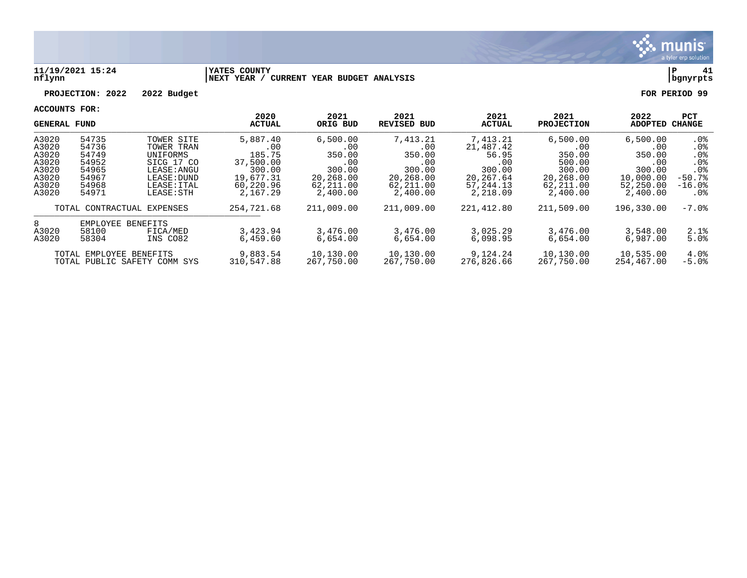**11/19/2021 15:24** | **YATES COUNTY** | **P 41**
**nflynn** | **NEXT YEAR / CURRENT YEAR BUDGET ANALYSIS** | **bgnyrpts**

**PROJECTION: 2022  2022 Budget**  **FOR PERIOD 99**

**ACCOUNTS FOR:**

| GENERAL FUND | | | 2020 ACTUAL | 2021 ORIG BUD | 2021 REVISED BUD | 2021 ACTUAL | 2021 PROJECTION | 2022 ADOPTED | PCT CHANGE |
|---|---|---|---|---|---|---|---|---|---|
| A3020 | 54735 | TOWER SITE | 5,887.40 | 6,500.00 | 7,413.21 | 7,413.21 | 6,500.00 | 6,500.00 | .0% |
| A3020 | 54736 | TOWER TRAN | .00 | .00 | .00 | 21,487.42 | .00 | .00 | .0% |
| A3020 | 54749 | UNIFORMS | 185.75 | 350.00 | 350.00 | 56.95 | 350.00 | 350.00 | .0% |
| A3020 | 54952 | SICG 17 CO | 37,500.00 | .00 | .00 | .00 | 500.00 | .00 | .0% |
| A3020 | 54965 | LEASE:ANGU | 300.00 | 300.00 | 300.00 | 300.00 | 300.00 | 300.00 | .0% |
| A3020 | 54967 | LEASE:DUND | 19,677.31 | 20,268.00 | 20,268.00 | 20,267.64 | 20,268.00 | 10,000.00 | -50.7% |
| A3020 | 54968 | LEASE:ITAL | 60,220.96 | 62,211.00 | 62,211.00 | 57,244.13 | 62,211.00 | 52,250.00 | -16.0% |
| A3020 | 54971 | LEASE:STH | 2,167.29 | 2,400.00 | 2,400.00 | 2,218.09 | 2,400.00 | 2,400.00 | .0% |
| | TOTAL CONTRACTUAL EXPENSES | | 254,721.68 | 211,009.00 | 211,009.00 | 221,412.80 | 211,509.00 | 196,330.00 | -7.0% |
| 8 | EMPLOYEE BENEFITS | | | | | | | | |
| A3020 | 58100 | FICA/MED | 3,423.94 | 3,476.00 | 3,476.00 | 3,025.29 | 3,476.00 | 3,548.00 | 2.1% |
| A3020 | 58304 | INS CO82 | 6,459.60 | 6,654.00 | 6,654.00 | 6,098.95 | 6,654.00 | 6,987.00 | 5.0% |
| | TOTAL EMPLOYEE BENEFITS | | 9,883.54 | 10,130.00 | 10,130.00 | 9,124.24 | 10,130.00 | 10,535.00 | 4.0% |
| | TOTAL PUBLIC SAFETY COMM SYS | | 310,547.88 | 267,750.00 | 267,750.00 | 276,826.66 | 267,750.00 | 254,467.00 | -5.0% |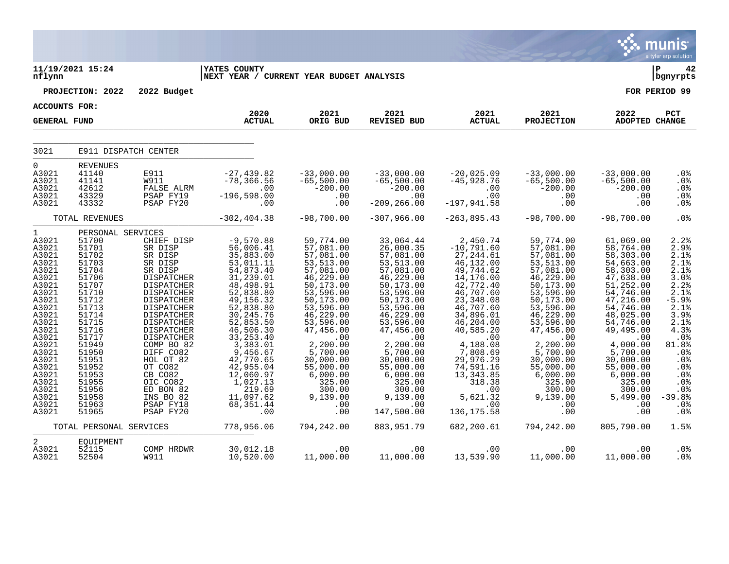YATES COUNTY
NEXT YEAR / CURRENT YEAR BUDGET ANALYSIS

11/19/2021 15:24
nflynn

PROJECTION: 2022 2022 Budget

FOR PERIOD 99

ACCOUNTS FOR:
GENERAL FUND

| | | | 2020 ACTUAL | 2021 ORIG BUD | 2021 REVISED BUD | 2021 ACTUAL | 2021 PROJECTION | 2022 ADOPTED | PCT CHANGE |
|---|---|---|---|---|---|---|---|---|---|
| 3021 | E911 DISPATCH CENTER | | | | | | | | |
| 0 | REVENUES | | | | | | | | |
| A3021 | 41140 | E911 | -27,439.82 | -33,000.00 | -33,000.00 | -20,025.09 | -33,000.00 | -33,000.00 | .0% |
| A3021 | 41141 | W911 | -78,366.56 | -65,500.00 | -65,500.00 | -45,928.76 | -65,500.00 | -65,500.00 | .0% |
| A3021 | 42612 | FALSE ALRM | .00 | -200.00 | -200.00 | .00 | -200.00 | -200.00 | .0% |
| A3021 | 43329 | PSAP FY19 | -196,598.00 | .00 | .00 | .00 | .00 | .00 | .0% |
| A3021 | 43332 | PSAP FY20 | .00 | .00 | -209,266.00 | -197,941.58 | .00 | .00 | .0% |
| | TOTAL REVENUES | | -302,404.38 | -98,700.00 | -307,966.00 | -263,895.43 | -98,700.00 | -98,700.00 | .0% |
| 1 | PERSONAL SERVICES | | | | | | | | |
| A3021 | 51700 | CHIEF DISP | -9,570.88 | 59,774.00 | 33,064.44 | 2,450.74 | 59,774.00 | 61,069.00 | 2.2% |
| A3021 | 51701 | SR DISP | 56,006.41 | 57,081.00 | 26,000.35 | -10,791.60 | 57,081.00 | 58,764.00 | 2.9% |
| A3021 | 51702 | SR DISP | 35,883.00 | 57,081.00 | 57,081.00 | 27,244.61 | 57,081.00 | 58,303.00 | 2.1% |
| A3021 | 51703 | SR DISP | 53,011.11 | 53,513.00 | 53,513.00 | 46,132.00 | 53,513.00 | 54,663.00 | 2.1% |
| A3021 | 51704 | SR DISP | 54,873.40 | 57,081.00 | 57,081.00 | 49,744.62 | 57,081.00 | 58,303.00 | 2.1% |
| A3021 | 51706 | DISPATCHER | 31,239.01 | 46,229.00 | 46,229.00 | 14,176.00 | 46,229.00 | 47,638.00 | 3.0% |
| A3021 | 51707 | DISPATCHER | 48,498.91 | 50,173.00 | 50,173.00 | 42,772.40 | 50,173.00 | 51,252.00 | 2.2% |
| A3021 | 51710 | DISPATCHER | 52,838.80 | 53,596.00 | 53,596.00 | 46,707.60 | 53,596.00 | 54,746.00 | 2.1% |
| A3021 | 51712 | DISPATCHER | 49,156.32 | 50,173.00 | 50,173.00 | 23,348.08 | 50,173.00 | 47,216.00 | -5.9% |
| A3021 | 51713 | DISPATCHER | 52,838.80 | 53,596.00 | 53,596.00 | 46,707.60 | 53,596.00 | 54,746.00 | 2.1% |
| A3021 | 51714 | DISPATCHER | 30,245.76 | 46,229.00 | 46,229.00 | 34,896.01 | 46,229.00 | 48,025.00 | 3.9% |
| A3021 | 51715 | DISPATCHER | 52,853.50 | 53,596.00 | 53,596.00 | 46,204.00 | 53,596.00 | 54,746.00 | 2.1% |
| A3021 | 51716 | DISPATCHER | 46,506.30 | 47,456.00 | 47,456.00 | 40,585.20 | 47,456.00 | 49,495.00 | 4.3% |
| A3021 | 51717 | DISPATCHER | 33,253.40 | .00 | .00 | .00 | .00 | .00 | .0% |
| A3021 | 51949 | COMP BO 82 | 3,383.01 | 2,200.00 | 2,200.00 | 4,188.08 | 2,200.00 | 4,000.00 | 81.8% |
| A3021 | 51950 | DIFF CO82 | 9,456.67 | 5,700.00 | 5,700.00 | 7,808.69 | 5,700.00 | 5,700.00 | .0% |
| A3021 | 51951 | HOL OT 82 | 42,770.65 | 30,000.00 | 30,000.00 | 29,976.29 | 30,000.00 | 30,000.00 | .0% |
| A3021 | 51952 | OT CO82 | 42,955.04 | 55,000.00 | 55,000.00 | 74,591.16 | 55,000.00 | 55,000.00 | .0% |
| A3021 | 51953 | CB CO82 | 12,060.97 | 6,000.00 | 6,000.00 | 13,343.85 | 6,000.00 | 6,000.00 | .0% |
| A3021 | 51955 | OIC CO82 | 1,027.13 | 325.00 | 325.00 | 318.38 | 325.00 | 325.00 | .0% |
| A3021 | 51956 | ED BON 82 | 219.69 | 300.00 | 300.00 | .00 | 300.00 | 300.00 | .0% |
| A3021 | 51958 | INS BO 82 | 11,097.62 | 9,139.00 | 9,139.00 | 5,621.32 | 9,139.00 | 5,499.00 | -39.8% |
| A3021 | 51963 | PSAP FY18 | 68,351.44 | .00 | .00 | .00 | .00 | .00 | .0% |
| A3021 | 51965 | PSAP FY20 | .00 | .00 | 147,500.00 | 136,175.58 | .00 | .00 | .0% |
| | TOTAL PERSONAL SERVICES | | 778,956.06 | 794,242.00 | 883,951.79 | 682,200.61 | 794,242.00 | 805,790.00 | 1.5% |
| 2 | EQUIPMENT | | | | | | | | |
| A3021 | 52115 | COMP HRDWR | 30,012.18 | .00 | .00 | .00 | .00 | .00 | .0% |
| A3021 | 52504 | W911 | 10,520.00 | 11,000.00 | 11,000.00 | 13,539.90 | 11,000.00 | 11,000.00 | .0% |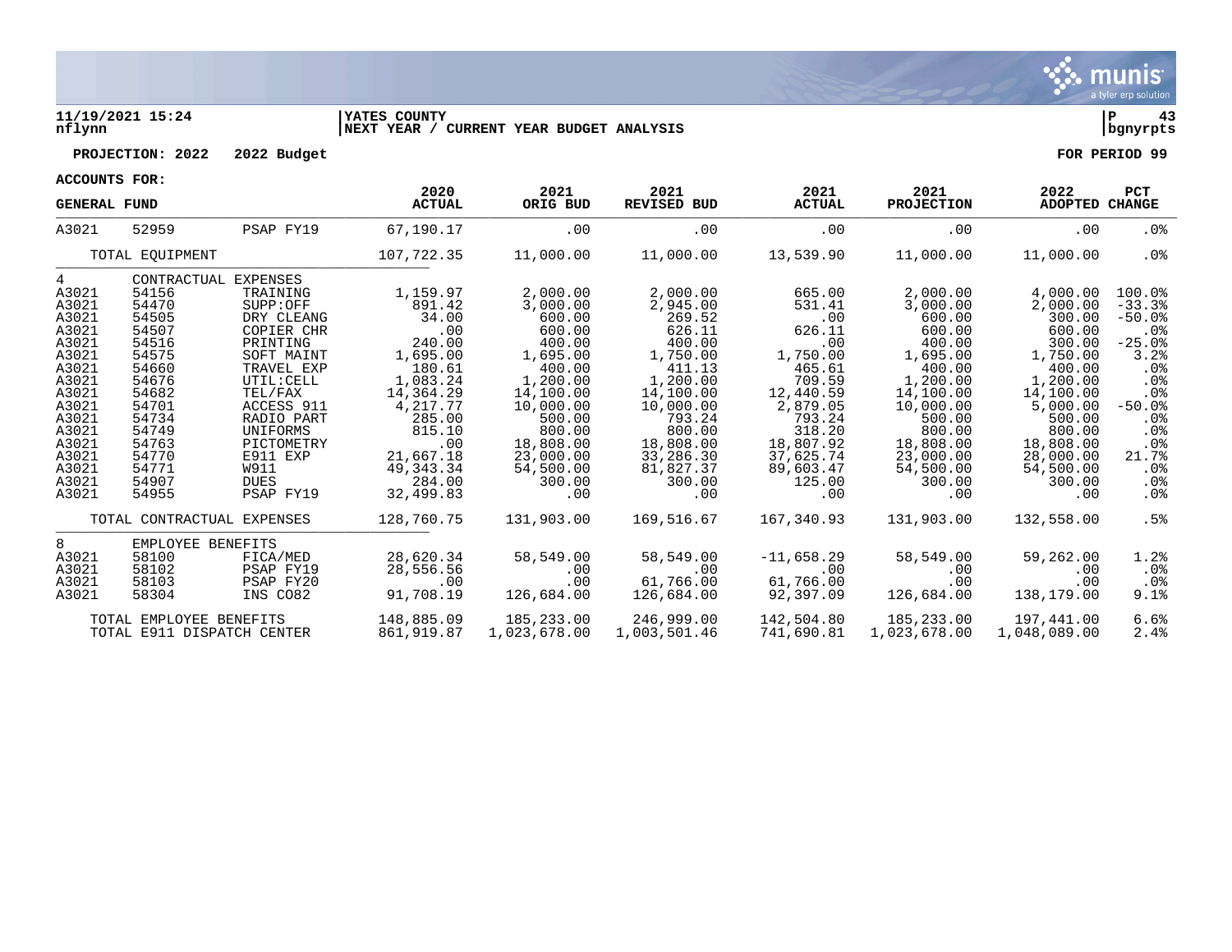11/19/2021 15:24 | YATES COUNTY | P 43
nflynn | NEXT YEAR / CURRENT YEAR BUDGET ANALYSIS | bgnyrpts

**PROJECTION: 2022 2022 Budget** **FOR PERIOD 99**

**ACCOUNTS FOR:**

| GENERAL FUND | | | 2020 ACTUAL | 2021 ORIG BUD | 2021 REVISED BUD | 2021 ACTUAL | 2021 PROJECTION | 2022 ADOPTED | PCT CHANGE |
|---|---|---|---|---|---|---|---|---|---|
| A3021 | 52959 | PSAP FY19 | 67,190.17 | .00 | .00 | .00 | .00 | .00 | .0% |
| TOTAL EQUIPMENT | | | 107,722.35 | 11,000.00 | 11,000.00 | 13,539.90 | 11,000.00 | 11,000.00 | .0% |
| 4 | CONTRACTUAL EXPENSES | | | | | | | | |
| A3021 | 54156 | TRAINING | 1,159.97 | 2,000.00 | 2,000.00 | 665.00 | 2,000.00 | 4,000.00 | 100.0% |
| A3021 | 54470 | SUPP:OFF | 891.42 | 3,000.00 | 2,945.00 | 531.41 | 3,000.00 | 2,000.00 | -33.3% |
| A3021 | 54505 | DRY CLEANG | 34.00 | 600.00 | 269.52 | .00 | 600.00 | 300.00 | -50.0% |
| A3021 | 54507 | COPIER CHR | .00 | 600.00 | 626.11 | 626.11 | 600.00 | 600.00 | .0% |
| A3021 | 54516 | PRINTING | 240.00 | 400.00 | 400.00 | .00 | 400.00 | 300.00 | -25.0% |
| A3021 | 54575 | SOFT MAINT | 1,695.00 | 1,695.00 | 1,750.00 | 1,750.00 | 1,695.00 | 1,750.00 | 3.2% |
| A3021 | 54660 | TRAVEL EXP | 180.61 | 400.00 | 411.13 | 465.61 | 400.00 | 400.00 | .0% |
| A3021 | 54676 | UTIL:CELL | 1,083.24 | 1,200.00 | 1,200.00 | 709.59 | 1,200.00 | 1,200.00 | .0% |
| A3021 | 54682 | TEL/FAX | 14,364.29 | 14,100.00 | 14,100.00 | 12,440.59 | 14,100.00 | 14,100.00 | .0% |
| A3021 | 54701 | ACCESS 911 | 4,217.77 | 10,000.00 | 10,000.00 | 2,879.05 | 10,000.00 | 5,000.00 | -50.0% |
| A3021 | 54734 | RADIO PART | 285.00 | 500.00 | 793.24 | 793.24 | 500.00 | 500.00 | .0% |
| A3021 | 54749 | UNIFORMS | 815.10 | 800.00 | 800.00 | 318.20 | 800.00 | 800.00 | .0% |
| A3021 | 54763 | PICTOMETRY | .00 | 18,808.00 | 18,808.00 | 18,807.92 | 18,808.00 | 18,808.00 | .0% |
| A3021 | 54770 | E911 EXP | 21,667.18 | 23,000.00 | 33,286.30 | 37,625.74 | 23,000.00 | 28,000.00 | 21.7% |
| A3021 | 54771 | W911 | 49,343.34 | 54,500.00 | 81,827.37 | 89,603.47 | 54,500.00 | 54,500.00 | .0% |
| A3021 | 54907 | DUES | 284.00 | 300.00 | 300.00 | 125.00 | 300.00 | 300.00 | .0% |
| A3021 | 54955 | PSAP FY19 | 32,499.83 | .00 | .00 | .00 | .00 | .00 | .0% |
| TOTAL CONTRACTUAL EXPENSES | | | 128,760.75 | 131,903.00 | 169,516.67 | 167,340.93 | 131,903.00 | 132,558.00 | .5% |
| 8 | EMPLOYEE BENEFITS | | | | | | | | |
| A3021 | 58100 | FICA/MED | 28,620.34 | 58,549.00 | 58,549.00 | -11,658.29 | 58,549.00 | 59,262.00 | 1.2% |
| A3021 | 58102 | PSAP FY19 | 28,556.56 | .00 | .00 | .00 | .00 | .00 | .0% |
| A3021 | 58103 | PSAP FY20 | .00 | .00 | 61,766.00 | 61,766.00 | .00 | .00 | .0% |
| A3021 | 58304 | INS CO82 | 91,708.19 | 126,684.00 | 126,684.00 | 92,397.09 | 126,684.00 | 138,179.00 | 9.1% |
| TOTAL EMPLOYEE BENEFITS | | | 148,885.09 | 185,233.00 | 246,999.00 | 142,504.80 | 185,233.00 | 197,441.00 | 6.6% |
| TOTAL E911 DISPATCH CENTER | | | 861,919.87 | 1,023,678.00 | 1,003,501.46 | 741,690.81 | 1,023,678.00 | 1,048,089.00 | 2.4% |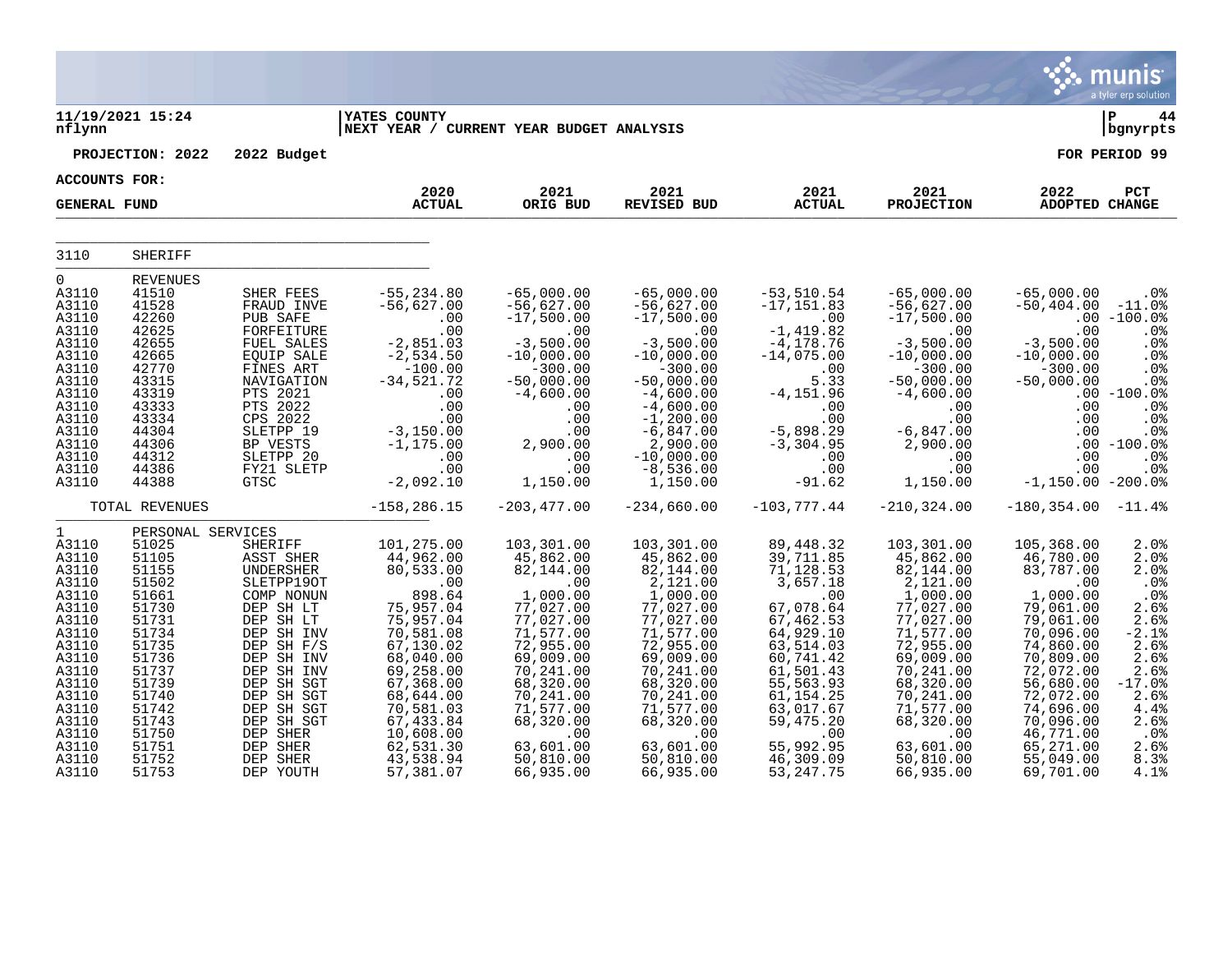11/19/2021 15:24 | YATES COUNTY | P 44
nflynn | NEXT YEAR / CURRENT YEAR BUDGET ANALYSIS | bgnyrpts

PROJECTION: 2022 2022 Budget — FOR PERIOD 99

ACCOUNTS FOR:

GENERAL FUND

| | | | 2020 ACTUAL | 2021 ORIG BUD | 2021 REVISED BUD | 2021 ACTUAL | 2021 PROJECTION | 2022 ADOPTED | PCT CHANGE |
|---|---|---|---|---|---|---|---|---|---|
| 3110 | SHERIFF | | | | | | | | |
| 0 | REVENUES | | | | | | | | |
| A3110 | 41510 | SHER FEES | -55,234.80 | -65,000.00 | -65,000.00 | -53,510.54 | -65,000.00 | -65,000.00 | .0% |
| A3110 | 41528 | FRAUD INVE | -56,627.00 | -56,627.00 | -56,627.00 | -17,151.83 | -56,627.00 | -50,404.00 | -11.0% |
| A3110 | 42260 | PUB SAFE | .00 | -17,500.00 | -17,500.00 | .00 | -17,500.00 | .00 | -100.0% |
| A3110 | 42625 | FORFEITURE | .00 | .00 | .00 | -1,419.82 | .00 | .00 | .0% |
| A3110 | 42655 | FUEL SALES | -2,851.03 | -3,500.00 | -3,500.00 | -4,178.76 | -3,500.00 | -3,500.00 | .0% |
| A3110 | 42665 | EQUIP SALE | -2,534.50 | -10,000.00 | -10,000.00 | -14,075.00 | -10,000.00 | -10,000.00 | .0% |
| A3110 | 42770 | FINES ART | -100.00 | -300.00 | -300.00 | .00 | -300.00 | -300.00 | .0% |
| A3110 | 43315 | NAVIGATION | -34,521.72 | -50,000.00 | -50,000.00 | 5.33 | -50,000.00 | -50,000.00 | .0% |
| A3110 | 43319 | PTS 2021 | .00 | -4,600.00 | -4,600.00 | -4,151.96 | -4,600.00 | .00 | -100.0% |
| A3110 | 43333 | PTS 2022 | .00 | .00 | -4,600.00 | .00 | .00 | .00 | .0% |
| A3110 | 43334 | CPS 2022 | .00 | .00 | -1,200.00 | .00 | .00 | .00 | .0% |
| A3110 | 44304 | SLETPP 19 | -3,150.00 | .00 | -6,847.00 | -5,898.29 | -6,847.00 | .00 | .0% |
| A3110 | 44306 | BP VESTS | -1,175.00 | 2,900.00 | 2,900.00 | -3,304.95 | 2,900.00 | .00 | -100.0% |
| A3110 | 44312 | SLETPP 20 | .00 | .00 | -10,000.00 | .00 | .00 | .00 | .0% |
| A3110 | 44386 | FY21 SLETP | .00 | .00 | -8,536.00 | .00 | .00 | .00 | .0% |
| A3110 | 44388 | GTSC | -2,092.10 | 1,150.00 | 1,150.00 | -91.62 | 1,150.00 | -1,150.00 | -200.0% |
| | TOTAL REVENUES | | -158,286.15 | -203,477.00 | -234,660.00 | -103,777.44 | -210,324.00 | -180,354.00 | -11.4% |
| 1 | PERSONAL SERVICES | | | | | | | | |
| A3110 | 51025 | SHERIFF | 101,275.00 | 103,301.00 | 103,301.00 | 89,448.32 | 103,301.00 | 105,368.00 | 2.0% |
| A3110 | 51105 | ASST SHER | 44,962.00 | 45,862.00 | 45,862.00 | 39,711.85 | 45,862.00 | 46,780.00 | 2.0% |
| A3110 | 51155 | UNDERSHER | 80,533.00 | 82,144.00 | 82,144.00 | 71,128.53 | 82,144.00 | 83,787.00 | 2.0% |
| A3110 | 51502 | SLETPP19OT | .00 | .00 | 2,121.00 | 3,657.18 | 2,121.00 | .00 | .0% |
| A3110 | 51661 | COMP NONUN | 898.64 | 1,000.00 | 1,000.00 | .00 | 1,000.00 | 1,000.00 | .0% |
| A3110 | 51730 | DEP SH LT | 75,957.04 | 77,027.00 | 77,027.00 | 67,078.64 | 77,027.00 | 79,061.00 | 2.6% |
| A3110 | 51731 | DEP SH LT | 75,957.04 | 77,027.00 | 77,027.00 | 67,462.53 | 77,027.00 | 79,061.00 | 2.6% |
| A3110 | 51734 | DEP SH INV | 70,581.08 | 71,577.00 | 71,577.00 | 64,929.10 | 71,577.00 | 70,096.00 | -2.1% |
| A3110 | 51735 | DEP SH F/S | 67,130.02 | 72,955.00 | 72,955.00 | 63,514.03 | 72,955.00 | 74,860.00 | 2.6% |
| A3110 | 51736 | DEP SH INV | 68,040.00 | 69,009.00 | 69,009.00 | 60,741.42 | 69,009.00 | 70,809.00 | 2.6% |
| A3110 | 51737 | DEP SH INV | 69,258.00 | 70,241.00 | 70,241.00 | 61,501.43 | 70,241.00 | 72,072.00 | 2.6% |
| A3110 | 51739 | DEP SH SGT | 67,368.00 | 68,320.00 | 68,320.00 | 55,563.93 | 68,320.00 | 56,680.00 | -17.0% |
| A3110 | 51740 | DEP SH SGT | 68,644.00 | 70,241.00 | 70,241.00 | 61,154.25 | 70,241.00 | 72,072.00 | 2.6% |
| A3110 | 51742 | DEP SH SGT | 70,581.03 | 71,577.00 | 71,577.00 | 63,017.67 | 71,577.00 | 74,696.00 | 4.4% |
| A3110 | 51743 | DEP SH SGT | 67,433.84 | 68,320.00 | 68,320.00 | 59,475.20 | 68,320.00 | 70,096.00 | 2.6% |
| A3110 | 51750 | DEP SHER | 10,608.00 | .00 | .00 | .00 | .00 | 46,771.00 | .0% |
| A3110 | 51751 | DEP SHER | 62,531.30 | 63,601.00 | 63,601.00 | 55,992.95 | 63,601.00 | 65,271.00 | 2.6% |
| A3110 | 51752 | DEP SHER | 43,538.94 | 50,810.00 | 50,810.00 | 46,309.09 | 50,810.00 | 55,049.00 | 8.3% |
| A3110 | 51753 | DEP YOUTH | 57,381.07 | 66,935.00 | 66,935.00 | 53,247.75 | 66,935.00 | 69,701.00 | 4.1% |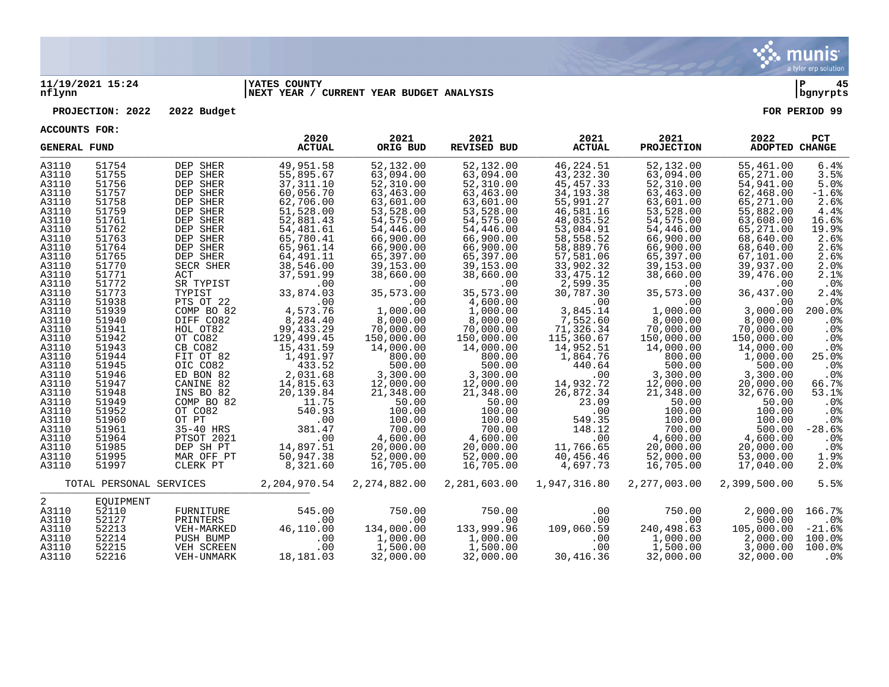**11/19/2021 15:24** | **YATES COUNTY** | **P 45**
**nflynn** | **NEXT YEAR / CURRENT YEAR BUDGET ANALYSIS** | **bgnyrpts**

**PROJECTION: 2022 2022 Budget** — **FOR PERIOD 99**

**ACCOUNTS FOR:**

| GENERAL FUND | | | 2020 ACTUAL | 2021 ORIG BUD | 2021 REVISED BUD | 2021 ACTUAL | 2021 PROJECTION | 2022 ADOPTED | PCT CHANGE |
|---|---|---|---|---|---|---|---|---|---|
| A3110 | 51754 | DEP SHER | 49,951.58 | 52,132.00 | 52,132.00 | 46,224.51 | 52,132.00 | 55,461.00 | 6.4% |
| A3110 | 51755 | DEP SHER | 55,895.67 | 63,094.00 | 63,094.00 | 43,232.30 | 63,094.00 | 65,271.00 | 3.5% |
| A3110 | 51756 | DEP SHER | 37,311.10 | 52,310.00 | 52,310.00 | 45,457.33 | 52,310.00 | 54,941.00 | 5.0% |
| A3110 | 51757 | DEP SHER | 60,056.70 | 63,463.00 | 63,463.00 | 34,193.38 | 63,463.00 | 62,468.00 | -1.6% |
| A3110 | 51758 | DEP SHER | 62,706.00 | 63,601.00 | 63,601.00 | 55,991.27 | 63,601.00 | 65,271.00 | 2.6% |
| A3110 | 51759 | DEP SHER | 51,528.00 | 53,528.00 | 53,528.00 | 46,581.16 | 53,528.00 | 55,882.00 | 4.4% |
| A3110 | 51761 | DEP SHER | 52,881.43 | 54,575.00 | 54,575.00 | 48,035.52 | 54,575.00 | 63,608.00 | 16.6% |
| A3110 | 51762 | DEP SHER | 54,481.61 | 54,446.00 | 54,446.00 | 53,084.91 | 54,446.00 | 65,271.00 | 19.9% |
| A3110 | 51763 | DEP SHER | 65,780.41 | 66,900.00 | 66,900.00 | 58,558.52 | 66,900.00 | 68,640.00 | 2.6% |
| A3110 | 51764 | DEP SHER | 65,961.14 | 66,900.00 | 66,900.00 | 58,889.76 | 66,900.00 | 68,640.00 | 2.6% |
| A3110 | 51765 | DEP SHER | 64,491.11 | 65,397.00 | 65,397.00 | 57,581.06 | 65,397.00 | 67,101.00 | 2.6% |
| A3110 | 51770 | SECR SHER | 38,546.00 | 39,153.00 | 39,153.00 | 33,902.32 | 39,153.00 | 39,937.00 | 2.0% |
| A3110 | 51771 | ACT | 37,591.99 | 38,660.00 | 38,660.00 | 33,475.12 | 38,660.00 | 39,476.00 | 2.1% |
| A3110 | 51772 | SR TYPIST | .00 | .00 | .00 | 2,599.35 | .00 | .00 | .0% |
| A3110 | 51773 | TYPIST | 33,874.03 | 35,573.00 | 35,573.00 | 30,787.30 | 35,573.00 | 36,437.00 | 2.4% |
| A3110 | 51938 | PTS OT 22 | .00 | .00 | 4,600.00 | .00 | .00 | .00 | .0% |
| A3110 | 51939 | COMP BO 82 | 4,573.76 | 1,000.00 | 1,000.00 | 3,845.14 | 1,000.00 | 3,000.00 | 200.0% |
| A3110 | 51940 | DIFF CO82 | 8,284.40 | 8,000.00 | 8,000.00 | 7,552.60 | 8,000.00 | 8,000.00 | .0% |
| A3110 | 51941 | HOL OT82 | 99,433.29 | 70,000.00 | 70,000.00 | 71,326.34 | 70,000.00 | 70,000.00 | .0% |
| A3110 | 51942 | OT CO82 | 129,499.45 | 150,000.00 | 150,000.00 | 115,360.67 | 150,000.00 | 150,000.00 | .0% |
| A3110 | 51943 | CB CO82 | 15,431.59 | 14,000.00 | 14,000.00 | 14,952.51 | 14,000.00 | 14,000.00 | .0% |
| A3110 | 51944 | FIT OT 82 | 1,491.97 | 800.00 | 800.00 | 1,864.76 | 800.00 | 1,000.00 | 25.0% |
| A3110 | 51945 | OIC CO82 | 433.52 | 500.00 | 500.00 | 440.64 | 500.00 | 500.00 | .0% |
| A3110 | 51946 | ED BON 82 | 2,031.68 | 3,300.00 | 3,300.00 | .00 | 3,300.00 | 3,300.00 | .0% |
| A3110 | 51947 | CANINE 82 | 14,815.63 | 12,000.00 | 12,000.00 | 14,932.72 | 12,000.00 | 20,000.00 | 66.7% |
| A3110 | 51948 | INS BO 82 | 20,139.84 | 21,348.00 | 21,348.00 | 26,872.34 | 21,348.00 | 32,676.00 | 53.1% |
| A3110 | 51949 | COMP BO 82 | 11.75 | 50.00 | 50.00 | 23.09 | 50.00 | 50.00 | .0% |
| A3110 | 51952 | OT CO82 | 540.93 | 100.00 | 100.00 | .00 | 100.00 | 100.00 | .0% |
| A3110 | 51960 | OT PT | .00 | 100.00 | 100.00 | 549.35 | 100.00 | 100.00 | .0% |
| A3110 | 51961 | 35-40 HRS | 381.47 | 700.00 | 700.00 | 148.12 | 700.00 | 500.00 | -28.6% |
| A3110 | 51964 | PTSOT 2021 | .00 | 4,600.00 | 4,600.00 | .00 | 4,600.00 | 4,600.00 | .0% |
| A3110 | 51985 | DEP SH PT | 14,897.51 | 20,000.00 | 20,000.00 | 11,766.65 | 20,000.00 | 20,000.00 | .0% |
| A3110 | 51995 | MAR OFF PT | 50,947.38 | 52,000.00 | 52,000.00 | 40,456.46 | 52,000.00 | 53,000.00 | 1.9% |
| A3110 | 51997 | CLERK PT | 8,321.60 | 16,705.00 | 16,705.00 | 4,697.73 | 16,705.00 | 17,040.00 | 2.0% |
| TOTAL PERSONAL SERVICES | | | 2,204,970.54 | 2,274,882.00 | 2,281,603.00 | 1,947,316.80 | 2,277,003.00 | 2,399,500.00 | 5.5% |
| 2 | EQUIPMENT | | | | | | | | |
| A3110 | 52110 | FURNITURE | 545.00 | 750.00 | 750.00 | .00 | 750.00 | 2,000.00 | 166.7% |
| A3110 | 52127 | PRINTERS | .00 | .00 | .00 | .00 | .00 | 500.00 | .0% |
| A3110 | 52213 | VEH-MARKED | 46,110.00 | 134,000.00 | 133,999.96 | 109,060.59 | 240,498.63 | 105,000.00 | -21.6% |
| A3110 | 52214 | PUSH BUMP | .00 | 1,000.00 | 1,000.00 | .00 | 1,000.00 | 2,000.00 | 100.0% |
| A3110 | 52215 | VEH SCREEN | .00 | 1,500.00 | 1,500.00 | .00 | 1,500.00 | 3,000.00 | 100.0% |
| A3110 | 52216 | VEH-UNMARK | 18,181.03 | 32,000.00 | 32,000.00 | 30,416.36 | 32,000.00 | 32,000.00 | .0% |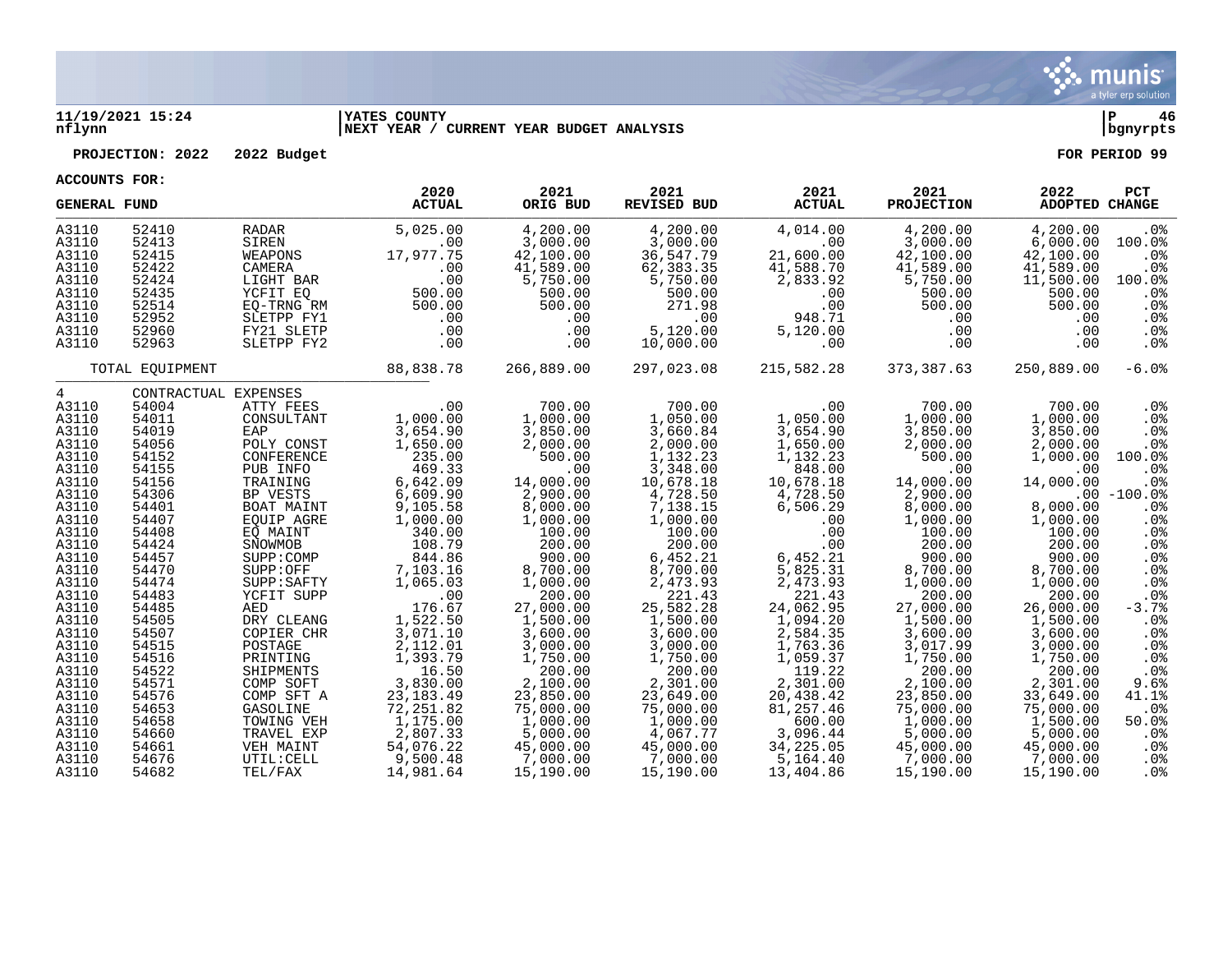11/19/2021 15:24 | YATES COUNTY | P 46
nflynn | NEXT YEAR / CURRENT YEAR BUDGET ANALYSIS | bgnyrpts

**PROJECTION: 2022 2022 Budget** **FOR PERIOD 99**

**ACCOUNTS FOR:**

| GENERAL FUND | | | 2020 ACTUAL | 2021 ORIG BUD | 2021 REVISED BUD | 2021 ACTUAL | 2021 PROJECTION | 2022 ADOPTED | PCT CHANGE |
|---|---|---|---|---|---|---|---|---|---|
| A3110 | 52410 | RADAR | 5,025.00 | 4,200.00 | 4,200.00 | 4,014.00 | 4,200.00 | 4,200.00 | .0% |
| A3110 | 52413 | SIREN | .00 | 3,000.00 | 3,000.00 | .00 | 3,000.00 | 6,000.00 | 100.0% |
| A3110 | 52415 | WEAPONS | 17,977.75 | 42,100.00 | 36,547.79 | 21,600.00 | 42,100.00 | 42,100.00 | .0% |
| A3110 | 52422 | CAMERA | .00 | 41,589.00 | 62,383.35 | 41,588.70 | 41,589.00 | 41,589.00 | .0% |
| A3110 | 52424 | LIGHT BAR | .00 | 5,750.00 | 5,750.00 | 2,833.92 | 5,750.00 | 11,500.00 | 100.0% |
| A3110 | 52435 | YCFIT EQ | 500.00 | 500.00 | 500.00 | .00 | 500.00 | 500.00 | .0% |
| A3110 | 52514 | EQ-TRNG RM | 500.00 | 500.00 | 271.98 | .00 | 500.00 | 500.00 | .0% |
| A3110 | 52952 | SLETPP FY1 | .00 | .00 | .00 | 948.71 | .00 | .00 | .0% |
| A3110 | 52960 | FY21 SLETP | .00 | .00 | 5,120.00 | 5,120.00 | .00 | .00 | .0% |
| A3110 | 52963 | SLETPP FY2 | .00 | .00 | 10,000.00 | .00 | .00 | .00 | .0% |
| | TOTAL EQUIPMENT | | 88,838.78 | 266,889.00 | 297,023.08 | 215,582.28 | 373,387.63 | 250,889.00 | -6.0% |
| 4 | CONTRACTUAL EXPENSES | | | | | | | | |
| A3110 | 54004 | ATTY FEES | .00 | 700.00 | 700.00 | .00 | 700.00 | 700.00 | .0% |
| A3110 | 54011 | CONSULTANT | 1,000.00 | 1,000.00 | 1,050.00 | 1,050.00 | 1,000.00 | 1,000.00 | .0% |
| A3110 | 54019 | EAP | 3,654.90 | 3,850.00 | 3,660.84 | 3,654.90 | 3,850.00 | 3,850.00 | .0% |
| A3110 | 54056 | POLY CONST | 1,650.00 | 2,000.00 | 2,000.00 | 1,650.00 | 2,000.00 | 2,000.00 | .0% |
| A3110 | 54152 | CONFERENCE | 235.00 | 500.00 | 1,132.23 | 1,132.23 | 500.00 | 1,000.00 | 100.0% |
| A3110 | 54155 | PUB INFO | 469.33 | .00 | 3,348.00 | 848.00 | .00 | .00 | .0% |
| A3110 | 54156 | TRAINING | 6,642.09 | 14,000.00 | 10,678.18 | 10,678.18 | 14,000.00 | 14,000.00 | .0% |
| A3110 | 54306 | BP VESTS | 6,609.90 | 2,900.00 | 4,728.50 | 4,728.50 | 2,900.00 | .00 | -100.0% |
| A3110 | 54401 | BOAT MAINT | 9,105.58 | 8,000.00 | 7,138.15 | 6,506.29 | 8,000.00 | 8,000.00 | .0% |
| A3110 | 54407 | EQUIP AGRE | 1,000.00 | 1,000.00 | 1,000.00 | .00 | 1,000.00 | 1,000.00 | .0% |
| A3110 | 54408 | EQ MAINT | 340.00 | 100.00 | 100.00 | .00 | 100.00 | 100.00 | .0% |
| A3110 | 54424 | SNOWMOB | 108.79 | 200.00 | 200.00 | .00 | 200.00 | 200.00 | .0% |
| A3110 | 54457 | SUPP:COMP | 844.86 | 900.00 | 6,452.21 | 6,452.21 | 900.00 | 900.00 | .0% |
| A3110 | 54470 | SUPP:OFF | 7,103.16 | 8,700.00 | 8,700.00 | 5,825.31 | 8,700.00 | 8,700.00 | .0% |
| A3110 | 54474 | SUPP:SAFTY | 1,065.03 | 1,000.00 | 2,473.93 | 2,473.93 | 1,000.00 | 1,000.00 | .0% |
| A3110 | 54483 | YCFIT SUPP | .00 | 200.00 | 221.43 | 221.43 | 200.00 | 200.00 | .0% |
| A3110 | 54485 | AED | 176.67 | 27,000.00 | 25,582.28 | 24,062.95 | 27,000.00 | 26,000.00 | -3.7% |
| A3110 | 54505 | DRY CLEANG | 1,522.50 | 1,500.00 | 1,500.00 | 1,094.20 | 1,500.00 | 1,500.00 | .0% |
| A3110 | 54507 | COPIER CHR | 3,071.10 | 3,600.00 | 3,600.00 | 2,584.35 | 3,600.00 | 3,600.00 | .0% |
| A3110 | 54515 | POSTAGE | 2,112.01 | 3,000.00 | 3,000.00 | 1,763.36 | 3,017.99 | 3,000.00 | .0% |
| A3110 | 54516 | PRINTING | 1,393.79 | 1,750.00 | 1,750.00 | 1,059.37 | 1,750.00 | 1,750.00 | .0% |
| A3110 | 54522 | SHIPMENTS | 16.50 | 200.00 | 200.00 | 119.22 | 200.00 | 200.00 | .0% |
| A3110 | 54571 | COMP SOFT | 3,830.00 | 2,100.00 | 2,301.00 | 2,301.00 | 2,100.00 | 2,301.00 | 9.6% |
| A3110 | 54576 | COMP SFT A | 23,183.49 | 23,850.00 | 23,649.00 | 20,438.42 | 23,850.00 | 33,649.00 | 41.1% |
| A3110 | 54653 | GASOLINE | 72,251.82 | 75,000.00 | 75,000.00 | 81,257.46 | 75,000.00 | 75,000.00 | .0% |
| A3110 | 54658 | TOWING VEH | 1,175.00 | 1,000.00 | 1,000.00 | 600.00 | 1,000.00 | 1,500.00 | 50.0% |
| A3110 | 54660 | TRAVEL EXP | 2,807.33 | 5,000.00 | 4,067.77 | 3,096.44 | 5,000.00 | 5,000.00 | .0% |
| A3110 | 54661 | VEH MAINT | 54,076.22 | 45,000.00 | 45,000.00 | 34,225.05 | 45,000.00 | 45,000.00 | .0% |
| A3110 | 54676 | UTIL:CELL | 9,500.48 | 7,000.00 | 7,000.00 | 5,164.40 | 7,000.00 | 7,000.00 | .0% |
| A3110 | 54682 | TEL/FAX | 14,981.64 | 15,190.00 | 15,190.00 | 13,404.86 | 15,190.00 | 15,190.00 | .0% |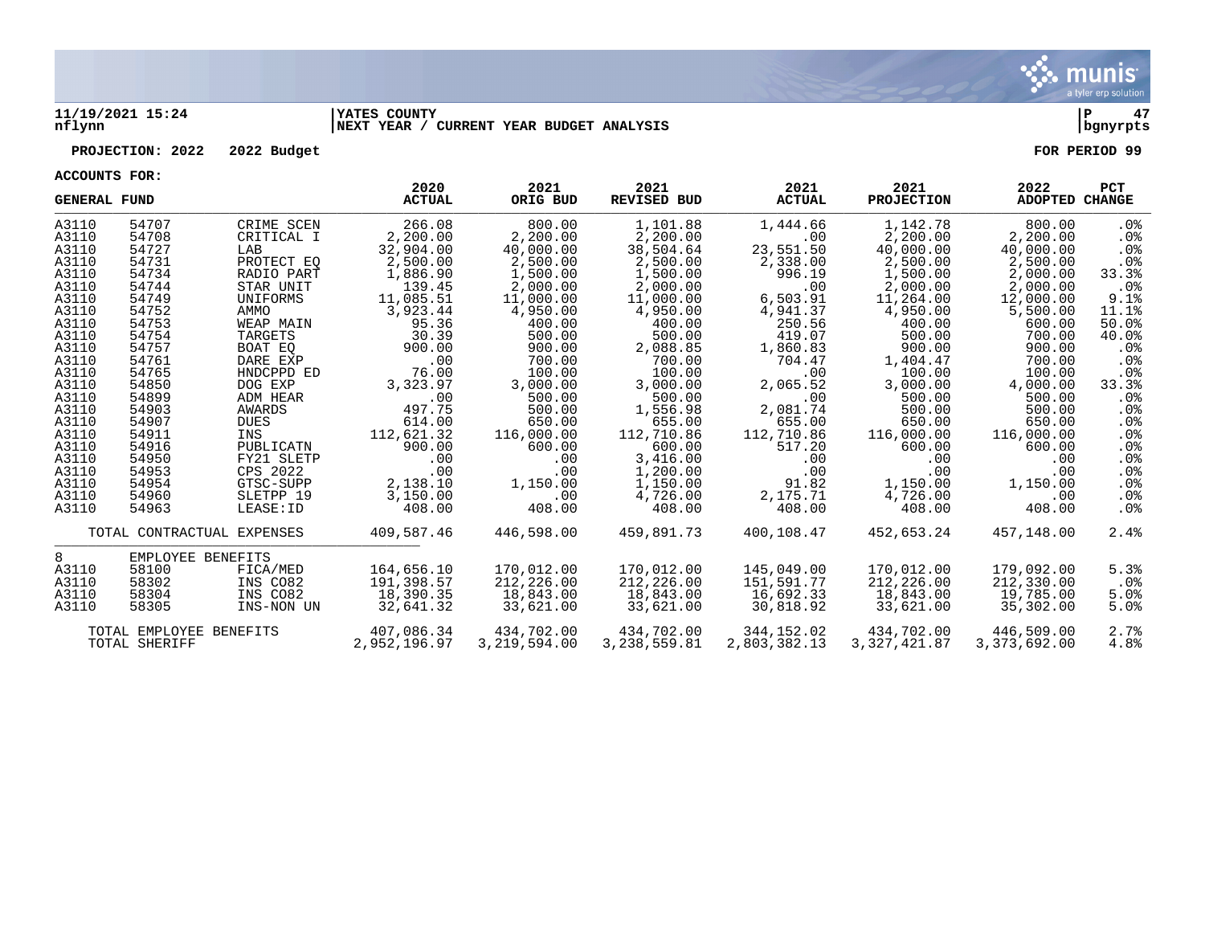**11/19/2021 15:24** | **YATES COUNTY** | **P 47**
**nflynn** | **NEXT YEAR / CURRENT YEAR BUDGET ANALYSIS** | **bgnyrpts**

**PROJECTION: 2022 2022 Budget** — **FOR PERIOD 99**

**ACCOUNTS FOR:**

| GENERAL FUND | | | 2020 ACTUAL | 2021 ORIG BUD | 2021 REVISED BUD | 2021 ACTUAL | 2021 PROJECTION | 2022 ADOPTED | PCT CHANGE |
|---|---|---|---|---|---|---|---|---|---|
| A3110 | 54707 | CRIME SCEN | 266.08 | 800.00 | 1,101.88 | 1,444.66 | 1,142.78 | 800.00 | .0% |
| A3110 | 54708 | CRITICAL I | 2,200.00 | 2,200.00 | 2,200.00 | .00 | 2,200.00 | 2,200.00 | .0% |
| A3110 | 54727 | LAB | 32,904.00 | 40,000.00 | 38,504.64 | 23,551.50 | 40,000.00 | 40,000.00 | .0% |
| A3110 | 54731 | PROTECT EQ | 2,500.00 | 2,500.00 | 2,500.00 | 2,338.00 | 2,500.00 | 2,500.00 | .0% |
| A3110 | 54734 | RADIO PART | 1,886.90 | 1,500.00 | 1,500.00 | 996.19 | 1,500.00 | 2,000.00 | 33.3% |
| A3110 | 54744 | STAR UNIT | 139.45 | 2,000.00 | 2,000.00 | .00 | 2,000.00 | 2,000.00 | .0% |
| A3110 | 54749 | UNIFORMS | 11,085.51 | 11,000.00 | 11,000.00 | 6,503.91 | 11,264.00 | 12,000.00 | 9.1% |
| A3110 | 54752 | AMMO | 3,923.44 | 4,950.00 | 4,950.00 | 4,941.37 | 4,950.00 | 5,500.00 | 11.1% |
| A3110 | 54753 | WEAP MAIN | 95.36 | 400.00 | 400.00 | 250.56 | 400.00 | 600.00 | 50.0% |
| A3110 | 54754 | TARGETS | 30.39 | 500.00 | 500.00 | 419.07 | 500.00 | 700.00 | 40.0% |
| A3110 | 54757 | BOAT EQ | 900.00 | 900.00 | 2,088.85 | 1,860.83 | 900.00 | 900.00 | .0% |
| A3110 | 54761 | DARE EXP | .00 | 700.00 | 700.00 | 704.47 | 1,404.47 | 700.00 | .0% |
| A3110 | 54765 | HNDCPPD ED | 76.00 | 100.00 | 100.00 | .00 | 100.00 | 100.00 | .0% |
| A3110 | 54850 | DOG EXP | 3,323.97 | 3,000.00 | 3,000.00 | 2,065.52 | 3,000.00 | 4,000.00 | 33.3% |
| A3110 | 54899 | ADM HEAR | .00 | 500.00 | 500.00 | .00 | 500.00 | 500.00 | .0% |
| A3110 | 54903 | AWARDS | 497.75 | 500.00 | 1,556.98 | 2,081.74 | 500.00 | 500.00 | .0% |
| A3110 | 54907 | DUES | 614.00 | 650.00 | 655.00 | 655.00 | 650.00 | 650.00 | .0% |
| A3110 | 54911 | INS | 112,621.32 | 116,000.00 | 112,710.86 | 112,710.86 | 116,000.00 | 116,000.00 | .0% |
| A3110 | 54916 | PUBLICATN | 900.00 | 600.00 | 600.00 | 517.20 | 600.00 | 600.00 | .0% |
| A3110 | 54950 | FY21 SLETP | .00 | .00 | 3,416.00 | .00 | .00 | .00 | .0% |
| A3110 | 54953 | CPS 2022 | .00 | .00 | 1,200.00 | .00 | .00 | .00 | .0% |
| A3110 | 54954 | GTSC-SUPP | 2,138.10 | 1,150.00 | 1,150.00 | 91.82 | 1,150.00 | 1,150.00 | .0% |
| A3110 | 54960 | SLETPP 19 | 3,150.00 | .00 | 4,726.00 | 2,175.71 | 4,726.00 | .00 | .0% |
| A3110 | 54963 | LEASE:ID | 408.00 | 408.00 | 408.00 | 408.00 | 408.00 | 408.00 | .0% |
| | TOTAL CONTRACTUAL EXPENSES | | 409,587.46 | 446,598.00 | 459,891.73 | 400,108.47 | 452,653.24 | 457,148.00 | 2.4% |
| 8 | EMPLOYEE BENEFITS | | | | | | | | |
| A3110 | 58100 | FICA/MED | 164,656.10 | 170,012.00 | 170,012.00 | 145,049.00 | 170,012.00 | 179,092.00 | 5.3% |
| A3110 | 58302 | INS CO82 | 191,398.57 | 212,226.00 | 212,226.00 | 151,591.77 | 212,226.00 | 212,330.00 | .0% |
| A3110 | 58304 | INS CO82 | 18,390.35 | 18,843.00 | 18,843.00 | 16,692.33 | 18,843.00 | 19,785.00 | 5.0% |
| A3110 | 58305 | INS-NON UN | 32,641.32 | 33,621.00 | 33,621.00 | 30,818.92 | 33,621.00 | 35,302.00 | 5.0% |
| | TOTAL EMPLOYEE BENEFITS | | 407,086.34 | 434,702.00 | 434,702.00 | 344,152.02 | 434,702.00 | 446,509.00 | 2.7% |
| | TOTAL SHERIFF | | 2,952,196.97 | 3,219,594.00 | 3,238,559.81 | 2,803,382.13 | 3,327,421.87 | 3,373,692.00 | 4.8% |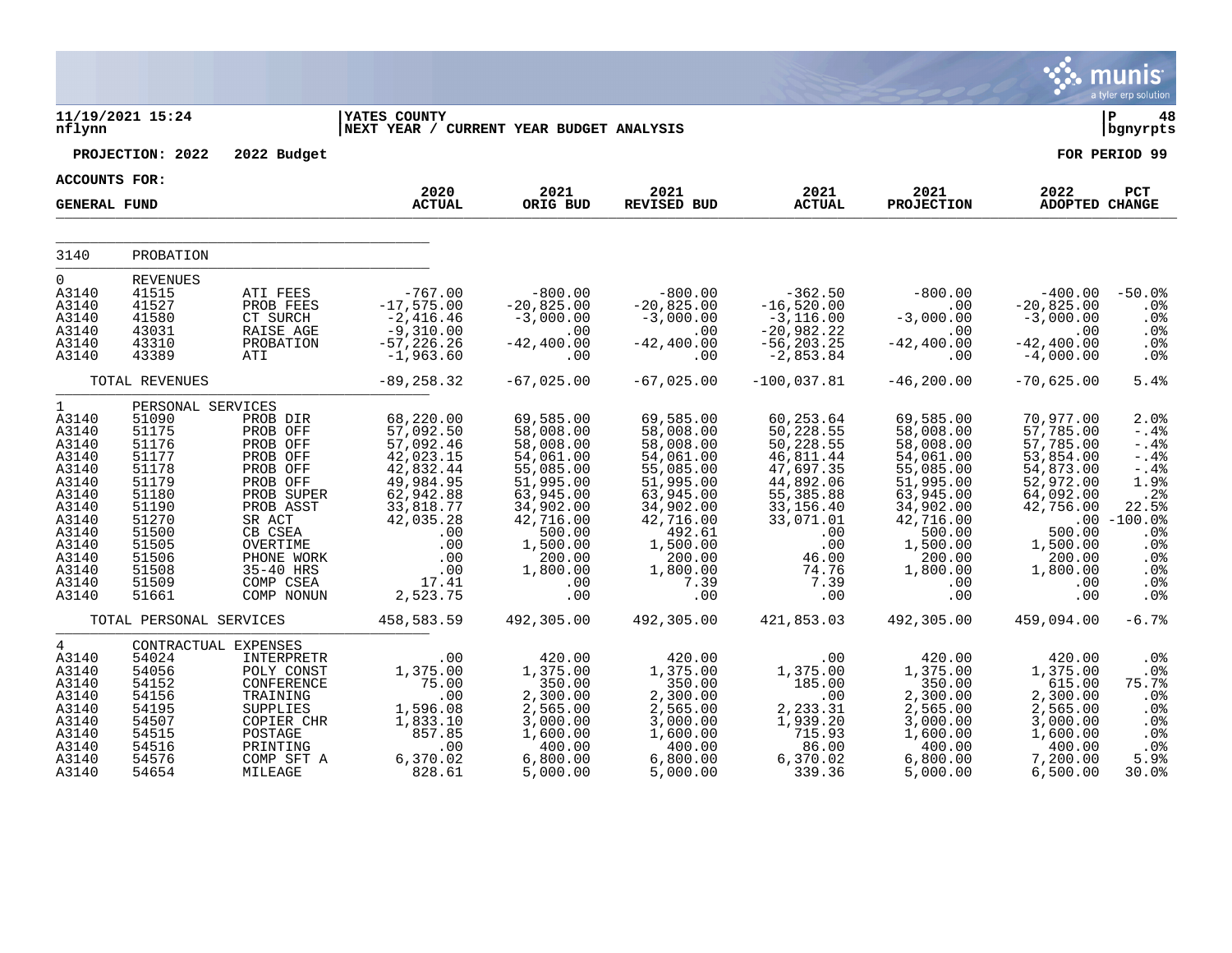11/19/2021 15:24 | YATES COUNTY | P 48
nflynn | NEXT YEAR / CURRENT YEAR BUDGET ANALYSIS | bgnyrpts

PROJECTION: 2022 2022 Budget — FOR PERIOD 99

ACCOUNTS FOR: GENERAL FUND

| | | | 2020 ACTUAL | 2021 ORIG BUD | 2021 REVISED BUD | 2021 ACTUAL | 2021 PROJECTION | 2022 ADOPTED | PCT CHANGE |
|---|---|---|---|---|---|---|---|---|---|
| 3140 | PROBATION | | | | | | | | |
| 0 | REVENUES | | | | | | | | |
| A3140 | 41515 | ATI FEES | -767.00 | -800.00 | -800.00 | -362.50 | -800.00 | -400.00 | -50.0% |
| A3140 | 41527 | PROB FEES | -17,575.00 | -20,825.00 | -20,825.00 | -16,520.00 | .00 | -20,825.00 | .0% |
| A3140 | 41580 | CT SURCH | -2,416.46 | -3,000.00 | -3,000.00 | -3,116.00 | -3,000.00 | -3,000.00 | .0% |
| A3140 | 43031 | RAISE AGE | -9,310.00 | .00 | .00 | -20,982.22 | .00 | .00 | .0% |
| A3140 | 43310 | PROBATION | -57,226.26 | -42,400.00 | -42,400.00 | -56,203.25 | -42,400.00 | -42,400.00 | .0% |
| A3140 | 43389 | ATI | -1,963.60 | .00 | .00 | -2,853.84 | .00 | -4,000.00 | .0% |
| | TOTAL REVENUES | | -89,258.32 | -67,025.00 | -67,025.00 | -100,037.81 | -46,200.00 | -70,625.00 | 5.4% |
| 1 | PERSONAL SERVICES | | | | | | | | |
| A3140 | 51090 | PROB DIR | 68,220.00 | 69,585.00 | 69,585.00 | 60,253.64 | 69,585.00 | 70,977.00 | 2.0% |
| A3140 | 51175 | PROB OFF | 57,092.50 | 58,008.00 | 58,008.00 | 50,228.55 | 58,008.00 | 57,785.00 | -.4% |
| A3140 | 51176 | PROB OFF | 57,092.46 | 58,008.00 | 58,008.00 | 50,228.55 | 58,008.00 | 57,785.00 | -.4% |
| A3140 | 51177 | PROB OFF | 42,023.15 | 54,061.00 | 54,061.00 | 46,811.44 | 54,061.00 | 53,854.00 | -.4% |
| A3140 | 51178 | PROB OFF | 42,832.44 | 55,085.00 | 55,085.00 | 47,697.35 | 55,085.00 | 54,873.00 | -.4% |
| A3140 | 51179 | PROB OFF | 49,984.95 | 51,995.00 | 51,995.00 | 44,892.06 | 51,995.00 | 52,972.00 | 1.9% |
| A3140 | 51180 | PROB SUPER | 62,942.88 | 63,945.00 | 63,945.00 | 55,385.88 | 63,945.00 | 64,092.00 | .2% |
| A3140 | 51190 | PROB ASST | 33,818.77 | 34,902.00 | 34,902.00 | 33,156.40 | 34,902.00 | 42,756.00 | 22.5% |
| A3140 | 51270 | SR ACT | 42,035.28 | 42,716.00 | 42,716.00 | 33,071.01 | 42,716.00 | .00 | -100.0% |
| A3140 | 51500 | CB CSEA | .00 | 500.00 | 492.61 | .00 | 500.00 | 500.00 | .0% |
| A3140 | 51505 | OVERTIME | .00 | 1,500.00 | 1,500.00 | .00 | 1,500.00 | 1,500.00 | .0% |
| A3140 | 51506 | PHONE WORK | .00 | 200.00 | 200.00 | 46.00 | 200.00 | 200.00 | .0% |
| A3140 | 51508 | 35-40 HRS | .00 | 1,800.00 | 1,800.00 | 74.76 | 1,800.00 | 1,800.00 | .0% |
| A3140 | 51509 | COMP CSEA | 17.41 | .00 | 7.39 | 7.39 | .00 | .00 | .0% |
| A3140 | 51661 | COMP NONUN | 2,523.75 | .00 | .00 | .00 | .00 | .00 | .0% |
| | TOTAL PERSONAL SERVICES | | 458,583.59 | 492,305.00 | 492,305.00 | 421,853.03 | 492,305.00 | 459,094.00 | -6.7% |
| 4 | CONTRACTUAL EXPENSES | | | | | | | | |
| A3140 | 54024 | INTERPRETR | .00 | 420.00 | 420.00 | .00 | 420.00 | 420.00 | .0% |
| A3140 | 54056 | POLY CONST | 1,375.00 | 1,375.00 | 1,375.00 | 1,375.00 | 1,375.00 | 1,375.00 | .0% |
| A3140 | 54152 | CONFERENCE | 75.00 | 350.00 | 350.00 | 185.00 | 350.00 | 615.00 | 75.7% |
| A3140 | 54156 | TRAINING | .00 | 2,300.00 | 2,300.00 | .00 | 2,300.00 | 2,300.00 | .0% |
| A3140 | 54195 | SUPPLIES | 1,596.08 | 2,565.00 | 2,565.00 | 2,233.31 | 2,565.00 | 2,565.00 | .0% |
| A3140 | 54507 | COPIER CHR | 1,833.10 | 3,000.00 | 3,000.00 | 1,939.20 | 3,000.00 | 3,000.00 | .0% |
| A3140 | 54515 | POSTAGE | 857.85 | 1,600.00 | 1,600.00 | 715.93 | 1,600.00 | 1,600.00 | .0% |
| A3140 | 54516 | PRINTING | .00 | 400.00 | 400.00 | 86.00 | 400.00 | 400.00 | .0% |
| A3140 | 54576 | COMP SFT A | 6,370.02 | 6,800.00 | 6,800.00 | 6,370.02 | 6,800.00 | 7,200.00 | 5.9% |
| A3140 | 54654 | MILEAGE | 828.61 | 5,000.00 | 5,000.00 | 339.36 | 5,000.00 | 6,500.00 | 30.0% |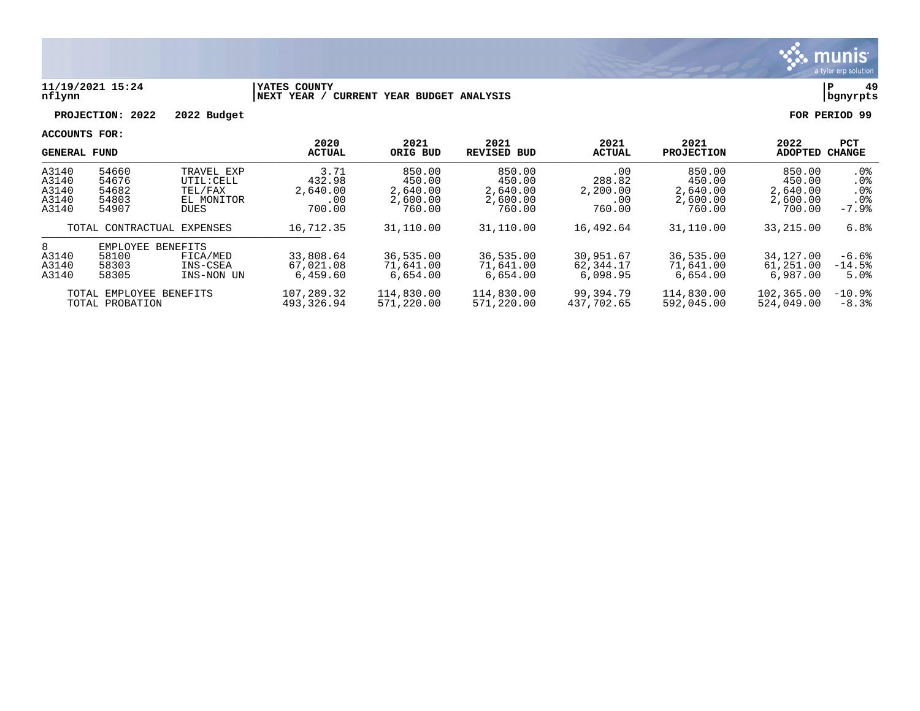**11/19/2021 15:24** | **YATES COUNTY** | **P 49**
**nflynn** | **NEXT YEAR / CURRENT YEAR BUDGET ANALYSIS** | **bgnyrpts**

**PROJECTION: 2022 2022 Budget** **FOR PERIOD 99**

**ACCOUNTS FOR:**

| GENERAL FUND | | | 2020 ACTUAL | 2021 ORIG BUD | 2021 REVISED BUD | 2021 ACTUAL | 2021 PROJECTION | 2022 ADOPTED | PCT CHANGE |
|---|---|---|---|---|---|---|---|---|---|
| A3140 | 54660 | TRAVEL EXP | 3.71 | 850.00 | 850.00 | .00 | 850.00 | 850.00 | .0% |
| A3140 | 54676 | UTIL:CELL | 432.98 | 450.00 | 450.00 | 288.82 | 450.00 | 450.00 | .0% |
| A3140 | 54682 | TEL/FAX | 2,640.00 | 2,640.00 | 2,640.00 | 2,200.00 | 2,640.00 | 2,640.00 | .0% |
| A3140 | 54803 | EL MONITOR | .00 | 2,600.00 | 2,600.00 | .00 | 2,600.00 | 2,600.00 | .0% |
| A3140 | 54907 | DUES | 700.00 | 760.00 | 760.00 | 760.00 | 760.00 | 700.00 | -7.9% |
| | TOTAL CONTRACTUAL EXPENSES | | 16,712.35 | 31,110.00 | 31,110.00 | 16,492.64 | 31,110.00 | 33,215.00 | 6.8% |
| 8 | EMPLOYEE BENEFITS | | | | | | | | |
| A3140 | 58100 | FICA/MED | 33,808.64 | 36,535.00 | 36,535.00 | 30,951.67 | 36,535.00 | 34,127.00 | -6.6% |
| A3140 | 58303 | INS-CSEA | 67,021.08 | 71,641.00 | 71,641.00 | 62,344.17 | 71,641.00 | 61,251.00 | -14.5% |
| A3140 | 58305 | INS-NON UN | 6,459.60 | 6,654.00 | 6,654.00 | 6,098.95 | 6,654.00 | 6,987.00 | 5.0% |
| | TOTAL EMPLOYEE BENEFITS | | 107,289.32 | 114,830.00 | 114,830.00 | 99,394.79 | 114,830.00 | 102,365.00 | -10.9% |
| | TOTAL PROBATION | | 493,326.94 | 571,220.00 | 571,220.00 | 437,702.65 | 592,045.00 | 524,049.00 | -8.3% |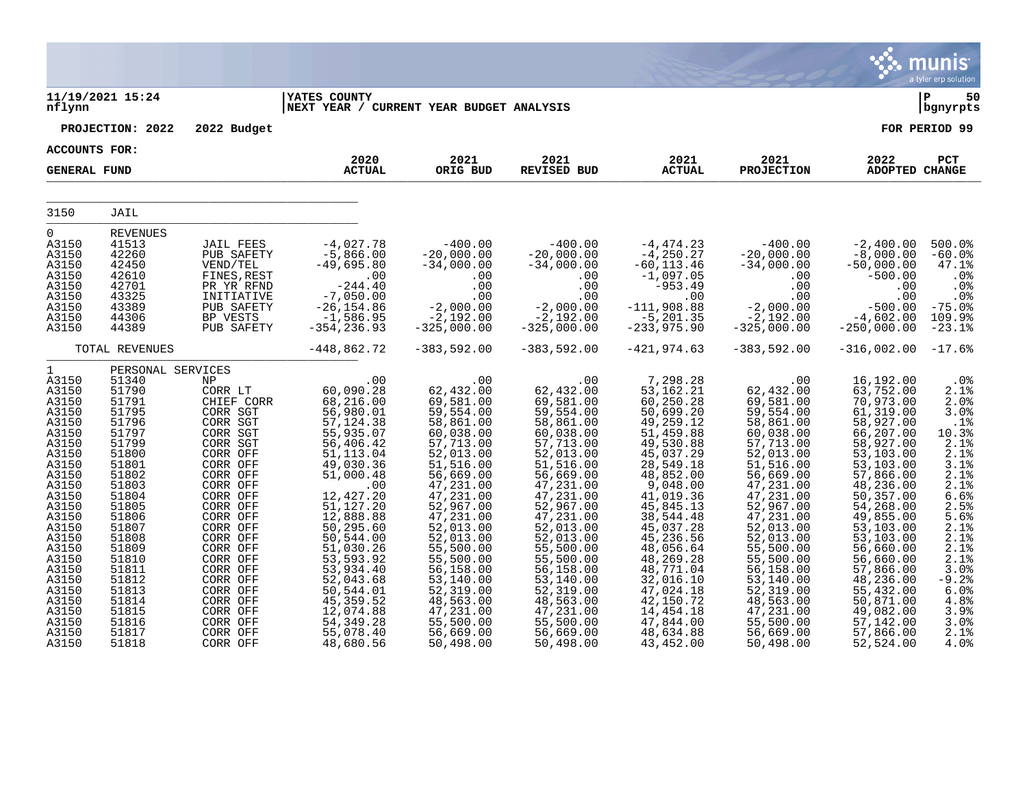11/19/2021 15:24 nflynn | YATES COUNTY
NEXT YEAR / CURRENT YEAR BUDGET ANALYSIS

PROJECTION: 2022 2022 Budget — FOR PERIOD 99

ACCOUNTS FOR: GENERAL FUND

| | | | 2020 ACTUAL | 2021 ORIG BUD | 2021 REVISED BUD | 2021 ACTUAL | 2021 PROJECTION | 2022 ADOPTED | PCT CHANGE |
|---|---|---|---|---|---|---|---|---|---|
| 3150 | JAIL | | | | | | | | |
| 0 | REVENUES | | | | | | | | |
| A3150 | 41513 | JAIL FEES | -4,027.78 | -400.00 | -400.00 | -4,474.23 | -400.00 | -2,400.00 | 500.0% |
| A3150 | 42260 | PUB SAFETY | -5,866.00 | -20,000.00 | -20,000.00 | -4,250.27 | -20,000.00 | -8,000.00 | -60.0% |
| A3150 | 42450 | VEND/TEL | -49,695.80 | -34,000.00 | -34,000.00 | -60,113.46 | -34,000.00 | -50,000.00 | 47.1% |
| A3150 | 42610 | FINES,REST | .00 | .00 | .00 | -1,097.05 | .00 | -500.00 | .0% |
| A3150 | 42701 | PR YR RFND | -244.40 | .00 | .00 | -953.49 | .00 | .00 | .0% |
| A3150 | 43325 | INITIATIVE | -7,050.00 | .00 | .00 | .00 | .00 | .00 | .0% |
| A3150 | 43389 | PUB SAFETY | -26,154.86 | -2,000.00 | -2,000.00 | -111,908.88 | -2,000.00 | -500.00 | -75.0% |
| A3150 | 44306 | BP VESTS | -1,586.95 | -2,192.00 | -2,192.00 | -5,201.35 | -2,192.00 | -4,602.00 | 109.9% |
| A3150 | 44389 | PUB SAFETY | -354,236.93 | -325,000.00 | -325,000.00 | -233,975.90 | -325,000.00 | -250,000.00 | -23.1% |
| | TOTAL REVENUES | | -448,862.72 | -383,592.00 | -383,592.00 | -421,974.63 | -383,592.00 | -316,002.00 | -17.6% |
| 1 | PERSONAL SERVICES | | | | | | | | |
| A3150 | 51340 | NP | .00 | .00 | .00 | 7,298.28 | .00 | 16,192.00 | .0% |
| A3150 | 51790 | CORR LT | 60,090.28 | 62,432.00 | 62,432.00 | 53,162.21 | 62,432.00 | 63,752.00 | 2.1% |
| A3150 | 51791 | CHIEF CORR | 68,216.00 | 69,581.00 | 69,581.00 | 60,250.28 | 69,581.00 | 70,973.00 | 2.0% |
| A3150 | 51795 | CORR SGT | 56,980.01 | 59,554.00 | 59,554.00 | 50,699.20 | 59,554.00 | 61,319.00 | 3.0% |
| A3150 | 51796 | CORR SGT | 57,124.38 | 58,861.00 | 58,861.00 | 49,259.12 | 58,861.00 | 58,927.00 | .1% |
| A3150 | 51797 | CORR SGT | 55,935.07 | 60,038.00 | 60,038.00 | 51,459.88 | 60,038.00 | 66,207.00 | 10.3% |
| A3150 | 51799 | CORR SGT | 56,406.42 | 57,713.00 | 57,713.00 | 49,530.88 | 57,713.00 | 58,927.00 | 2.1% |
| A3150 | 51800 | CORR OFF | 51,113.04 | 52,013.00 | 52,013.00 | 45,037.29 | 52,013.00 | 53,103.00 | 2.1% |
| A3150 | 51801 | CORR OFF | 49,030.36 | 51,516.00 | 51,516.00 | 28,549.18 | 51,516.00 | 53,103.00 | 3.1% |
| A3150 | 51802 | CORR OFF | 51,000.48 | 56,669.00 | 56,669.00 | 48,852.00 | 56,669.00 | 57,866.00 | 2.1% |
| A3150 | 51803 | CORR OFF | .00 | 47,231.00 | 47,231.00 | 9,048.00 | 47,231.00 | 48,236.00 | 2.1% |
| A3150 | 51804 | CORR OFF | 12,427.20 | 47,231.00 | 47,231.00 | 41,019.36 | 47,231.00 | 50,357.00 | 6.6% |
| A3150 | 51805 | CORR OFF | 51,127.20 | 52,967.00 | 52,967.00 | 45,845.13 | 52,967.00 | 54,268.00 | 2.5% |
| A3150 | 51806 | CORR OFF | 12,888.88 | 47,231.00 | 47,231.00 | 38,544.48 | 47,231.00 | 49,855.00 | 5.6% |
| A3150 | 51807 | CORR OFF | 50,295.60 | 52,013.00 | 52,013.00 | 45,037.28 | 52,013.00 | 53,103.00 | 2.1% |
| A3150 | 51808 | CORR OFF | 50,544.00 | 52,013.00 | 52,013.00 | 45,236.56 | 52,013.00 | 53,103.00 | 2.1% |
| A3150 | 51809 | CORR OFF | 51,030.26 | 55,500.00 | 55,500.00 | 48,056.64 | 55,500.00 | 56,660.00 | 2.1% |
| A3150 | 51810 | CORR OFF | 53,593.92 | 55,500.00 | 55,500.00 | 48,269.28 | 55,500.00 | 56,660.00 | 2.1% |
| A3150 | 51811 | CORR OFF | 53,934.40 | 56,158.00 | 56,158.00 | 48,771.04 | 56,158.00 | 57,866.00 | 3.0% |
| A3150 | 51812 | CORR OFF | 52,043.68 | 53,140.00 | 53,140.00 | 32,016.10 | 53,140.00 | 48,236.00 | -9.2% |
| A3150 | 51813 | CORR OFF | 50,544.01 | 52,319.00 | 52,319.00 | 47,024.18 | 52,319.00 | 55,432.00 | 6.0% |
| A3150 | 51814 | CORR OFF | 45,359.52 | 48,563.00 | 48,563.00 | 42,150.72 | 48,563.00 | 50,871.00 | 4.8% |
| A3150 | 51815 | CORR OFF | 12,074.88 | 47,231.00 | 47,231.00 | 14,454.18 | 47,231.00 | 49,082.00 | 3.9% |
| A3150 | 51816 | CORR OFF | 54,349.28 | 55,500.00 | 55,500.00 | 47,844.00 | 55,500.00 | 57,142.00 | 3.0% |
| A3150 | 51817 | CORR OFF | 55,078.40 | 56,669.00 | 56,669.00 | 48,634.88 | 56,669.00 | 57,866.00 | 2.1% |
| A3150 | 51818 | CORR OFF | 48,680.56 | 50,498.00 | 50,498.00 | 43,452.00 | 50,498.00 | 52,524.00 | 4.0% |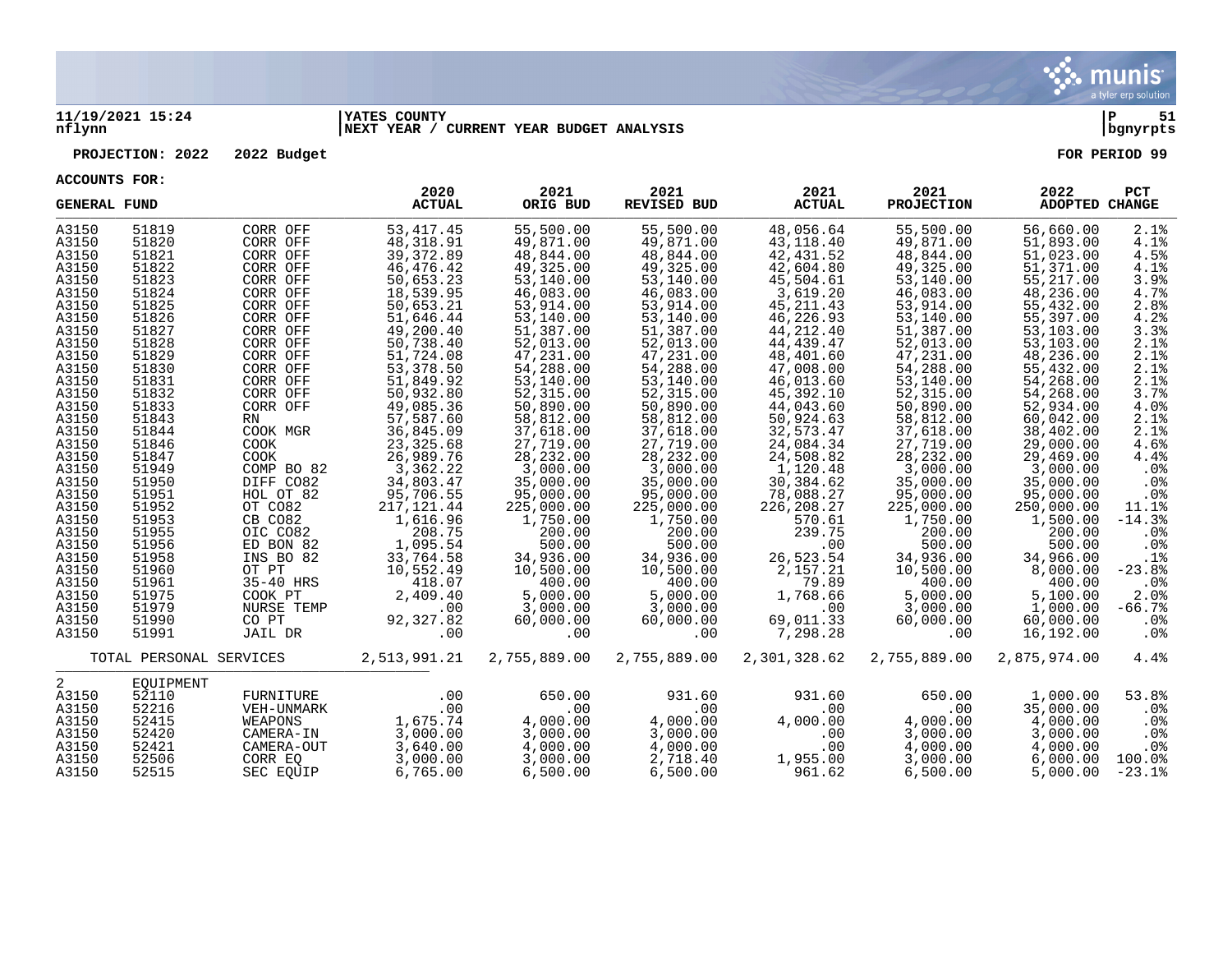11/19/2021 15:24 | YATES COUNTY | P 51
nflynn | NEXT YEAR / CURRENT YEAR BUDGET ANALYSIS | bgnyrpts

**PROJECTION: 2022 2022 Budget** **FOR PERIOD 99**

**ACCOUNTS FOR:**

**GENERAL FUND**

| | | | 2020 ACTUAL | 2021 ORIG BUD | 2021 REVISED BUD | 2021 ACTUAL | 2021 PROJECTION | 2022 ADOPTED | PCT CHANGE |
|---|---|---|---|---|---|---|---|---|---|
| A3150 | 51819 | CORR OFF | 53,417.45 | 55,500.00 | 55,500.00 | 48,056.64 | 55,500.00 | 56,660.00 | 2.1% |
| A3150 | 51820 | CORR OFF | 48,318.91 | 49,871.00 | 49,871.00 | 43,118.40 | 49,871.00 | 51,893.00 | 4.1% |
| A3150 | 51821 | CORR OFF | 39,372.89 | 48,844.00 | 48,844.00 | 42,431.52 | 48,844.00 | 51,023.00 | 4.5% |
| A3150 | 51822 | CORR OFF | 46,476.42 | 49,325.00 | 49,325.00 | 42,604.80 | 49,325.00 | 51,371.00 | 4.1% |
| A3150 | 51823 | CORR OFF | 50,653.23 | 53,140.00 | 53,140.00 | 45,504.61 | 53,140.00 | 55,217.00 | 3.9% |
| A3150 | 51824 | CORR OFF | 18,539.95 | 46,083.00 | 46,083.00 | 3,619.20 | 46,083.00 | 48,236.00 | 4.7% |
| A3150 | 51825 | CORR OFF | 50,653.21 | 53,914.00 | 53,914.00 | 45,211.43 | 53,914.00 | 55,432.00 | 2.8% |
| A3150 | 51826 | CORR OFF | 51,646.44 | 53,140.00 | 53,140.00 | 46,226.93 | 53,140.00 | 55,397.00 | 4.2% |
| A3150 | 51827 | CORR OFF | 49,200.40 | 51,387.00 | 51,387.00 | 44,212.40 | 51,387.00 | 53,103.00 | 3.3% |
| A3150 | 51828 | CORR OFF | 50,738.40 | 52,013.00 | 52,013.00 | 44,439.47 | 52,013.00 | 53,103.00 | 2.1% |
| A3150 | 51829 | CORR OFF | 51,724.08 | 47,231.00 | 47,231.00 | 48,401.60 | 47,231.00 | 48,236.00 | 2.1% |
| A3150 | 51830 | CORR OFF | 53,378.50 | 54,288.00 | 54,288.00 | 47,008.00 | 54,288.00 | 55,432.00 | 2.1% |
| A3150 | 51831 | CORR OFF | 51,849.92 | 53,140.00 | 53,140.00 | 46,013.60 | 53,140.00 | 54,268.00 | 2.1% |
| A3150 | 51832 | CORR OFF | 50,932.80 | 52,315.00 | 52,315.00 | 45,392.10 | 52,315.00 | 54,268.00 | 3.7% |
| A3150 | 51833 | CORR OFF | 49,085.36 | 50,890.00 | 50,890.00 | 44,043.60 | 50,890.00 | 52,934.00 | 4.0% |
| A3150 | 51843 | RN | 57,587.60 | 58,812.00 | 58,812.00 | 50,924.63 | 58,812.00 | 60,042.00 | 2.1% |
| A3150 | 51844 | COOK MGR | 36,845.09 | 37,618.00 | 37,618.00 | 32,573.47 | 37,618.00 | 38,402.00 | 2.1% |
| A3150 | 51846 | COOK | 23,325.68 | 27,719.00 | 27,719.00 | 24,084.34 | 27,719.00 | 29,000.00 | 4.6% |
| A3150 | 51847 | COOK | 26,989.76 | 28,232.00 | 28,232.00 | 24,508.82 | 28,232.00 | 29,469.00 | 4.4% |
| A3150 | 51949 | COMP BO 82 | 3,362.22 | 3,000.00 | 3,000.00 | 1,120.48 | 3,000.00 | 3,000.00 | .0% |
| A3150 | 51950 | DIFF CO82 | 34,803.47 | 35,000.00 | 35,000.00 | 30,384.62 | 35,000.00 | 35,000.00 | .0% |
| A3150 | 51951 | HOL OT 82 | 95,706.55 | 95,000.00 | 95,000.00 | 78,088.27 | 95,000.00 | 95,000.00 | .0% |
| A3150 | 51952 | OT CO82 | 217,121.44 | 225,000.00 | 225,000.00 | 226,208.27 | 225,000.00 | 250,000.00 | 11.1% |
| A3150 | 51953 | CB CO82 | 1,616.96 | 1,750.00 | 1,750.00 | 570.61 | 1,750.00 | 1,500.00 | -14.3% |
| A3150 | 51955 | OIC CO82 | 208.75 | 200.00 | 200.00 | 239.75 | 200.00 | 200.00 | .0% |
| A3150 | 51956 | ED BON 82 | 1,095.54 | 500.00 | 500.00 | .00 | 500.00 | 500.00 | .0% |
| A3150 | 51958 | INS BO 82 | 33,764.58 | 34,936.00 | 34,936.00 | 26,523.54 | 34,936.00 | 34,966.00 | .1% |
| A3150 | 51960 | OT PT | 10,552.49 | 10,500.00 | 10,500.00 | 2,157.21 | 10,500.00 | 8,000.00 | -23.8% |
| A3150 | 51961 | 35-40 HRS | 418.07 | 400.00 | 400.00 | 79.89 | 400.00 | 400.00 | .0% |
| A3150 | 51975 | COOK PT | 2,409.40 | 5,000.00 | 5,000.00 | 1,768.66 | 5,000.00 | 5,100.00 | 2.0% |
| A3150 | 51979 | NURSE TEMP | .00 | 3,000.00 | 3,000.00 | .00 | 3,000.00 | 1,000.00 | -66.7% |
| A3150 | 51990 | CO PT | 92,327.82 | 60,000.00 | 60,000.00 | 69,011.33 | 60,000.00 | 60,000.00 | .0% |
| A3150 | 51991 | JAIL DR | .00 | .00 | .00 | 7,298.28 | .00 | 16,192.00 | .0% |
| TOTAL PERSONAL SERVICES | | | 2,513,991.21 | 2,755,889.00 | 2,755,889.00 | 2,301,328.62 | 2,755,889.00 | 2,875,974.00 | 4.4% |
| 2 | EQUIPMENT | | | | | | | | |
| A3150 | 52110 | FURNITURE | .00 | 650.00 | 931.60 | 931.60 | 650.00 | 1,000.00 | 53.8% |
| A3150 | 52216 | VEH-UNMARK | .00 | .00 | .00 | .00 | .00 | 35,000.00 | .0% |
| A3150 | 52415 | WEAPONS | 1,675.74 | 4,000.00 | 4,000.00 | 4,000.00 | 4,000.00 | 4,000.00 | .0% |
| A3150 | 52420 | CAMERA-IN | 3,000.00 | 3,000.00 | 3,000.00 | .00 | 3,000.00 | 3,000.00 | .0% |
| A3150 | 52421 | CAMERA-OUT | 3,640.00 | 4,000.00 | 4,000.00 | .00 | 4,000.00 | 4,000.00 | .0% |
| A3150 | 52506 | CORR EQ | 3,000.00 | 3,000.00 | 2,718.40 | 1,955.00 | 3,000.00 | 6,000.00 | 100.0% |
| A3150 | 52515 | SEC EQUIP | 6,765.00 | 6,500.00 | 6,500.00 | 961.62 | 6,500.00 | 5,000.00 | -23.1% |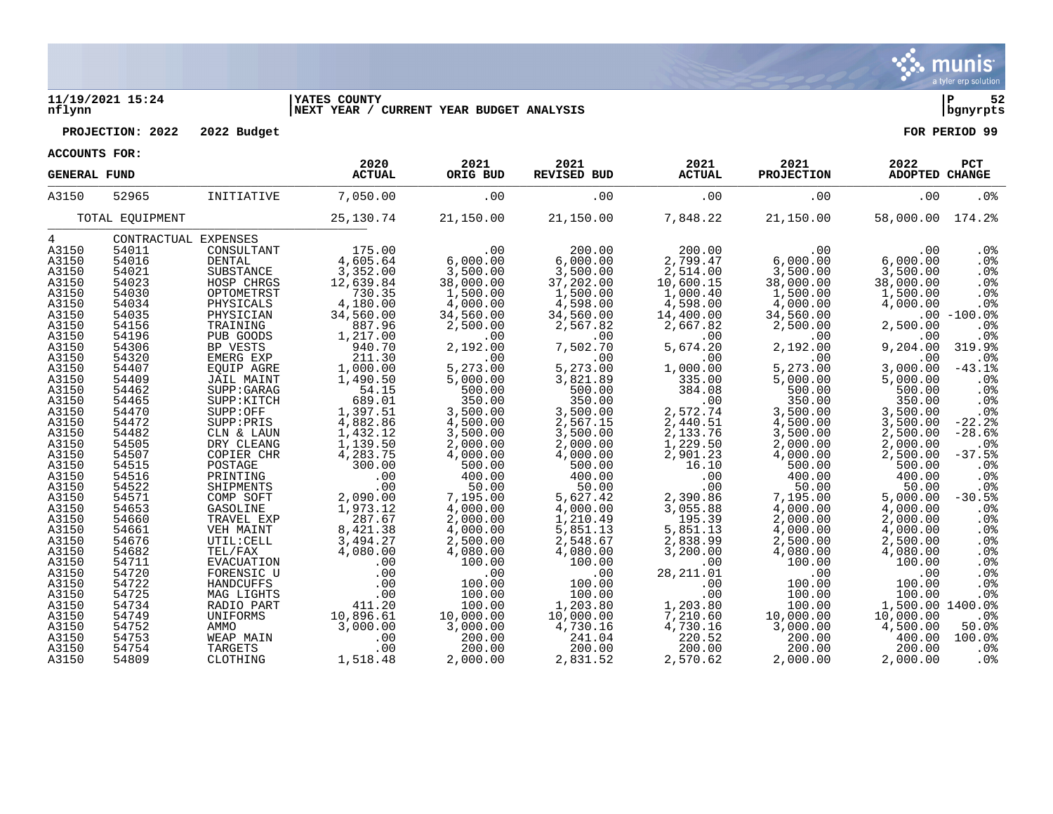11/19/2021 15:24 | YATES COUNTY | P 52
nflynn | NEXT YEAR / CURRENT YEAR BUDGET ANALYSIS | bgnyrpts

**PROJECTION: 2022 2022 Budget** | **FOR PERIOD 99**

**ACCOUNTS FOR:**

| GENERAL FUND | | | 2020 ACTUAL | 2021 ORIG BUD | 2021 REVISED BUD | 2021 ACTUAL | 2021 PROJECTION | 2022 ADOPTED | PCT CHANGE |
|---|---|---|---|---|---|---|---|---|---|
| A3150 | 52965 | INITIATIVE | 7,050.00 | .00 | .00 | .00 | .00 | .00 | .0% |
| | TOTAL EQUIPMENT | | 25,130.74 | 21,150.00 | 21,150.00 | 7,848.22 | 21,150.00 | 58,000.00 | 174.2% |
| 4 | CONTRACTUAL EXPENSES | | | | | | | | |
| A3150 | 54011 | CONSULTANT | 175.00 | .00 | 200.00 | 200.00 | .00 | .00 | .0% |
| A3150 | 54016 | DENTAL | 4,605.64 | 6,000.00 | 6,000.00 | 2,799.47 | 6,000.00 | 6,000.00 | .0% |
| A3150 | 54021 | SUBSTANCE | 3,352.00 | 3,500.00 | 3,500.00 | 2,514.00 | 3,500.00 | 3,500.00 | .0% |
| A3150 | 54023 | HOSP CHRGS | 12,639.84 | 38,000.00 | 37,202.00 | 10,600.15 | 38,000.00 | 38,000.00 | .0% |
| A3150 | 54030 | OPTOMETRST | 730.35 | 1,500.00 | 1,500.00 | 1,000.40 | 1,500.00 | 1,500.00 | .0% |
| A3150 | 54034 | PHYSICALS | 4,180.00 | 4,000.00 | 4,598.00 | 4,598.00 | 4,000.00 | 4,000.00 | .0% |
| A3150 | 54035 | PHYSICIAN | 34,560.00 | 34,560.00 | 34,560.00 | 14,400.00 | 34,560.00 | .00 | -100.0% |
| A3150 | 54156 | TRAINING | 887.96 | 2,500.00 | 2,567.82 | 2,667.82 | 2,500.00 | 2,500.00 | .0% |
| A3150 | 54196 | PUB GOODS | 1,217.00 | .00 | .00 | .00 | .00 | .00 | .0% |
| A3150 | 54306 | BP VESTS | 940.70 | 2,192.00 | 7,502.70 | 5,674.20 | 2,192.00 | 9,204.00 | 319.9% |
| A3150 | 54320 | EMERG EXP | 211.30 | .00 | .00 | .00 | .00 | .00 | .0% |
| A3150 | 54407 | EQUIP AGRE | 1,000.00 | 5,273.00 | 5,273.00 | 1,000.00 | 5,273.00 | 3,000.00 | -43.1% |
| A3150 | 54409 | JAIL MAINT | 1,490.50 | 5,000.00 | 3,821.89 | 335.00 | 5,000.00 | 5,000.00 | .0% |
| A3150 | 54462 | SUPP:GARAG | 54.15 | 500.00 | 500.00 | 384.08 | 500.00 | 500.00 | .0% |
| A3150 | 54465 | SUPP:KITCH | 689.01 | 350.00 | 350.00 | .00 | 350.00 | 350.00 | .0% |
| A3150 | 54470 | SUPP:OFF | 1,397.51 | 3,500.00 | 3,500.00 | 2,572.74 | 3,500.00 | 3,500.00 | .0% |
| A3150 | 54472 | SUPP:PRIS | 4,882.86 | 4,500.00 | 2,567.15 | 2,440.51 | 4,500.00 | 3,500.00 | -22.2% |
| A3150 | 54482 | CLN & LAUN | 1,432.12 | 3,500.00 | 3,500.00 | 2,133.76 | 3,500.00 | 2,500.00 | -28.6% |
| A3150 | 54505 | DRY CLEANG | 1,139.50 | 2,000.00 | 2,000.00 | 1,229.50 | 2,000.00 | 2,000.00 | .0% |
| A3150 | 54507 | COPIER CHR | 4,283.75 | 4,000.00 | 4,000.00 | 2,901.23 | 4,000.00 | 2,500.00 | -37.5% |
| A3150 | 54515 | POSTAGE | 300.00 | 500.00 | 500.00 | 16.10 | 500.00 | 500.00 | .0% |
| A3150 | 54516 | PRINTING | .00 | 400.00 | 400.00 | .00 | 400.00 | 400.00 | .0% |
| A3150 | 54522 | SHIPMENTS | .00 | 50.00 | 50.00 | .00 | 50.00 | 50.00 | .0% |
| A3150 | 54571 | COMP SOFT | 2,090.00 | 7,195.00 | 5,627.42 | 2,390.86 | 7,195.00 | 5,000.00 | -30.5% |
| A3150 | 54653 | GASOLINE | 1,973.12 | 4,000.00 | 4,000.00 | 3,055.88 | 4,000.00 | 4,000.00 | .0% |
| A3150 | 54660 | TRAVEL EXP | 287.67 | 2,000.00 | 1,210.49 | 195.39 | 2,000.00 | 2,000.00 | .0% |
| A3150 | 54661 | VEH MAINT | 8,421.38 | 4,000.00 | 5,851.13 | 5,851.13 | 4,000.00 | 4,000.00 | .0% |
| A3150 | 54676 | UTIL:CELL | 3,494.27 | 2,500.00 | 2,548.67 | 2,838.99 | 2,500.00 | 2,500.00 | .0% |
| A3150 | 54682 | TEL/FAX | 4,080.00 | 4,080.00 | 4,080.00 | 3,200.00 | 4,080.00 | 4,080.00 | .0% |
| A3150 | 54711 | EVACUATION | .00 | 100.00 | 100.00 | .00 | 100.00 | 100.00 | .0% |
| A3150 | 54720 | FORENSIC U | .00 | .00 | .00 | 28,211.01 | .00 | .00 | .0% |
| A3150 | 54722 | HANDCUFFS | .00 | 100.00 | 100.00 | .00 | 100.00 | 100.00 | .0% |
| A3150 | 54725 | MAG LIGHTS | .00 | 100.00 | 100.00 | .00 | 100.00 | 100.00 | .0% |
| A3150 | 54734 | RADIO PART | 411.20 | 100.00 | 1,203.80 | 1,203.80 | 100.00 | 1,500.00 | 1400.0% |
| A3150 | 54749 | UNIFORMS | 10,896.61 | 10,000.00 | 10,000.00 | 7,210.60 | 10,000.00 | 10,000.00 | .0% |
| A3150 | 54752 | AMMO | 3,000.00 | 3,000.00 | 4,730.16 | 4,730.16 | 3,000.00 | 4,500.00 | 50.0% |
| A3150 | 54753 | WEAP MAIN | .00 | 200.00 | 241.04 | 220.52 | 200.00 | 400.00 | 100.0% |
| A3150 | 54754 | TARGETS | .00 | 200.00 | 200.00 | 200.00 | 200.00 | 200.00 | .0% |
| A3150 | 54809 | CLOTHING | 1,518.48 | 2,000.00 | 2,831.52 | 2,570.62 | 2,000.00 | 2,000.00 | .0% |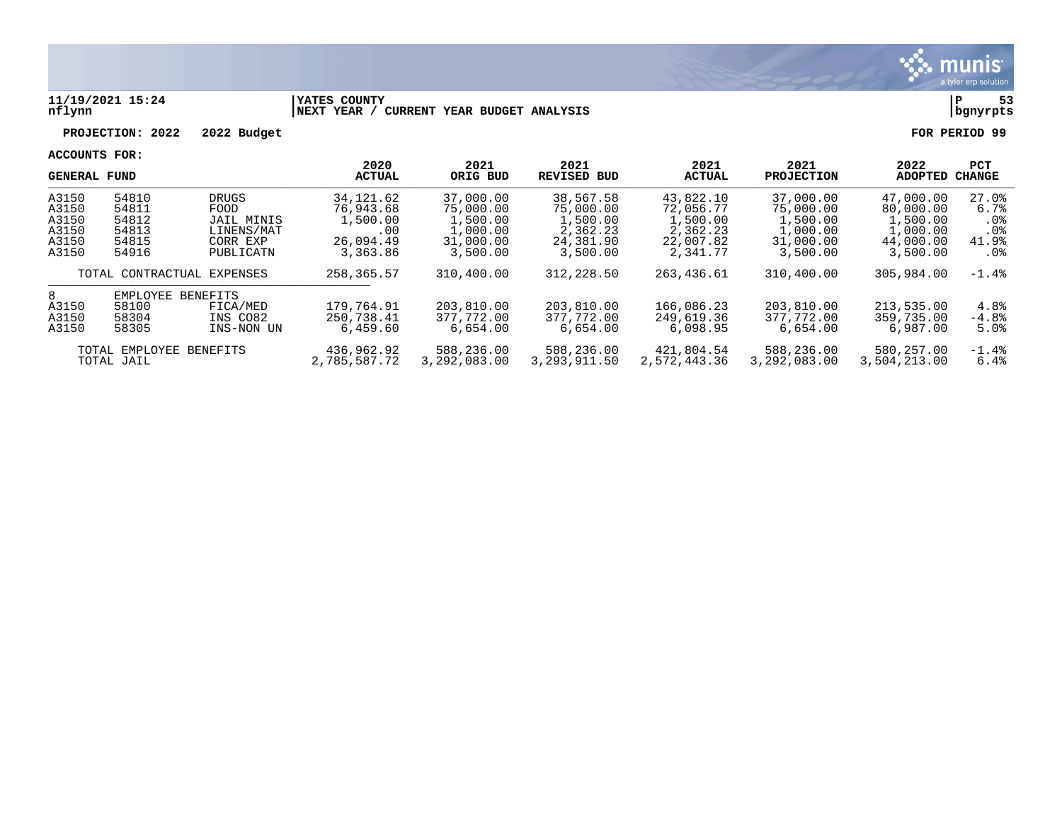11/19/2021 15:24 | YATES COUNTY | P 53
nflynn | NEXT YEAR / CURRENT YEAR BUDGET ANALYSIS | bgnyrpts

**PROJECTION: 2022 2022 Budget** | **FOR PERIOD 99**

**ACCOUNTS FOR:**

| GENERAL FUND | | | 2020 ACTUAL | 2021 ORIG BUD | 2021 REVISED BUD | 2021 ACTUAL | 2021 PROJECTION | 2022 ADOPTED | PCT CHANGE |
|---|---|---|---|---|---|---|---|---|---|
| A3150 | 54810 | DRUGS | 34,121.62 | 37,000.00 | 38,567.58 | 43,822.10 | 37,000.00 | 47,000.00 | 27.0% |
| A3150 | 54811 | FOOD | 76,943.68 | 75,000.00 | 75,000.00 | 72,056.77 | 75,000.00 | 80,000.00 | 6.7% |
| A3150 | 54812 | JAIL MINIS | 1,500.00 | 1,500.00 | 1,500.00 | 1,500.00 | 1,500.00 | 1,500.00 | .0% |
| A3150 | 54813 | LINENS/MAT | .00 | 1,000.00 | 2,362.23 | 2,362.23 | 1,000.00 | 1,000.00 | .0% |
| A3150 | 54815 | CORR EXP | 26,094.49 | 31,000.00 | 24,381.90 | 22,007.82 | 31,000.00 | 44,000.00 | 41.9% |
| A3150 | 54916 | PUBLICATN | 3,363.86 | 3,500.00 | 3,500.00 | 2,341.77 | 3,500.00 | 3,500.00 | .0% |
| | TOTAL CONTRACTUAL EXPENSES | | 258,365.57 | 310,400.00 | 312,228.50 | 263,436.61 | 310,400.00 | 305,984.00 | -1.4% |
| 8 | EMPLOYEE BENEFITS | | | | | | | | |
| A3150 | 58100 | FICA/MED | 179,764.91 | 203,810.00 | 203,810.00 | 166,086.23 | 203,810.00 | 213,535.00 | 4.8% |
| A3150 | 58304 | INS CO82 | 250,738.41 | 377,772.00 | 377,772.00 | 249,619.36 | 377,772.00 | 359,735.00 | -4.8% |
| A3150 | 58305 | INS-NON UN | 6,459.60 | 6,654.00 | 6,654.00 | 6,098.95 | 6,654.00 | 6,987.00 | 5.0% |
| | TOTAL EMPLOYEE BENEFITS | | 436,962.92 | 588,236.00 | 588,236.00 | 421,804.54 | 588,236.00 | 580,257.00 | -1.4% |
| | TOTAL JAIL | | 2,785,587.72 | 3,292,083.00 | 3,293,911.50 | 2,572,443.36 | 3,292,083.00 | 3,504,213.00 | 6.4% |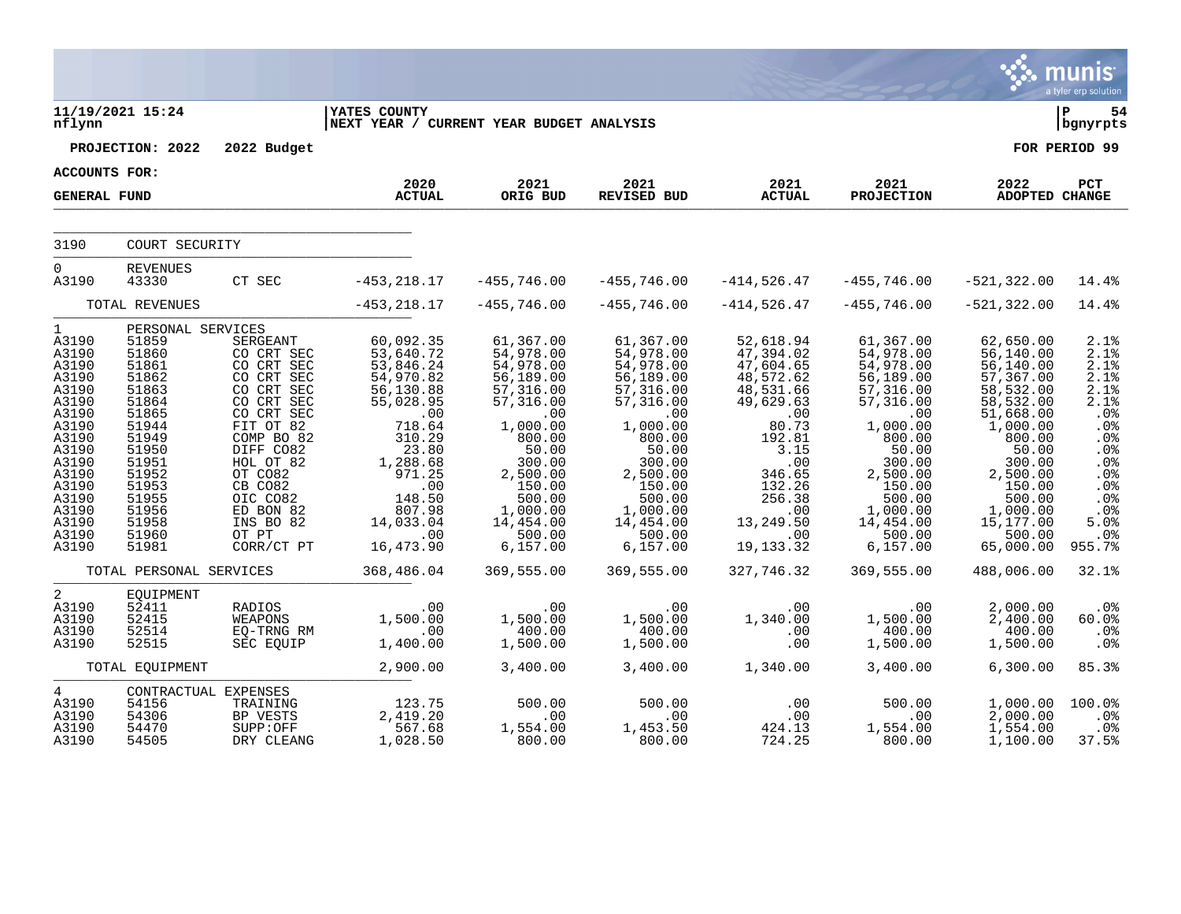11/19/2021 15:24 nflynn | YATES COUNTY — NEXT YEAR / CURRENT YEAR BUDGET ANALYSIS | P 54 bgnyrpts

**PROJECTION: 2022 — 2022 Budget** — FOR PERIOD 99

**ACCOUNTS FOR: GENERAL FUND**

| | | | 2020 ACTUAL | 2021 ORIG BUD | 2021 REVISED BUD | 2021 ACTUAL | 2021 PROJECTION | 2022 ADOPTED | PCT CHANGE |
|---|---|---|---|---|---|---|---|---|---|
| 3190 | COURT SECURITY | | | | | | | | |
| 0 | REVENUES | | | | | | | | |
| A3190 | 43330 | CT SEC | -453,218.17 | -455,746.00 | -455,746.00 | -414,526.47 | -455,746.00 | -521,322.00 | 14.4% |
| | TOTAL REVENUES | | -453,218.17 | -455,746.00 | -455,746.00 | -414,526.47 | -455,746.00 | -521,322.00 | 14.4% |
| 1 | PERSONAL SERVICES | | | | | | | | |
| A3190 | 51859 | SERGEANT | 60,092.35 | 61,367.00 | 61,367.00 | 52,618.94 | 61,367.00 | 62,650.00 | 2.1% |
| A3190 | 51860 | CO CRT SEC | 53,640.72 | 54,978.00 | 54,978.00 | 47,394.02 | 54,978.00 | 56,140.00 | 2.1% |
| A3190 | 51861 | CO CRT SEC | 53,846.24 | 54,978.00 | 54,978.00 | 47,604.65 | 54,978.00 | 56,140.00 | 2.1% |
| A3190 | 51862 | CO CRT SEC | 54,970.82 | 56,189.00 | 56,189.00 | 48,572.62 | 56,189.00 | 57,367.00 | 2.1% |
| A3190 | 51863 | CO CRT SEC | 56,130.88 | 57,316.00 | 57,316.00 | 48,531.66 | 57,316.00 | 58,532.00 | 2.1% |
| A3190 | 51864 | CO CRT SEC | 55,028.95 | 57,316.00 | 57,316.00 | 49,629.63 | 57,316.00 | 58,532.00 | 2.1% |
| A3190 | 51865 | CO CRT SEC | .00 | .00 | .00 | .00 | .00 | 51,668.00 | .0% |
| A3190 | 51944 | FIT OT 82 | 718.64 | 1,000.00 | 1,000.00 | 80.73 | 1,000.00 | 1,000.00 | .0% |
| A3190 | 51949 | COMP BO 82 | 310.29 | 800.00 | 800.00 | 192.81 | 800.00 | 800.00 | .0% |
| A3190 | 51950 | DIFF CO82 | 23.80 | 50.00 | 50.00 | 3.15 | 50.00 | 50.00 | .0% |
| A3190 | 51951 | HOL OT 82 | 1,288.68 | 300.00 | 300.00 | .00 | 300.00 | 300.00 | .0% |
| A3190 | 51952 | OT CO82 | 971.25 | 2,500.00 | 2,500.00 | 346.65 | 2,500.00 | 2,500.00 | .0% |
| A3190 | 51953 | CB CO82 | .00 | 150.00 | 150.00 | 132.26 | 150.00 | 150.00 | .0% |
| A3190 | 51955 | OIC CO82 | 148.50 | 500.00 | 500.00 | 256.38 | 500.00 | 500.00 | .0% |
| A3190 | 51956 | ED BON 82 | 807.98 | 1,000.00 | 1,000.00 | .00 | 1,000.00 | 1,000.00 | .0% |
| A3190 | 51958 | INS BO 82 | 14,033.04 | 14,454.00 | 14,454.00 | 13,249.50 | 14,454.00 | 15,177.00 | 5.0% |
| A3190 | 51960 | OT PT | .00 | 500.00 | 500.00 | .00 | 500.00 | 500.00 | .0% |
| A3190 | 51981 | CORR/CT PT | 16,473.90 | 6,157.00 | 6,157.00 | 19,133.32 | 6,157.00 | 65,000.00 | 955.7% |
| | TOTAL PERSONAL SERVICES | | 368,486.04 | 369,555.00 | 369,555.00 | 327,746.32 | 369,555.00 | 488,006.00 | 32.1% |
| 2 | EQUIPMENT | | | | | | | | |
| A3190 | 52411 | RADIOS | .00 | .00 | .00 | .00 | .00 | 2,000.00 | .0% |
| A3190 | 52415 | WEAPONS | 1,500.00 | 1,500.00 | 1,500.00 | 1,340.00 | 1,500.00 | 2,400.00 | 60.0% |
| A3190 | 52514 | EQ-TRNG RM | .00 | 400.00 | 400.00 | .00 | 400.00 | 400.00 | .0% |
| A3190 | 52515 | SEC EQUIP | 1,400.00 | 1,500.00 | 1,500.00 | .00 | 1,500.00 | 1,500.00 | .0% |
| | TOTAL EQUIPMENT | | 2,900.00 | 3,400.00 | 3,400.00 | 1,340.00 | 3,400.00 | 6,300.00 | 85.3% |
| 4 | CONTRACTUAL EXPENSES | | | | | | | | |
| A3190 | 54156 | TRAINING | 123.75 | 500.00 | 500.00 | .00 | 500.00 | 1,000.00 | 100.0% |
| A3190 | 54306 | BP VESTS | 2,419.20 | .00 | .00 | .00 | .00 | 2,000.00 | .0% |
| A3190 | 54470 | SUPP:OFF | 567.68 | 1,554.00 | 1,453.50 | 424.13 | 1,554.00 | 1,554.00 | .0% |
| A3190 | 54505 | DRY CLEANG | 1,028.50 | 800.00 | 800.00 | 724.25 | 800.00 | 1,100.00 | 37.5% |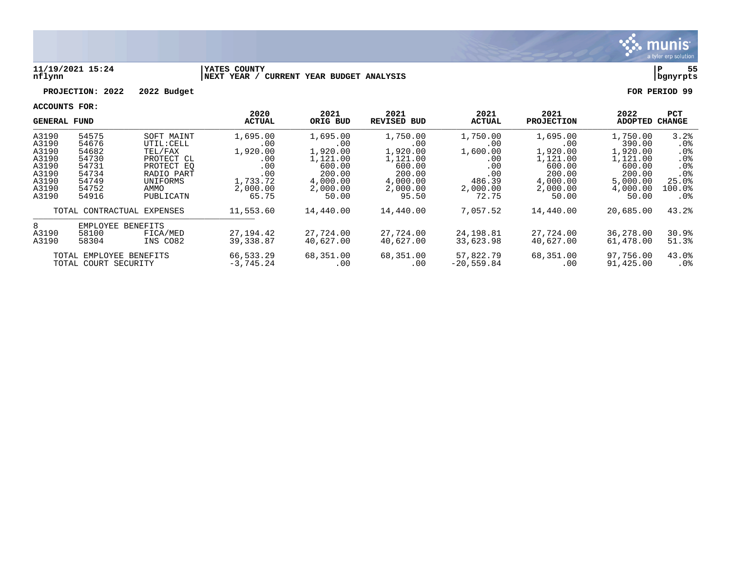11/19/2021 15:24 nflynn | YATES COUNTY | NEXT YEAR / CURRENT YEAR BUDGET ANALYSIS | P 55 bgnyrpts

**PROJECTION: 2022 2022 Budget** **FOR PERIOD 99**

**ACCOUNTS FOR:**

| GENERAL FUND | | | 2020 ACTUAL | 2021 ORIG BUD | 2021 REVISED BUD | 2021 ACTUAL | 2021 PROJECTION | 2022 ADOPTED | PCT CHANGE |
|---|---|---|---|---|---|---|---|---|---|
| A3190 | 54575 | SOFT MAINT | 1,695.00 | 1,695.00 | 1,750.00 | 1,750.00 | 1,695.00 | 1,750.00 | 3.2% |
| A3190 | 54676 | UTIL:CELL | .00 | .00 | .00 | .00 | .00 | 390.00 | .0% |
| A3190 | 54682 | TEL/FAX | 1,920.00 | 1,920.00 | 1,920.00 | 1,600.00 | 1,920.00 | 1,920.00 | .0% |
| A3190 | 54730 | PROTECT CL | .00 | 1,121.00 | 1,121.00 | .00 | 1,121.00 | 1,121.00 | .0% |
| A3190 | 54731 | PROTECT EQ | .00 | 600.00 | 600.00 | .00 | 600.00 | 600.00 | .0% |
| A3190 | 54734 | RADIO PART | .00 | 200.00 | 200.00 | .00 | 200.00 | 200.00 | .0% |
| A3190 | 54749 | UNIFORMS | 1,733.72 | 4,000.00 | 4,000.00 | 486.39 | 4,000.00 | 5,000.00 | 25.0% |
| A3190 | 54752 | AMMO | 2,000.00 | 2,000.00 | 2,000.00 | 2,000.00 | 2,000.00 | 4,000.00 | 100.0% |
| A3190 | 54916 | PUBLICATN | 65.75 | 50.00 | 95.50 | 72.75 | 50.00 | 50.00 | .0% |
| TOTAL CONTRACTUAL EXPENSES | | | 11,553.60 | 14,440.00 | 14,440.00 | 7,057.52 | 14,440.00 | 20,685.00 | 43.2% |
| 8 | EMPLOYEE BENEFITS | | | | | | | | |
| A3190 | 58100 | FICA/MED | 27,194.42 | 27,724.00 | 27,724.00 | 24,198.81 | 27,724.00 | 36,278.00 | 30.9% |
| A3190 | 58304 | INS CO82 | 39,338.87 | 40,627.00 | 40,627.00 | 33,623.98 | 40,627.00 | 61,478.00 | 51.3% |
| TOTAL EMPLOYEE BENEFITS | | | 66,533.29 | 68,351.00 | 68,351.00 | 57,822.79 | 68,351.00 | 97,756.00 | 43.0% |
| TOTAL COURT SECURITY | | | -3,745.24 | .00 | .00 | -20,559.84 | .00 | 91,425.00 | .0% |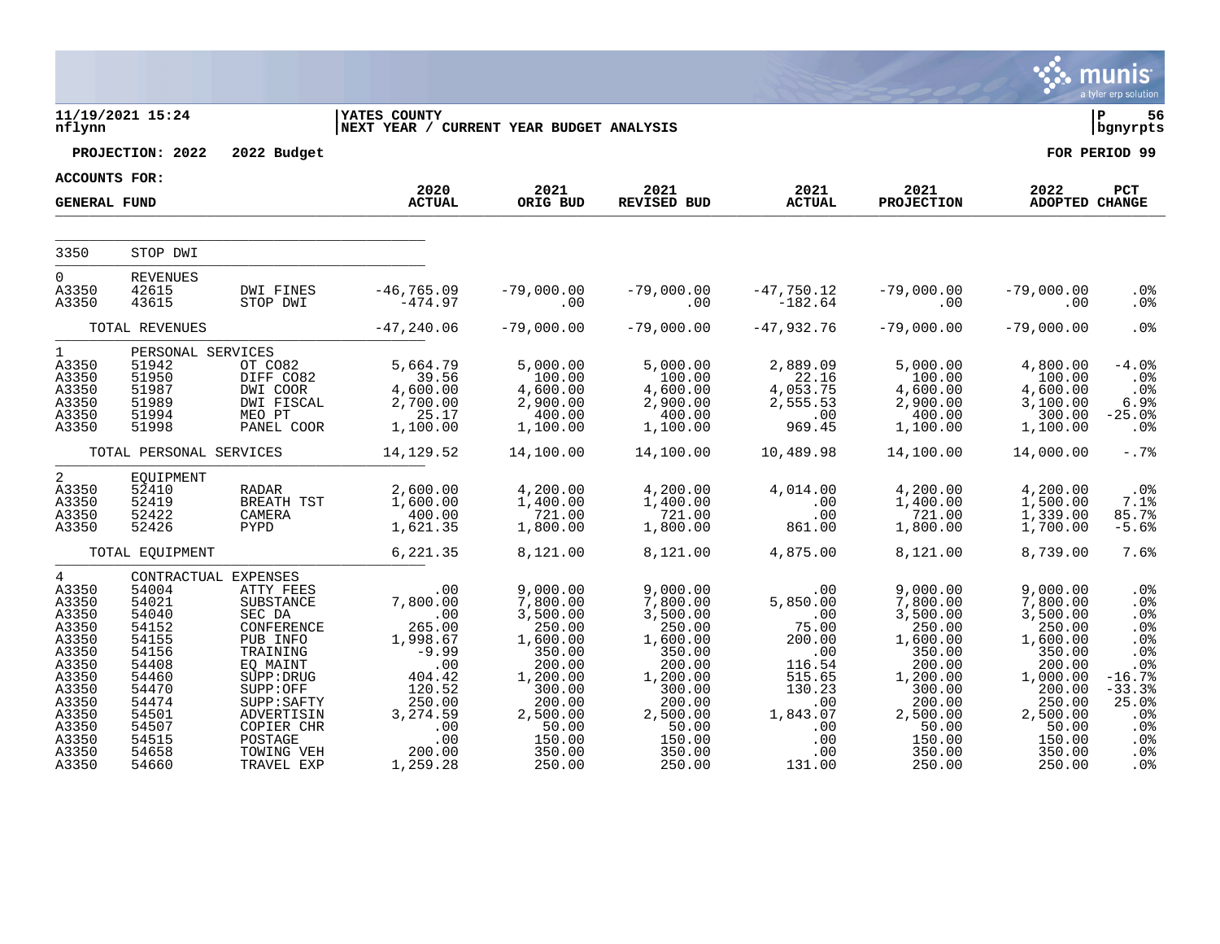YATES COUNTY
NEXT YEAR / CURRENT YEAR BUDGET ANALYSIS

11/19/2021 15:24
nflynn

P 56
bgnyrpts

**PROJECTION: 2022 2022 Budget** **FOR PERIOD 99**

**ACCOUNTS FOR:**
**GENERAL FUND**

| | | | 2020 ACTUAL | 2021 ORIG BUD | 2021 REVISED BUD | 2021 ACTUAL | 2021 PROJECTION | 2022 ADOPTED | PCT CHANGE |
|---|---|---|---|---|---|---|---|---|---|
| 3350 | STOP DWI | | | | | | | | |
| 0 | REVENUES | | | | | | | | |
| A3350 | 42615 | DWI FINES | -46,765.09 | -79,000.00 | -79,000.00 | -47,750.12 | -79,000.00 | -79,000.00 | .0% |
| A3350 | 43615 | STOP DWI | -474.97 | .00 | .00 | -182.64 | .00 | .00 | .0% |
| | TOTAL REVENUES | | -47,240.06 | -79,000.00 | -79,000.00 | -47,932.76 | -79,000.00 | -79,000.00 | .0% |
| 1 | PERSONAL SERVICES | | | | | | | | |
| A3350 | 51942 | OT CO82 | 5,664.79 | 5,000.00 | 5,000.00 | 2,889.09 | 5,000.00 | 4,800.00 | -4.0% |
| A3350 | 51950 | DIFF CO82 | 39.56 | 100.00 | 100.00 | 22.16 | 100.00 | 100.00 | .0% |
| A3350 | 51987 | DWI COOR | 4,600.00 | 4,600.00 | 4,600.00 | 4,053.75 | 4,600.00 | 4,600.00 | .0% |
| A3350 | 51989 | DWI FISCAL | 2,700.00 | 2,900.00 | 2,900.00 | 2,555.53 | 2,900.00 | 3,100.00 | 6.9% |
| A3350 | 51994 | MEO PT | 25.17 | 400.00 | 400.00 | .00 | 400.00 | 300.00 | -25.0% |
| A3350 | 51998 | PANEL COOR | 1,100.00 | 1,100.00 | 1,100.00 | 969.45 | 1,100.00 | 1,100.00 | .0% |
| | TOTAL PERSONAL SERVICES | | 14,129.52 | 14,100.00 | 14,100.00 | 10,489.98 | 14,100.00 | 14,000.00 | -.7% |
| 2 | EQUIPMENT | | | | | | | | |
| A3350 | 52410 | RADAR | 2,600.00 | 4,200.00 | 4,200.00 | 4,014.00 | 4,200.00 | 4,200.00 | .0% |
| A3350 | 52419 | BREATH TST | 1,600.00 | 1,400.00 | 1,400.00 | .00 | 1,400.00 | 1,500.00 | 7.1% |
| A3350 | 52422 | CAMERA | 400.00 | 721.00 | 721.00 | .00 | 721.00 | 1,339.00 | 85.7% |
| A3350 | 52426 | PYPD | 1,621.35 | 1,800.00 | 1,800.00 | 861.00 | 1,800.00 | 1,700.00 | -5.6% |
| | TOTAL EQUIPMENT | | 6,221.35 | 8,121.00 | 8,121.00 | 4,875.00 | 8,121.00 | 8,739.00 | 7.6% |
| 4 | CONTRACTUAL EXPENSES | | | | | | | | |
| A3350 | 54004 | ATTY FEES | .00 | 9,000.00 | 9,000.00 | .00 | 9,000.00 | 9,000.00 | .0% |
| A3350 | 54021 | SUBSTANCE | 7,800.00 | 7,800.00 | 7,800.00 | 5,850.00 | 7,800.00 | 7,800.00 | .0% |
| A3350 | 54040 | SEC DA | .00 | 3,500.00 | 3,500.00 | .00 | 3,500.00 | 3,500.00 | .0% |
| A3350 | 54152 | CONFERENCE | 265.00 | 250.00 | 250.00 | 75.00 | 250.00 | 250.00 | .0% |
| A3350 | 54155 | PUB INFO | 1,998.67 | 1,600.00 | 1,600.00 | 200.00 | 1,600.00 | 1,600.00 | .0% |
| A3350 | 54156 | TRAINING | -9.99 | 350.00 | 350.00 | .00 | 350.00 | 350.00 | .0% |
| A3350 | 54408 | EQ MAINT | .00 | 200.00 | 200.00 | 116.54 | 200.00 | 200.00 | .0% |
| A3350 | 54460 | SUPP:DRUG | 404.42 | 1,200.00 | 1,200.00 | 515.65 | 1,200.00 | 1,000.00 | -16.7% |
| A3350 | 54470 | SUPP:OFF | 120.52 | 300.00 | 300.00 | 130.23 | 300.00 | 200.00 | -33.3% |
| A3350 | 54474 | SUPP:SAFTY | 250.00 | 200.00 | 200.00 | .00 | 200.00 | 250.00 | 25.0% |
| A3350 | 54501 | ADVERTISIN | 3,274.59 | 2,500.00 | 2,500.00 | 1,843.07 | 2,500.00 | 2,500.00 | .0% |
| A3350 | 54507 | COPIER CHR | .00 | 50.00 | 50.00 | .00 | 50.00 | 50.00 | .0% |
| A3350 | 54515 | POSTAGE | .00 | 150.00 | 150.00 | .00 | 150.00 | 150.00 | .0% |
| A3350 | 54658 | TOWING VEH | 200.00 | 350.00 | 350.00 | .00 | 350.00 | 350.00 | .0% |
| A3350 | 54660 | TRAVEL EXP | 1,259.28 | 250.00 | 250.00 | 131.00 | 250.00 | 250.00 | .0% |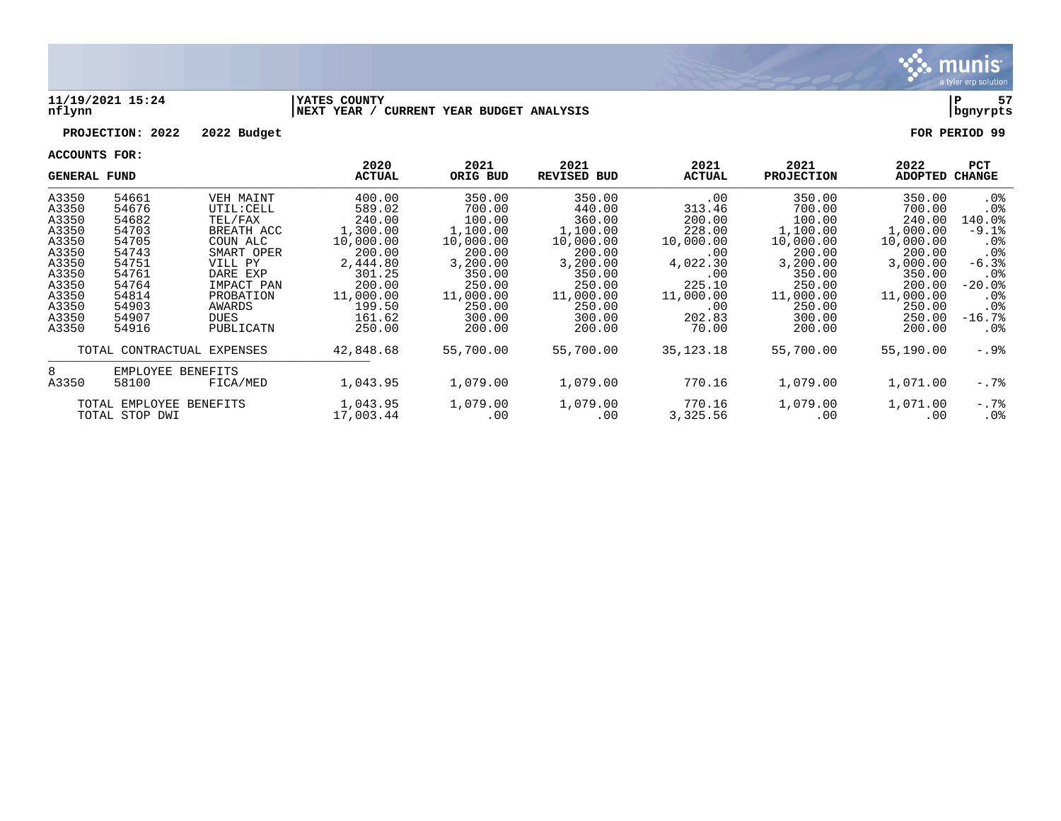**11/19/2021 15:24** | **YATES COUNTY** | **P 57**
**nflynn** | **NEXT YEAR / CURRENT YEAR BUDGET ANALYSIS** | **bgnyrpts**

**PROJECTION: 2022 2022 Budget** | **FOR PERIOD 99**

**ACCOUNTS FOR:**

| GENERAL FUND | | | 2020 ACTUAL | 2021 ORIG BUD | 2021 REVISED BUD | 2021 ACTUAL | 2021 PROJECTION | 2022 ADOPTED | PCT CHANGE |
|---|---|---|---|---|---|---|---|---|---|
| A3350 | 54661 | VEH MAINT | 400.00 | 350.00 | 350.00 | .00 | 350.00 | 350.00 | .0% |
| A3350 | 54676 | UTIL:CELL | 589.02 | 700.00 | 440.00 | 313.46 | 700.00 | 700.00 | .0% |
| A3350 | 54682 | TEL/FAX | 240.00 | 100.00 | 360.00 | 200.00 | 100.00 | 240.00 | 140.0% |
| A3350 | 54703 | BREATH ACC | 1,300.00 | 1,100.00 | 1,100.00 | 228.00 | 1,100.00 | 1,000.00 | -9.1% |
| A3350 | 54705 | COUN ALC | 10,000.00 | 10,000.00 | 10,000.00 | 10,000.00 | 10,000.00 | 10,000.00 | .0% |
| A3350 | 54743 | SMART OPER | 200.00 | 200.00 | 200.00 | .00 | 200.00 | 200.00 | .0% |
| A3350 | 54751 | VILL PY | 2,444.80 | 3,200.00 | 3,200.00 | 4,022.30 | 3,200.00 | 3,000.00 | -6.3% |
| A3350 | 54761 | DARE EXP | 301.25 | 350.00 | 350.00 | .00 | 350.00 | 350.00 | .0% |
| A3350 | 54764 | IMPACT PAN | 200.00 | 250.00 | 250.00 | 225.10 | 250.00 | 200.00 | -20.0% |
| A3350 | 54814 | PROBATION | 11,000.00 | 11,000.00 | 11,000.00 | 11,000.00 | 11,000.00 | 11,000.00 | .0% |
| A3350 | 54903 | AWARDS | 199.50 | 250.00 | 250.00 | .00 | 250.00 | 250.00 | .0% |
| A3350 | 54907 | DUES | 161.62 | 300.00 | 300.00 | 202.83 | 300.00 | 250.00 | -16.7% |
| A3350 | 54916 | PUBLICATN | 250.00 | 200.00 | 200.00 | 70.00 | 200.00 | 200.00 | .0% |
| TOTAL CONTRACTUAL EXPENSES | | | 42,848.68 | 55,700.00 | 55,700.00 | 35,123.18 | 55,700.00 | 55,190.00 | -.9% |
| 8 | EMPLOYEE BENEFITS | | | | | | | | |
| A3350 | 58100 | FICA/MED | 1,043.95 | 1,079.00 | 1,079.00 | 770.16 | 1,079.00 | 1,071.00 | -.7% |
| TOTAL EMPLOYEE BENEFITS | | | 1,043.95 | 1,079.00 | 1,079.00 | 770.16 | 1,079.00 | 1,071.00 | -.7% |
| TOTAL STOP DWI | | | 17,003.44 | .00 | .00 | 3,325.56 | .00 | .00 | .0% |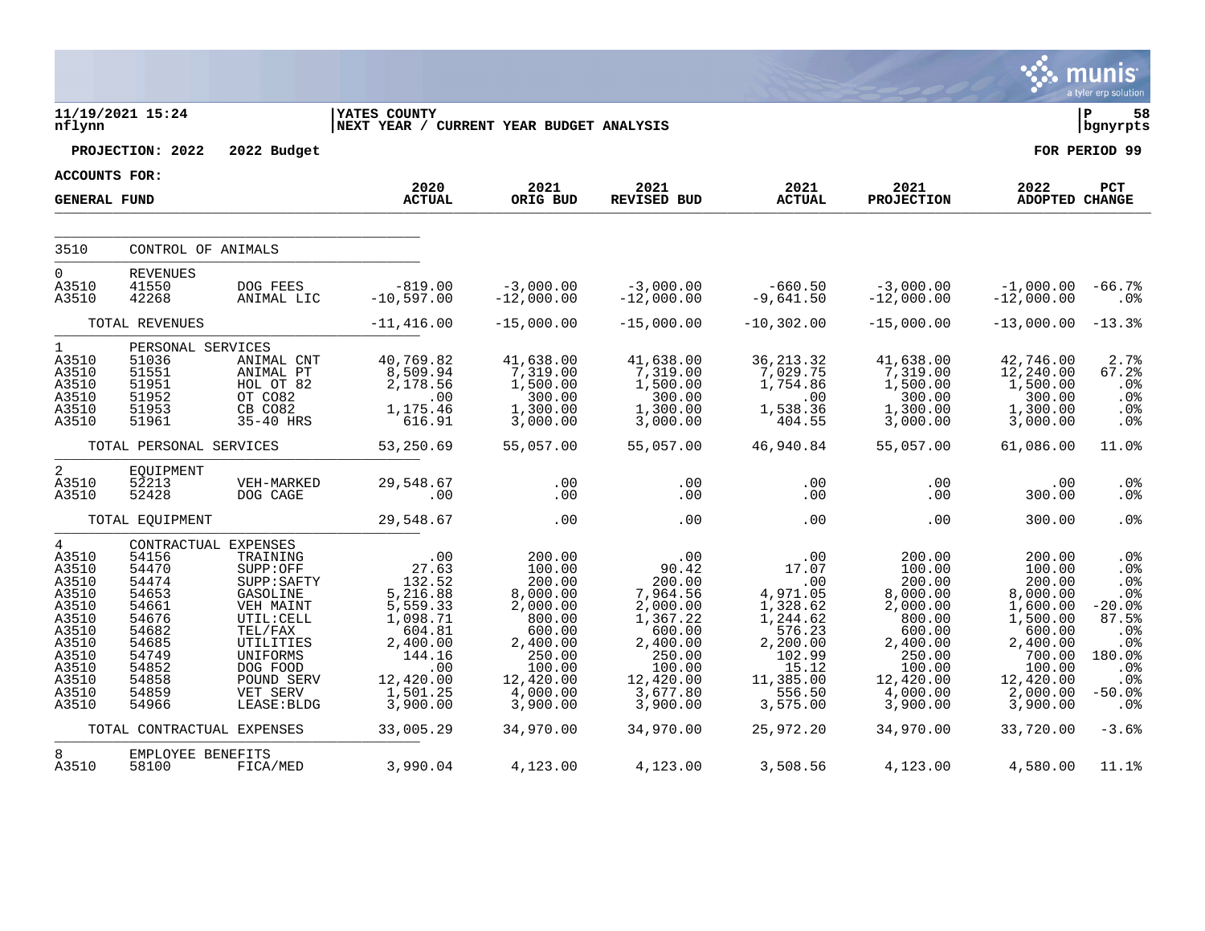**YATES COUNTY**
**NEXT YEAR / CURRENT YEAR BUDGET ANALYSIS**

11/19/2021 15:24
nflynn

**PROJECTION: 2022 2022 Budget** | **FOR PERIOD 99**

**ACCOUNTS FOR: GENERAL FUND**

| | | | 2020 ACTUAL | 2021 ORIG BUD | 2021 REVISED BUD | 2021 ACTUAL | 2021 PROJECTION | 2022 ADOPTED | PCT CHANGE |
|---|---|---|---|---|---|---|---|---|---|
| 3510 | CONTROL OF ANIMALS | | | | | | | | |
| 0 | REVENUES | | | | | | | | |
| A3510 | 41550 | DOG FEES | -819.00 | -3,000.00 | -3,000.00 | -660.50 | -3,000.00 | -1,000.00 | -66.7% |
| A3510 | 42268 | ANIMAL LIC | -10,597.00 | -12,000.00 | -12,000.00 | -9,641.50 | -12,000.00 | -12,000.00 | .0% |
| | TOTAL REVENUES | | -11,416.00 | -15,000.00 | -15,000.00 | -10,302.00 | -15,000.00 | -13,000.00 | -13.3% |
| 1 | PERSONAL SERVICES | | | | | | | | |
| A3510 | 51036 | ANIMAL CNT | 40,769.82 | 41,638.00 | 41,638.00 | 36,213.32 | 41,638.00 | 42,746.00 | 2.7% |
| A3510 | 51551 | ANIMAL PT | 8,509.94 | 7,319.00 | 7,319.00 | 7,029.75 | 7,319.00 | 12,240.00 | 67.2% |
| A3510 | 51951 | HOL OT 82 | 2,178.56 | 1,500.00 | 1,500.00 | 1,754.86 | 1,500.00 | 1,500.00 | .0% |
| A3510 | 51952 | OT CO82 | .00 | 300.00 | 300.00 | .00 | 300.00 | 300.00 | .0% |
| A3510 | 51953 | CB CO82 | 1,175.46 | 1,300.00 | 1,300.00 | 1,538.36 | 1,300.00 | 1,300.00 | .0% |
| A3510 | 51961 | 35-40 HRS | 616.91 | 3,000.00 | 3,000.00 | 404.55 | 3,000.00 | 3,000.00 | .0% |
| | TOTAL PERSONAL SERVICES | | 53,250.69 | 55,057.00 | 55,057.00 | 46,940.84 | 55,057.00 | 61,086.00 | 11.0% |
| 2 | EQUIPMENT | | | | | | | | |
| A3510 | 52213 | VEH-MARKED | 29,548.67 | .00 | .00 | .00 | .00 | .00 | .0% |
| A3510 | 52428 | DOG CAGE | .00 | .00 | .00 | .00 | .00 | 300.00 | .0% |
| | TOTAL EQUIPMENT | | 29,548.67 | .00 | .00 | .00 | .00 | 300.00 | .0% |
| 4 | CONTRACTUAL EXPENSES | | | | | | | | |
| A3510 | 54156 | TRAINING | .00 | 200.00 | .00 | .00 | 200.00 | 200.00 | .0% |
| A3510 | 54470 | SUPP:OFF | 27.63 | 100.00 | 90.42 | 17.07 | 100.00 | 100.00 | .0% |
| A3510 | 54474 | SUPP:SAFTY | 132.52 | 200.00 | 200.00 | .00 | 200.00 | 200.00 | .0% |
| A3510 | 54653 | GASOLINE | 5,216.88 | 8,000.00 | 7,964.56 | 4,971.05 | 8,000.00 | 8,000.00 | .0% |
| A3510 | 54661 | VEH MAINT | 5,559.33 | 2,000.00 | 2,000.00 | 1,328.62 | 2,000.00 | 1,600.00 | -20.0% |
| A3510 | 54676 | UTIL:CELL | 1,098.71 | 800.00 | 1,367.22 | 1,244.62 | 800.00 | 1,500.00 | 87.5% |
| A3510 | 54682 | TEL/FAX | 604.81 | 600.00 | 600.00 | 576.23 | 600.00 | 600.00 | .0% |
| A3510 | 54685 | UTILITIES | 2,400.00 | 2,400.00 | 2,400.00 | 2,200.00 | 2,400.00 | 2,400.00 | .0% |
| A3510 | 54749 | UNIFORMS | 144.16 | 250.00 | 250.00 | 102.99 | 250.00 | 700.00 | 180.0% |
| A3510 | 54852 | DOG FOOD | .00 | 100.00 | 100.00 | 15.12 | 100.00 | 100.00 | .0% |
| A3510 | 54858 | POUND SERV | 12,420.00 | 12,420.00 | 12,420.00 | 11,385.00 | 12,420.00 | 12,420.00 | .0% |
| A3510 | 54859 | VET SERV | 1,501.25 | 4,000.00 | 3,677.80 | 556.50 | 4,000.00 | 2,000.00 | -50.0% |
| A3510 | 54966 | LEASE:BLDG | 3,900.00 | 3,900.00 | 3,900.00 | 3,575.00 | 3,900.00 | 3,900.00 | .0% |
| | TOTAL CONTRACTUAL EXPENSES | | 33,005.29 | 34,970.00 | 34,970.00 | 25,972.20 | 34,970.00 | 33,720.00 | -3.6% |
| 8 | EMPLOYEE BENEFITS | | | | | | | | |
| A3510 | 58100 | FICA/MED | 3,990.04 | 4,123.00 | 4,123.00 | 3,508.56 | 4,123.00 | 4,580.00 | 11.1% |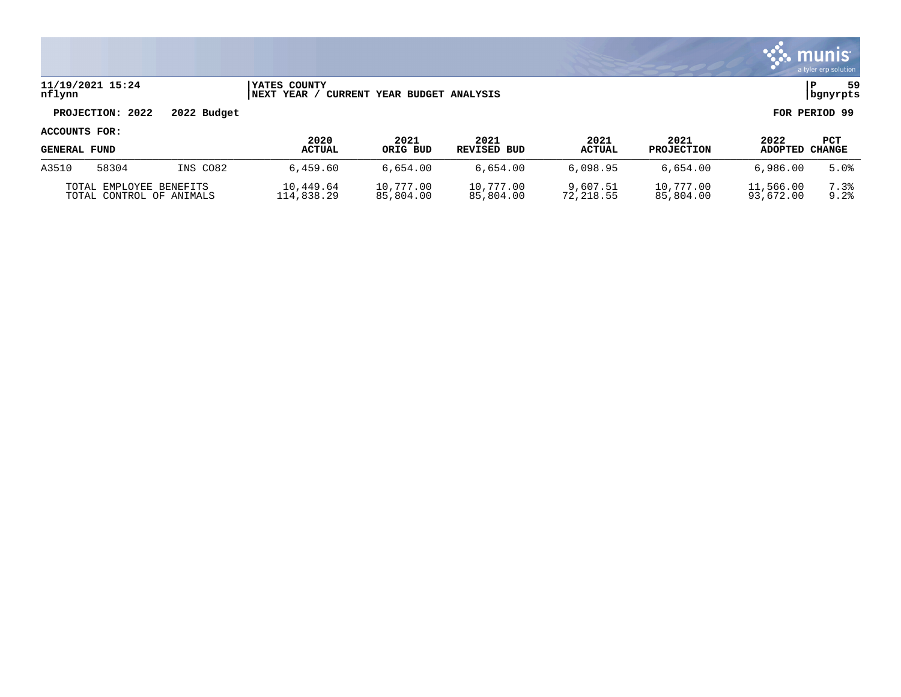YATES COUNTY
NEXT YEAR / CURRENT YEAR BUDGET ANALYSIS

11/19/2021 15:24
nflynn

P 59
bgnyrpts

PROJECTION: 2022 2022 Budget

FOR PERIOD 99

ACCOUNTS FOR:

| GENERAL FUND | | | 2020 ACTUAL | 2021 ORIG BUD | 2021 REVISED BUD | 2021 ACTUAL | 2021 PROJECTION | 2022 ADOPTED | PCT CHANGE |
|---|---|---|---|---|---|---|---|---|---|
| A3510 | 58304 | INS CO82 | 6,459.60 | 6,654.00 | 6,654.00 | 6,098.95 | 6,654.00 | 6,986.00 | 5.0% |
| TOTAL EMPLOYEE BENEFITS | | | 10,449.64 | 10,777.00 | 10,777.00 | 9,607.51 | 10,777.00 | 11,566.00 | 7.3% |
| TOTAL CONTROL OF ANIMALS | | | 114,838.29 | 85,804.00 | 85,804.00 | 72,218.55 | 85,804.00 | 93,672.00 | 9.2% |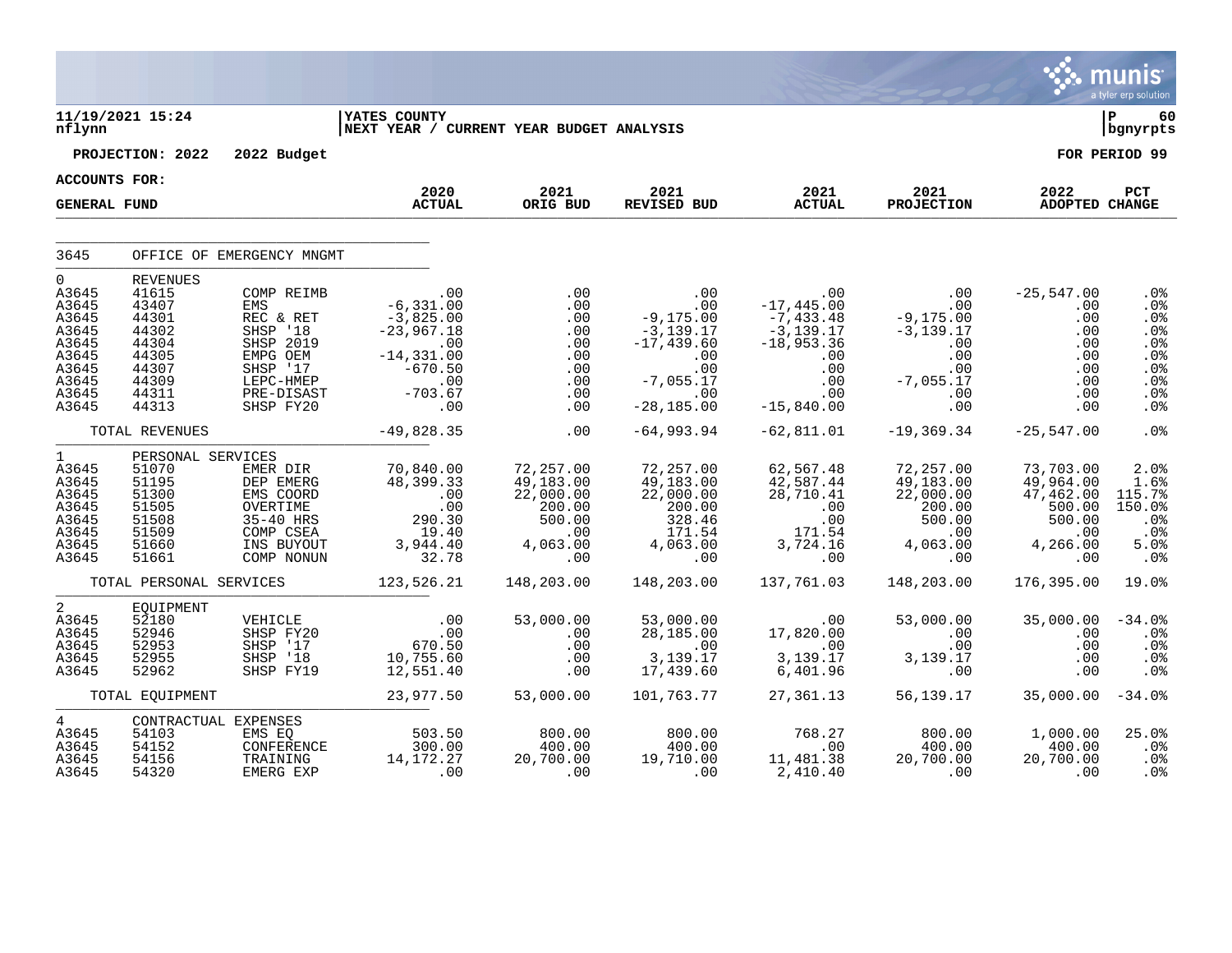11/19/2021 15:24 | YATES COUNTY | P 60
nflynn | NEXT YEAR / CURRENT YEAR BUDGET ANALYSIS | bgnyrpts

**PROJECTION: 2022 2022 Budget** | **FOR PERIOD 99**

**ACCOUNTS FOR:**

| GENERAL FUND | | | 2020 ACTUAL | 2021 ORIG BUD | 2021 REVISED BUD | 2021 ACTUAL | 2021 PROJECTION | 2022 ADOPTED | PCT CHANGE |
|---|---|---|---|---|---|---|---|---|---|
| 3645 | OFFICE OF EMERGENCY MNGMT | | | | | | | | |
| 0 | REVENUES | | | | | | | | |
| A3645 | 41615 | COMP REIMB | .00 | .00 | .00 | .00 | .00 | -25,547.00 | .0% |
| A3645 | 43407 | EMS | -6,331.00 | .00 | .00 | -17,445.00 | .00 | .00 | .0% |
| A3645 | 44301 | REC & RET | -3,825.00 | .00 | -9,175.00 | -7,433.48 | -9,175.00 | .00 | .0% |
| A3645 | 44302 | SHSP '18 | -23,967.18 | .00 | -3,139.17 | -3,139.17 | -3,139.17 | .00 | .0% |
| A3645 | 44304 | SHSP 2019 | .00 | .00 | -17,439.60 | -18,953.36 | .00 | .00 | .0% |
| A3645 | 44305 | EMPG OEM | -14,331.00 | .00 | .00 | .00 | .00 | .00 | .0% |
| A3645 | 44307 | SHSP '17 | -670.50 | .00 | .00 | .00 | .00 | .00 | .0% |
| A3645 | 44309 | LEPC-HMEP | .00 | .00 | -7,055.17 | .00 | -7,055.17 | .00 | .0% |
| A3645 | 44311 | PRE-DISAST | -703.67 | .00 | .00 | .00 | .00 | .00 | .0% |
| A3645 | 44313 | SHSP FY20 | .00 | .00 | -28,185.00 | -15,840.00 | .00 | .00 | .0% |
| | TOTAL REVENUES | | -49,828.35 | .00 | -64,993.94 | -62,811.01 | -19,369.34 | -25,547.00 | .0% |
| 1 | PERSONAL SERVICES | | | | | | | | |
| A3645 | 51070 | EMER DIR | 70,840.00 | 72,257.00 | 72,257.00 | 62,567.48 | 72,257.00 | 73,703.00 | 2.0% |
| A3645 | 51195 | DEP EMERG | 48,399.33 | 49,183.00 | 49,183.00 | 42,587.44 | 49,183.00 | 49,964.00 | 1.6% |
| A3645 | 51300 | EMS COORD | .00 | 22,000.00 | 22,000.00 | 28,710.41 | 22,000.00 | 47,462.00 | 115.7% |
| A3645 | 51505 | OVERTIME | .00 | 200.00 | 200.00 | .00 | 200.00 | 500.00 | 150.0% |
| A3645 | 51508 | 35-40 HRS | 290.30 | 500.00 | 328.46 | .00 | 500.00 | 500.00 | .0% |
| A3645 | 51509 | COMP CSEA | 19.40 | .00 | 171.54 | 171.54 | .00 | .00 | .0% |
| A3645 | 51660 | INS BUYOUT | 3,944.40 | 4,063.00 | 4,063.00 | 3,724.16 | 4,063.00 | 4,266.00 | 5.0% |
| A3645 | 51661 | COMP NONUN | 32.78 | .00 | .00 | .00 | .00 | .00 | .0% |
| | TOTAL PERSONAL SERVICES | | 123,526.21 | 148,203.00 | 148,203.00 | 137,761.03 | 148,203.00 | 176,395.00 | 19.0% |
| 2 | EQUIPMENT | | | | | | | | |
| A3645 | 52180 | VEHICLE | .00 | 53,000.00 | 53,000.00 | .00 | 53,000.00 | 35,000.00 | -34.0% |
| A3645 | 52946 | SHSP FY20 | .00 | .00 | 28,185.00 | 17,820.00 | .00 | .00 | .0% |
| A3645 | 52953 | SHSP '17 | 670.50 | .00 | .00 | .00 | .00 | .00 | .0% |
| A3645 | 52955 | SHSP '18 | 10,755.60 | .00 | 3,139.17 | 3,139.17 | 3,139.17 | .00 | .0% |
| A3645 | 52962 | SHSP FY19 | 12,551.40 | .00 | 17,439.60 | 6,401.96 | .00 | .00 | .0% |
| | TOTAL EQUIPMENT | | 23,977.50 | 53,000.00 | 101,763.77 | 27,361.13 | 56,139.17 | 35,000.00 | -34.0% |
| 4 | CONTRACTUAL EXPENSES | | | | | | | | |
| A3645 | 54103 | EMS EQ | 503.50 | 800.00 | 800.00 | 768.27 | 800.00 | 1,000.00 | 25.0% |
| A3645 | 54152 | CONFERENCE | 300.00 | 400.00 | 400.00 | .00 | 400.00 | 400.00 | .0% |
| A3645 | 54156 | TRAINING | 14,172.27 | 20,700.00 | 19,710.00 | 11,481.38 | 20,700.00 | 20,700.00 | .0% |
| A3645 | 54320 | EMERG EXP | .00 | .00 | .00 | 2,410.40 | .00 | .00 | .0% |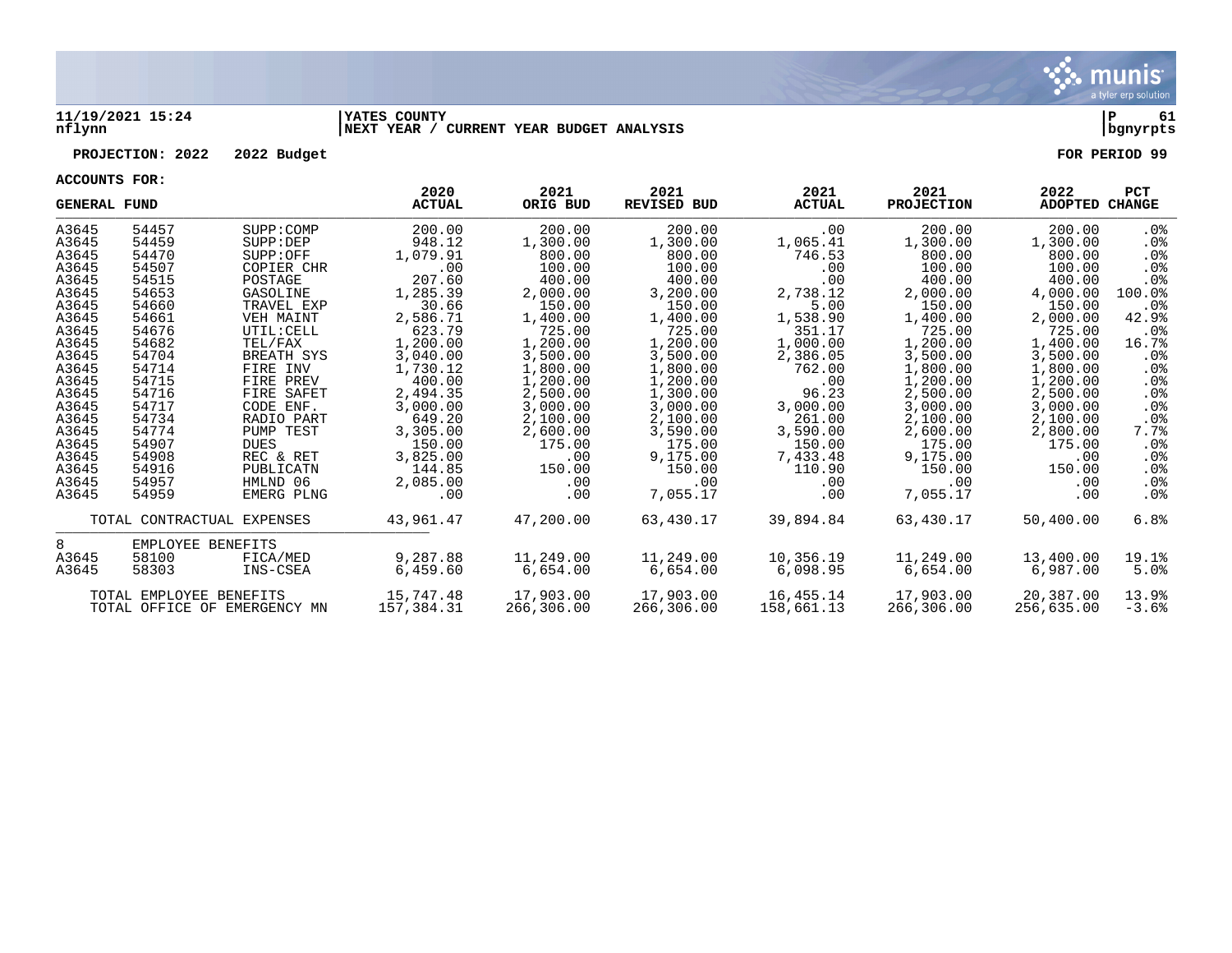**11/19/2021 15:24** | **YATES COUNTY** | **P 61**
**nflynn** | **NEXT YEAR / CURRENT YEAR BUDGET ANALYSIS** | **bgnyrpts**

**PROJECTION: 2022 2022 Budget** **FOR PERIOD 99**

**ACCOUNTS FOR:**

| GENERAL FUND | | | 2020 ACTUAL | 2021 ORIG BUD | 2021 REVISED BUD | 2021 ACTUAL | 2021 PROJECTION | 2022 ADOPTED | PCT CHANGE |
|---|---|---|---|---|---|---|---|---|---|
| A3645 | 54457 | SUPP:COMP | 200.00 | 200.00 | 200.00 | .00 | 200.00 | 200.00 | .0% |
| A3645 | 54459 | SUPP:DEP | 948.12 | 1,300.00 | 1,300.00 | 1,065.41 | 1,300.00 | 1,300.00 | .0% |
| A3645 | 54470 | SUPP:OFF | 1,079.91 | 800.00 | 800.00 | 746.53 | 800.00 | 800.00 | .0% |
| A3645 | 54507 | COPIER CHR | .00 | 100.00 | 100.00 | .00 | 100.00 | 100.00 | .0% |
| A3645 | 54515 | POSTAGE | 207.60 | 400.00 | 400.00 | .00 | 400.00 | 400.00 | .0% |
| A3645 | 54653 | GASOLINE | 1,285.39 | 2,000.00 | 3,200.00 | 2,738.12 | 2,000.00 | 4,000.00 | 100.0% |
| A3645 | 54660 | TRAVEL EXP | 30.66 | 150.00 | 150.00 | 5.00 | 150.00 | 150.00 | .0% |
| A3645 | 54661 | VEH MAINT | 2,586.71 | 1,400.00 | 1,400.00 | 1,538.90 | 1,400.00 | 2,000.00 | 42.9% |
| A3645 | 54676 | UTIL:CELL | 623.79 | 725.00 | 725.00 | 351.17 | 725.00 | 725.00 | .0% |
| A3645 | 54682 | TEL/FAX | 1,200.00 | 1,200.00 | 1,200.00 | 1,000.00 | 1,200.00 | 1,400.00 | 16.7% |
| A3645 | 54704 | BREATH SYS | 3,040.00 | 3,500.00 | 3,500.00 | 2,386.05 | 3,500.00 | 3,500.00 | .0% |
| A3645 | 54714 | FIRE INV | 1,730.12 | 1,800.00 | 1,800.00 | 762.00 | 1,800.00 | 1,800.00 | .0% |
| A3645 | 54715 | FIRE PREV | 400.00 | 1,200.00 | 1,200.00 | .00 | 1,200.00 | 1,200.00 | .0% |
| A3645 | 54716 | FIRE SAFET | 2,494.35 | 2,500.00 | 1,300.00 | 96.23 | 2,500.00 | 2,500.00 | .0% |
| A3645 | 54717 | CODE ENF. | 3,000.00 | 3,000.00 | 3,000.00 | 3,000.00 | 3,000.00 | 3,000.00 | .0% |
| A3645 | 54734 | RADIO PART | 649.20 | 2,100.00 | 2,100.00 | 261.00 | 2,100.00 | 2,100.00 | .0% |
| A3645 | 54774 | PUMP TEST | 3,305.00 | 2,600.00 | 3,590.00 | 3,590.00 | 2,600.00 | 2,800.00 | 7.7% |
| A3645 | 54907 | DUES | 150.00 | 175.00 | 175.00 | 150.00 | 175.00 | 175.00 | .0% |
| A3645 | 54908 | REC & RET | 3,825.00 | .00 | 9,175.00 | 7,433.48 | 9,175.00 | .00 | .0% |
| A3645 | 54916 | PUBLICATN | 144.85 | 150.00 | 150.00 | 110.90 | 150.00 | 150.00 | .0% |
| A3645 | 54957 | HMLND 06 | 2,085.00 | .00 | .00 | .00 | .00 | .00 | .0% |
| A3645 | 54959 | EMERG PLNG | .00 | .00 | 7,055.17 | .00 | 7,055.17 | .00 | .0% |
| TOTAL CONTRACTUAL EXPENSES | | | 43,961.47 | 47,200.00 | 63,430.17 | 39,894.84 | 63,430.17 | 50,400.00 | 6.8% |
| 8 | EMPLOYEE BENEFITS | | | | | | | | |
| A3645 | 58100 | FICA/MED | 9,287.88 | 11,249.00 | 11,249.00 | 10,356.19 | 11,249.00 | 13,400.00 | 19.1% |
| A3645 | 58303 | INS-CSEA | 6,459.60 | 6,654.00 | 6,654.00 | 6,098.95 | 6,654.00 | 6,987.00 | 5.0% |
| TOTAL EMPLOYEE BENEFITS | | | 15,747.48 | 17,903.00 | 17,903.00 | 16,455.14 | 17,903.00 | 20,387.00 | 13.9% |
| TOTAL OFFICE OF EMERGENCY MN | | | 157,384.31 | 266,306.00 | 266,306.00 | 158,661.13 | 266,306.00 | 256,635.00 | -3.6% |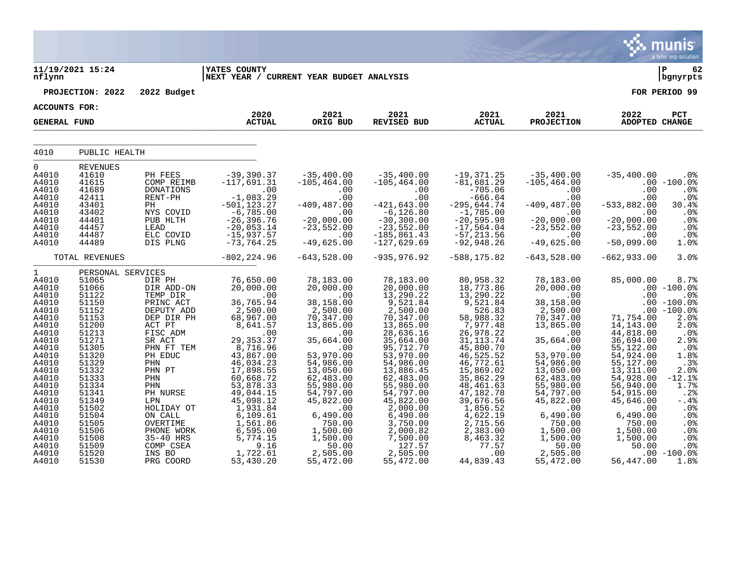11/19/2021 15:24 | YATES COUNTY | P 62
nflynn | NEXT YEAR / CURRENT YEAR BUDGET ANALYSIS | bgnyrpts

PROJECTION: 2022 2022 Budget — FOR PERIOD 99

ACCOUNTS FOR: GENERAL FUND

| | | | 2020 ACTUAL | 2021 ORIG BUD | 2021 REVISED BUD | 2021 ACTUAL | 2021 PROJECTION | 2022 ADOPTED | PCT CHANGE |
|---|---|---|---|---|---|---|---|---|---|
| 4010 | PUBLIC HEALTH | | | | | | | | |
| 0 | REVENUES | | | | | | | | |
| A4010 | 41610 | PH FEES | -39,390.37 | -35,400.00 | -35,400.00 | -19,371.25 | -35,400.00 | -35,400.00 | .0% |
| A4010 | 41615 | COMP REIMB | -117,691.31 | -105,464.00 | -105,464.00 | -81,681.29 | -105,464.00 | .00 | -100.0% |
| A4010 | 41689 | DONATIONS | .00 | .00 | .00 | -705.06 | .00 | .00 | .0% |
| A4010 | 42411 | RENT-PH | -1,083.29 | .00 | .00 | -666.64 | .00 | .00 | .0% |
| A4010 | 43401 | PH | -501,123.27 | -409,487.00 | -421,643.00 | -295,644.74 | -409,487.00 | -533,882.00 | 30.4% |
| A4010 | 43402 | NYS COVID | -6,785.00 | .00 | -6,126.80 | -1,785.00 | .00 | .00 | .0% |
| A4010 | 44401 | PUB HLTH | -26,396.76 | -20,000.00 | -30,300.00 | -20,595.98 | -20,000.00 | -20,000.00 | .0% |
| A4010 | 44457 | LEAD | -20,053.14 | -23,552.00 | -23,552.00 | -17,564.04 | -23,552.00 | -23,552.00 | .0% |
| A4010 | 44487 | ELC COVID | -15,937.57 | .00 | -185,861.43 | -57,213.56 | .00 | .00 | .0% |
| A4010 | 44489 | DIS PLNG | -73,764.25 | -49,625.00 | -127,629.69 | -92,948.26 | -49,625.00 | -50,099.00 | 1.0% |
| | TOTAL REVENUES | | -802,224.96 | -643,528.00 | -935,976.92 | -588,175.82 | -643,528.00 | -662,933.00 | 3.0% |
| 1 | PERSONAL SERVICES | | | | | | | | |
| A4010 | 51065 | DIR PH | 76,650.00 | 78,183.00 | 78,183.00 | 80,958.32 | 78,183.00 | 85,000.00 | 8.7% |
| A4010 | 51066 | DIR ADD-ON | 20,000.00 | 20,000.00 | 20,000.00 | 18,773.86 | 20,000.00 | .00 | -100.0% |
| A4010 | 51122 | TEMP DIR | .00 | .00 | 13,290.22 | 13,290.22 | .00 | .00 | .0% |
| A4010 | 51150 | PRINC ACT | 36,765.94 | 38,158.00 | 9,521.84 | 9,521.84 | 38,158.00 | .00 | -100.0% |
| A4010 | 51152 | DEPUTY ADD | 2,500.00 | 2,500.00 | 2,500.00 | 526.83 | 2,500.00 | .00 | -100.0% |
| A4010 | 51153 | DEP DIR PH | 68,967.00 | 70,347.00 | 70,347.00 | 58,988.32 | 70,347.00 | 71,754.00 | 2.0% |
| A4010 | 51200 | ACT PT | 8,641.57 | 13,865.00 | 13,865.00 | 7,977.48 | 13,865.00 | 14,143.00 | 2.0% |
| A4010 | 51213 | FISC ADM | .00 | .00 | 28,636.16 | 26,978.22 | .00 | 44,818.00 | .0% |
| A4010 | 51271 | SR ACT | 29,353.37 | 35,664.00 | 35,664.00 | 31,113.74 | 35,664.00 | 36,694.00 | 2.9% |
| A4010 | 51305 | PHN FT TEM | 8,716.96 | .00 | 95,712.70 | 45,800.70 | .00 | 55,122.00 | .0% |
| A4010 | 51320 | PH EDUC | 43,867.00 | 53,970.00 | 53,970.00 | 46,525.52 | 53,970.00 | 54,924.00 | 1.8% |
| A4010 | 51329 | PHN | 46,034.23 | 54,986.00 | 54,986.00 | 46,772.61 | 54,986.00 | 55,127.00 | .3% |
| A4010 | 51332 | PHN PT | 17,898.55 | 13,050.00 | 13,886.45 | 15,869.02 | 13,050.00 | 13,311.00 | 2.0% |
| A4010 | 51333 | PHN | 60,668.72 | 62,483.00 | 62,483.00 | 35,862.29 | 62,483.00 | 54,928.00 | -12.1% |
| A4010 | 51334 | PHN | 53,878.33 | 55,980.00 | 55,980.00 | 48,461.63 | 55,980.00 | 56,940.00 | 1.7% |
| A4010 | 51341 | PH NURSE | 49,044.15 | 54,797.00 | 54,797.00 | 47,182.78 | 54,797.00 | 54,915.00 | .2% |
| A4010 | 51349 | LPN | 45,098.12 | 45,822.00 | 45,822.00 | 39,676.56 | 45,822.00 | 45,646.00 | -.4% |
| A4010 | 51502 | HOLIDAY OT | 1,931.84 | .00 | 2,000.00 | 1,856.52 | .00 | .00 | .0% |
| A4010 | 51504 | ON CALL | 6,109.61 | 6,490.00 | 6,490.00 | 4,622.19 | 6,490.00 | 6,490.00 | .0% |
| A4010 | 51505 | OVERTIME | 1,561.86 | 750.00 | 3,750.00 | 2,715.56 | 750.00 | 750.00 | .0% |
| A4010 | 51506 | PHONE WORK | 6,595.00 | 1,500.00 | 2,000.82 | 2,383.00 | 1,500.00 | 1,500.00 | .0% |
| A4010 | 51508 | 35-40 HRS | 5,774.15 | 1,500.00 | 7,500.00 | 8,463.32 | 1,500.00 | 1,500.00 | .0% |
| A4010 | 51509 | COMP CSEA | 9.16 | 50.00 | 127.57 | 77.57 | 50.00 | 50.00 | .0% |
| A4010 | 51520 | INS BO | 1,722.61 | 2,505.00 | 2,505.00 | .00 | 2,505.00 | .00 | -100.0% |
| A4010 | 51530 | PRG COORD | 53,430.20 | 55,472.00 | 55,472.00 | 44,839.43 | 55,472.00 | 56,447.00 | 1.8% |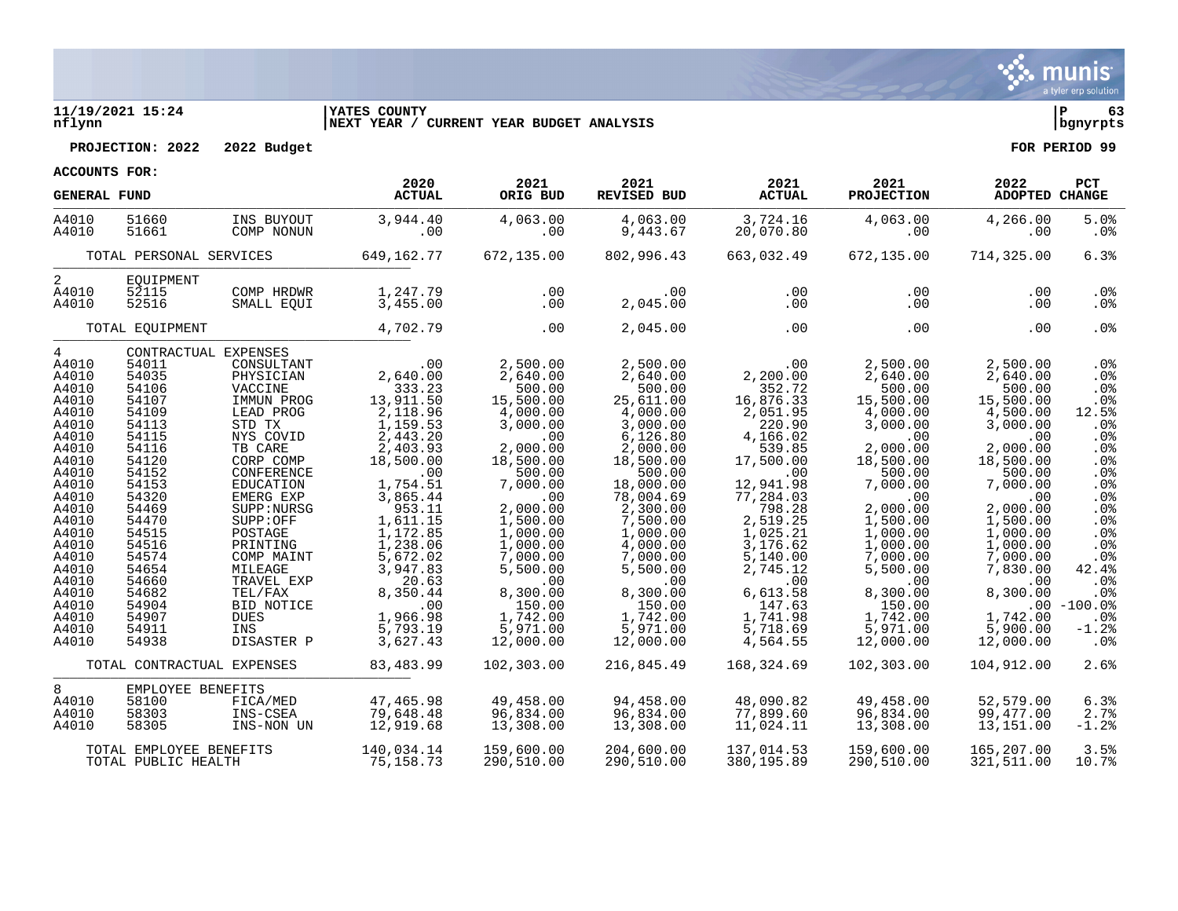**11/19/2021 15:24** | **YATES COUNTY** | **P 63**
**nflynn** | **NEXT YEAR / CURRENT YEAR BUDGET ANALYSIS** | **bgnyrpts**

**PROJECTION: 2022 2022 Budget** — **FOR PERIOD 99**

**ACCOUNTS FOR:**

| GENERAL FUND | | | 2020 ACTUAL | 2021 ORIG BUD | 2021 REVISED BUD | 2021 ACTUAL | 2021 PROJECTION | 2022 ADOPTED | PCT CHANGE |
|---|---|---|---|---|---|---|---|---|---|
| A4010 | 51660 | INS BUYOUT | 3,944.40 | 4,063.00 | 4,063.00 | 3,724.16 | 4,063.00 | 4,266.00 | 5.0% |
| A4010 | 51661 | COMP NONUN | .00 | .00 | 9,443.67 | 20,070.80 | .00 | .00 | .0% |
| | TOTAL PERSONAL SERVICES | | 649,162.77 | 672,135.00 | 802,996.43 | 663,032.49 | 672,135.00 | 714,325.00 | 6.3% |
| 2 | EQUIPMENT | | | | | | | | |
| A4010 | 52115 | COMP HRDWR | 1,247.79 | .00 | .00 | .00 | .00 | .00 | .0% |
| A4010 | 52516 | SMALL EQUI | 3,455.00 | .00 | 2,045.00 | .00 | .00 | .00 | .0% |
| | TOTAL EQUIPMENT | | 4,702.79 | .00 | 2,045.00 | .00 | .00 | .00 | .0% |
| 4 | CONTRACTUAL EXPENSES | | | | | | | | |
| A4010 | 54011 | CONSULTANT | .00 | 2,500.00 | 2,500.00 | .00 | 2,500.00 | 2,500.00 | .0% |
| A4010 | 54035 | PHYSICIAN | 2,640.00 | 2,640.00 | 2,640.00 | 2,200.00 | 2,640.00 | 2,640.00 | .0% |
| A4010 | 54106 | VACCINE | 333.23 | 500.00 | 500.00 | 352.72 | 500.00 | 500.00 | .0% |
| A4010 | 54107 | IMMUN PROG | 13,911.50 | 15,500.00 | 25,611.00 | 16,876.33 | 15,500.00 | 15,500.00 | .0% |
| A4010 | 54109 | LEAD PROG | 2,118.96 | 4,000.00 | 4,000.00 | 2,051.95 | 4,000.00 | 4,500.00 | 12.5% |
| A4010 | 54113 | STD TX | 1,159.53 | 3,000.00 | 3,000.00 | 220.90 | 3,000.00 | 3,000.00 | .0% |
| A4010 | 54115 | NYS COVID | 2,443.20 | .00 | 6,126.80 | 4,166.02 | .00 | .00 | .0% |
| A4010 | 54116 | TB CARE | 2,403.93 | 2,000.00 | 2,000.00 | 539.85 | 2,000.00 | 2,000.00 | .0% |
| A4010 | 54120 | CORP COMP | 18,500.00 | 18,500.00 | 18,500.00 | 17,500.00 | 18,500.00 | 18,500.00 | .0% |
| A4010 | 54152 | CONFERENCE | .00 | 500.00 | 500.00 | .00 | 500.00 | 500.00 | .0% |
| A4010 | 54153 | EDUCATION | 1,754.51 | 7,000.00 | 18,000.00 | 12,941.98 | 7,000.00 | 7,000.00 | .0% |
| A4010 | 54320 | EMERG EXP | 3,865.44 | .00 | 78,004.69 | 77,284.03 | .00 | .00 | .0% |
| A4010 | 54469 | SUPP:NURSG | 953.11 | 2,000.00 | 2,300.00 | 798.28 | 2,000.00 | 2,000.00 | .0% |
| A4010 | 54470 | SUPP:OFF | 1,611.15 | 1,500.00 | 7,500.00 | 2,519.25 | 1,500.00 | 1,500.00 | .0% |
| A4010 | 54515 | POSTAGE | 1,172.85 | 1,000.00 | 1,000.00 | 1,025.21 | 1,000.00 | 1,000.00 | .0% |
| A4010 | 54516 | PRINTING | 1,238.06 | 1,000.00 | 4,000.00 | 3,176.62 | 1,000.00 | 1,000.00 | .0% |
| A4010 | 54574 | COMP MAINT | 5,672.02 | 7,000.00 | 7,000.00 | 5,140.00 | 7,000.00 | 7,000.00 | .0% |
| A4010 | 54654 | MILEAGE | 3,947.83 | 5,500.00 | 5,500.00 | 2,745.12 | 5,500.00 | 7,830.00 | 42.4% |
| A4010 | 54660 | TRAVEL EXP | 20.63 | .00 | .00 | .00 | .00 | .00 | .0% |
| A4010 | 54682 | TEL/FAX | 8,350.44 | 8,300.00 | 8,300.00 | 6,613.58 | 8,300.00 | 8,300.00 | .0% |
| A4010 | 54904 | BID NOTICE | .00 | 150.00 | 150.00 | 147.63 | 150.00 | .00 | -100.0% |
| A4010 | 54907 | DUES | 1,966.98 | 1,742.00 | 1,742.00 | 1,741.98 | 1,742.00 | 1,742.00 | .0% |
| A4010 | 54911 | INS | 5,793.19 | 5,971.00 | 5,971.00 | 5,718.69 | 5,971.00 | 5,900.00 | -1.2% |
| A4010 | 54938 | DISASTER P | 3,627.43 | 12,000.00 | 12,000.00 | 4,564.55 | 12,000.00 | 12,000.00 | .0% |
| | TOTAL CONTRACTUAL EXPENSES | | 83,483.99 | 102,303.00 | 216,845.49 | 168,324.69 | 102,303.00 | 104,912.00 | 2.6% |
| 8 | EMPLOYEE BENEFITS | | | | | | | | |
| A4010 | 58100 | FICA/MED | 47,465.98 | 49,458.00 | 94,458.00 | 48,090.82 | 49,458.00 | 52,579.00 | 6.3% |
| A4010 | 58303 | INS-CSEA | 79,648.48 | 96,834.00 | 96,834.00 | 77,899.60 | 96,834.00 | 99,477.00 | 2.7% |
| A4010 | 58305 | INS-NON UN | 12,919.68 | 13,308.00 | 13,308.00 | 11,024.11 | 13,308.00 | 13,151.00 | -1.2% |
| | TOTAL EMPLOYEE BENEFITS | | 140,034.14 | 159,600.00 | 204,600.00 | 137,014.53 | 159,600.00 | 165,207.00 | 3.5% |
| | TOTAL PUBLIC HEALTH | | 75,158.73 | 290,510.00 | 290,510.00 | 380,195.89 | 290,510.00 | 321,511.00 | 10.7% |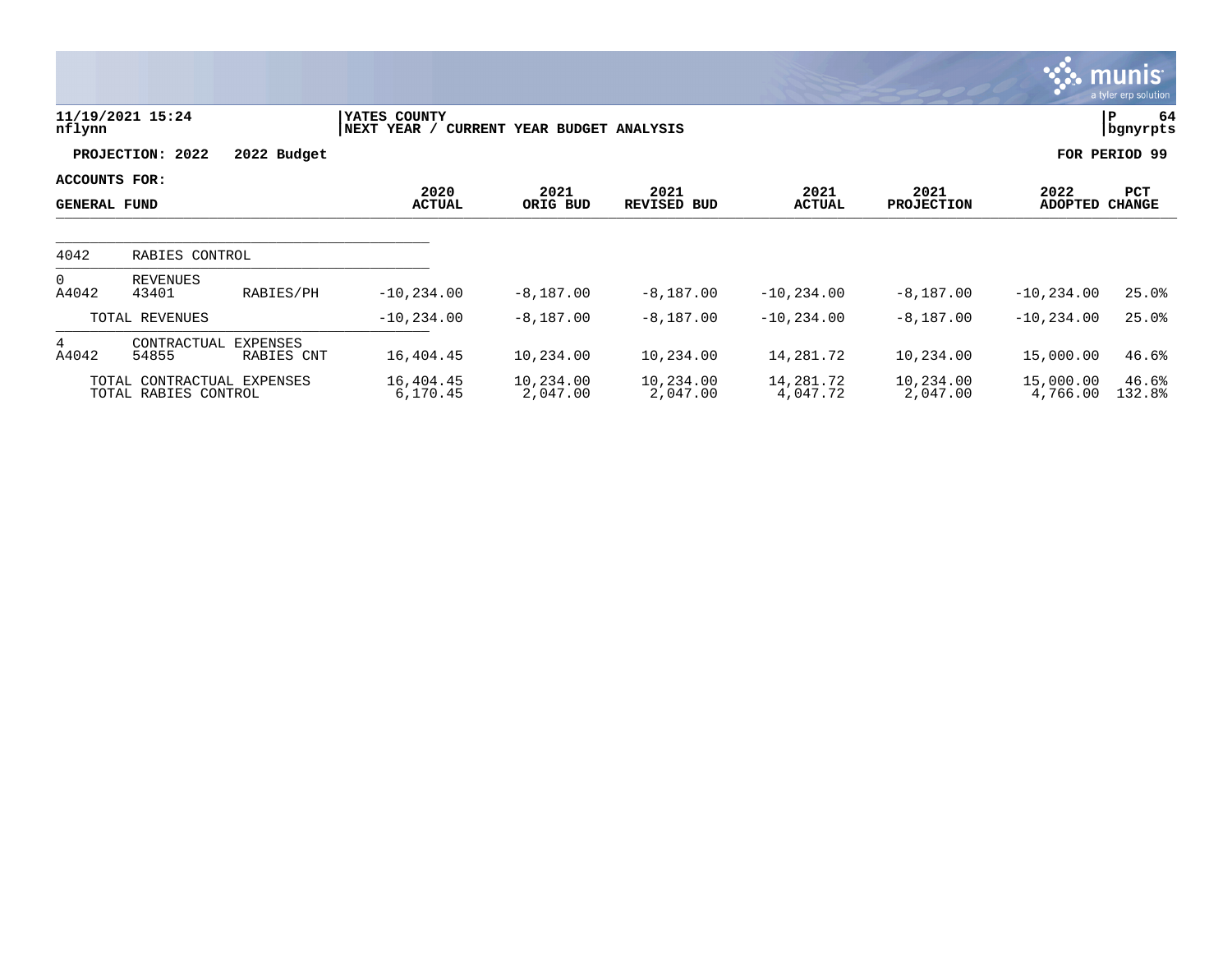11/19/2021 15:24
nflynn

YATES COUNTY
NEXT YEAR / CURRENT YEAR BUDGET ANALYSIS

P 64
bgnyrpts

**PROJECTION: 2022 2022 Budget** **FOR PERIOD 99**

**ACCOUNTS FOR:**
**GENERAL FUND**

| | | | 2020 ACTUAL | 2021 ORIG BUD | 2021 REVISED BUD | 2021 ACTUAL | 2021 PROJECTION | 2022 ADOPTED | PCT CHANGE |
|---|---|---|---|---|---|---|---|---|---|
| 4042 | RABIES CONTROL | | | | | | | | |
| 0 | REVENUES | | | | | | | | |
| A4042 | 43401 | RABIES/PH | -10,234.00 | -8,187.00 | -8,187.00 | -10,234.00 | -8,187.00 | -10,234.00 | 25.0% |
| | TOTAL REVENUES | | -10,234.00 | -8,187.00 | -8,187.00 | -10,234.00 | -8,187.00 | -10,234.00 | 25.0% |
| 4 | CONTRACTUAL EXPENSES | | | | | | | | |
| A4042 | 54855 | RABIES CNT | 16,404.45 | 10,234.00 | 10,234.00 | 14,281.72 | 10,234.00 | 15,000.00 | 46.6% |
| | TOTAL CONTRACTUAL EXPENSES | | 16,404.45 | 10,234.00 | 10,234.00 | 14,281.72 | 10,234.00 | 15,000.00 | 46.6% |
| | TOTAL RABIES CONTROL | | 6,170.45 | 2,047.00 | 2,047.00 | 4,047.72 | 2,047.00 | 4,766.00 | 132.8% |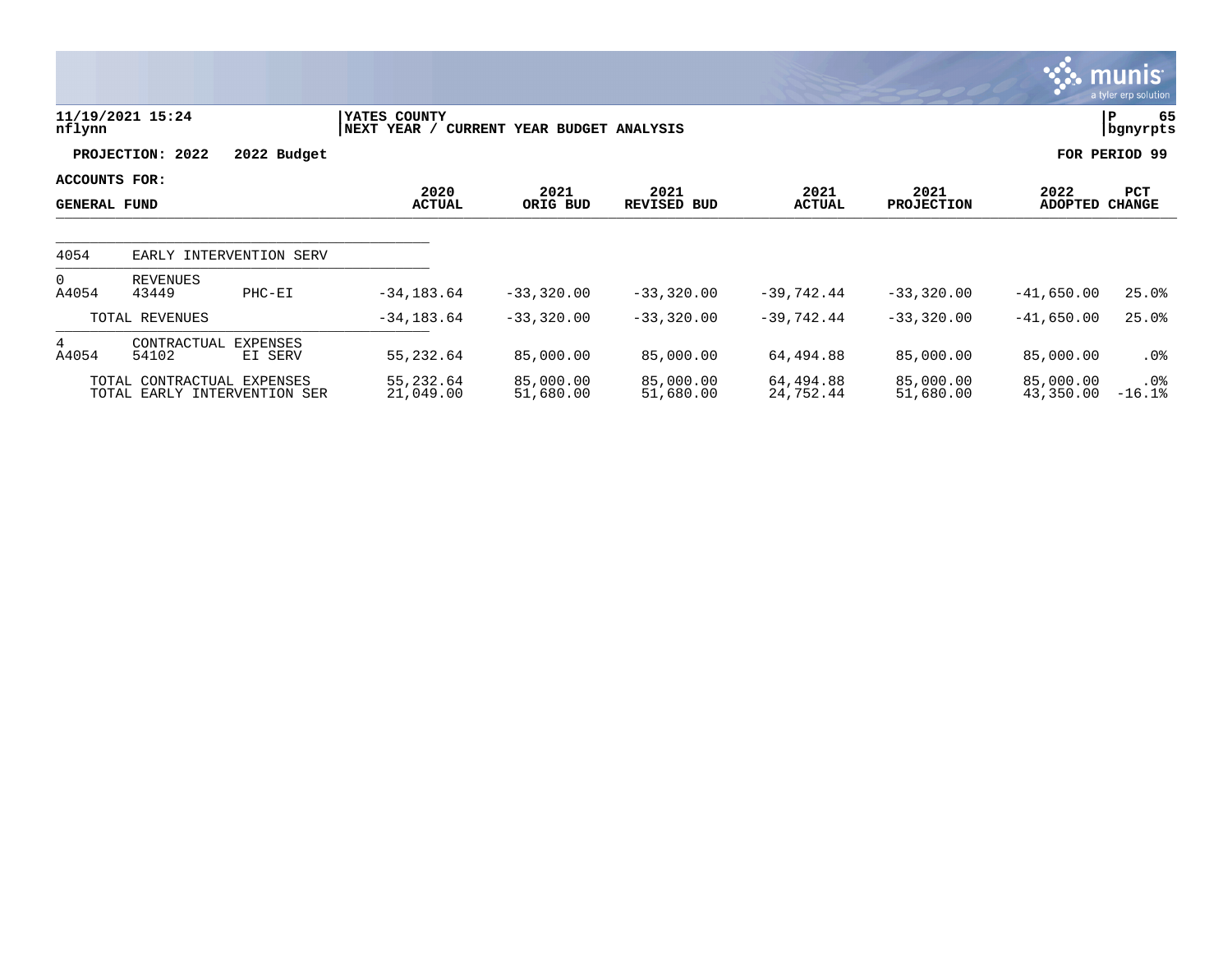YATES COUNTY
NEXT YEAR / CURRENT YEAR BUDGET ANALYSIS

11/19/2021 15:24
nflynn

P 65
bgnyrpts

**PROJECTION: 2022 2022 Budget** | **FOR PERIOD 99**

**ACCOUNTS FOR:**
**GENERAL FUND**

| | | | 2020 ACTUAL | 2021 ORIG BUD | 2021 REVISED BUD | 2021 ACTUAL | 2021 PROJECTION | 2022 ADOPTED | PCT CHANGE |
|---|---|---|---|---|---|---|---|---|---|
| 4054 | EARLY INTERVENTION SERV | | | | | | | | |
| 0 | REVENUES | | | | | | | | |
| A4054 | 43449 | PHC-EI | -34,183.64 | -33,320.00 | -33,320.00 | -39,742.44 | -33,320.00 | -41,650.00 | 25.0% |
| | TOTAL REVENUES | | -34,183.64 | -33,320.00 | -33,320.00 | -39,742.44 | -33,320.00 | -41,650.00 | 25.0% |
| 4 | CONTRACTUAL EXPENSES | | | | | | | | |
| A4054 | 54102 | EI SERV | 55,232.64 | 85,000.00 | 85,000.00 | 64,494.88 | 85,000.00 | 85,000.00 | .0% |
| | TOTAL CONTRACTUAL EXPENSES | | 55,232.64 | 85,000.00 | 85,000.00 | 64,494.88 | 85,000.00 | 85,000.00 | .0% |
| | TOTAL EARLY INTERVENTION SER | | 21,049.00 | 51,680.00 | 51,680.00 | 24,752.44 | 51,680.00 | 43,350.00 | -16.1% |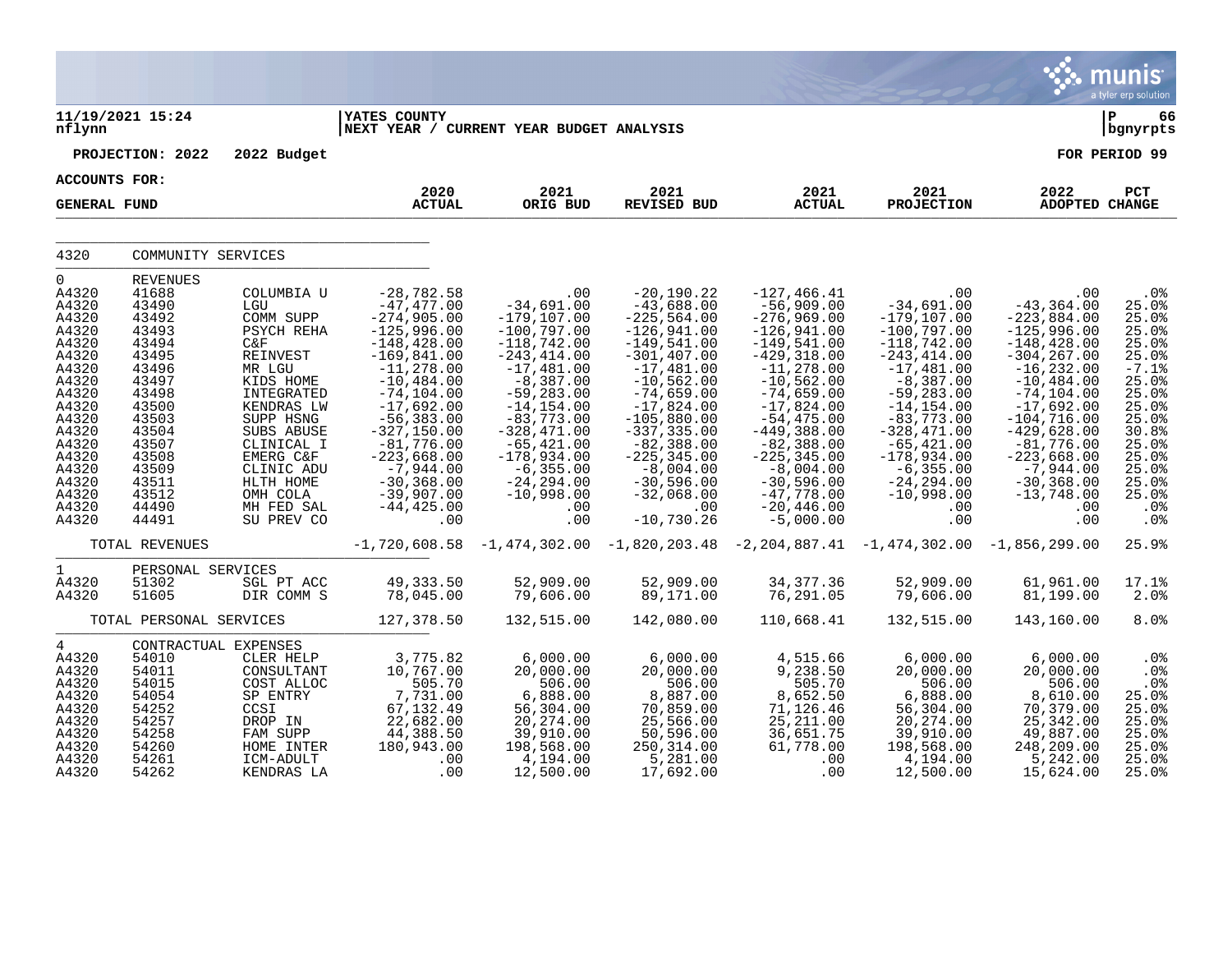11/19/2021 15:24 | YATES COUNTY | P 66
nflynn | NEXT YEAR / CURRENT YEAR BUDGET ANALYSIS | bgnyrpts

PROJECTION: 2022 2022 Budget | FOR PERIOD 99

ACCOUNTS FOR:

| GENERAL FUND | | | 2020 ACTUAL | 2021 ORIG BUD | 2021 REVISED BUD | 2021 ACTUAL | 2021 PROJECTION | 2022 ADOPTED | PCT CHANGE |
|---|---|---|---|---|---|---|---|---|---|
| 4320 | COMMUNITY SERVICES | | | | | | | | |
| 0 | REVENUES | | | | | | | | |
| A4320 | 41688 | COLUMBIA U | -28,782.58 | .00 | -20,190.22 | -127,466.41 | .00 | .00 | .0% |
| A4320 | 43490 | LGU | -47,477.00 | -34,691.00 | -43,688.00 | -56,909.00 | -34,691.00 | -43,364.00 | 25.0% |
| A4320 | 43492 | COMM SUPP | -274,905.00 | -179,107.00 | -225,564.00 | -276,969.00 | -179,107.00 | -223,884.00 | 25.0% |
| A4320 | 43493 | PSYCH REHA | -125,996.00 | -100,797.00 | -126,941.00 | -126,941.00 | -100,797.00 | -125,996.00 | 25.0% |
| A4320 | 43494 | C&F | -148,428.00 | -118,742.00 | -149,541.00 | -149,541.00 | -118,742.00 | -148,428.00 | 25.0% |
| A4320 | 43495 | REINVEST | -169,841.00 | -243,414.00 | -301,407.00 | -429,318.00 | -243,414.00 | -304,267.00 | 25.0% |
| A4320 | 43496 | MR LGU | -11,278.00 | -17,481.00 | -17,481.00 | -11,278.00 | -17,481.00 | -16,232.00 | -7.1% |
| A4320 | 43497 | KIDS HOME | -10,484.00 | -8,387.00 | -10,562.00 | -10,562.00 | -8,387.00 | -10,484.00 | 25.0% |
| A4320 | 43498 | INTEGRATED | -74,104.00 | -59,283.00 | -74,659.00 | -74,659.00 | -59,283.00 | -74,104.00 | 25.0% |
| A4320 | 43500 | KENDRAS LW | -17,692.00 | -14,154.00 | -17,824.00 | -17,824.00 | -14,154.00 | -17,692.00 | 25.0% |
| A4320 | 43503 | SUPP HSNG | -56,383.00 | -83,773.00 | -105,880.00 | -54,475.00 | -83,773.00 | -104,716.00 | 25.0% |
| A4320 | 43504 | SUBS ABUSE | -327,150.00 | -328,471.00 | -337,335.00 | -449,388.00 | -328,471.00 | -429,628.00 | 30.8% |
| A4320 | 43507 | CLINICAL I | -81,776.00 | -65,421.00 | -82,388.00 | -82,388.00 | -65,421.00 | -81,776.00 | 25.0% |
| A4320 | 43508 | EMERG C&F | -223,668.00 | -178,934.00 | -225,345.00 | -225,345.00 | -178,934.00 | -223,668.00 | 25.0% |
| A4320 | 43509 | CLINIC ADU | -7,944.00 | -6,355.00 | -8,004.00 | -8,004.00 | -6,355.00 | -7,944.00 | 25.0% |
| A4320 | 43511 | HLTH HOME | -30,368.00 | -24,294.00 | -30,596.00 | -30,596.00 | -24,294.00 | -30,368.00 | 25.0% |
| A4320 | 43512 | OMH COLA | -39,907.00 | -10,998.00 | -32,068.00 | -47,778.00 | -10,998.00 | -13,748.00 | 25.0% |
| A4320 | 44490 | MH FED SAL | -44,425.00 | .00 | .00 | -20,446.00 | .00 | .00 | .0% |
| A4320 | 44491 | SU PREV CO | .00 | .00 | -10,730.26 | -5,000.00 | .00 | .00 | .0% |
| | TOTAL REVENUES | | -1,720,608.58 | -1,474,302.00 | -1,820,203.48 | -2,204,887.41 | -1,474,302.00 | -1,856,299.00 | 25.9% |
| 1 | PERSONAL SERVICES | | | | | | | | |
| A4320 | 51302 | SGL PT ACC | 49,333.50 | 52,909.00 | 52,909.00 | 34,377.36 | 52,909.00 | 61,961.00 | 17.1% |
| A4320 | 51605 | DIR COMM S | 78,045.00 | 79,606.00 | 89,171.00 | 76,291.05 | 79,606.00 | 81,199.00 | 2.0% |
| | TOTAL PERSONAL SERVICES | | 127,378.50 | 132,515.00 | 142,080.00 | 110,668.41 | 132,515.00 | 143,160.00 | 8.0% |
| 4 | CONTRACTUAL EXPENSES | | | | | | | | |
| A4320 | 54010 | CLER HELP | 3,775.82 | 6,000.00 | 6,000.00 | 4,515.66 | 6,000.00 | 6,000.00 | .0% |
| A4320 | 54011 | CONSULTANT | 10,767.00 | 20,000.00 | 20,000.00 | 9,238.50 | 20,000.00 | 20,000.00 | .0% |
| A4320 | 54015 | COST ALLOC | 505.70 | 506.00 | 506.00 | 505.70 | 506.00 | 506.00 | .0% |
| A4320 | 54054 | SP ENTRY | 7,731.00 | 6,888.00 | 8,887.00 | 8,652.50 | 6,888.00 | 8,610.00 | 25.0% |
| A4320 | 54252 | CCSI | 67,132.49 | 56,304.00 | 70,859.00 | 71,126.46 | 56,304.00 | 70,379.00 | 25.0% |
| A4320 | 54257 | DROP IN | 22,682.00 | 20,274.00 | 25,566.00 | 25,211.00 | 20,274.00 | 25,342.00 | 25.0% |
| A4320 | 54258 | FAM SUPP | 44,388.50 | 39,910.00 | 50,596.00 | 36,651.75 | 39,910.00 | 49,887.00 | 25.0% |
| A4320 | 54260 | HOME INTER | 180,943.00 | 198,568.00 | 250,314.00 | 61,778.00 | 198,568.00 | 248,209.00 | 25.0% |
| A4320 | 54261 | ICM-ADULT | .00 | 4,194.00 | 5,281.00 | .00 | 4,194.00 | 5,242.00 | 25.0% |
| A4320 | 54262 | KENDRAS LA | .00 | 12,500.00 | 17,692.00 | .00 | 12,500.00 | 15,624.00 | 25.0% |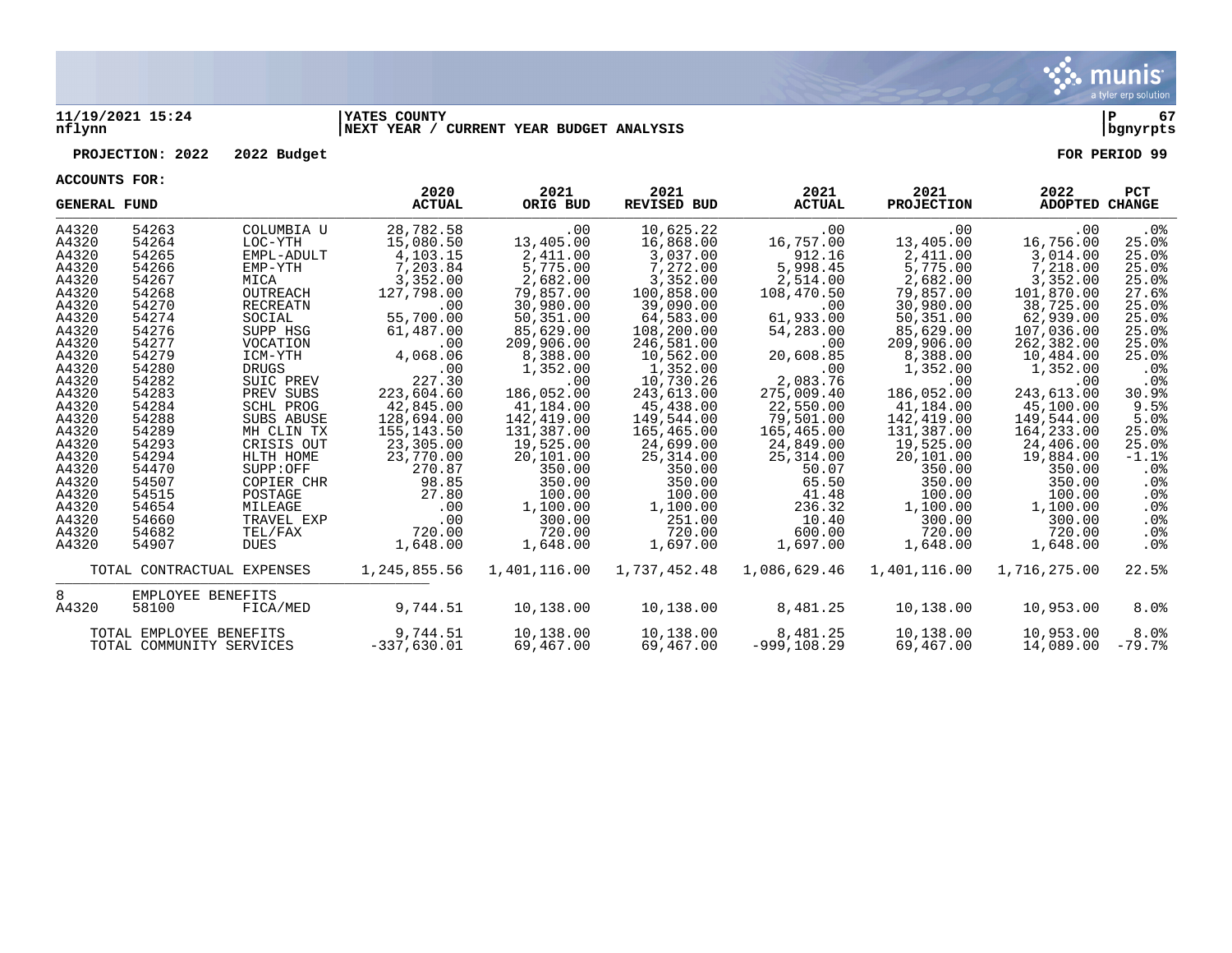11/19/2021 15:24 | YATES COUNTY | P 67
nflynn | NEXT YEAR / CURRENT YEAR BUDGET ANALYSIS | bgnyrpts

**PROJECTION: 2022 2022 Budget** — **FOR PERIOD 99**

**ACCOUNTS FOR:**

| GENERAL FUND | | | 2020 ACTUAL | 2021 ORIG BUD | 2021 REVISED BUD | 2021 ACTUAL | 2021 PROJECTION | 2022 ADOPTED | PCT CHANGE |
|---|---|---|---|---|---|---|---|---|---|
| A4320 | 54263 | COLUMBIA U | 28,782.58 | .00 | 10,625.22 | .00 | .00 | .00 | .0% |
| A4320 | 54264 | LOC-YTH | 15,080.50 | 13,405.00 | 16,868.00 | 16,757.00 | 13,405.00 | 16,756.00 | 25.0% |
| A4320 | 54265 | EMPL-ADULT | 4,103.15 | 2,411.00 | 3,037.00 | 912.16 | 2,411.00 | 3,014.00 | 25.0% |
| A4320 | 54266 | EMP-YTH | 7,203.84 | 5,775.00 | 7,272.00 | 5,998.45 | 5,775.00 | 7,218.00 | 25.0% |
| A4320 | 54267 | MICA | 3,352.00 | 2,682.00 | 3,352.00 | 2,514.00 | 2,682.00 | 3,352.00 | 25.0% |
| A4320 | 54268 | OUTREACH | 127,798.00 | 79,857.00 | 100,858.00 | 108,470.50 | 79,857.00 | 101,870.00 | 27.6% |
| A4320 | 54270 | RECREATN | .00 | 30,980.00 | 39,090.00 | .00 | 30,980.00 | 38,725.00 | 25.0% |
| A4320 | 54274 | SOCIAL | 55,700.00 | 50,351.00 | 64,583.00 | 61,933.00 | 50,351.00 | 62,939.00 | 25.0% |
| A4320 | 54276 | SUPP HSG | 61,487.00 | 85,629.00 | 108,200.00 | 54,283.00 | 85,629.00 | 107,036.00 | 25.0% |
| A4320 | 54277 | VOCATION | .00 | 209,906.00 | 246,581.00 | .00 | 209,906.00 | 262,382.00 | 25.0% |
| A4320 | 54279 | ICM-YTH | 4,068.06 | 8,388.00 | 10,562.00 | 20,608.85 | 8,388.00 | 10,484.00 | 25.0% |
| A4320 | 54280 | DRUGS | .00 | 1,352.00 | 1,352.00 | .00 | 1,352.00 | 1,352.00 | .0% |
| A4320 | 54282 | SUIC PREV | 227.30 | .00 | 10,730.26 | 2,083.76 | .00 | .00 | .0% |
| A4320 | 54283 | PREV SUBS | 223,604.60 | 186,052.00 | 243,613.00 | 275,009.40 | 186,052.00 | 243,613.00 | 30.9% |
| A4320 | 54284 | SCHL PROG | 42,845.00 | 41,184.00 | 45,438.00 | 22,550.00 | 41,184.00 | 45,100.00 | 9.5% |
| A4320 | 54288 | SUBS ABUSE | 128,694.00 | 142,419.00 | 149,544.00 | 79,501.00 | 142,419.00 | 149,544.00 | 5.0% |
| A4320 | 54289 | MH CLIN TX | 155,143.50 | 131,387.00 | 165,465.00 | 165,465.00 | 131,387.00 | 164,233.00 | 25.0% |
| A4320 | 54293 | CRISIS OUT | 23,305.00 | 19,525.00 | 24,699.00 | 24,849.00 | 19,525.00 | 24,406.00 | 25.0% |
| A4320 | 54294 | HLTH HOME | 23,770.00 | 20,101.00 | 25,314.00 | 25,314.00 | 20,101.00 | 19,884.00 | -1.1% |
| A4320 | 54470 | SUPP:OFF | 270.87 | 350.00 | 350.00 | 50.07 | 350.00 | 350.00 | .0% |
| A4320 | 54507 | COPIER CHR | 98.85 | 350.00 | 350.00 | 65.50 | 350.00 | 350.00 | .0% |
| A4320 | 54515 | POSTAGE | 27.80 | 100.00 | 100.00 | 41.48 | 100.00 | 100.00 | .0% |
| A4320 | 54654 | MILEAGE | .00 | 1,100.00 | 1,100.00 | 236.32 | 1,100.00 | 1,100.00 | .0% |
| A4320 | 54660 | TRAVEL EXP | .00 | 300.00 | 251.00 | 10.40 | 300.00 | 300.00 | .0% |
| A4320 | 54682 | TEL/FAX | 720.00 | 720.00 | 720.00 | 600.00 | 720.00 | 720.00 | .0% |
| A4320 | 54907 | DUES | 1,648.00 | 1,648.00 | 1,697.00 | 1,697.00 | 1,648.00 | 1,648.00 | .0% |
| TOTAL CONTRACTUAL EXPENSES | | | 1,245,855.56 | 1,401,116.00 | 1,737,452.48 | 1,086,629.46 | 1,401,116.00 | 1,716,275.00 | 22.5% |
| 8 | EMPLOYEE BENEFITS | | | | | | | | |
| A4320 | 58100 | FICA/MED | 9,744.51 | 10,138.00 | 10,138.00 | 8,481.25 | 10,138.00 | 10,953.00 | 8.0% |
| TOTAL EMPLOYEE BENEFITS | | | 9,744.51 | 10,138.00 | 10,138.00 | 8,481.25 | 10,138.00 | 10,953.00 | 8.0% |
| TOTAL COMMUNITY SERVICES | | | -337,630.01 | 69,467.00 | 69,467.00 | -999,108.29 | 69,467.00 | 14,089.00 | -79.7% |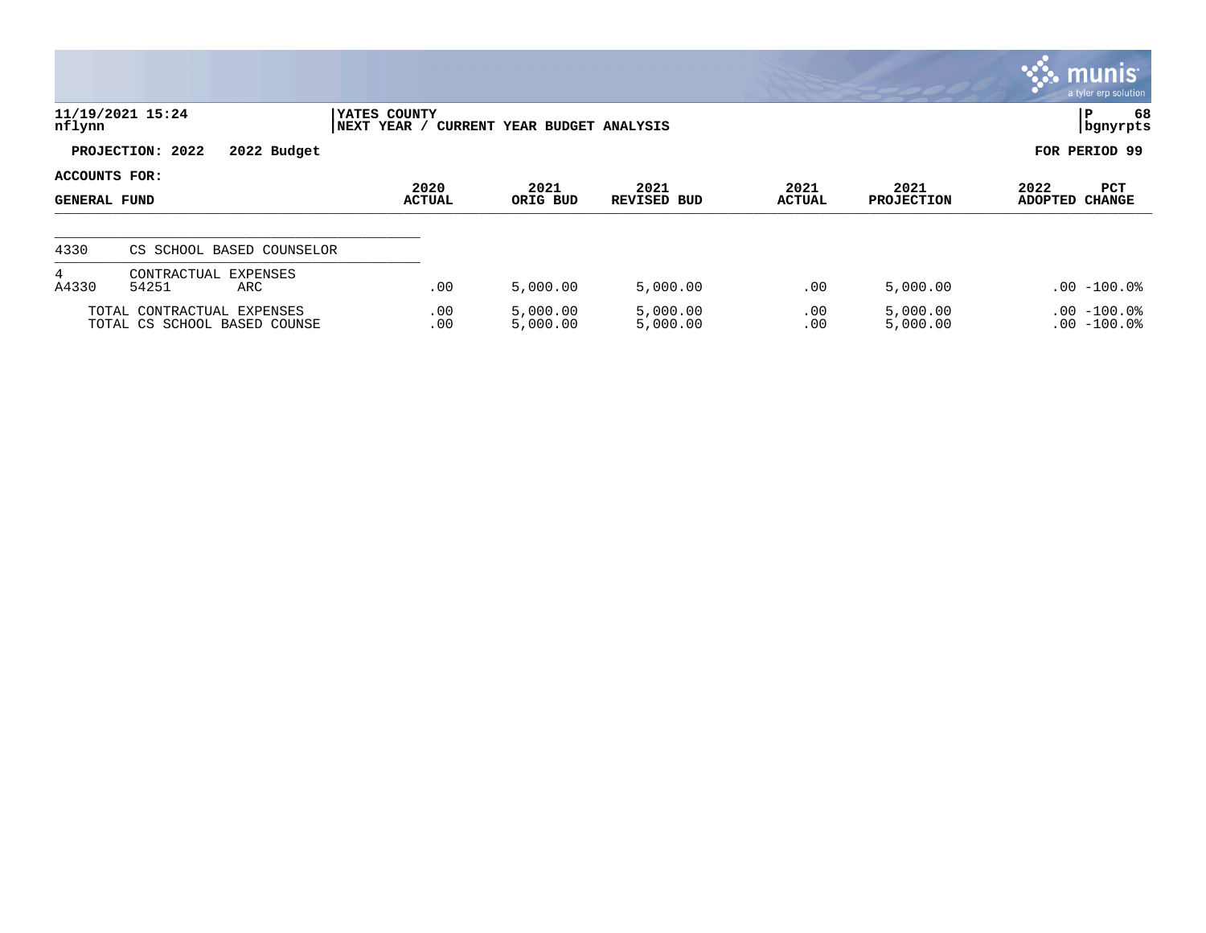**YATES COUNTY**
**NEXT YEAR / CURRENT YEAR BUDGET ANALYSIS**

11/19/2021 15:24
nflynn

**PROJECTION: 2022 2022 Budget** — **FOR PERIOD 99**

**ACCOUNTS FOR: GENERAL FUND**

| | | 2020 ACTUAL | 2021 ORIG BUD | 2021 REVISED BUD | 2021 ACTUAL | 2021 PROJECTION | 2022 ADOPTED | PCT CHANGE |
|---|---|---|---|---|---|---|---|---|
| 4330 | CS SCHOOL BASED COUNSELOR | | | | | | | |
| 4 | CONTRACTUAL EXPENSES | | | | | | | |
| A4330 | 54251 ARC | .00 | 5,000.00 | 5,000.00 | .00 | 5,000.00 | .00 | -100.0% |
| | TOTAL CONTRACTUAL EXPENSES | .00 | 5,000.00 | 5,000.00 | .00 | 5,000.00 | .00 | -100.0% |
| | TOTAL CS SCHOOL BASED COUNSE | .00 | 5,000.00 | 5,000.00 | .00 | 5,000.00 | .00 | -100.0% |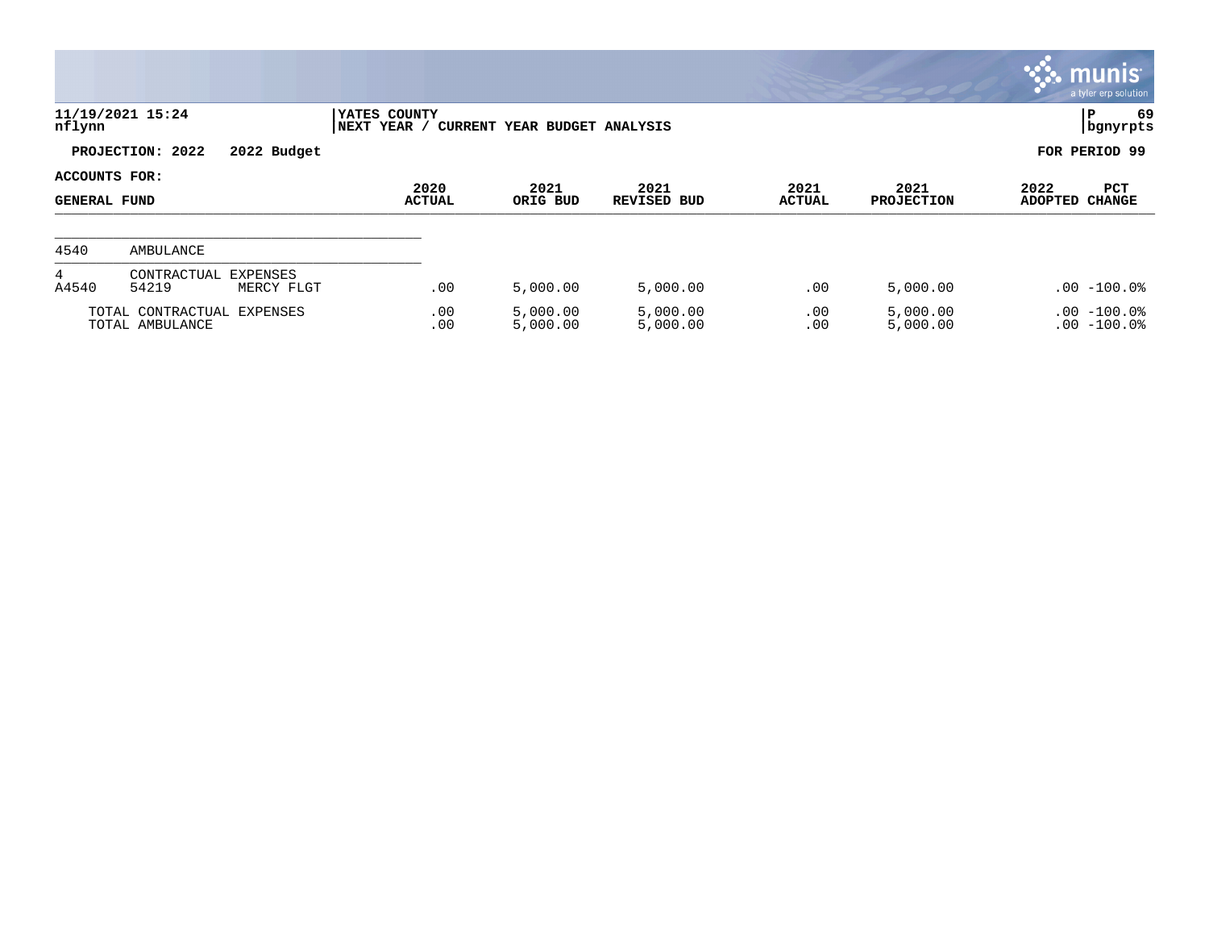**YATES COUNTY**
**NEXT YEAR / CURRENT YEAR BUDGET ANALYSIS**

11/19/2021 15:24
nflynn

**PROJECTION: 2022 2022 Budget** — **FOR PERIOD 99**

**ACCOUNTS FOR: GENERAL FUND**

| | | | 2020 ACTUAL | 2021 ORIG BUD | 2021 REVISED BUD | 2021 ACTUAL | 2021 PROJECTION | 2022 ADOPTED | PCT CHANGE |
|---|---|---|---|---|---|---|---|---|---|
| 4540 | AMBULANCE | | | | | | | | |
| 4 | CONTRACTUAL EXPENSES | | | | | | | | |
| A4540 | 54219 | MERCY FLGT | .00 | 5,000.00 | 5,000.00 | .00 | 5,000.00 | .00 | -100.0% |
| | TOTAL CONTRACTUAL EXPENSES | | .00 | 5,000.00 | 5,000.00 | .00 | 5,000.00 | .00 | -100.0% |
| | TOTAL AMBULANCE | | .00 | 5,000.00 | 5,000.00 | .00 | 5,000.00 | .00 | -100.0% |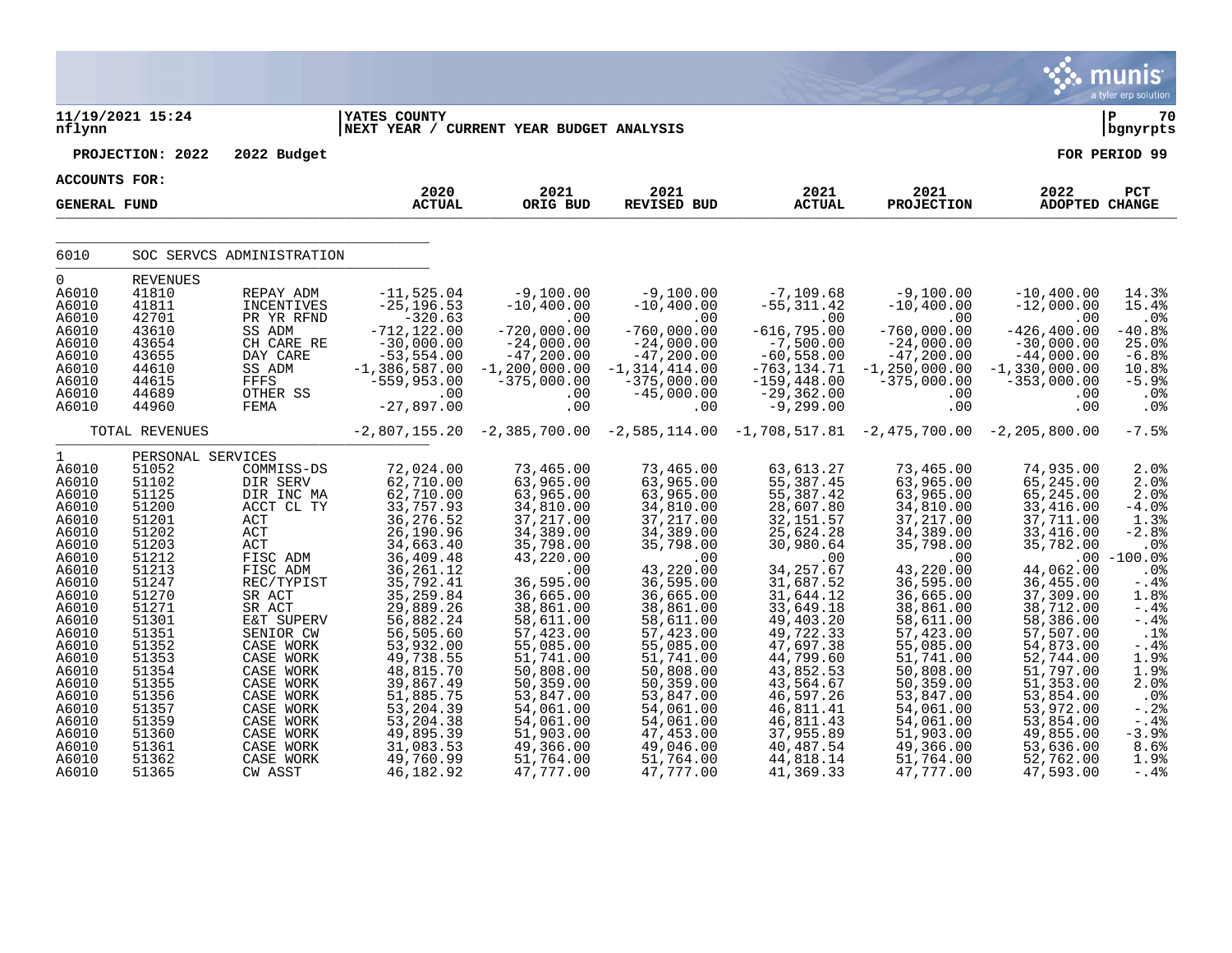**11/19/2021 15:24** | **YATES COUNTY**
**nflynn** | **NEXT YEAR / CURRENT YEAR BUDGET ANALYSIS**

**PROJECTION: 2022 2022 Budget** — **FOR PERIOD 99**

**ACCOUNTS FOR: GENERAL FUND**

| | | | 2020 ACTUAL | 2021 ORIG BUD | 2021 REVISED BUD | 2021 ACTUAL | 2021 PROJECTION | 2022 ADOPTED | PCT CHANGE |
|---|---|---|---|---|---|---|---|---|---|
| 6010 | SOC SERVCS ADMINISTRATION | | | | | | | | |
| 0 | REVENUES | | | | | | | | |
| A6010 | 41810 | REPAY ADM | -11,525.04 | -9,100.00 | -9,100.00 | -7,109.68 | -9,100.00 | -10,400.00 | 14.3% |
| A6010 | 41811 | INCENTIVES | -25,196.53 | -10,400.00 | -10,400.00 | -55,311.42 | -10,400.00 | -12,000.00 | 15.4% |
| A6010 | 42701 | PR YR RFND | -320.63 | .00 | .00 | .00 | .00 | .00 | .0% |
| A6010 | 43610 | SS ADM | -712,122.00 | -720,000.00 | -760,000.00 | -616,795.00 | -760,000.00 | -426,400.00 | -40.8% |
| A6010 | 43654 | CH CARE RE | -30,000.00 | -24,000.00 | -24,000.00 | -7,500.00 | -24,000.00 | -30,000.00 | 25.0% |
| A6010 | 43655 | DAY CARE | -53,554.00 | -47,200.00 | -47,200.00 | -60,558.00 | -47,200.00 | -44,000.00 | -6.8% |
| A6010 | 44610 | SS ADM | -1,386,587.00 | -1,200,000.00 | -1,314,414.00 | -763,134.71 | -1,250,000.00 | -1,330,000.00 | 10.8% |
| A6010 | 44615 | FFFS | -559,953.00 | -375,000.00 | -375,000.00 | -159,448.00 | -375,000.00 | -353,000.00 | -5.9% |
| A6010 | 44689 | OTHER SS | .00 | .00 | -45,000.00 | -29,362.00 | .00 | .00 | .0% |
| A6010 | 44960 | FEMA | -27,897.00 | .00 | .00 | -9,299.00 | .00 | .00 | .0% |
| | TOTAL REVENUES | | -2,807,155.20 | -2,385,700.00 | -2,585,114.00 | -1,708,517.81 | -2,475,700.00 | -2,205,800.00 | -7.5% |
| 1 | PERSONAL SERVICES | | | | | | | | |
| A6010 | 51052 | COMMISS-DS | 72,024.00 | 73,465.00 | 73,465.00 | 63,613.27 | 73,465.00 | 74,935.00 | 2.0% |
| A6010 | 51102 | DIR SERV | 62,710.00 | 63,965.00 | 63,965.00 | 55,387.45 | 63,965.00 | 65,245.00 | 2.0% |
| A6010 | 51125 | DIR INC MA | 62,710.00 | 63,965.00 | 63,965.00 | 55,387.42 | 63,965.00 | 65,245.00 | 2.0% |
| A6010 | 51200 | ACCT CL TY | 33,757.93 | 34,810.00 | 34,810.00 | 28,607.80 | 34,810.00 | 33,416.00 | -4.0% |
| A6010 | 51201 | ACT | 36,276.52 | 37,217.00 | 37,217.00 | 32,151.57 | 37,217.00 | 37,711.00 | 1.3% |
| A6010 | 51202 | ACT | 26,190.96 | 34,389.00 | 34,389.00 | 25,624.28 | 34,389.00 | 33,416.00 | -2.8% |
| A6010 | 51203 | ACT | 34,663.40 | 35,798.00 | 35,798.00 | 30,980.64 | 35,798.00 | 35,782.00 | .0% |
| A6010 | 51212 | FISC ADM | 36,409.48 | 43,220.00 | .00 | .00 | .00 | .00 | -100.0% |
| A6010 | 51213 | FISC ADM | 36,261.12 | .00 | 43,220.00 | 34,257.67 | 43,220.00 | 44,062.00 | .0% |
| A6010 | 51247 | REC/TYPIST | 35,792.41 | 36,595.00 | 36,595.00 | 31,687.52 | 36,595.00 | 36,455.00 | -.4% |
| A6010 | 51270 | SR ACT | 35,259.84 | 36,665.00 | 36,665.00 | 31,644.12 | 36,665.00 | 37,309.00 | 1.8% |
| A6010 | 51271 | SR ACT | 29,889.26 | 38,861.00 | 38,861.00 | 33,649.18 | 38,861.00 | 38,712.00 | -.4% |
| A6010 | 51301 | E&T SUPERV | 56,882.24 | 58,611.00 | 58,611.00 | 49,403.20 | 58,611.00 | 58,386.00 | -.4% |
| A6010 | 51351 | SENIOR CW | 56,505.60 | 57,423.00 | 57,423.00 | 49,722.33 | 57,423.00 | 57,507.00 | .1% |
| A6010 | 51352 | CASE WORK | 53,932.00 | 55,085.00 | 55,085.00 | 47,697.38 | 55,085.00 | 54,873.00 | -.4% |
| A6010 | 51353 | CASE WORK | 49,738.55 | 51,741.00 | 51,741.00 | 44,799.60 | 51,741.00 | 52,744.00 | 1.9% |
| A6010 | 51354 | CASE WORK | 48,815.70 | 50,808.00 | 50,808.00 | 43,852.53 | 50,808.00 | 51,797.00 | 1.9% |
| A6010 | 51355 | CASE WORK | 39,867.49 | 50,359.00 | 50,359.00 | 43,564.67 | 50,359.00 | 51,353.00 | 2.0% |
| A6010 | 51356 | CASE WORK | 51,885.75 | 53,847.00 | 53,847.00 | 46,597.26 | 53,847.00 | 53,854.00 | .0% |
| A6010 | 51357 | CASE WORK | 53,204.39 | 54,061.00 | 54,061.00 | 46,811.41 | 54,061.00 | 53,972.00 | -.2% |
| A6010 | 51359 | CASE WORK | 53,204.38 | 54,061.00 | 54,061.00 | 46,811.43 | 54,061.00 | 53,854.00 | -.4% |
| A6010 | 51360 | CASE WORK | 49,895.39 | 51,903.00 | 47,453.00 | 37,955.89 | 51,903.00 | 49,855.00 | -3.9% |
| A6010 | 51361 | CASE WORK | 31,083.53 | 49,366.00 | 49,046.00 | 40,487.54 | 49,366.00 | 53,636.00 | 8.6% |
| A6010 | 51362 | CASE WORK | 49,760.99 | 51,764.00 | 51,764.00 | 44,818.14 | 51,764.00 | 52,762.00 | 1.9% |
| A6010 | 51365 | CW ASST | 46,182.92 | 47,777.00 | 47,777.00 | 41,369.33 | 47,777.00 | 47,593.00 | -.4% |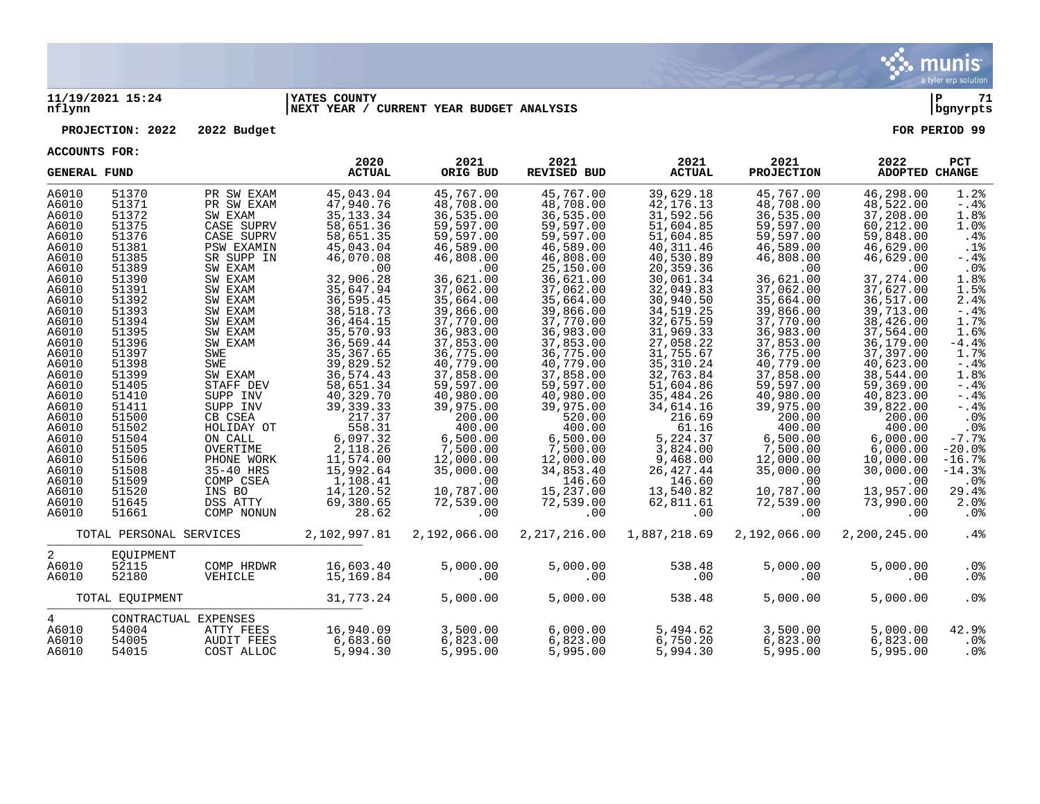11/19/2021 15:24 | YATES COUNTY | P 71
nflynn | NEXT YEAR / CURRENT YEAR BUDGET ANALYSIS | bgnyrpts

**PROJECTION: 2022 2022 Budget** **FOR PERIOD 99**

**ACCOUNTS FOR:**

| GENERAL FUND | | | 2020 ACTUAL | 2021 ORIG BUD | 2021 REVISED BUD | 2021 ACTUAL | 2021 PROJECTION | 2022 ADOPTED | PCT CHANGE |
|---|---|---|---|---|---|---|---|---|---|
| A6010 | 51370 | PR SW EXAM | 45,043.04 | 45,767.00 | 45,767.00 | 39,629.18 | 45,767.00 | 46,298.00 | 1.2% |
| A6010 | 51371 | PR SW EXAM | 47,940.76 | 48,708.00 | 48,708.00 | 42,176.13 | 48,708.00 | 48,522.00 | -.4% |
| A6010 | 51372 | SW EXAM | 35,133.34 | 36,535.00 | 36,535.00 | 31,592.56 | 36,535.00 | 37,208.00 | 1.8% |
| A6010 | 51375 | CASE SUPRV | 58,651.36 | 59,597.00 | 59,597.00 | 51,604.85 | 59,597.00 | 60,212.00 | 1.0% |
| A6010 | 51376 | CASE SUPRV | 58,651.35 | 59,597.00 | 59,597.00 | 51,604.85 | 59,597.00 | 59,848.00 | .4% |
| A6010 | 51381 | PSW EXAMIN | 45,043.04 | 46,589.00 | 46,589.00 | 40,311.46 | 46,589.00 | 46,629.00 | .1% |
| A6010 | 51385 | SR SUPP IN | 46,070.08 | 46,808.00 | 46,808.00 | 40,530.89 | 46,808.00 | 46,629.00 | -.4% |
| A6010 | 51389 | SW EXAM | .00 | .00 | 25,150.00 | 20,359.36 | .00 | .00 | .0% |
| A6010 | 51390 | SW EXAM | 32,906.28 | 36,621.00 | 36,621.00 | 30,061.34 | 36,621.00 | 37,274.00 | 1.8% |
| A6010 | 51391 | SW EXAM | 35,647.94 | 37,062.00 | 37,062.00 | 32,049.83 | 37,062.00 | 37,627.00 | 1.5% |
| A6010 | 51392 | SW EXAM | 36,595.45 | 35,664.00 | 35,664.00 | 30,940.50 | 35,664.00 | 36,517.00 | 2.4% |
| A6010 | 51393 | SW EXAM | 38,518.73 | 39,866.00 | 39,866.00 | 34,519.25 | 39,866.00 | 39,713.00 | -.4% |
| A6010 | 51394 | SW EXAM | 36,464.15 | 37,770.00 | 37,770.00 | 32,675.59 | 37,770.00 | 38,426.00 | 1.7% |
| A6010 | 51395 | SW EXAM | 35,570.93 | 36,983.00 | 36,983.00 | 31,969.33 | 36,983.00 | 37,564.00 | 1.6% |
| A6010 | 51396 | SW EXAM | 36,569.44 | 37,853.00 | 37,853.00 | 27,058.22 | 37,853.00 | 36,179.00 | -4.4% |
| A6010 | 51397 | SWE | 35,367.65 | 36,775.00 | 36,775.00 | 31,755.67 | 36,775.00 | 37,397.00 | 1.7% |
| A6010 | 51398 | SWE | 39,829.52 | 40,779.00 | 40,779.00 | 35,310.24 | 40,779.00 | 40,623.00 | -.4% |
| A6010 | 51399 | SW EXAM | 36,574.43 | 37,858.00 | 37,858.00 | 32,763.84 | 37,858.00 | 38,544.00 | 1.8% |
| A6010 | 51405 | STAFF DEV | 58,651.34 | 59,597.00 | 59,597.00 | 51,604.86 | 59,597.00 | 59,369.00 | -.4% |
| A6010 | 51410 | SUPP INV | 40,329.70 | 40,980.00 | 40,980.00 | 35,484.26 | 40,980.00 | 40,823.00 | -.4% |
| A6010 | 51411 | SUPP INV | 39,339.33 | 39,975.00 | 39,975.00 | 34,614.16 | 39,975.00 | 39,822.00 | -.4% |
| A6010 | 51500 | CB CSEA | 217.37 | 200.00 | 520.00 | 216.69 | 200.00 | 200.00 | .0% |
| A6010 | 51502 | HOLIDAY OT | 558.31 | 400.00 | 400.00 | 61.16 | 400.00 | 400.00 | .0% |
| A6010 | 51504 | ON CALL | 6,097.32 | 6,500.00 | 6,500.00 | 5,224.37 | 6,500.00 | 6,000.00 | -7.7% |
| A6010 | 51505 | OVERTIME | 2,118.26 | 7,500.00 | 7,500.00 | 3,824.00 | 7,500.00 | 6,000.00 | -20.0% |
| A6010 | 51506 | PHONE WORK | 11,574.00 | 12,000.00 | 12,000.00 | 9,468.00 | 12,000.00 | 10,000.00 | -16.7% |
| A6010 | 51508 | 35-40 HRS | 15,992.64 | 35,000.00 | 34,853.40 | 26,427.44 | 35,000.00 | 30,000.00 | -14.3% |
| A6010 | 51509 | COMP CSEA | 1,108.41 | .00 | 146.60 | 146.60 | .00 | .00 | .0% |
| A6010 | 51520 | INS BO | 14,120.52 | 10,787.00 | 15,237.00 | 13,540.82 | 10,787.00 | 13,957.00 | 29.4% |
| A6010 | 51645 | DSS ATTY | 69,380.65 | 72,539.00 | 72,539.00 | 62,811.61 | 72,539.00 | 73,990.00 | 2.0% |
| A6010 | 51661 | COMP NONUN | 28.62 | .00 | .00 | .00 | .00 | .00 | .0% |
| | TOTAL PERSONAL SERVICES | | 2,102,997.81 | 2,192,066.00 | 2,217,216.00 | 1,887,218.69 | 2,192,066.00 | 2,200,245.00 | .4% |
| 2 | EQUIPMENT | | | | | | | | |
| A6010 | 52115 | COMP HRDWR | 16,603.40 | 5,000.00 | 5,000.00 | 538.48 | 5,000.00 | 5,000.00 | .0% |
| A6010 | 52180 | VEHICLE | 15,169.84 | .00 | .00 | .00 | .00 | .00 | .0% |
| | TOTAL EQUIPMENT | | 31,773.24 | 5,000.00 | 5,000.00 | 538.48 | 5,000.00 | 5,000.00 | .0% |
| 4 | CONTRACTUAL EXPENSES | | | | | | | | |
| A6010 | 54004 | ATTY FEES | 16,940.09 | 3,500.00 | 6,000.00 | 5,494.62 | 3,500.00 | 5,000.00 | 42.9% |
| A6010 | 54005 | AUDIT FEES | 6,683.60 | 6,823.00 | 6,823.00 | 6,750.20 | 6,823.00 | 6,823.00 | .0% |
| A6010 | 54015 | COST ALLOC | 5,994.30 | 5,995.00 | 5,995.00 | 5,994.30 | 5,995.00 | 5,995.00 | .0% |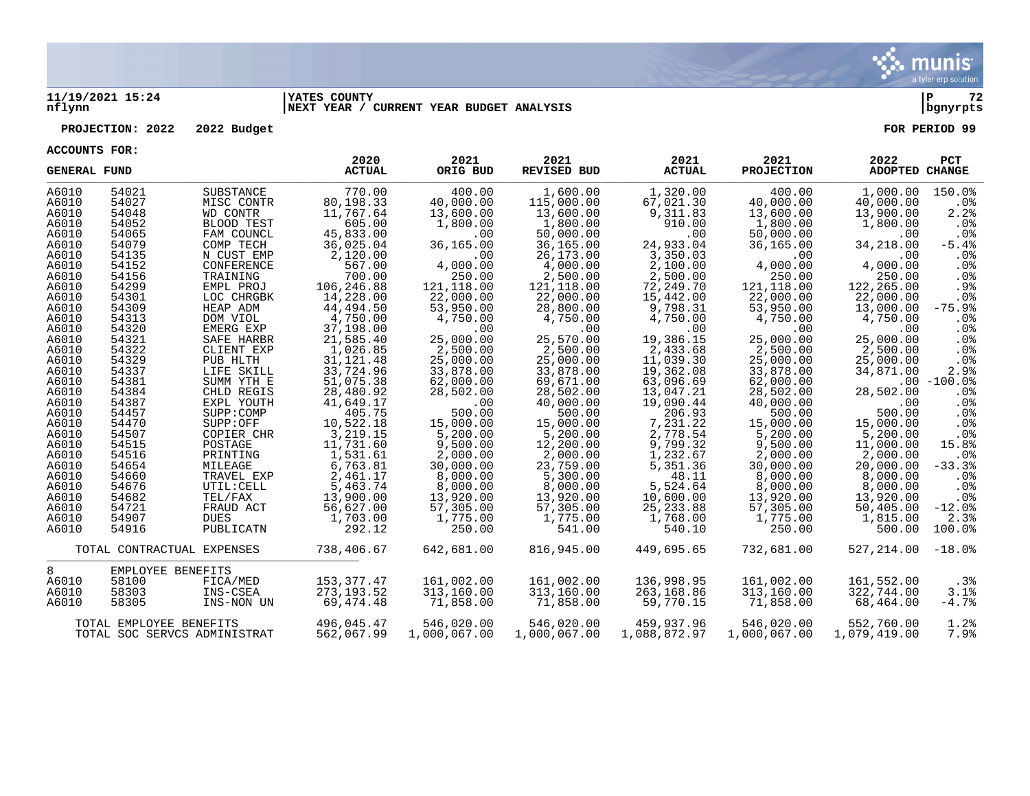11/19/2021 15:24 | YATES COUNTY | P 72
nflynn | NEXT YEAR / CURRENT YEAR BUDGET ANALYSIS | bgnyrpts

**PROJECTION: 2022 2022 Budget** **FOR PERIOD 99**

**ACCOUNTS FOR:**

| GENERAL FUND | | | 2020 ACTUAL | 2021 ORIG BUD | 2021 REVISED BUD | 2021 ACTUAL | 2021 PROJECTION | 2022 ADOPTED | PCT CHANGE |
|---|---|---|---|---|---|---|---|---|---|
| A6010 | 54021 | SUBSTANCE | 770.00 | 400.00 | 1,600.00 | 1,320.00 | 400.00 | 1,000.00 | 150.0% |
| A6010 | 54027 | MISC CONTR | 80,198.33 | 40,000.00 | 115,000.00 | 67,021.30 | 40,000.00 | 40,000.00 | .0% |
| A6010 | 54048 | WD CONTR | 11,767.64 | 13,600.00 | 13,600.00 | 9,311.83 | 13,600.00 | 13,900.00 | 2.2% |
| A6010 | 54052 | BLOOD TEST | 605.00 | 1,800.00 | 1,800.00 | 910.00 | 1,800.00 | 1,800.00 | .0% |
| A6010 | 54065 | FAM COUNCL | 45,833.00 | .00 | 50,000.00 | .00 | 50,000.00 | .00 | .0% |
| A6010 | 54079 | COMP TECH | 36,025.04 | 36,165.00 | 36,165.00 | 24,933.04 | 36,165.00 | 34,218.00 | -5.4% |
| A6010 | 54135 | N CUST EMP | 2,120.00 | .00 | 26,173.00 | 3,350.03 | .00 | .00 | .0% |
| A6010 | 54152 | CONFERENCE | 567.00 | 4,000.00 | 4,000.00 | 2,100.00 | 4,000.00 | 4,000.00 | .0% |
| A6010 | 54156 | TRAINING | 700.00 | 250.00 | 2,500.00 | 2,500.00 | 250.00 | 250.00 | .0% |
| A6010 | 54299 | EMPL PROJ | 106,246.88 | 121,118.00 | 121,118.00 | 72,249.70 | 121,118.00 | 122,265.00 | .9% |
| A6010 | 54301 | LOC CHRGBK | 14,228.00 | 22,000.00 | 22,000.00 | 15,442.00 | 22,000.00 | 22,000.00 | .0% |
| A6010 | 54309 | HEAP ADM | 44,494.50 | 53,950.00 | 28,800.00 | 9,798.31 | 53,950.00 | 13,000.00 | -75.9% |
| A6010 | 54313 | DOM VIOL | 4,750.00 | 4,750.00 | 4,750.00 | 4,750.00 | 4,750.00 | 4,750.00 | .0% |
| A6010 | 54320 | EMERG EXP | 37,198.00 | .00 | .00 | .00 | .00 | .00 | .0% |
| A6010 | 54321 | SAFE HARBR | 21,585.40 | 25,000.00 | 25,570.00 | 19,386.15 | 25,000.00 | 25,000.00 | .0% |
| A6010 | 54322 | CLIENT EXP | 1,026.85 | 2,500.00 | 2,500.00 | 2,433.68 | 2,500.00 | 2,500.00 | .0% |
| A6010 | 54329 | PUB HLTH | 31,121.48 | 25,000.00 | 25,000.00 | 11,039.30 | 25,000.00 | 25,000.00 | .0% |
| A6010 | 54337 | LIFE SKILL | 33,724.96 | 33,878.00 | 33,878.00 | 19,362.08 | 33,878.00 | 34,871.00 | 2.9% |
| A6010 | 54381 | SUMM YTH E | 51,075.38 | 62,000.00 | 69,671.00 | 63,096.69 | 62,000.00 | .00 | -100.0% |
| A6010 | 54384 | CHLD REGIS | 28,480.92 | 28,502.00 | 28,502.00 | 13,047.21 | 28,502.00 | 28,502.00 | .0% |
| A6010 | 54387 | EXPL YOUTH | 41,649.17 | .00 | 40,000.00 | 19,090.44 | 40,000.00 | .00 | .0% |
| A6010 | 54457 | SUPP:COMP | 405.75 | 500.00 | 500.00 | 206.93 | 500.00 | 500.00 | .0% |
| A6010 | 54470 | SUPP:OFF | 10,522.18 | 15,000.00 | 15,000.00 | 7,231.22 | 15,000.00 | 15,000.00 | .0% |
| A6010 | 54507 | COPIER CHR | 3,219.15 | 5,200.00 | 5,200.00 | 2,778.54 | 5,200.00 | 5,200.00 | .0% |
| A6010 | 54515 | POSTAGE | 11,731.60 | 9,500.00 | 12,200.00 | 9,799.32 | 9,500.00 | 11,000.00 | 15.8% |
| A6010 | 54516 | PRINTING | 1,531.61 | 2,000.00 | 2,000.00 | 1,232.67 | 2,000.00 | 2,000.00 | .0% |
| A6010 | 54654 | MILEAGE | 6,763.81 | 30,000.00 | 23,759.00 | 5,351.36 | 30,000.00 | 20,000.00 | -33.3% |
| A6010 | 54660 | TRAVEL EXP | 2,461.17 | 8,000.00 | 5,300.00 | 48.11 | 8,000.00 | 8,000.00 | .0% |
| A6010 | 54676 | UTIL:CELL | 5,463.74 | 8,000.00 | 8,000.00 | 5,524.64 | 8,000.00 | 8,000.00 | .0% |
| A6010 | 54682 | TEL/FAX | 13,900.00 | 13,920.00 | 13,920.00 | 10,600.00 | 13,920.00 | 13,920.00 | .0% |
| A6010 | 54721 | FRAUD ACT | 56,627.00 | 57,305.00 | 57,305.00 | 25,233.88 | 57,305.00 | 50,405.00 | -12.0% |
| A6010 | 54907 | DUES | 1,703.00 | 1,775.00 | 1,775.00 | 1,768.00 | 1,775.00 | 1,815.00 | 2.3% |
| A6010 | 54916 | PUBLICATN | 292.12 | 250.00 | 541.00 | 540.10 | 250.00 | 500.00 | 100.0% |
| TOTAL CONTRACTUAL EXPENSES | | | 738,406.67 | 642,681.00 | 816,945.00 | 449,695.65 | 732,681.00 | 527,214.00 | -18.0% |
| 8 | EMPLOYEE BENEFITS | | | | | | | | |
| A6010 | 58100 | FICA/MED | 153,377.47 | 161,002.00 | 161,002.00 | 136,998.95 | 161,002.00 | 161,552.00 | .3% |
| A6010 | 58303 | INS-CSEA | 273,193.52 | 313,160.00 | 313,160.00 | 263,168.86 | 313,160.00 | 322,744.00 | 3.1% |
| A6010 | 58305 | INS-NON UN | 69,474.48 | 71,858.00 | 71,858.00 | 59,770.15 | 71,858.00 | 68,464.00 | -4.7% |
| TOTAL EMPLOYEE BENEFITS | | | 496,045.47 | 546,020.00 | 546,020.00 | 459,937.96 | 546,020.00 | 552,760.00 | 1.2% |
| TOTAL SOC SERVCS ADMINISTRAT | | | 562,067.99 | 1,000,067.00 | 1,000,067.00 | 1,088,872.97 | 1,000,067.00 | 1,079,419.00 | 7.9% |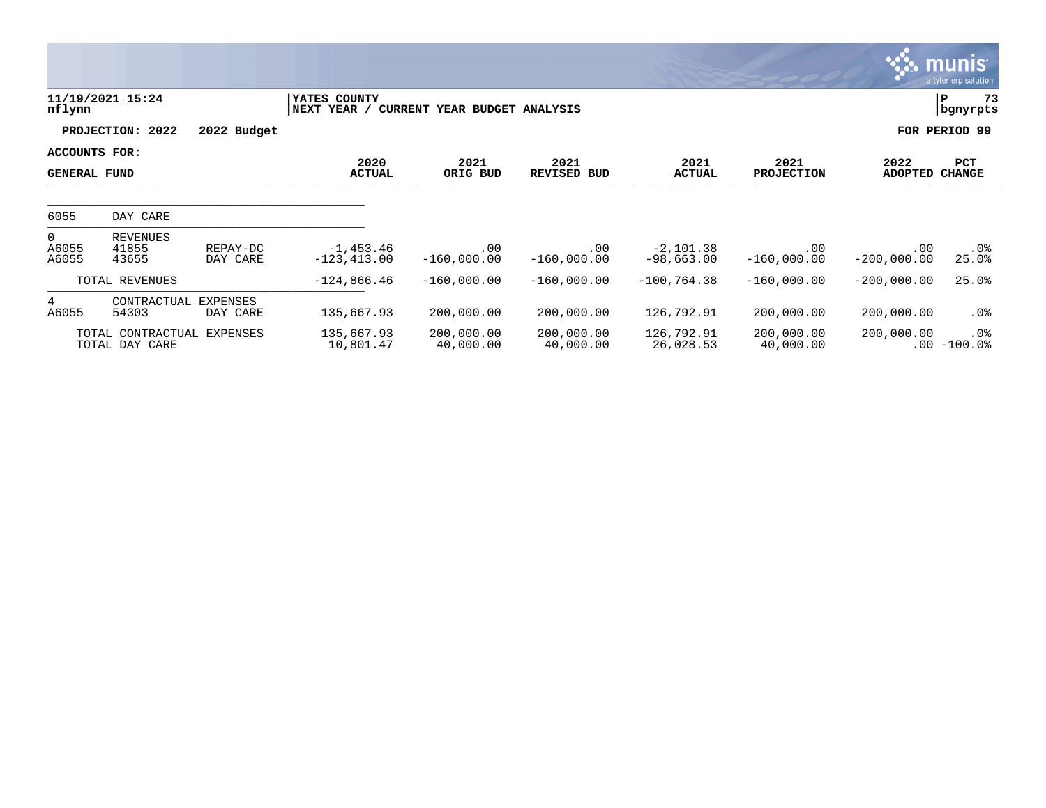**YATES COUNTY**
**NEXT YEAR / CURRENT YEAR BUDGET ANALYSIS**

11/19/2021 15:24
nflynn

P 73
bgnyrpts

**PROJECTION: 2022 2022 Budget** **FOR PERIOD 99**

**ACCOUNTS FOR:**
**GENERAL FUND**

| | | | 2020 ACTUAL | 2021 ORIG BUD | 2021 REVISED BUD | 2021 ACTUAL | 2021 PROJECTION | 2022 ADOPTED | PCT CHANGE |
|---|---|---|---|---|---|---|---|---|---|
| 6055 | DAY CARE | | | | | | | | |
| 0 | REVENUES | | | | | | | | |
| A6055 | 41855 | REPAY-DC | -1,453.46 | .00 | .00 | -2,101.38 | .00 | .00 | .0% |
| A6055 | 43655 | DAY CARE | -123,413.00 | -160,000.00 | -160,000.00 | -98,663.00 | -160,000.00 | -200,000.00 | 25.0% |
| | TOTAL REVENUES | | -124,866.46 | -160,000.00 | -160,000.00 | -100,764.38 | -160,000.00 | -200,000.00 | 25.0% |
| 4 | CONTRACTUAL EXPENSES | | | | | | | | |
| A6055 | 54303 | DAY CARE | 135,667.93 | 200,000.00 | 200,000.00 | 126,792.91 | 200,000.00 | 200,000.00 | .0% |
| | TOTAL CONTRACTUAL EXPENSES | | 135,667.93 | 200,000.00 | 200,000.00 | 126,792.91 | 200,000.00 | 200,000.00 | .0% |
| | TOTAL DAY CARE | | 10,801.47 | 40,000.00 | 40,000.00 | 26,028.53 | 40,000.00 | .00 | -100.0% |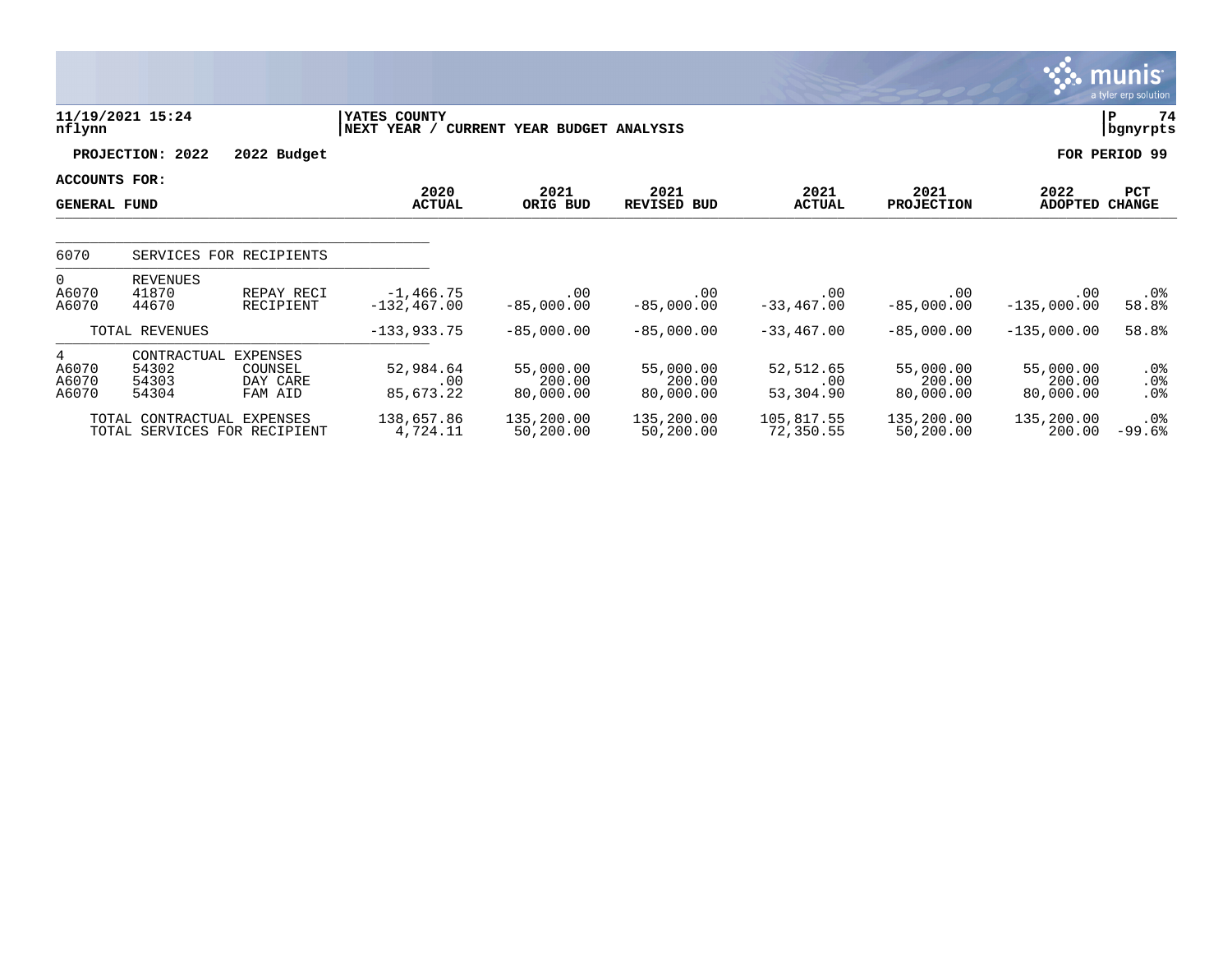11/19/2021 15:24 | YATES COUNTY | P 74
nflynn | NEXT YEAR / CURRENT YEAR BUDGET ANALYSIS | bgnyrpts

**PROJECTION: 2022 2022 Budget** | **FOR PERIOD 99**

**ACCOUNTS FOR:**

**GENERAL FUND**

| | | | 2020 ACTUAL | 2021 ORIG BUD | 2021 REVISED BUD | 2021 ACTUAL | 2021 PROJECTION | 2022 ADOPTED | PCT CHANGE |
|---|---|---|---|---|---|---|---|---|---|
| 6070 | SERVICES FOR RECIPIENTS | | | | | | | | |
| 0 | REVENUES | | | | | | | | |
| A6070 | 41870 | REPAY RECI | -1,466.75 | .00 | .00 | .00 | .00 | .00 | .0% |
| A6070 | 44670 | RECIPIENT | -132,467.00 | -85,000.00 | -85,000.00 | -33,467.00 | -85,000.00 | -135,000.00 | 58.8% |
| | TOTAL REVENUES | | -133,933.75 | -85,000.00 | -85,000.00 | -33,467.00 | -85,000.00 | -135,000.00 | 58.8% |
| 4 | CONTRACTUAL EXPENSES | | | | | | | | |
| A6070 | 54302 | COUNSEL | 52,984.64 | 55,000.00 | 55,000.00 | 52,512.65 | 55,000.00 | 55,000.00 | .0% |
| A6070 | 54303 | DAY CARE | .00 | 200.00 | 200.00 | .00 | 200.00 | 200.00 | .0% |
| A6070 | 54304 | FAM AID | 85,673.22 | 80,000.00 | 80,000.00 | 53,304.90 | 80,000.00 | 80,000.00 | .0% |
| | TOTAL CONTRACTUAL EXPENSES | | 138,657.86 | 135,200.00 | 135,200.00 | 105,817.55 | 135,200.00 | 135,200.00 | .0% |
| | TOTAL SERVICES FOR RECIPIENT | | 4,724.11 | 50,200.00 | 50,200.00 | 72,350.55 | 50,200.00 | 200.00 | -99.6% |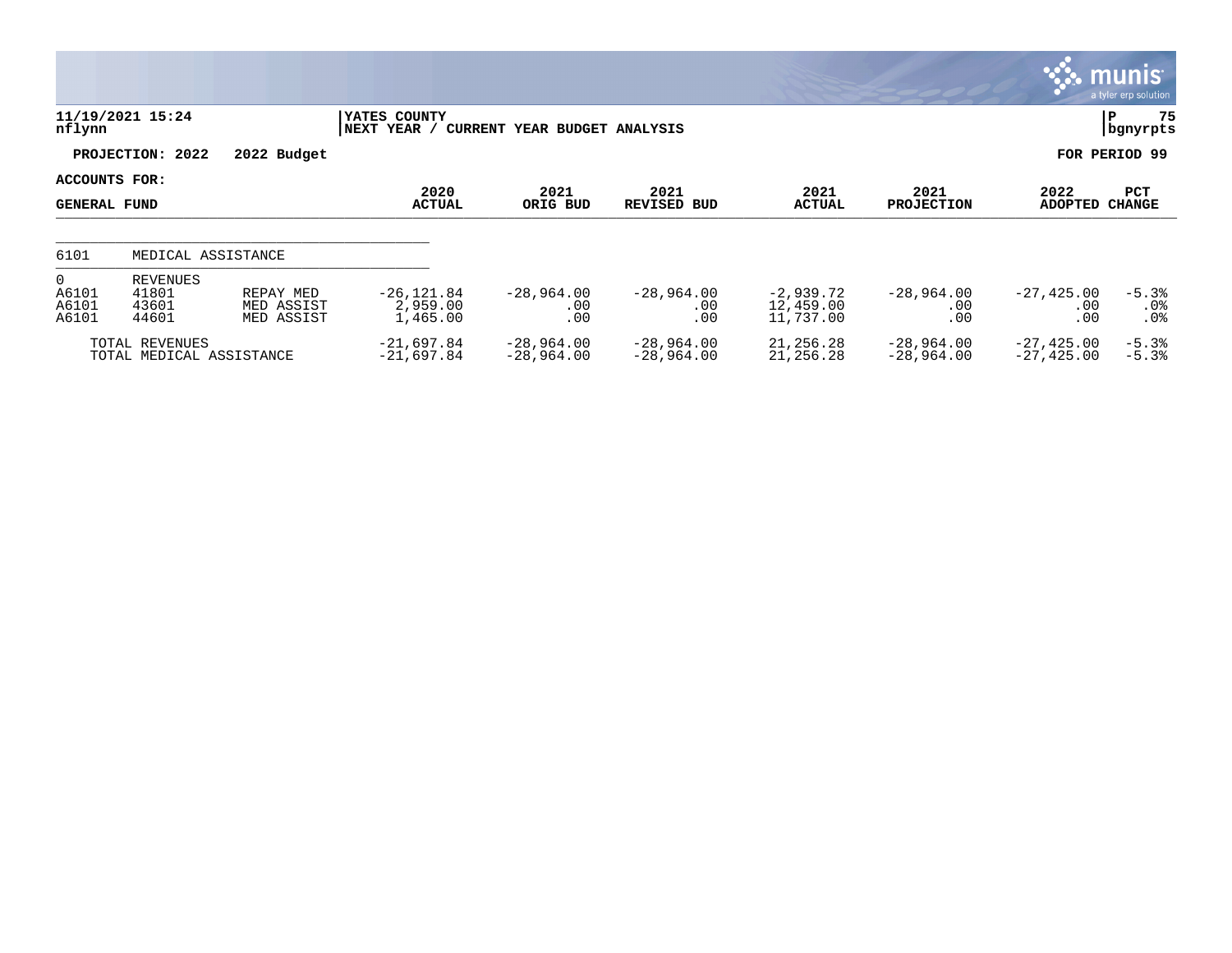**11/19/2021 15:24**
**nflynn**

**YATES COUNTY**
**NEXT YEAR / CURRENT YEAR BUDGET ANALYSIS**

**PROJECTION: 2022 2022 Budget** | **FOR PERIOD 99**

**ACCOUNTS FOR:**
**GENERAL FUND**

| | | | 2020 ACTUAL | 2021 ORIG BUD | 2021 REVISED BUD | 2021 ACTUAL | 2021 PROJECTION | 2022 ADOPTED | PCT CHANGE |
|---|---|---|---|---|---|---|---|---|---|
| 6101 | MEDICAL ASSISTANCE | | | | | | | | |
| 0 | REVENUES | | | | | | | | |
| A6101 | 41801 | REPAY MED | -26,121.84 | -28,964.00 | -28,964.00 | -2,939.72 | -28,964.00 | -27,425.00 | -5.3% |
| A6101 | 43601 | MED ASSIST | 2,959.00 | .00 | .00 | 12,459.00 | .00 | .00 | .0% |
| A6101 | 44601 | MED ASSIST | 1,465.00 | .00 | .00 | 11,737.00 | .00 | .00 | .0% |
| | TOTAL REVENUES | | -21,697.84 | -28,964.00 | -28,964.00 | 21,256.28 | -28,964.00 | -27,425.00 | -5.3% |
| | TOTAL MEDICAL ASSISTANCE | | -21,697.84 | -28,964.00 | -28,964.00 | 21,256.28 | -28,964.00 | -27,425.00 | -5.3% |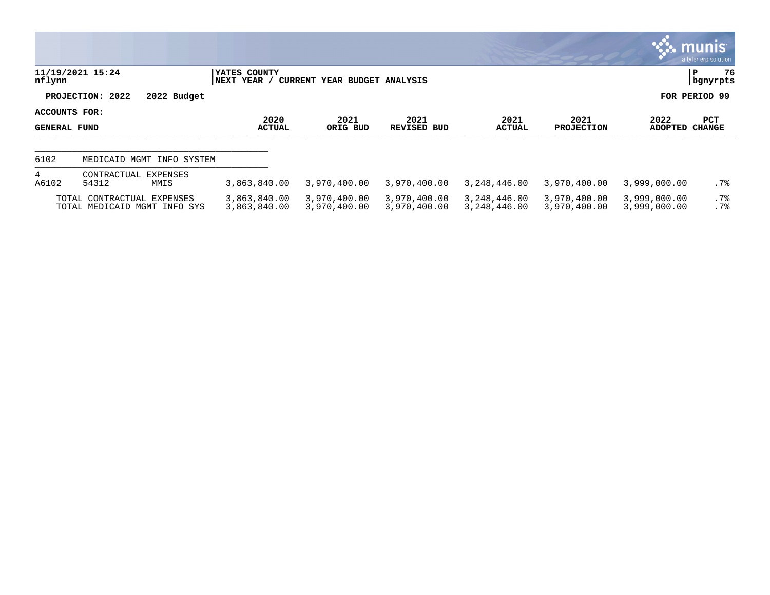11/19/2021 15:24 | YATES COUNTY | P 76
nflynn | NEXT YEAR / CURRENT YEAR BUDGET ANALYSIS | bgnyrpts

**PROJECTION: 2022 2022 Budget** — **FOR PERIOD 99**

**ACCOUNTS FOR:**

| GENERAL FUND | | | 2020 ACTUAL | 2021 ORIG BUD | 2021 REVISED BUD | 2021 ACTUAL | 2021 PROJECTION | 2022 ADOPTED | PCT CHANGE |
|---|---|---|---|---|---|---|---|---|---|
| 6102 | MEDICAID MGMT INFO SYSTEM | | | | | | | | |
| 4 | CONTRACTUAL EXPENSES | | | | | | | | |
| A6102 | 54312 | MMIS | 3,863,840.00 | 3,970,400.00 | 3,970,400.00 | 3,248,446.00 | 3,970,400.00 | 3,999,000.00 | .7% |
| | TOTAL CONTRACTUAL EXPENSES | | 3,863,840.00 | 3,970,400.00 | 3,970,400.00 | 3,248,446.00 | 3,970,400.00 | 3,999,000.00 | .7% |
| | TOTAL MEDICAID MGMT INFO SYS | | 3,863,840.00 | 3,970,400.00 | 3,970,400.00 | 3,248,446.00 | 3,970,400.00 | 3,999,000.00 | .7% |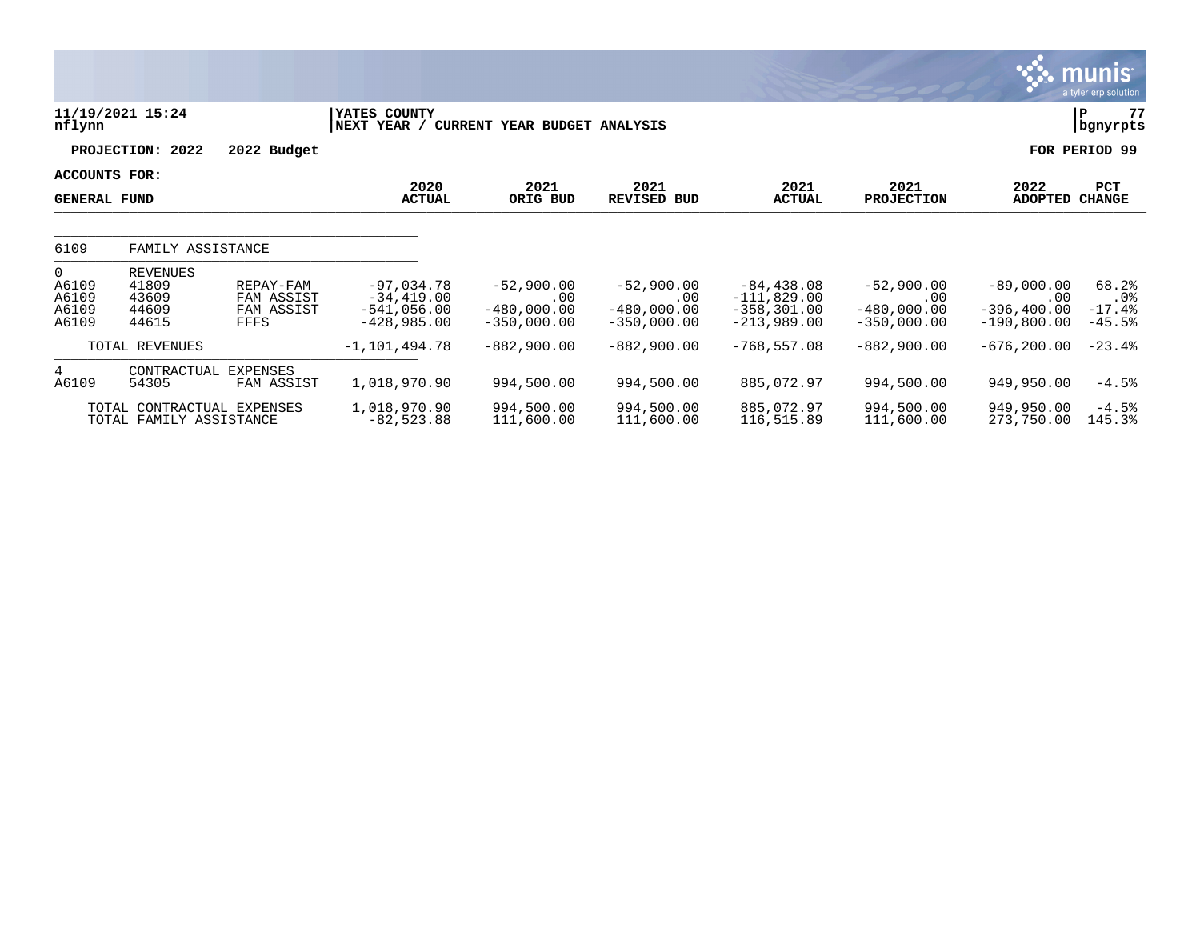**YATES COUNTY**
**NEXT YEAR / CURRENT YEAR BUDGET ANALYSIS**

11/19/2021 15:24
nflynn

bgnyrpts

**PROJECTION: 2022 2022 Budget** | **FOR PERIOD 99**

**ACCOUNTS FOR:**

| GENERAL FUND | | | 2020 ACTUAL | 2021 ORIG BUD | 2021 REVISED BUD | 2021 ACTUAL | 2021 PROJECTION | 2022 ADOPTED | PCT CHANGE |
|---|---|---|---|---|---|---|---|---|---|
| 6109 | FAMILY ASSISTANCE | | | | | | | | |
| 0 | REVENUES | | | | | | | | |
| A6109 | 41809 | REPAY-FAM | -97,034.78 | -52,900.00 | -52,900.00 | -84,438.08 | -52,900.00 | -89,000.00 | 68.2% |
| A6109 | 43609 | FAM ASSIST | -34,419.00 | .00 | .00 | -111,829.00 | .00 | .00 | .0% |
| A6109 | 44609 | FAM ASSIST | -541,056.00 | -480,000.00 | -480,000.00 | -358,301.00 | -480,000.00 | -396,400.00 | -17.4% |
| A6109 | 44615 | FFFS | -428,985.00 | -350,000.00 | -350,000.00 | -213,989.00 | -350,000.00 | -190,800.00 | -45.5% |
| | TOTAL REVENUES | | -1,101,494.78 | -882,900.00 | -882,900.00 | -768,557.08 | -882,900.00 | -676,200.00 | -23.4% |
| 4 | CONTRACTUAL EXPENSES | | | | | | | | |
| A6109 | 54305 | FAM ASSIST | 1,018,970.90 | 994,500.00 | 994,500.00 | 885,072.97 | 994,500.00 | 949,950.00 | -4.5% |
| | TOTAL CONTRACTUAL EXPENSES | | 1,018,970.90 | 994,500.00 | 994,500.00 | 885,072.97 | 994,500.00 | 949,950.00 | -4.5% |
| | TOTAL FAMILY ASSISTANCE | | -82,523.88 | 111,600.00 | 111,600.00 | 116,515.89 | 111,600.00 | 273,750.00 | 145.3% |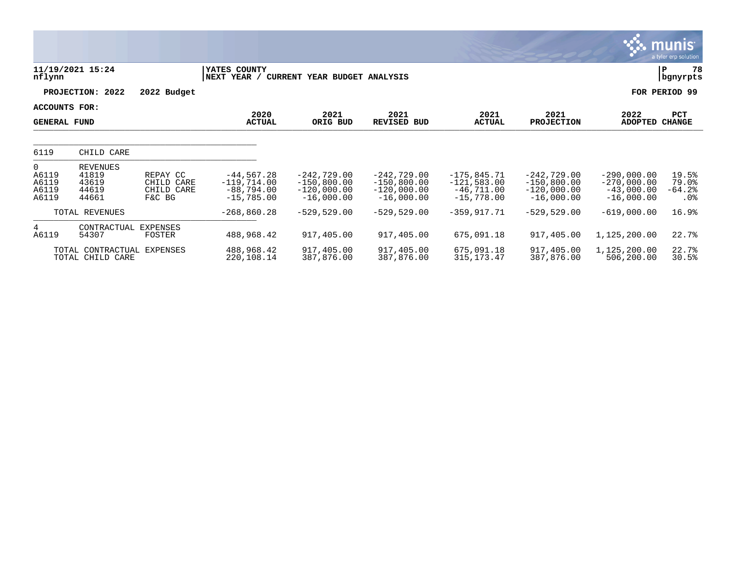**11/19/2021 15:24**
**nflynn**

**YATES COUNTY**
**NEXT YEAR / CURRENT YEAR BUDGET ANALYSIS**

**P 78**
**bgnyrpts**

**PROJECTION: 2022 2022 Budget** **FOR PERIOD 99**

**ACCOUNTS FOR:**

| GENERAL FUND | | | 2020 ACTUAL | 2021 ORIG BUD | 2021 REVISED BUD | 2021 ACTUAL | 2021 PROJECTION | 2022 ADOPTED | PCT CHANGE |
|---|---|---|---|---|---|---|---|---|---|
| 6119 | CHILD CARE | | | | | | | | |
| 0 | REVENUES | | | | | | | | |
| A6119 | 41819 | REPAY CC | -44,567.28 | -242,729.00 | -242,729.00 | -175,845.71 | -242,729.00 | -290,000.00 | 19.5% |
| A6119 | 43619 | CHILD CARE | -119,714.00 | -150,800.00 | -150,800.00 | -121,583.00 | -150,800.00 | -270,000.00 | 79.0% |
| A6119 | 44619 | CHILD CARE | -88,794.00 | -120,000.00 | -120,000.00 | -46,711.00 | -120,000.00 | -43,000.00 | -64.2% |
| A6119 | 44661 | F&C BG | -15,785.00 | -16,000.00 | -16,000.00 | -15,778.00 | -16,000.00 | -16,000.00 | .0% |
| TOTAL REVENUES | | | -268,860.28 | -529,529.00 | -529,529.00 | -359,917.71 | -529,529.00 | -619,000.00 | 16.9% |
| 4 | CONTRACTUAL EXPENSES | | | | | | | | |
| A6119 | 54307 | FOSTER | 488,968.42 | 917,405.00 | 917,405.00 | 675,091.18 | 917,405.00 | 1,125,200.00 | 22.7% |
| TOTAL CONTRACTUAL EXPENSES | | | 488,968.42 | 917,405.00 | 917,405.00 | 675,091.18 | 917,405.00 | 1,125,200.00 | 22.7% |
| TOTAL CHILD CARE | | | 220,108.14 | 387,876.00 | 387,876.00 | 315,173.47 | 387,876.00 | 506,200.00 | 30.5% |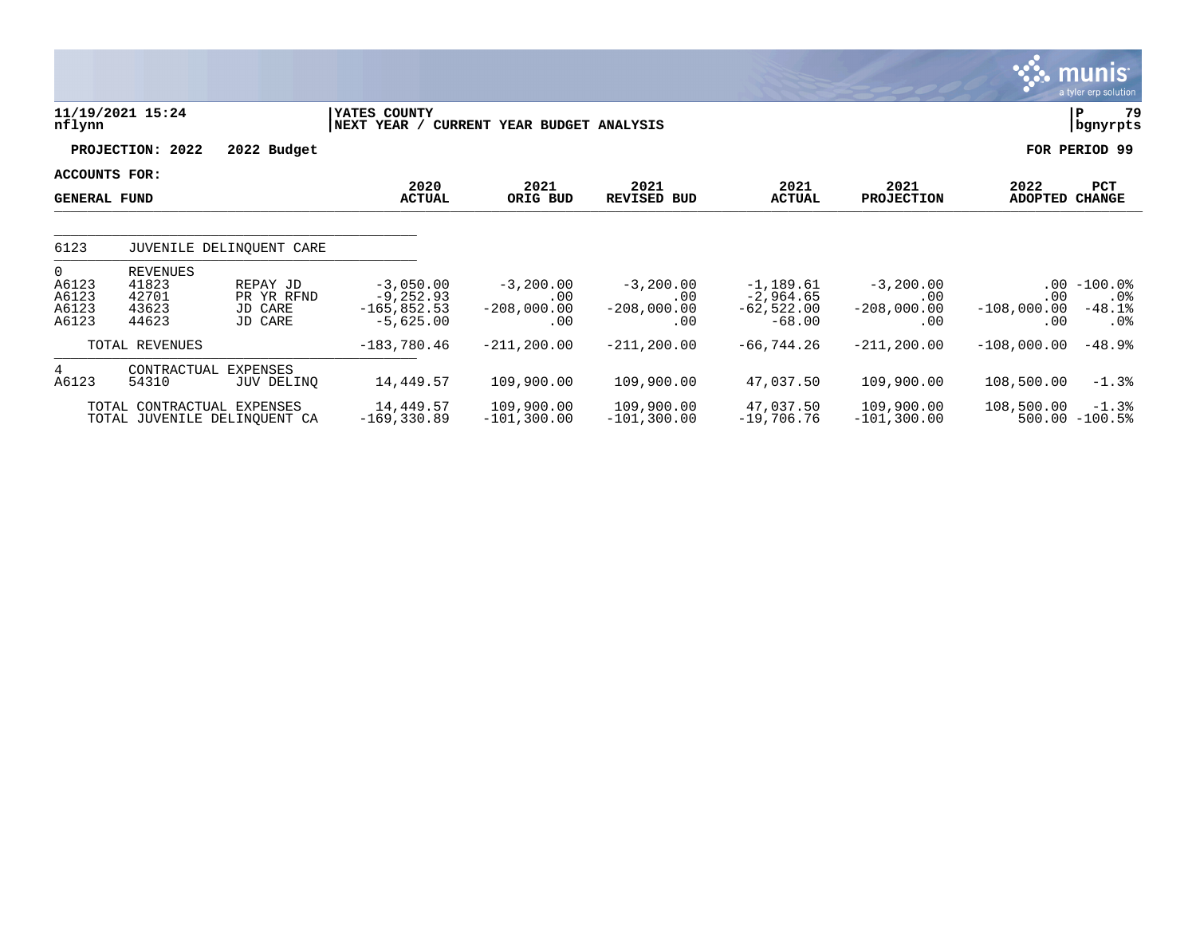**11/19/2021 15:24**
**nflynn**

**YATES COUNTY**
**NEXT YEAR / CURRENT YEAR BUDGET ANALYSIS**

**bgnyrpts**

**PROJECTION: 2022 2022 Budget** **FOR PERIOD 99**

**ACCOUNTS FOR:**
**GENERAL FUND**

| | | | 2020 ACTUAL | 2021 ORIG BUD | 2021 REVISED BUD | 2021 ACTUAL | 2021 PROJECTION | 2022 ADOPTED | PCT CHANGE |
|---|---|---|---|---|---|---|---|---|---|
| 6123 | JUVENILE DELINQUENT CARE | | | | | | | | |
| 0 | REVENUES | | | | | | | | |
| A6123 | 41823 | REPAY JD | -3,050.00 | -3,200.00 | -3,200.00 | -1,189.61 | -3,200.00 | .00 | -100.0% |
| A6123 | 42701 | PR YR RFND | -9,252.93 | .00 | .00 | -2,964.65 | .00 | .00 | .0% |
| A6123 | 43623 | JD CARE | -165,852.53 | -208,000.00 | -208,000.00 | -62,522.00 | -208,000.00 | -108,000.00 | -48.1% |
| A6123 | 44623 | JD CARE | -5,625.00 | .00 | .00 | -68.00 | .00 | .00 | .0% |
| | TOTAL REVENUES | | -183,780.46 | -211,200.00 | -211,200.00 | -66,744.26 | -211,200.00 | -108,000.00 | -48.9% |
| 4 | CONTRACTUAL EXPENSES | | | | | | | | |
| A6123 | 54310 | JUV DELINQ | 14,449.57 | 109,900.00 | 109,900.00 | 47,037.50 | 109,900.00 | 108,500.00 | -1.3% |
| | TOTAL CONTRACTUAL EXPENSES | | 14,449.57 | 109,900.00 | 109,900.00 | 47,037.50 | 109,900.00 | 108,500.00 | -1.3% |
| | TOTAL JUVENILE DELINQUENT CA | | -169,330.89 | -101,300.00 | -101,300.00 | -19,706.76 | -101,300.00 | 500.00 | -100.5% |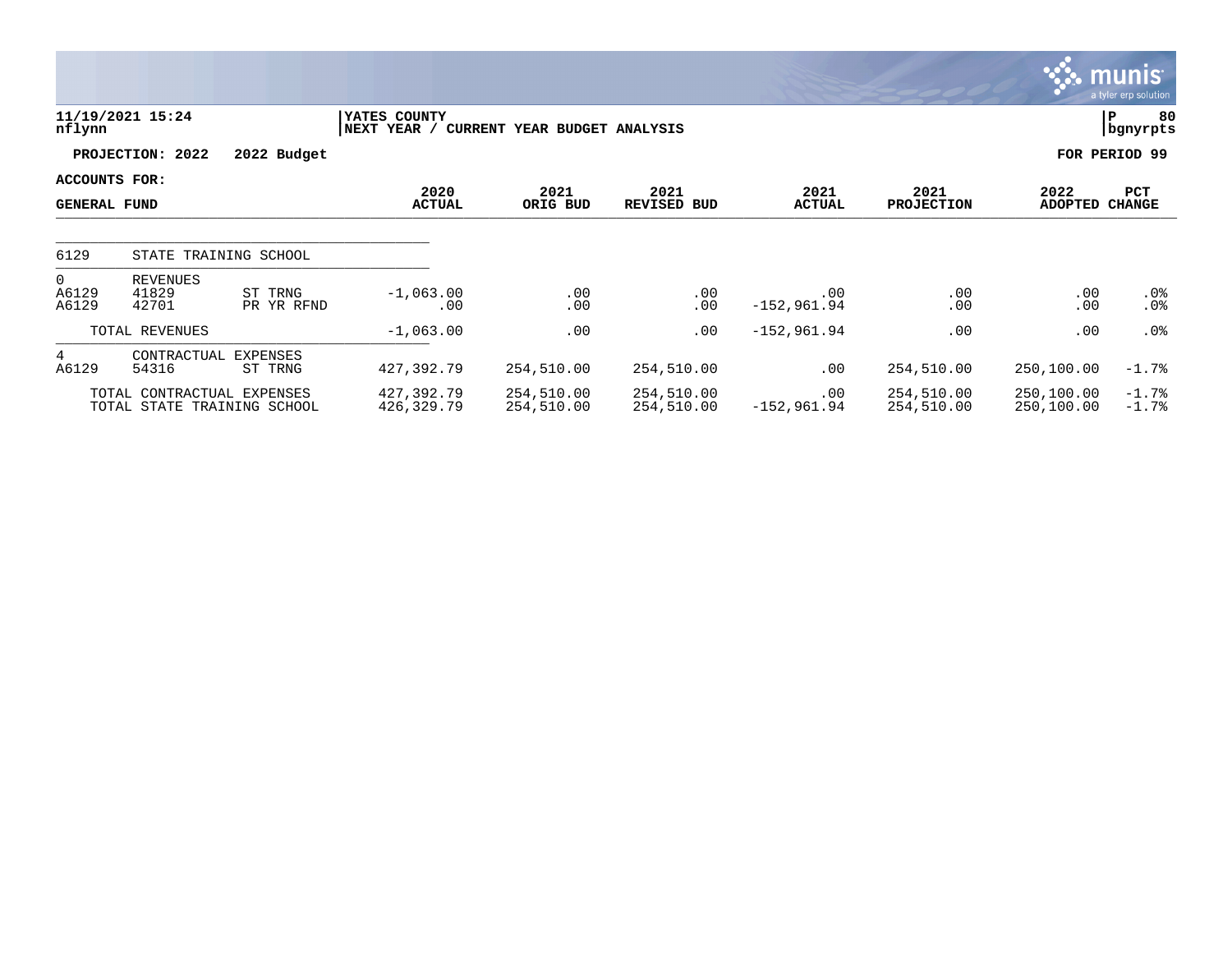11/19/2021 15:24 | YATES COUNTY | P 80
nflynn | NEXT YEAR / CURRENT YEAR BUDGET ANALYSIS | bgnyrpts

**PROJECTION: 2022 2022 Budget** — **FOR PERIOD 99**

**ACCOUNTS FOR: GENERAL FUND**

| | | | 2020 ACTUAL | 2021 ORIG BUD | 2021 REVISED BUD | 2021 ACTUAL | 2021 PROJECTION | 2022 ADOPTED | PCT CHANGE |
|---|---|---|---|---|---|---|---|---|---|
| 6129 | STATE TRAINING SCHOOL | | | | | | | | |
| 0 | REVENUES | | | | | | | | |
| A6129 | 41829 | ST TRNG | -1,063.00 | .00 | .00 | .00 | .00 | .00 | .0% |
| A6129 | 42701 | PR YR RFND | .00 | .00 | .00 | -152,961.94 | .00 | .00 | .0% |
| | TOTAL REVENUES | | -1,063.00 | .00 | .00 | -152,961.94 | .00 | .00 | .0% |
| 4 | CONTRACTUAL EXPENSES | | | | | | | | |
| A6129 | 54316 | ST TRNG | 427,392.79 | 254,510.00 | 254,510.00 | .00 | 254,510.00 | 250,100.00 | -1.7% |
| | TOTAL CONTRACTUAL EXPENSES | | 427,392.79 | 254,510.00 | 254,510.00 | .00 | 254,510.00 | 250,100.00 | -1.7% |
| | TOTAL STATE TRAINING SCHOOL | | 426,329.79 | 254,510.00 | 254,510.00 | -152,961.94 | 254,510.00 | 250,100.00 | -1.7% |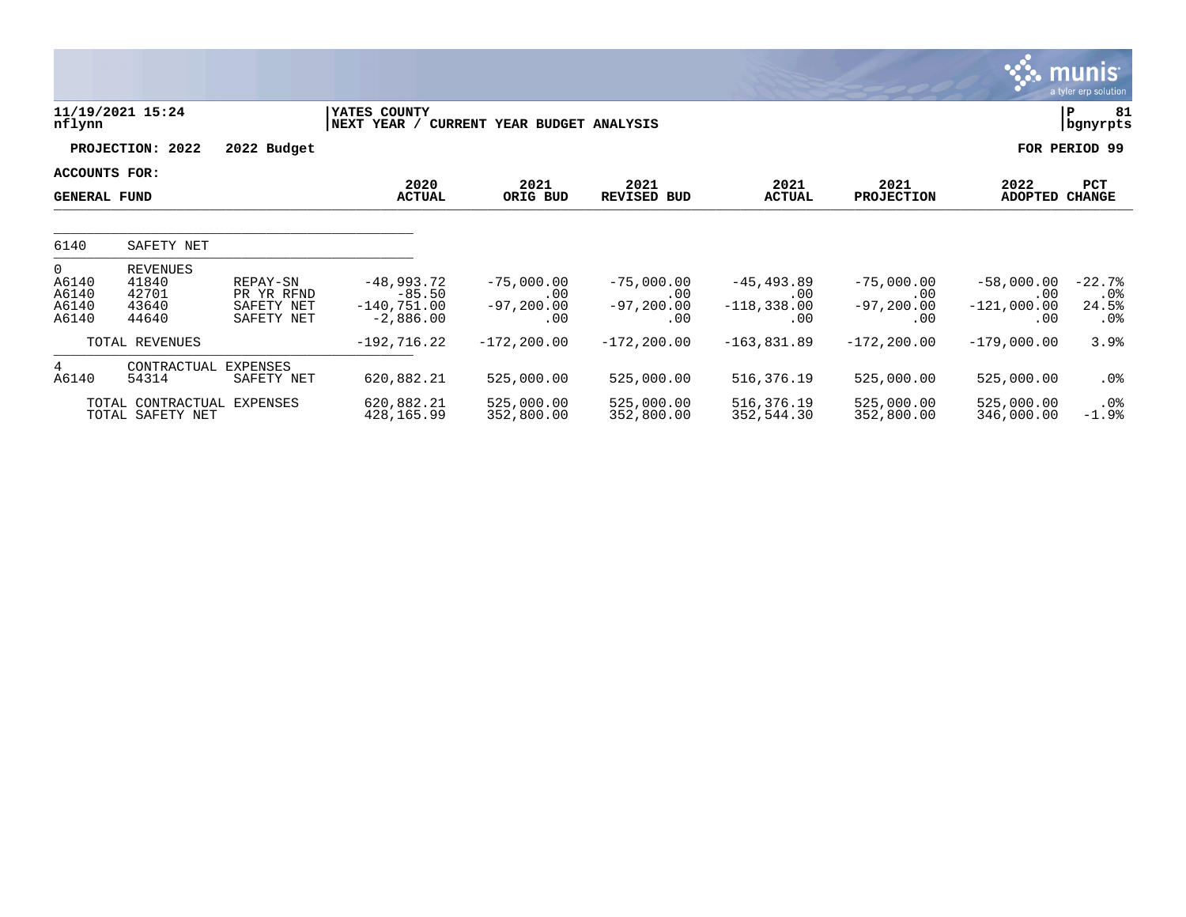YATES COUNTY
NEXT YEAR / CURRENT YEAR BUDGET ANALYSIS

11/19/2021 15:24
nflynn

P 81
bgnyrpts

**PROJECTION: 2022 2022 Budget** **FOR PERIOD 99**

**ACCOUNTS FOR:**
**GENERAL FUND**

| | | | 2020 ACTUAL | 2021 ORIG BUD | 2021 REVISED BUD | 2021 ACTUAL | 2021 PROJECTION | 2022 ADOPTED | PCT CHANGE |
|---|---|---|---|---|---|---|---|---|---|
| 6140 | SAFETY NET | | | | | | | | |
| 0 | REVENUES | | | | | | | | |
| A6140 | 41840 | REPAY-SN | -48,993.72 | -75,000.00 | -75,000.00 | -45,493.89 | -75,000.00 | -58,000.00 | -22.7% |
| A6140 | 42701 | PR YR RFND | -85.50 | .00 | .00 | .00 | .00 | .00 | .0% |
| A6140 | 43640 | SAFETY NET | -140,751.00 | -97,200.00 | -97,200.00 | -118,338.00 | -97,200.00 | -121,000.00 | 24.5% |
| A6140 | 44640 | SAFETY NET | -2,886.00 | .00 | .00 | .00 | .00 | .00 | .0% |
| | TOTAL REVENUES | | -192,716.22 | -172,200.00 | -172,200.00 | -163,831.89 | -172,200.00 | -179,000.00 | 3.9% |
| 4 | CONTRACTUAL EXPENSES | | | | | | | | |
| A6140 | 54314 | SAFETY NET | 620,882.21 | 525,000.00 | 525,000.00 | 516,376.19 | 525,000.00 | 525,000.00 | .0% |
| | TOTAL CONTRACTUAL EXPENSES | | 620,882.21 | 525,000.00 | 525,000.00 | 516,376.19 | 525,000.00 | 525,000.00 | .0% |
| | TOTAL SAFETY NET | | 428,165.99 | 352,800.00 | 352,800.00 | 352,544.30 | 352,800.00 | 346,000.00 | -1.9% |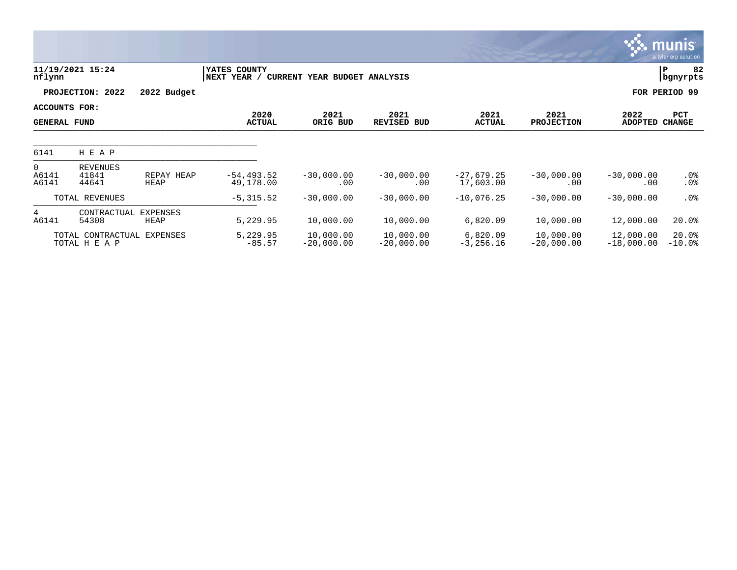**11/19/2021 15:24**
**nflynn**

**YATES COUNTY**
**NEXT YEAR / CURRENT YEAR BUDGET ANALYSIS**

**PROJECTION: 2022 2022 Budget**

**FOR PERIOD 99**

**ACCOUNTS FOR:**

| GENERAL FUND | | | 2020 ACTUAL | 2021 ORIG BUD | 2021 REVISED BUD | 2021 ACTUAL | 2021 PROJECTION | 2022 ADOPTED | PCT CHANGE |
|---|---|---|---|---|---|---|---|---|---|
| 6141 | H E A P | | | | | | | | |
| 0 | REVENUES | | | | | | | | |
| A6141 | 41841 | REPAY HEAP | -54,493.52 | -30,000.00 | -30,000.00 | -27,679.25 | -30,000.00 | -30,000.00 | .0% |
| A6141 | 44641 | HEAP | 49,178.00 | .00 | .00 | 17,603.00 | .00 | .00 | .0% |
| | TOTAL REVENUES | | -5,315.52 | -30,000.00 | -30,000.00 | -10,076.25 | -30,000.00 | -30,000.00 | .0% |
| 4 | CONTRACTUAL EXPENSES | | | | | | | | |
| A6141 | 54308 | HEAP | 5,229.95 | 10,000.00 | 10,000.00 | 6,820.09 | 10,000.00 | 12,000.00 | 20.0% |
| | TOTAL CONTRACTUAL EXPENSES | | 5,229.95 | 10,000.00 | 10,000.00 | 6,820.09 | 10,000.00 | 12,000.00 | 20.0% |
| | TOTAL H E A P | | -85.57 | -20,000.00 | -20,000.00 | -3,256.16 | -20,000.00 | -18,000.00 | -10.0% |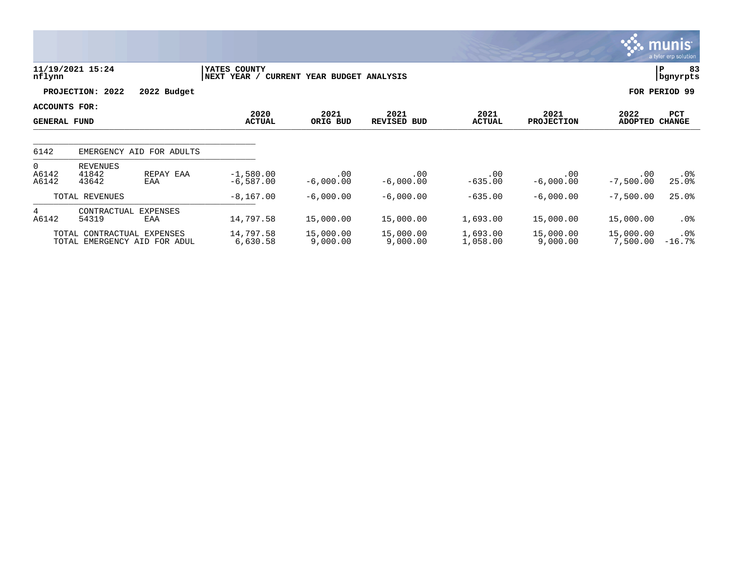11/19/2021 15:24 | YATES COUNTY | P 83
nflynn | NEXT YEAR / CURRENT YEAR BUDGET ANALYSIS | bgnyrpts

**PROJECTION: 2022 2022 Budget** | **FOR PERIOD 99**

**ACCOUNTS FOR:**
**GENERAL FUND**

| | | | 2020 ACTUAL | 2021 ORIG BUD | 2021 REVISED BUD | 2021 ACTUAL | 2021 PROJECTION | 2022 ADOPTED | PCT CHANGE |
|---|---|---|---|---|---|---|---|---|---|
| 6142 | EMERGENCY AID FOR ADULTS | | | | | | | | |
| 0 | REVENUES | | | | | | | | |
| A6142 | 41842 | REPAY EAA | -1,580.00 | .00 | .00 | .00 | .00 | .00 | .0% |
| A6142 | 43642 | EAA | -6,587.00 | -6,000.00 | -6,000.00 | -635.00 | -6,000.00 | -7,500.00 | 25.0% |
| | TOTAL REVENUES | | -8,167.00 | -6,000.00 | -6,000.00 | -635.00 | -6,000.00 | -7,500.00 | 25.0% |
| 4 | CONTRACTUAL EXPENSES | | | | | | | | |
| A6142 | 54319 | EAA | 14,797.58 | 15,000.00 | 15,000.00 | 1,693.00 | 15,000.00 | 15,000.00 | .0% |
| | TOTAL CONTRACTUAL EXPENSES | | 14,797.58 | 15,000.00 | 15,000.00 | 1,693.00 | 15,000.00 | 15,000.00 | .0% |
| | TOTAL EMERGENCY AID FOR ADUL | | 6,630.58 | 9,000.00 | 9,000.00 | 1,058.00 | 9,000.00 | 7,500.00 | -16.7% |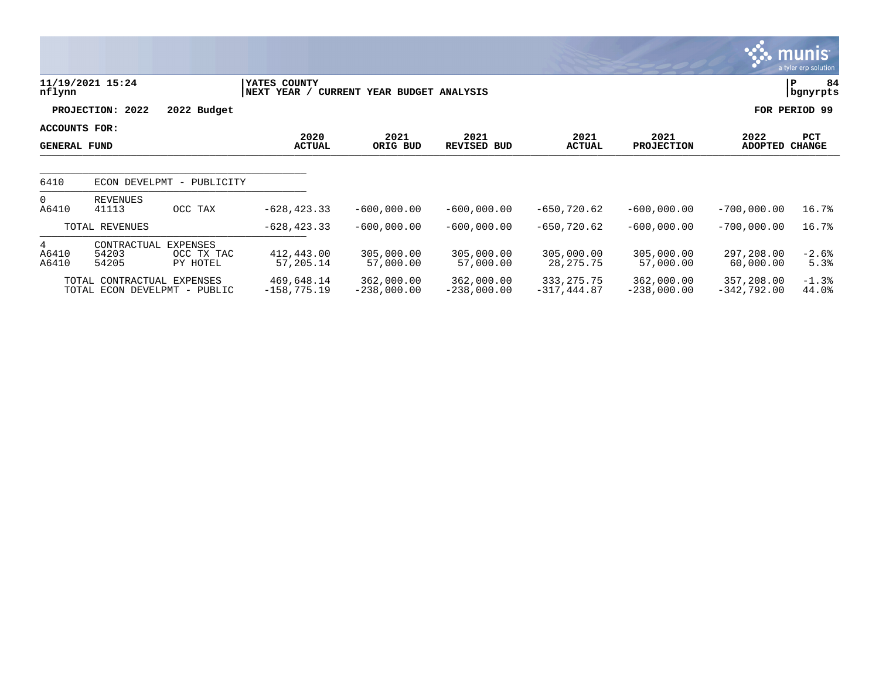11/19/2021 15:24 | YATES COUNTY | P 84
nflynn | NEXT YEAR / CURRENT YEAR BUDGET ANALYSIS | bgnyrpts

**PROJECTION: 2022 2022 Budget** — **FOR PERIOD 99**

**ACCOUNTS FOR: GENERAL FUND**

| | | | 2020 ACTUAL | 2021 ORIG BUD | 2021 REVISED BUD | 2021 ACTUAL | 2021 PROJECTION | 2022 ADOPTED | PCT CHANGE |
|---|---|---|---|---|---|---|---|---|---|
| 6410 | ECON DEVELPMT - PUBLICITY | | | | | | | | |
| 0 | REVENUES | | | | | | | | |
| A6410 | 41113 | OCC TAX | -628,423.33 | -600,000.00 | -600,000.00 | -650,720.62 | -600,000.00 | -700,000.00 | 16.7% |
| | TOTAL REVENUES | | -628,423.33 | -600,000.00 | -600,000.00 | -650,720.62 | -600,000.00 | -700,000.00 | 16.7% |
| 4 | CONTRACTUAL EXPENSES | | | | | | | | |
| A6410 | 54203 | OCC TX TAC | 412,443.00 | 305,000.00 | 305,000.00 | 305,000.00 | 305,000.00 | 297,208.00 | -2.6% |
| A6410 | 54205 | PY HOTEL | 57,205.14 | 57,000.00 | 57,000.00 | 28,275.75 | 57,000.00 | 60,000.00 | 5.3% |
| | TOTAL CONTRACTUAL EXPENSES | | 469,648.14 | 362,000.00 | 362,000.00 | 333,275.75 | 362,000.00 | 357,208.00 | -1.3% |
| | TOTAL ECON DEVELPMT - PUBLIC | | -158,775.19 | -238,000.00 | -238,000.00 | -317,444.87 | -238,000.00 | -342,792.00 | 44.0% |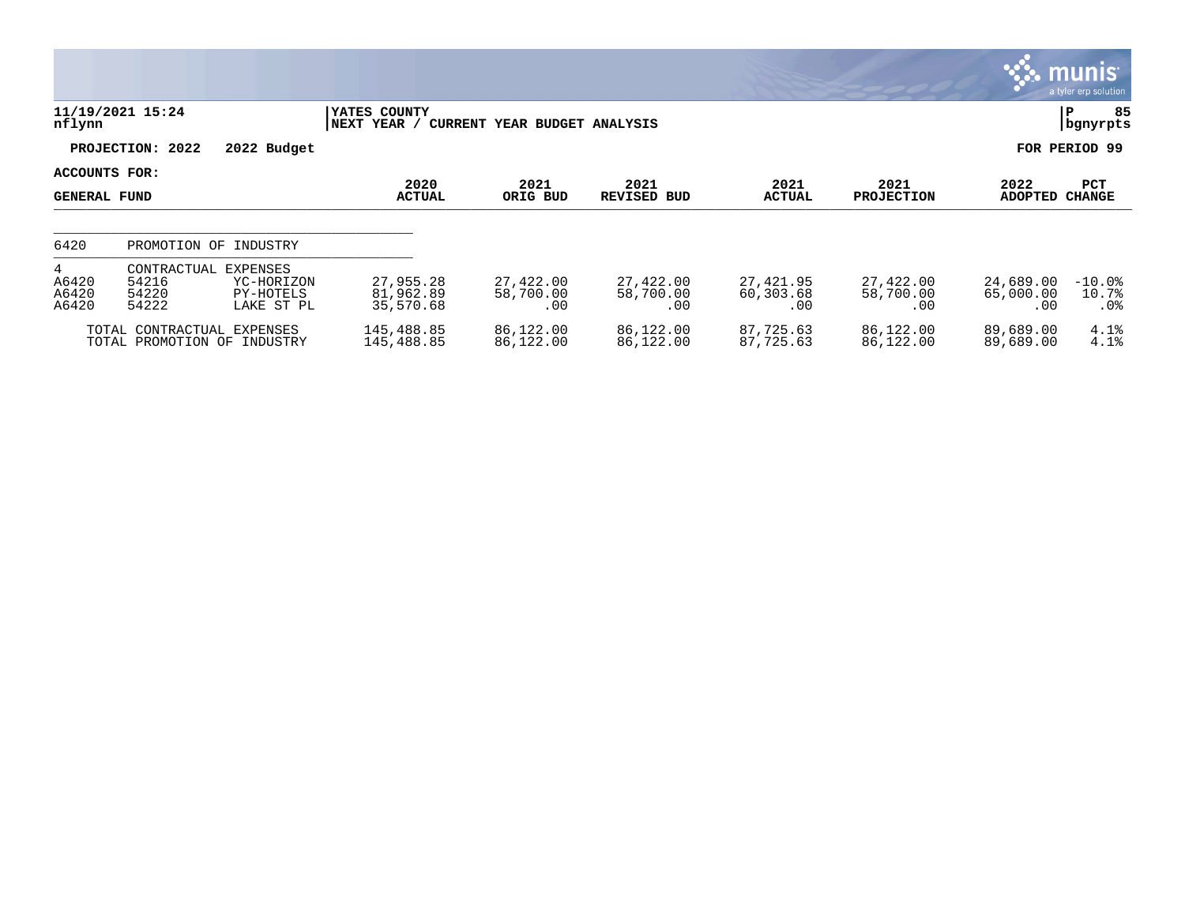**11/19/2021 15:24**
**nflynn**

**YATES COUNTY**
**NEXT YEAR / CURRENT YEAR BUDGET ANALYSIS**

**P 85**
**bgnyrpts**

**PROJECTION: 2022 2022 Budget** **FOR PERIOD 99**

**ACCOUNTS FOR:**

| GENERAL FUND | | | 2020 ACTUAL | 2021 ORIG BUD | 2021 REVISED BUD | 2021 ACTUAL | 2021 PROJECTION | 2022 ADOPTED | PCT CHANGE |
|---|---|---|---|---|---|---|---|---|---|
| 6420 | PROMOTION OF INDUSTRY | | | | | | | | |
| 4 | CONTRACTUAL EXPENSES | | | | | | | | |
| A6420 | 54216 | YC-HORIZON | 27,955.28 | 27,422.00 | 27,422.00 | 27,421.95 | 27,422.00 | 24,689.00 | -10.0% |
| A6420 | 54220 | PY-HOTELS | 81,962.89 | 58,700.00 | 58,700.00 | 60,303.68 | 58,700.00 | 65,000.00 | 10.7% |
| A6420 | 54222 | LAKE ST PL | 35,570.68 | .00 | .00 | .00 | .00 | .00 | .0% |
| TOTAL CONTRACTUAL EXPENSES | | | 145,488.85 | 86,122.00 | 86,122.00 | 87,725.63 | 86,122.00 | 89,689.00 | 4.1% |
| TOTAL PROMOTION OF INDUSTRY | | | 145,488.85 | 86,122.00 | 86,122.00 | 87,725.63 | 86,122.00 | 89,689.00 | 4.1% |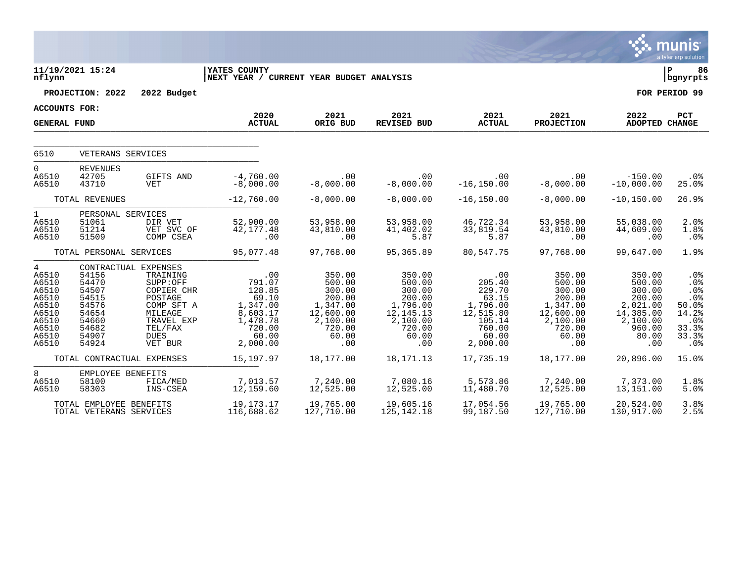**11/19/2021 15:24**
**nflynn**

**YATES COUNTY**
**NEXT YEAR / CURRENT YEAR BUDGET ANALYSIS**

**PROJECTION: 2022 2022 Budget** **FOR PERIOD 99**

**ACCOUNTS FOR:**
**GENERAL FUND**

| | | | 2020 ACTUAL | 2021 ORIG BUD | 2021 REVISED BUD | 2021 ACTUAL | 2021 PROJECTION | 2022 ADOPTED | PCT CHANGE |
|---|---|---|---|---|---|---|---|---|---|
| 6510 | VETERANS SERVICES | | | | | | | | |
| 0 | REVENUES | | | | | | | | |
| A6510 | 42705 | GIFTS AND | -4,760.00 | .00 | .00 | .00 | .00 | -150.00 | .0% |
| A6510 | 43710 | VET | -8,000.00 | -8,000.00 | -8,000.00 | -16,150.00 | -8,000.00 | -10,000.00 | 25.0% |
| | TOTAL REVENUES | | -12,760.00 | -8,000.00 | -8,000.00 | -16,150.00 | -8,000.00 | -10,150.00 | 26.9% |
| 1 | PERSONAL SERVICES | | | | | | | | |
| A6510 | 51061 | DIR VET | 52,900.00 | 53,958.00 | 53,958.00 | 46,722.34 | 53,958.00 | 55,038.00 | 2.0% |
| A6510 | 51214 | VET SVC OF | 42,177.48 | 43,810.00 | 41,402.02 | 33,819.54 | 43,810.00 | 44,609.00 | 1.8% |
| A6510 | 51509 | COMP CSEA | .00 | .00 | 5.87 | 5.87 | .00 | .00 | .0% |
| | TOTAL PERSONAL SERVICES | | 95,077.48 | 97,768.00 | 95,365.89 | 80,547.75 | 97,768.00 | 99,647.00 | 1.9% |
| 4 | CONTRACTUAL EXPENSES | | | | | | | | |
| A6510 | 54156 | TRAINING | .00 | 350.00 | 350.00 | .00 | 350.00 | 350.00 | .0% |
| A6510 | 54470 | SUPP:OFF | 791.07 | 500.00 | 500.00 | 205.40 | 500.00 | 500.00 | .0% |
| A6510 | 54507 | COPIER CHR | 128.85 | 300.00 | 300.00 | 229.70 | 300.00 | 300.00 | .0% |
| A6510 | 54515 | POSTAGE | 69.10 | 200.00 | 200.00 | 63.15 | 200.00 | 200.00 | .0% |
| A6510 | 54576 | COMP SFT A | 1,347.00 | 1,347.00 | 1,796.00 | 1,796.00 | 1,347.00 | 2,021.00 | 50.0% |
| A6510 | 54654 | MILEAGE | 8,603.17 | 12,600.00 | 12,145.13 | 12,515.80 | 12,600.00 | 14,385.00 | 14.2% |
| A6510 | 54660 | TRAVEL EXP | 1,478.78 | 2,100.00 | 2,100.00 | 105.14 | 2,100.00 | 2,100.00 | .0% |
| A6510 | 54682 | TEL/FAX | 720.00 | 720.00 | 720.00 | 760.00 | 720.00 | 960.00 | 33.3% |
| A6510 | 54907 | DUES | 60.00 | 60.00 | 60.00 | 60.00 | 60.00 | 80.00 | 33.3% |
| A6510 | 54924 | VET BUR | 2,000.00 | .00 | .00 | 2,000.00 | .00 | .00 | .0% |
| | TOTAL CONTRACTUAL EXPENSES | | 15,197.97 | 18,177.00 | 18,171.13 | 17,735.19 | 18,177.00 | 20,896.00 | 15.0% |
| 8 | EMPLOYEE BENEFITS | | | | | | | | |
| A6510 | 58100 | FICA/MED | 7,013.57 | 7,240.00 | 7,080.16 | 5,573.86 | 7,240.00 | 7,373.00 | 1.8% |
| A6510 | 58303 | INS-CSEA | 12,159.60 | 12,525.00 | 12,525.00 | 11,480.70 | 12,525.00 | 13,151.00 | 5.0% |
| | TOTAL EMPLOYEE BENEFITS | | 19,173.17 | 19,765.00 | 19,605.16 | 17,054.56 | 19,765.00 | 20,524.00 | 3.8% |
| | TOTAL VETERANS SERVICES | | 116,688.62 | 127,710.00 | 125,142.18 | 99,187.50 | 127,710.00 | 130,917.00 | 2.5% |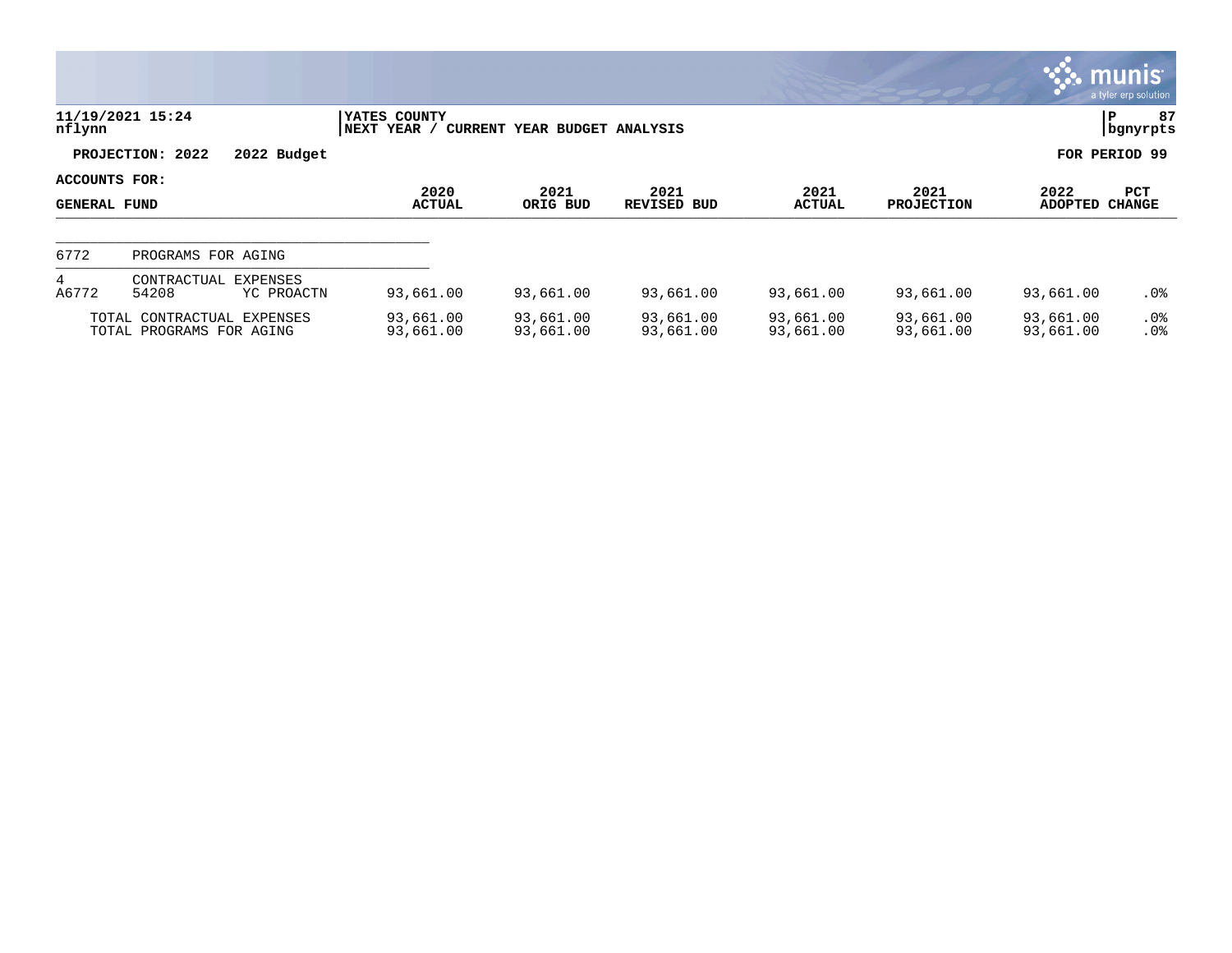11/19/2021 15:24
nflynn

YATES COUNTY
NEXT YEAR / CURRENT YEAR BUDGET ANALYSIS

P 87
bgnyrpts

**PROJECTION: 2022 2022 Budget** **FOR PERIOD 99**

**ACCOUNTS FOR:**

| GENERAL FUND | | | 2020 ACTUAL | 2021 ORIG BUD | 2021 REVISED BUD | 2021 ACTUAL | 2021 PROJECTION | 2022 ADOPTED | PCT CHANGE |
|---|---|---|---|---|---|---|---|---|---|
| 6772 | PROGRAMS FOR AGING | | | | | | | | |
| 4 | CONTRACTUAL EXPENSES | | | | | | | | |
| A6772 | 54208 | YC PROACTN | 93,661.00 | 93,661.00 | 93,661.00 | 93,661.00 | 93,661.00 | 93,661.00 | .0% |
| | TOTAL CONTRACTUAL EXPENSES | | 93,661.00 | 93,661.00 | 93,661.00 | 93,661.00 | 93,661.00 | 93,661.00 | .0% |
| | TOTAL PROGRAMS FOR AGING | | 93,661.00 | 93,661.00 | 93,661.00 | 93,661.00 | 93,661.00 | 93,661.00 | .0% |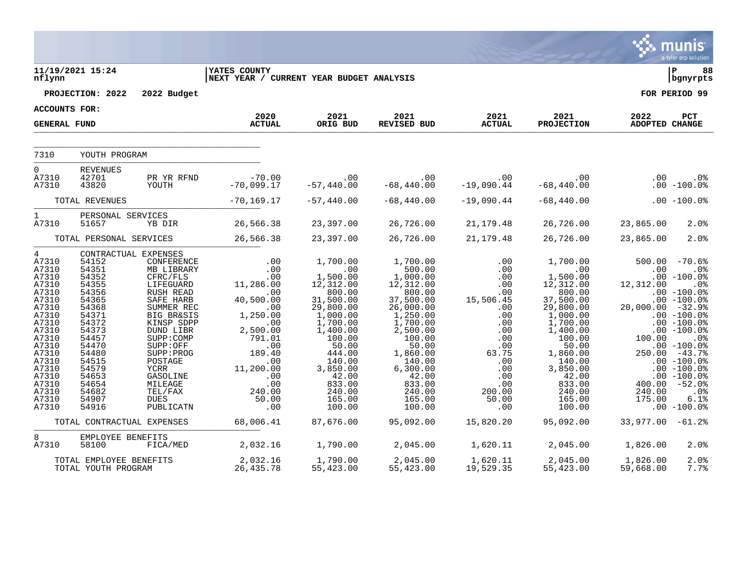**11/19/2021 15:24** | **YATES COUNTY** | **P 88**
**nflynn** | **NEXT YEAR / CURRENT YEAR BUDGET ANALYSIS** | **bgnyrpts**

**PROJECTION: 2022 2022 Budget** — **FOR PERIOD 99**

**ACCOUNTS FOR: GENERAL FUND**

| | | | 2020 ACTUAL | 2021 ORIG BUD | 2021 REVISED BUD | 2021 ACTUAL | 2021 PROJECTION | 2022 ADOPTED | PCT CHANGE |
|---|---|---|---|---|---|---|---|---|---|
| **7310** | **YOUTH PROGRAM** | | | | | | | | |
| 0 | REVENUES | | | | | | | | |
| A7310 | 42701 | PR YR RFND | -70.00 | .00 | .00 | .00 | .00 | .00 | .0% |
| A7310 | 43820 | YOUTH | -70,099.17 | -57,440.00 | -68,440.00 | -19,090.44 | -68,440.00 | .00 | -100.0% |
| | TOTAL REVENUES | | -70,169.17 | -57,440.00 | -68,440.00 | -19,090.44 | -68,440.00 | .00 | -100.0% |
| 1 | PERSONAL SERVICES | | | | | | | | |
| A7310 | 51657 | YB DIR | 26,566.38 | 23,397.00 | 26,726.00 | 21,179.48 | 26,726.00 | 23,865.00 | 2.0% |
| | TOTAL PERSONAL SERVICES | | 26,566.38 | 23,397.00 | 26,726.00 | 21,179.48 | 26,726.00 | 23,865.00 | 2.0% |
| 4 | CONTRACTUAL EXPENSES | | | | | | | | |
| A7310 | 54152 | CONFERENCE | .00 | 1,700.00 | 1,700.00 | .00 | 1,700.00 | 500.00 | -70.6% |
| A7310 | 54351 | MB LIBRARY | .00 | .00 | 500.00 | .00 | .00 | .00 | .0% |
| A7310 | 54352 | CFRC/FLS | .00 | 1,500.00 | 1,000.00 | .00 | 1,500.00 | .00 | -100.0% |
| A7310 | 54355 | LIFEGUARD | 11,286.00 | 12,312.00 | 12,312.00 | .00 | 12,312.00 | 12,312.00 | .0% |
| A7310 | 54356 | RUSH READ | .00 | 800.00 | 800.00 | .00 | 800.00 | .00 | -100.0% |
| A7310 | 54365 | SAFE HARB | 40,500.00 | 31,500.00 | 37,500.00 | 15,506.45 | 37,500.00 | .00 | -100.0% |
| A7310 | 54368 | SUMMER REC | .00 | 29,800.00 | 26,000.00 | .00 | 29,800.00 | 20,000.00 | -32.9% |
| A7310 | 54371 | BIG BR&SIS | 1,250.00 | 1,000.00 | 1,250.00 | .00 | 1,000.00 | .00 | -100.0% |
| A7310 | 54372 | KINSP SDPP | .00 | 1,700.00 | 1,700.00 | .00 | 1,700.00 | .00 | -100.0% |
| A7310 | 54373 | DUND LIBR | 2,500.00 | 1,400.00 | 2,500.00 | .00 | 1,400.00 | .00 | -100.0% |
| A7310 | 54457 | SUPP:COMP | 791.01 | 100.00 | 100.00 | .00 | 100.00 | 100.00 | .0% |
| A7310 | 54470 | SUPP:OFF | .00 | 50.00 | 50.00 | .00 | 50.00 | .00 | -100.0% |
| A7310 | 54480 | SUPP:PROG | 189.40 | 444.00 | 1,860.00 | 63.75 | 1,860.00 | 250.00 | -43.7% |
| A7310 | 54515 | POSTAGE | .00 | 140.00 | 140.00 | .00 | 140.00 | .00 | -100.0% |
| A7310 | 54579 | YCRR | 11,200.00 | 3,850.00 | 6,300.00 | .00 | 3,850.00 | .00 | -100.0% |
| A7310 | 54653 | GASOLINE | .00 | 42.00 | 42.00 | .00 | 42.00 | .00 | -100.0% |
| A7310 | 54654 | MILEAGE | .00 | 833.00 | 833.00 | .00 | 833.00 | 400.00 | -52.0% |
| A7310 | 54682 | TEL/FAX | 240.00 | 240.00 | 240.00 | 200.00 | 240.00 | 240.00 | .0% |
| A7310 | 54907 | DUES | 50.00 | 165.00 | 165.00 | 50.00 | 165.00 | 175.00 | 6.1% |
| A7310 | 54916 | PUBLICATN | .00 | 100.00 | 100.00 | .00 | 100.00 | .00 | -100.0% |
| | TOTAL CONTRACTUAL EXPENSES | | 68,006.41 | 87,676.00 | 95,092.00 | 15,820.20 | 95,092.00 | 33,977.00 | -61.2% |
| 8 | EMPLOYEE BENEFITS | | | | | | | | |
| A7310 | 58100 | FICA/MED | 2,032.16 | 1,790.00 | 2,045.00 | 1,620.11 | 2,045.00 | 1,826.00 | 2.0% |
| | TOTAL EMPLOYEE BENEFITS | | 2,032.16 | 1,790.00 | 2,045.00 | 1,620.11 | 2,045.00 | 1,826.00 | 2.0% |
| | TOTAL YOUTH PROGRAM | | 26,435.78 | 55,423.00 | 55,423.00 | 19,529.35 | 55,423.00 | 59,668.00 | 7.7% |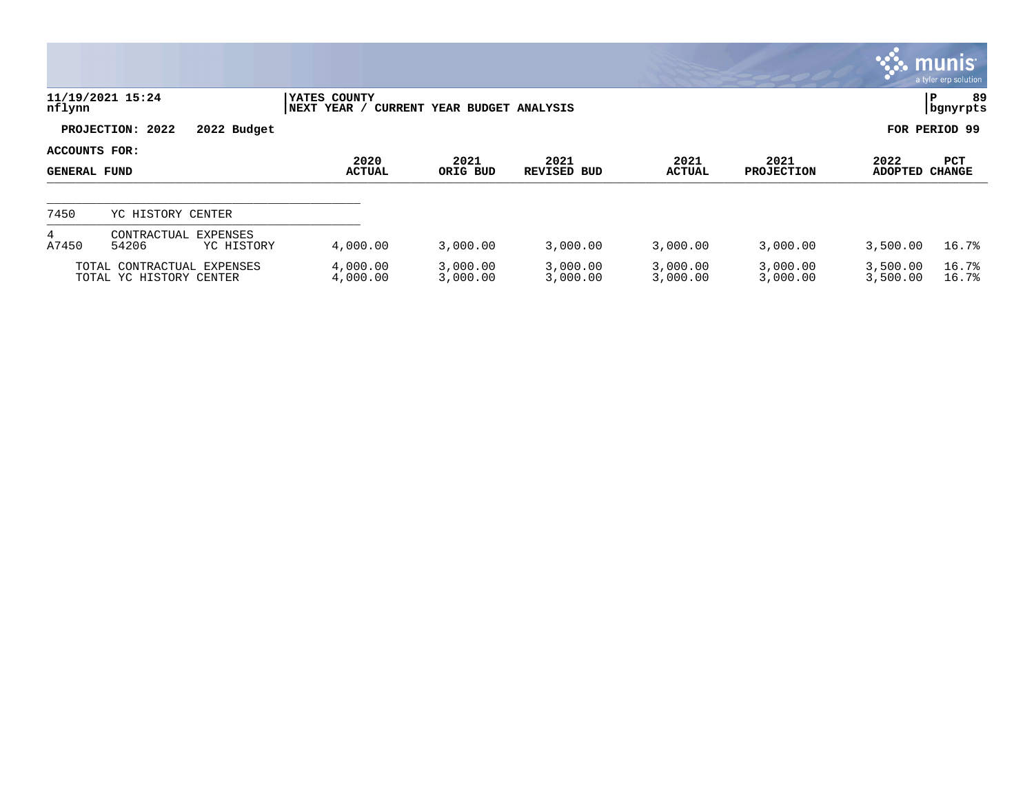**YATES COUNTY**
**NEXT YEAR / CURRENT YEAR BUDGET ANALYSIS**

11/19/2021 15:24
nflynn

**PROJECTION: 2022 — 2022 Budget** — **FOR PERIOD 99**

**ACCOUNTS FOR:**
**GENERAL FUND**

| | | | 2020 ACTUAL | 2021 ORIG BUD | 2021 REVISED BUD | 2021 ACTUAL | 2021 PROJECTION | 2022 ADOPTED | PCT CHANGE |
|---|---|---|---|---|---|---|---|---|---|
| 7450 | YC HISTORY CENTER | | | | | | | | |
| 4 | CONTRACTUAL EXPENSES | | | | | | | | |
| A7450 | 54206 | YC HISTORY | 4,000.00 | 3,000.00 | 3,000.00 | 3,000.00 | 3,000.00 | 3,500.00 | 16.7% |
| | TOTAL CONTRACTUAL EXPENSES | | 4,000.00 | 3,000.00 | 3,000.00 | 3,000.00 | 3,000.00 | 3,500.00 | 16.7% |
| | TOTAL YC HISTORY CENTER | | 4,000.00 | 3,000.00 | 3,000.00 | 3,000.00 | 3,000.00 | 3,500.00 | 16.7% |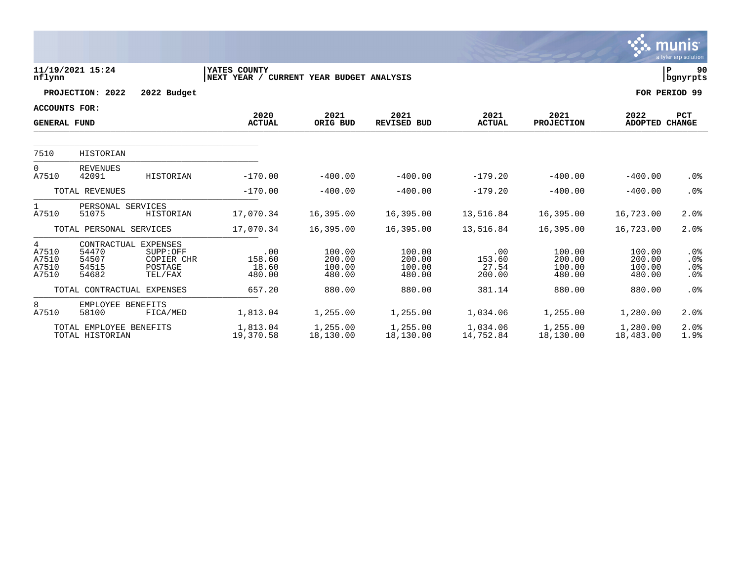**11/19/2021 15:24** | **YATES COUNTY** | **NEXT YEAR / CURRENT YEAR BUDGET ANALYSIS**
nflynn

**PROJECTION: 2022    2022 Budget**    **FOR PERIOD 99**

**ACCOUNTS FOR:**

| GENERAL FUND | | | 2020 ACTUAL | 2021 ORIG BUD | 2021 REVISED BUD | 2021 ACTUAL | 2021 PROJECTION | 2022 ADOPTED | PCT CHANGE |
|---|---|---|---|---|---|---|---|---|---|
| 7510 | HISTORIAN | | | | | | | | |
| 0 | REVENUES | | | | | | | | |
| A7510 | 42091 | HISTORIAN | -170.00 | -400.00 | -400.00 | -179.20 | -400.00 | -400.00 | .0% |
| | TOTAL REVENUES | | -170.00 | -400.00 | -400.00 | -179.20 | -400.00 | -400.00 | .0% |
| 1 | PERSONAL SERVICES | | | | | | | | |
| A7510 | 51075 | HISTORIAN | 17,070.34 | 16,395.00 | 16,395.00 | 13,516.84 | 16,395.00 | 16,723.00 | 2.0% |
| | TOTAL PERSONAL SERVICES | | 17,070.34 | 16,395.00 | 16,395.00 | 13,516.84 | 16,395.00 | 16,723.00 | 2.0% |
| 4 | CONTRACTUAL EXPENSES | | | | | | | | |
| A7510 | 54470 | SUPP:OFF | .00 | 100.00 | 100.00 | .00 | 100.00 | 100.00 | .0% |
| A7510 | 54507 | COPIER CHR | 158.60 | 200.00 | 200.00 | 153.60 | 200.00 | 200.00 | .0% |
| A7510 | 54515 | POSTAGE | 18.60 | 100.00 | 100.00 | 27.54 | 100.00 | 100.00 | .0% |
| A7510 | 54682 | TEL/FAX | 480.00 | 480.00 | 480.00 | 200.00 | 480.00 | 480.00 | .0% |
| | TOTAL CONTRACTUAL EXPENSES | | 657.20 | 880.00 | 880.00 | 381.14 | 880.00 | 880.00 | .0% |
| 8 | EMPLOYEE BENEFITS | | | | | | | | |
| A7510 | 58100 | FICA/MED | 1,813.04 | 1,255.00 | 1,255.00 | 1,034.06 | 1,255.00 | 1,280.00 | 2.0% |
| | TOTAL EMPLOYEE BENEFITS | | 1,813.04 | 1,255.00 | 1,255.00 | 1,034.06 | 1,255.00 | 1,280.00 | 2.0% |
| | TOTAL HISTORIAN | | 19,370.58 | 18,130.00 | 18,130.00 | 14,752.84 | 18,130.00 | 18,483.00 | 1.9% |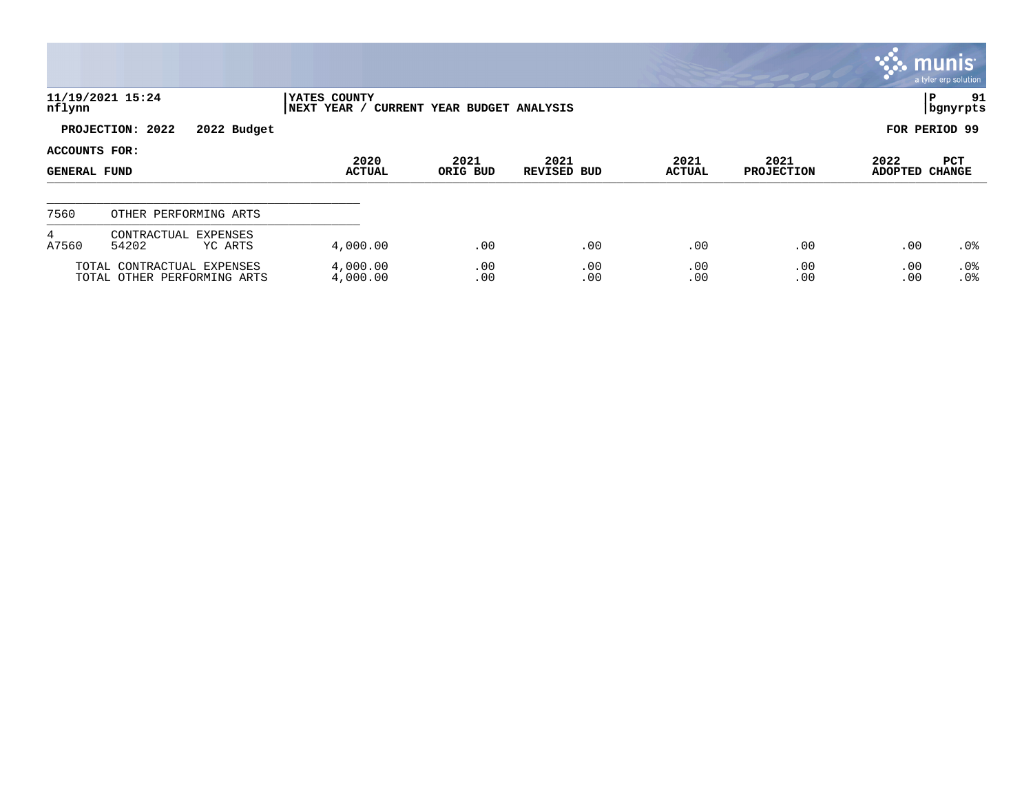**YATES COUNTY**
**NEXT YEAR / CURRENT YEAR BUDGET ANALYSIS**

11/19/2021 15:24
nflynn

**PROJECTION: 2022 2022 Budget** — **FOR PERIOD 99**

**ACCOUNTS FOR: GENERAL FUND**

| ACCOUNTS FOR: GENERAL FUND | | | 2020 ACTUAL | 2021 ORIG BUD | 2021 REVISED BUD | 2021 ACTUAL | 2021 PROJECTION | 2022 ADOPTED | PCT CHANGE |
|---|---|---|---|---|---|---|---|---|---|
| 7560 | OTHER PERFORMING ARTS | | | | | | | | |
| 4 | CONTRACTUAL EXPENSES | | | | | | | | |
| A7560 | 54202 | YC ARTS | 4,000.00 | .00 | .00 | .00 | .00 | .00 | .0% |
| TOTAL CONTRACTUAL EXPENSES | | | 4,000.00 | .00 | .00 | .00 | .00 | .00 | .0% |
| TOTAL OTHER PERFORMING ARTS | | | 4,000.00 | .00 | .00 | .00 | .00 | .00 | .0% |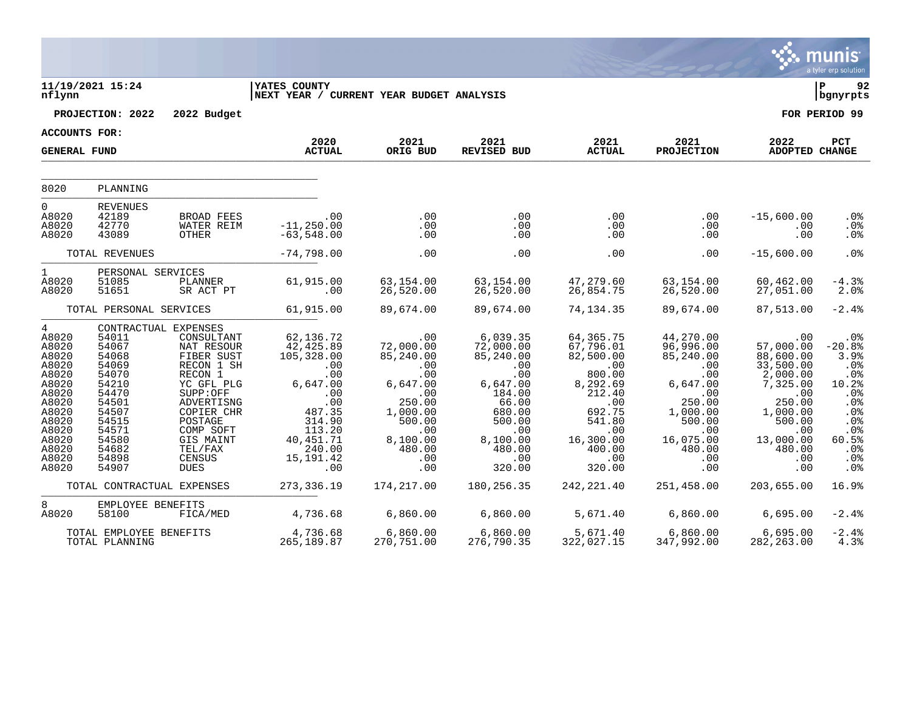11/19/2021 15:24 | YATES COUNTY | P 92
nflynn | NEXT YEAR / CURRENT YEAR BUDGET ANALYSIS | bgnyrpts

**PROJECTION: 2022 2022 Budget** **FOR PERIOD 99**

**ACCOUNTS FOR:**

| GENERAL FUND | | | 2020 ACTUAL | 2021 ORIG BUD | 2021 REVISED BUD | 2021 ACTUAL | 2021 PROJECTION | 2022 ADOPTED | PCT CHANGE |
|---|---|---|---|---|---|---|---|---|---|
| 8020 | PLANNING | | | | | | | | |
| 0 | REVENUES | | | | | | | | |
| A8020 | 42189 | BROAD FEES | .00 | .00 | .00 | .00 | .00 | -15,600.00 | .0% |
| A8020 | 42770 | WATER REIM | -11,250.00 | .00 | .00 | .00 | .00 | .00 | .0% |
| A8020 | 43089 | OTHER | -63,548.00 | .00 | .00 | .00 | .00 | .00 | .0% |
| | TOTAL REVENUES | | -74,798.00 | .00 | .00 | .00 | .00 | -15,600.00 | .0% |
| 1 | PERSONAL SERVICES | | | | | | | | |
| A8020 | 51085 | PLANNER | 61,915.00 | 63,154.00 | 63,154.00 | 47,279.60 | 63,154.00 | 60,462.00 | -4.3% |
| A8020 | 51651 | SR ACT PT | .00 | 26,520.00 | 26,520.00 | 26,854.75 | 26,520.00 | 27,051.00 | 2.0% |
| | TOTAL PERSONAL SERVICES | | 61,915.00 | 89,674.00 | 89,674.00 | 74,134.35 | 89,674.00 | 87,513.00 | -2.4% |
| 4 | CONTRACTUAL EXPENSES | | | | | | | | |
| A8020 | 54011 | CONSULTANT | 62,136.72 | .00 | 6,039.35 | 64,365.75 | 44,270.00 | .00 | .0% |
| A8020 | 54067 | NAT RESOUR | 42,425.89 | 72,000.00 | 72,000.00 | 67,796.01 | 96,996.00 | 57,000.00 | -20.8% |
| A8020 | 54068 | FIBER SUST | 105,328.00 | 85,240.00 | 85,240.00 | 82,500.00 | 85,240.00 | 88,600.00 | 3.9% |
| A8020 | 54069 | RECON 1 SH | .00 | .00 | .00 | .00 | .00 | 33,500.00 | .0% |
| A8020 | 54070 | RECON 1 | .00 | .00 | .00 | 800.00 | .00 | 2,000.00 | .0% |
| A8020 | 54210 | YC GFL PLG | 6,647.00 | 6,647.00 | 6,647.00 | 8,292.69 | 6,647.00 | 7,325.00 | 10.2% |
| A8020 | 54470 | SUPP:OFF | .00 | .00 | 184.00 | 212.40 | .00 | .00 | .0% |
| A8020 | 54501 | ADVERTISNG | .00 | 250.00 | 66.00 | .00 | 250.00 | 250.00 | .0% |
| A8020 | 54507 | COPIER CHR | 487.35 | 1,000.00 | 680.00 | 692.75 | 1,000.00 | 1,000.00 | .0% |
| A8020 | 54515 | POSTAGE | 314.90 | 500.00 | 500.00 | 541.80 | 500.00 | 500.00 | .0% |
| A8020 | 54571 | COMP SOFT | 113.20 | .00 | .00 | .00 | .00 | .00 | .0% |
| A8020 | 54580 | GIS MAINT | 40,451.71 | 8,100.00 | 8,100.00 | 16,300.00 | 16,075.00 | 13,000.00 | 60.5% |
| A8020 | 54682 | TEL/FAX | 240.00 | 480.00 | 480.00 | 400.00 | 480.00 | 480.00 | .0% |
| A8020 | 54898 | CENSUS | 15,191.42 | .00 | .00 | .00 | .00 | .00 | .0% |
| A8020 | 54907 | DUES | .00 | .00 | 320.00 | 320.00 | .00 | .00 | .0% |
| | TOTAL CONTRACTUAL EXPENSES | | 273,336.19 | 174,217.00 | 180,256.35 | 242,221.40 | 251,458.00 | 203,655.00 | 16.9% |
| 8 | EMPLOYEE BENEFITS | | | | | | | | |
| A8020 | 58100 | FICA/MED | 4,736.68 | 6,860.00 | 6,860.00 | 5,671.40 | 6,860.00 | 6,695.00 | -2.4% |
| | TOTAL EMPLOYEE BENEFITS | | 4,736.68 | 6,860.00 | 6,860.00 | 5,671.40 | 6,860.00 | 6,695.00 | -2.4% |
| | TOTAL PLANNING | | 265,189.87 | 270,751.00 | 276,790.35 | 322,027.15 | 347,992.00 | 282,263.00 | 4.3% |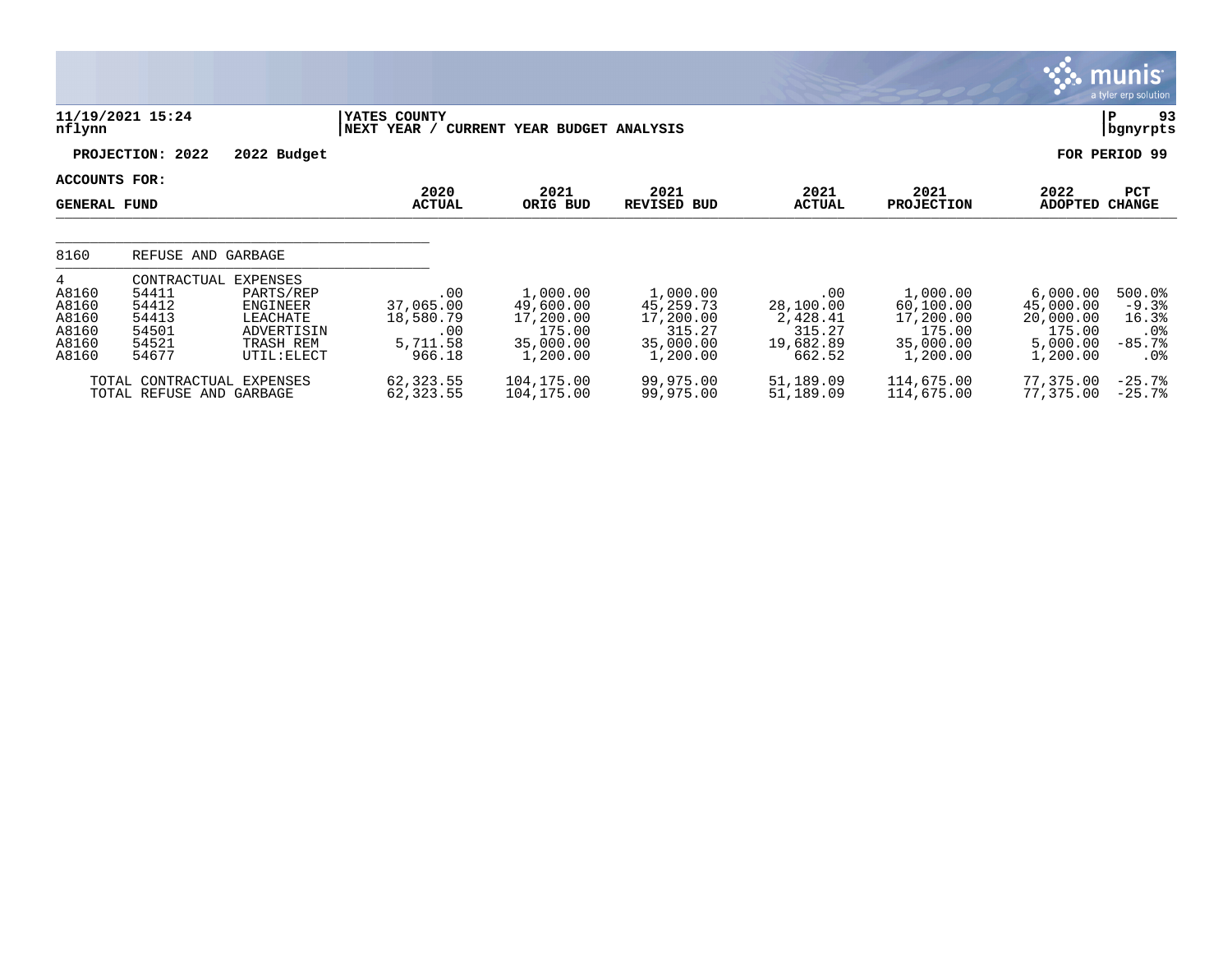11/19/2021 15:24 | YATES COUNTY | P 93
nflynn | NEXT YEAR / CURRENT YEAR BUDGET ANALYSIS | bgnyrpts

**PROJECTION: 2022 2022 Budget** — **FOR PERIOD 99**

**ACCOUNTS FOR:**

| GENERAL FUND | | | 2020 ACTUAL | 2021 ORIG BUD | 2021 REVISED BUD | 2021 ACTUAL | 2021 PROJECTION | 2022 ADOPTED | PCT CHANGE |
|---|---|---|---|---|---|---|---|---|---|
| 8160 | REFUSE AND GARBAGE | | | | | | | | |
| 4 | CONTRACTUAL EXPENSES | | | | | | | | |
| A8160 | 54411 | PARTS/REP | .00 | 1,000.00 | 1,000.00 | .00 | 1,000.00 | 6,000.00 | 500.0% |
| A8160 | 54412 | ENGINEER | 37,065.00 | 49,600.00 | 45,259.73 | 28,100.00 | 60,100.00 | 45,000.00 | -9.3% |
| A8160 | 54413 | LEACHATE | 18,580.79 | 17,200.00 | 17,200.00 | 2,428.41 | 17,200.00 | 20,000.00 | 16.3% |
| A8160 | 54501 | ADVERTISIN | .00 | 175.00 | 315.27 | 315.27 | 175.00 | 175.00 | .0% |
| A8160 | 54521 | TRASH REM | 5,711.58 | 35,000.00 | 35,000.00 | 19,682.89 | 35,000.00 | 5,000.00 | -85.7% |
| A8160 | 54677 | UTIL:ELECT | 966.18 | 1,200.00 | 1,200.00 | 662.52 | 1,200.00 | 1,200.00 | .0% |
| TOTAL CONTRACTUAL EXPENSES | | | 62,323.55 | 104,175.00 | 99,975.00 | 51,189.09 | 114,675.00 | 77,375.00 | -25.7% |
| TOTAL REFUSE AND GARBAGE | | | 62,323.55 | 104,175.00 | 99,975.00 | 51,189.09 | 114,675.00 | 77,375.00 | -25.7% |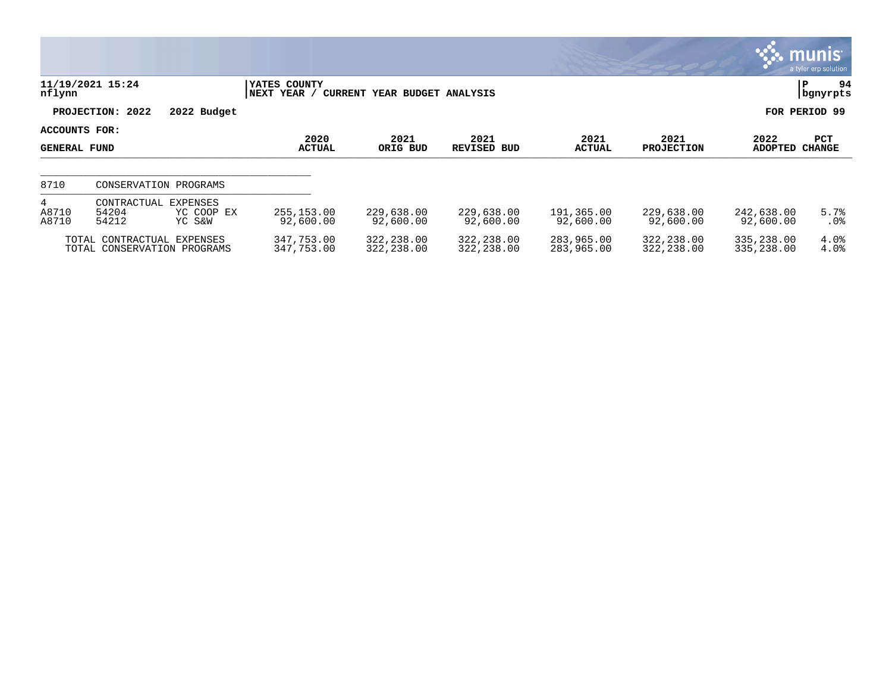**YATES COUNTY**
**NEXT YEAR / CURRENT YEAR BUDGET ANALYSIS**

11/19/2021 15:24
nflynn

P 94
bgnyrpts

**PROJECTION: 2022 2022 Budget**

**FOR PERIOD 99**

**ACCOUNTS FOR:**

**GENERAL FUND**

| | | | 2020 ACTUAL | 2021 ORIG BUD | 2021 REVISED BUD | 2021 ACTUAL | 2021 PROJECTION | 2022 ADOPTED | PCT CHANGE |
|---|---|---|---|---|---|---|---|---|---|
| 8710 | CONSERVATION PROGRAMS | | | | | | | | |
| 4 | CONTRACTUAL EXPENSES | | | | | | | | |
| A8710 | 54204 | YC COOP EX | 255,153.00 | 229,638.00 | 229,638.00 | 191,365.00 | 229,638.00 | 242,638.00 | 5.7% |
| A8710 | 54212 | YC S&W | 92,600.00 | 92,600.00 | 92,600.00 | 92,600.00 | 92,600.00 | 92,600.00 | .0% |
| TOTAL CONTRACTUAL EXPENSES | | | 347,753.00 | 322,238.00 | 322,238.00 | 283,965.00 | 322,238.00 | 335,238.00 | 4.0% |
| TOTAL CONSERVATION PROGRAMS | | | 347,753.00 | 322,238.00 | 322,238.00 | 283,965.00 | 322,238.00 | 335,238.00 | 4.0% |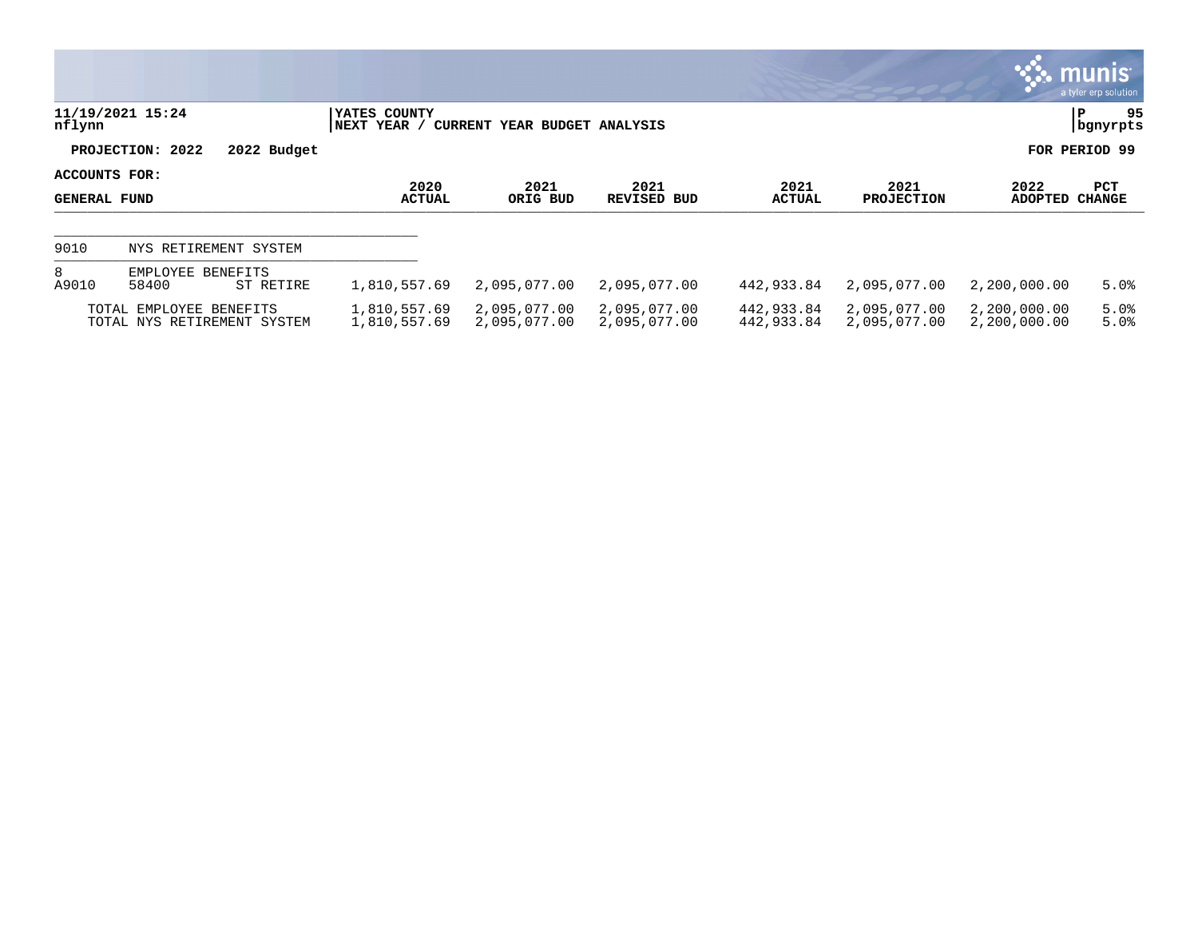**11/19/2021 15:24**
**nflynn**

**YATES COUNTY**
**NEXT YEAR / CURRENT YEAR BUDGET ANALYSIS**

**P 95**
**bgnyrpts**

**PROJECTION: 2022 2022 Budget**

**FOR PERIOD 99**

**ACCOUNTS FOR:**
**GENERAL FUND**

| | | | 2020 ACTUAL | 2021 ORIG BUD | 2021 REVISED BUD | 2021 ACTUAL | 2021 PROJECTION | 2022 ADOPTED | PCT CHANGE |
|---|---|---|---|---|---|---|---|---|---|
| 9010 | NYS RETIREMENT SYSTEM | | | | | | | | |
| 8 | EMPLOYEE BENEFITS | | | | | | | | |
| A9010 | 58400 | ST RETIRE | 1,810,557.69 | 2,095,077.00 | 2,095,077.00 | 442,933.84 | 2,095,077.00 | 2,200,000.00 | 5.0% |
| | TOTAL EMPLOYEE BENEFITS | | 1,810,557.69 | 2,095,077.00 | 2,095,077.00 | 442,933.84 | 2,095,077.00 | 2,200,000.00 | 5.0% |
| | TOTAL NYS RETIREMENT SYSTEM | | 1,810,557.69 | 2,095,077.00 | 2,095,077.00 | 442,933.84 | 2,095,077.00 | 2,200,000.00 | 5.0% |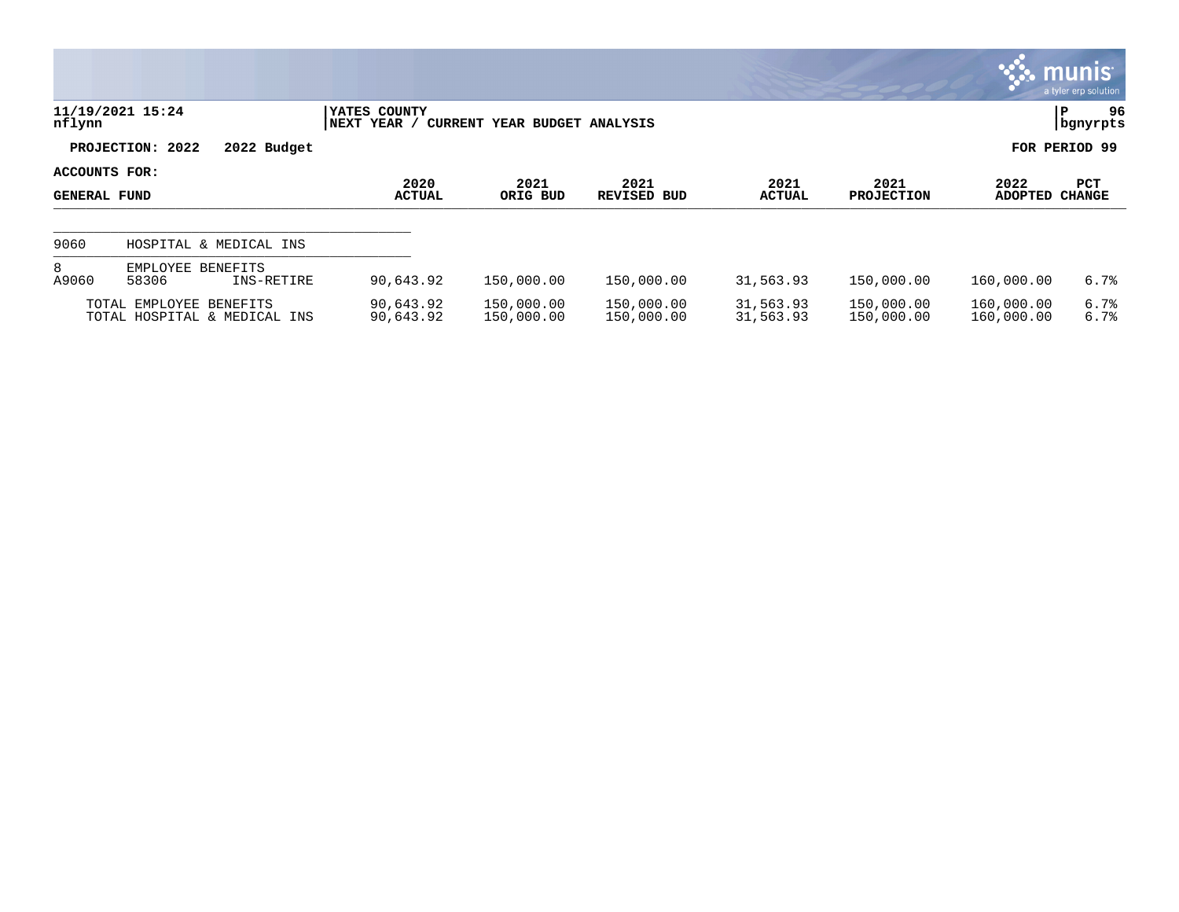11/19/2021 15:24
nflynn

YATES COUNTY
NEXT YEAR / CURRENT YEAR BUDGET ANALYSIS

P 96
bgnyrpts

PROJECTION: 2022 2022 Budget

FOR PERIOD 99

ACCOUNTS FOR:
GENERAL FUND

| | | | 2020 ACTUAL | 2021 ORIG BUD | 2021 REVISED BUD | 2021 ACTUAL | 2021 PROJECTION | 2022 ADOPTED | PCT CHANGE |
|---|---|---|---|---|---|---|---|---|---|
| 9060 | HOSPITAL & MEDICAL INS | | | | | | | | |
| 8 | EMPLOYEE BENEFITS | | | | | | | | |
| A9060 | 58306 | INS-RETIRE | 90,643.92 | 150,000.00 | 150,000.00 | 31,563.93 | 150,000.00 | 160,000.00 | 6.7% |
| | TOTAL EMPLOYEE BENEFITS | | 90,643.92 | 150,000.00 | 150,000.00 | 31,563.93 | 150,000.00 | 160,000.00 | 6.7% |
| | TOTAL HOSPITAL & MEDICAL INS | | 90,643.92 | 150,000.00 | 150,000.00 | 31,563.93 | 150,000.00 | 160,000.00 | 6.7% |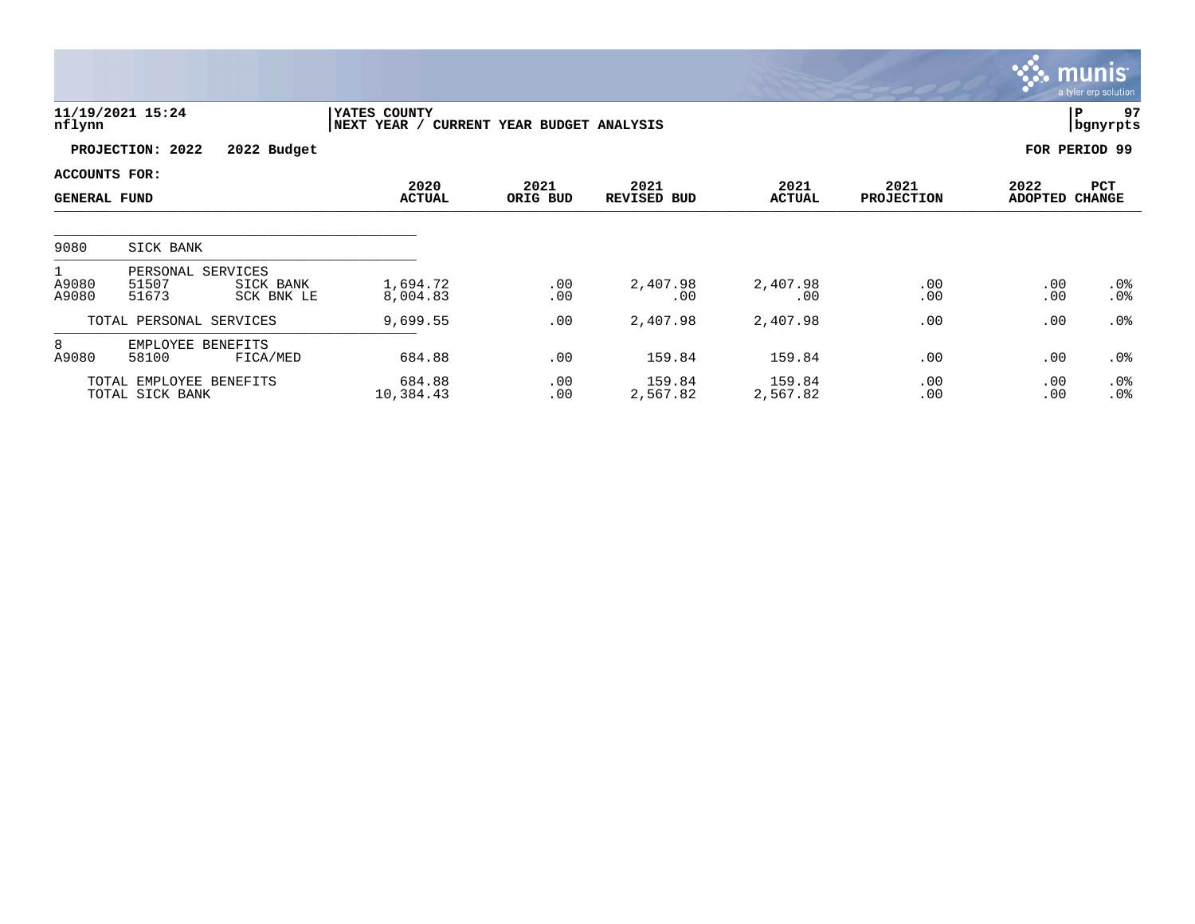**11/19/2021 15:24** | **YATES COUNTY** | **P 97**
**nflynn** | **NEXT YEAR / CURRENT YEAR BUDGET ANALYSIS** | **bgnyrpts**

**PROJECTION: 2022 2022 Budget** | **FOR PERIOD 99**

**ACCOUNTS FOR:**

| GENERAL FUND | | | 2020 ACTUAL | 2021 ORIG BUD | 2021 REVISED BUD | 2021 ACTUAL | 2021 PROJECTION | 2022 ADOPTED | PCT CHANGE |
|---|---|---|---|---|---|---|---|---|---|
| 9080 | SICK BANK | | | | | | | | |
| 1 | PERSONAL SERVICES | | | | | | | | |
| A9080 | 51507 | SICK BANK | 1,694.72 | .00 | 2,407.98 | 2,407.98 | .00 | .00 | .0% |
| A9080 | 51673 | SCK BNK LE | 8,004.83 | .00 | .00 | .00 | .00 | .00 | .0% |
| | TOTAL PERSONAL SERVICES | | 9,699.55 | .00 | 2,407.98 | 2,407.98 | .00 | .00 | .0% |
| 8 | EMPLOYEE BENEFITS | | | | | | | | |
| A9080 | 58100 | FICA/MED | 684.88 | .00 | 159.84 | 159.84 | .00 | .00 | .0% |
| | TOTAL EMPLOYEE BENEFITS | | 684.88 | .00 | 159.84 | 159.84 | .00 | .00 | .0% |
| | TOTAL SICK BANK | | 10,384.43 | .00 | 2,567.82 | 2,567.82 | .00 | .00 | .0% |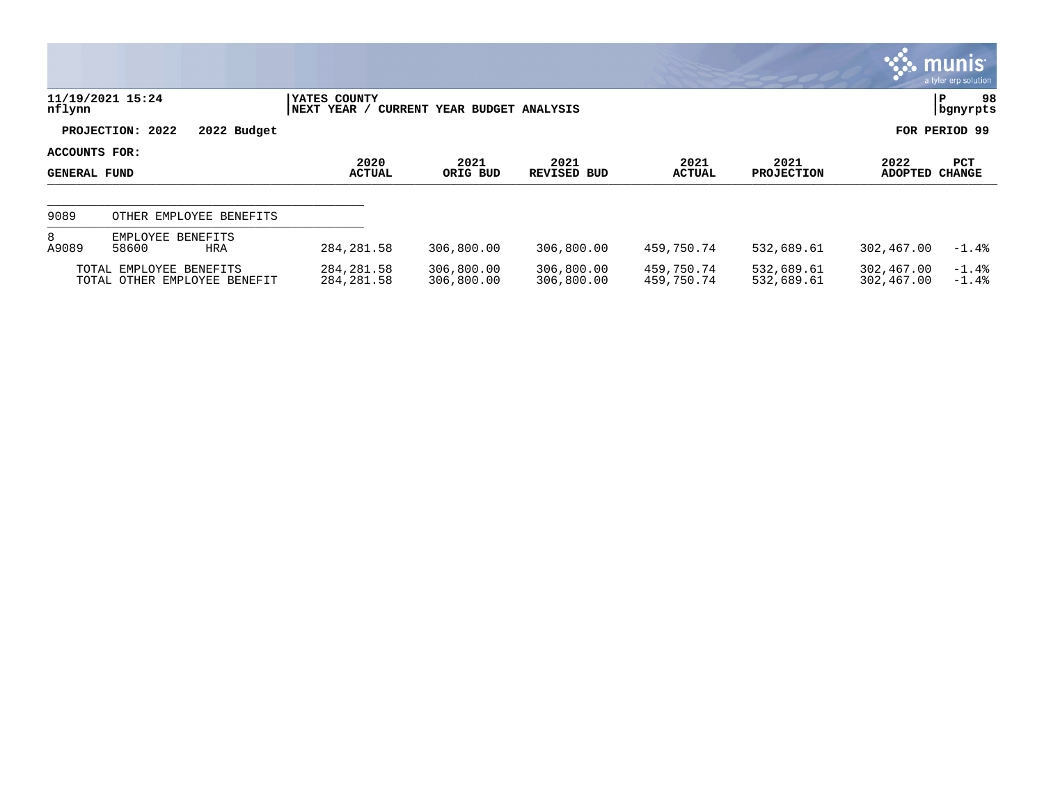**YATES COUNTY**
**NEXT YEAR / CURRENT YEAR BUDGET ANALYSIS**

11/19/2021 15:24
nflynn

**PROJECTION: 2022 2022 Budget** — **FOR PERIOD 99**

**ACCOUNTS FOR:**
**GENERAL FUND**

| | | | 2020 ACTUAL | 2021 ORIG BUD | 2021 REVISED BUD | 2021 ACTUAL | 2021 PROJECTION | 2022 ADOPTED | PCT CHANGE |
|---|---|---|---|---|---|---|---|---|---|
| 9089 | OTHER EMPLOYEE BENEFITS | | | | | | | | |
| 8 | EMPLOYEE BENEFITS | | | | | | | | |
| A9089 | 58600 | HRA | 284,281.58 | 306,800.00 | 306,800.00 | 459,750.74 | 532,689.61 | 302,467.00 | -1.4% |
| | TOTAL EMPLOYEE BENEFITS | | 284,281.58 | 306,800.00 | 306,800.00 | 459,750.74 | 532,689.61 | 302,467.00 | -1.4% |
| | TOTAL OTHER EMPLOYEE BENEFIT | | 284,281.58 | 306,800.00 | 306,800.00 | 459,750.74 | 532,689.61 | 302,467.00 | -1.4% |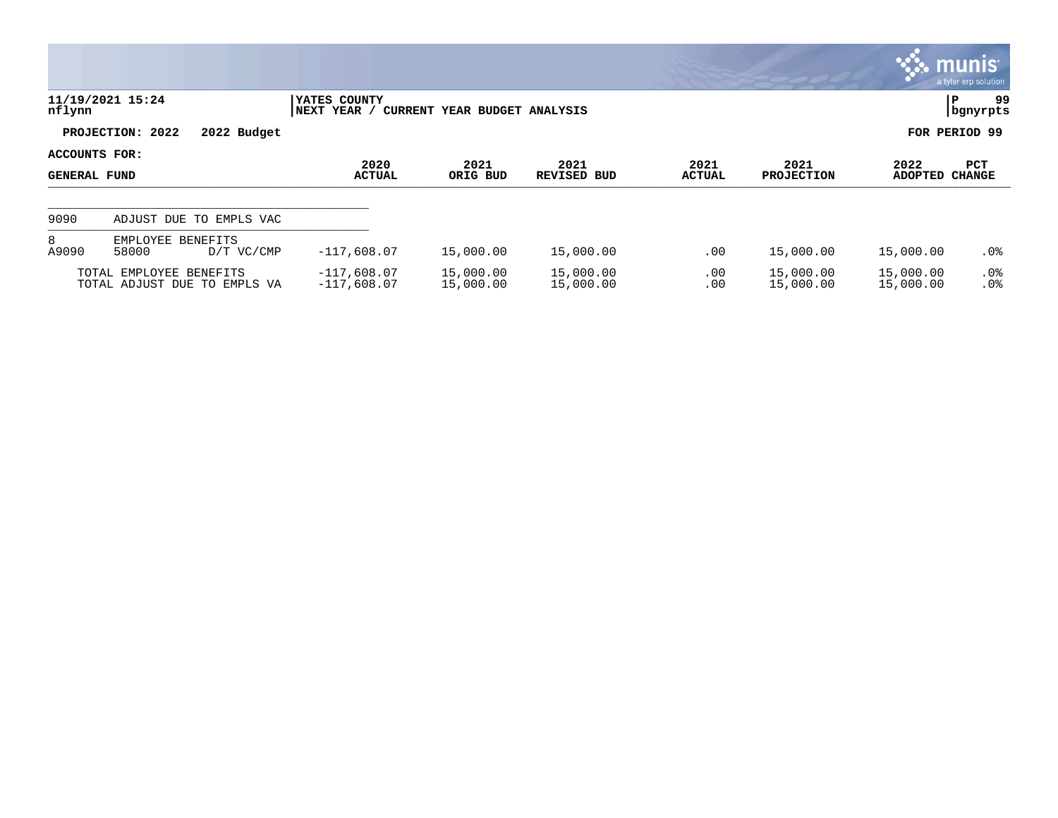11/19/2021 15:24 | YATES COUNTY | P 99
nflynn | NEXT YEAR / CURRENT YEAR BUDGET ANALYSIS | bgnyrpts

PROJECTION: 2022 2022 Budget | FOR PERIOD 99

ACCOUNTS FOR:
GENERAL FUND

| | 2020 ACTUAL | 2021 ORIG BUD | 2021 REVISED BUD | 2021 ACTUAL | 2021 PROJECTION | 2022 ADOPTED | PCT CHANGE |
|---|---|---|---|---|---|---|---|
| **9090 ADJUST DUE TO EMPLS VAC** | | | | | | | |
| 8 EMPLOYEE BENEFITS | | | | | | | |
| A9090 58000 D/T VC/CMP | -117,608.07 | 15,000.00 | 15,000.00 | .00 | 15,000.00 | 15,000.00 | .0% |
| TOTAL EMPLOYEE BENEFITS | -117,608.07 | 15,000.00 | 15,000.00 | .00 | 15,000.00 | 15,000.00 | .0% |
| TOTAL ADJUST DUE TO EMPLS VA | -117,608.07 | 15,000.00 | 15,000.00 | .00 | 15,000.00 | 15,000.00 | .0% |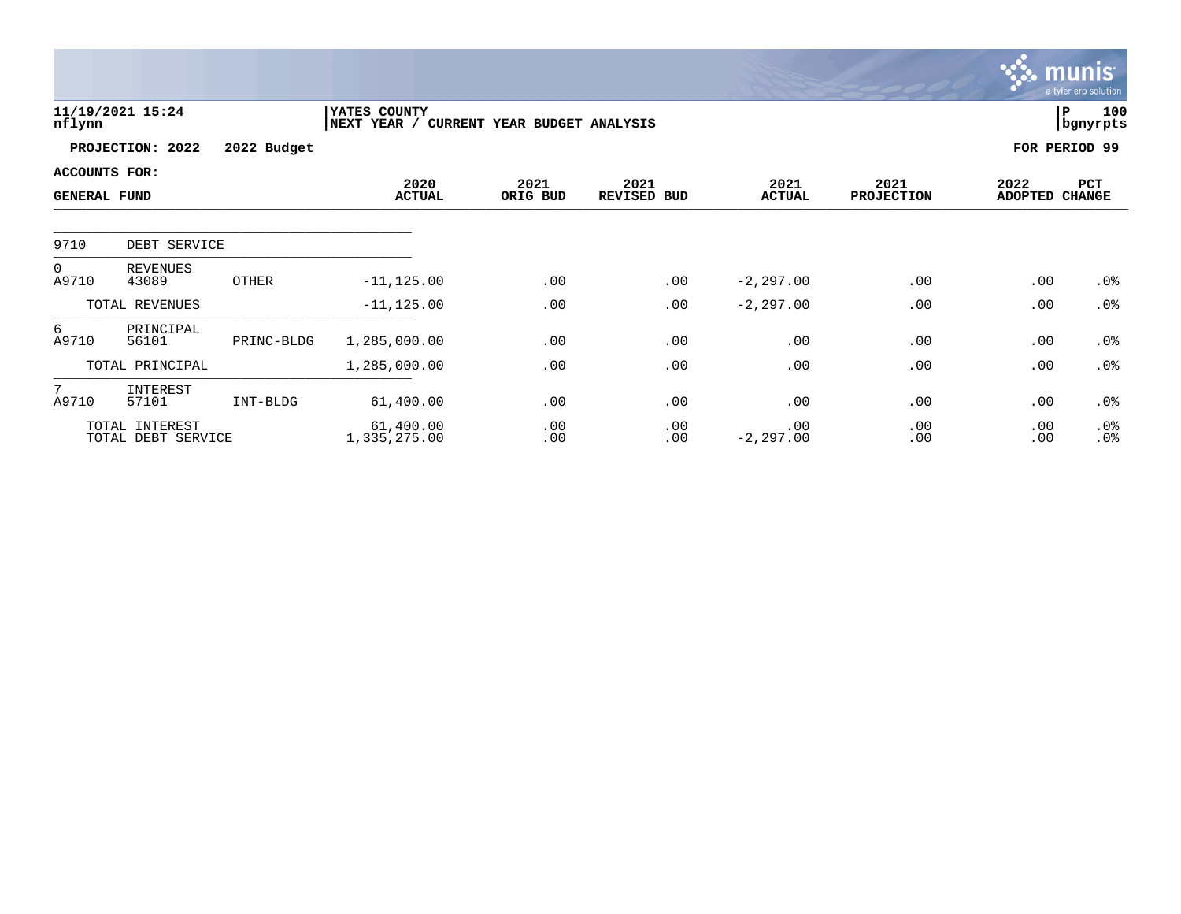11/19/2021 15:24
nflynn

YATES COUNTY
NEXT YEAR / CURRENT YEAR BUDGET ANALYSIS

P 100
bgnyrpts

**PROJECTION: 2022 2022 Budget** **FOR PERIOD 99**

**ACCOUNTS FOR:**

| GENERAL FUND | | | 2020 ACTUAL | 2021 ORIG BUD | 2021 REVISED BUD | 2021 ACTUAL | 2021 PROJECTION | 2022 ADOPTED | PCT CHANGE |
|---|---|---|---|---|---|---|---|---|---|
| 9710 | DEBT SERVICE | | | | | | | | |
| 0 | REVENUES | | | | | | | | |
| A9710 | 43089 | OTHER | -11,125.00 | .00 | .00 | -2,297.00 | .00 | .00 | .0% |
| | TOTAL REVENUES | | -11,125.00 | .00 | .00 | -2,297.00 | .00 | .00 | .0% |
| 6 | PRINCIPAL | | | | | | | | |
| A9710 | 56101 | PRINC-BLDG | 1,285,000.00 | .00 | .00 | .00 | .00 | .00 | .0% |
| | TOTAL PRINCIPAL | | 1,285,000.00 | .00 | .00 | .00 | .00 | .00 | .0% |
| 7 | INTEREST | | | | | | | | |
| A9710 | 57101 | INT-BLDG | 61,400.00 | .00 | .00 | .00 | .00 | .00 | .0% |
| | TOTAL INTEREST | | 61,400.00 | .00 | .00 | .00 | .00 | .00 | .0% |
| | TOTAL DEBT SERVICE | | 1,335,275.00 | .00 | .00 | -2,297.00 | .00 | .00 | .0% |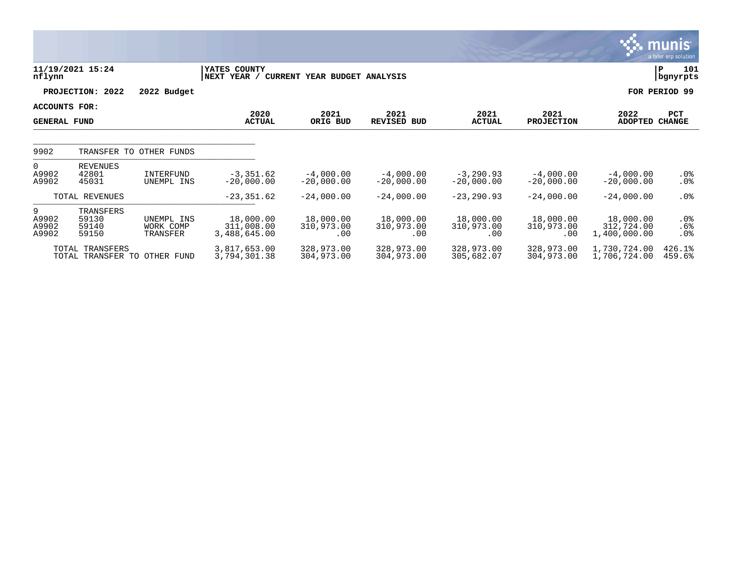**11/19/2021 15:24**
**nflynn**

**YATES COUNTY**
**NEXT YEAR / CURRENT YEAR BUDGET ANALYSIS**

**P 101**
**bgnyrpts**

**PROJECTION: 2022 2022 Budget** **FOR PERIOD 99**

**ACCOUNTS FOR:**

**GENERAL FUND**

| | | | 2020 ACTUAL | 2021 ORIG BUD | 2021 REVISED BUD | 2021 ACTUAL | 2021 PROJECTION | 2022 ADOPTED | PCT CHANGE |
|---|---|---|---|---|---|---|---|---|---|
| 9902 | TRANSFER TO OTHER FUNDS | | | | | | | | |
| 0 | REVENUES | | | | | | | | |
| A9902 | 42801 | INTERFUND | -3,351.62 | -4,000.00 | -4,000.00 | -3,290.93 | -4,000.00 | -4,000.00 | .0% |
| A9902 | 45031 | UNEMPL INS | -20,000.00 | -20,000.00 | -20,000.00 | -20,000.00 | -20,000.00 | -20,000.00 | .0% |
| | TOTAL REVENUES | | -23,351.62 | -24,000.00 | -24,000.00 | -23,290.93 | -24,000.00 | -24,000.00 | .0% |
| 9 | TRANSFERS | | | | | | | | |
| A9902 | 59130 | UNEMPL INS | 18,000.00 | 18,000.00 | 18,000.00 | 18,000.00 | 18,000.00 | 18,000.00 | .0% |
| A9902 | 59140 | WORK COMP | 311,008.00 | 310,973.00 | 310,973.00 | 310,973.00 | 310,973.00 | 312,724.00 | .6% |
| A9902 | 59150 | TRANSFER | 3,488,645.00 | .00 | .00 | .00 | .00 | 1,400,000.00 | .0% |
| | TOTAL TRANSFERS | | 3,817,653.00 | 328,973.00 | 328,973.00 | 328,973.00 | 328,973.00 | 1,730,724.00 | 426.1% |
| | TOTAL TRANSFER TO OTHER FUND | | 3,794,301.38 | 304,973.00 | 304,973.00 | 305,682.07 | 304,973.00 | 1,706,724.00 | 459.6% |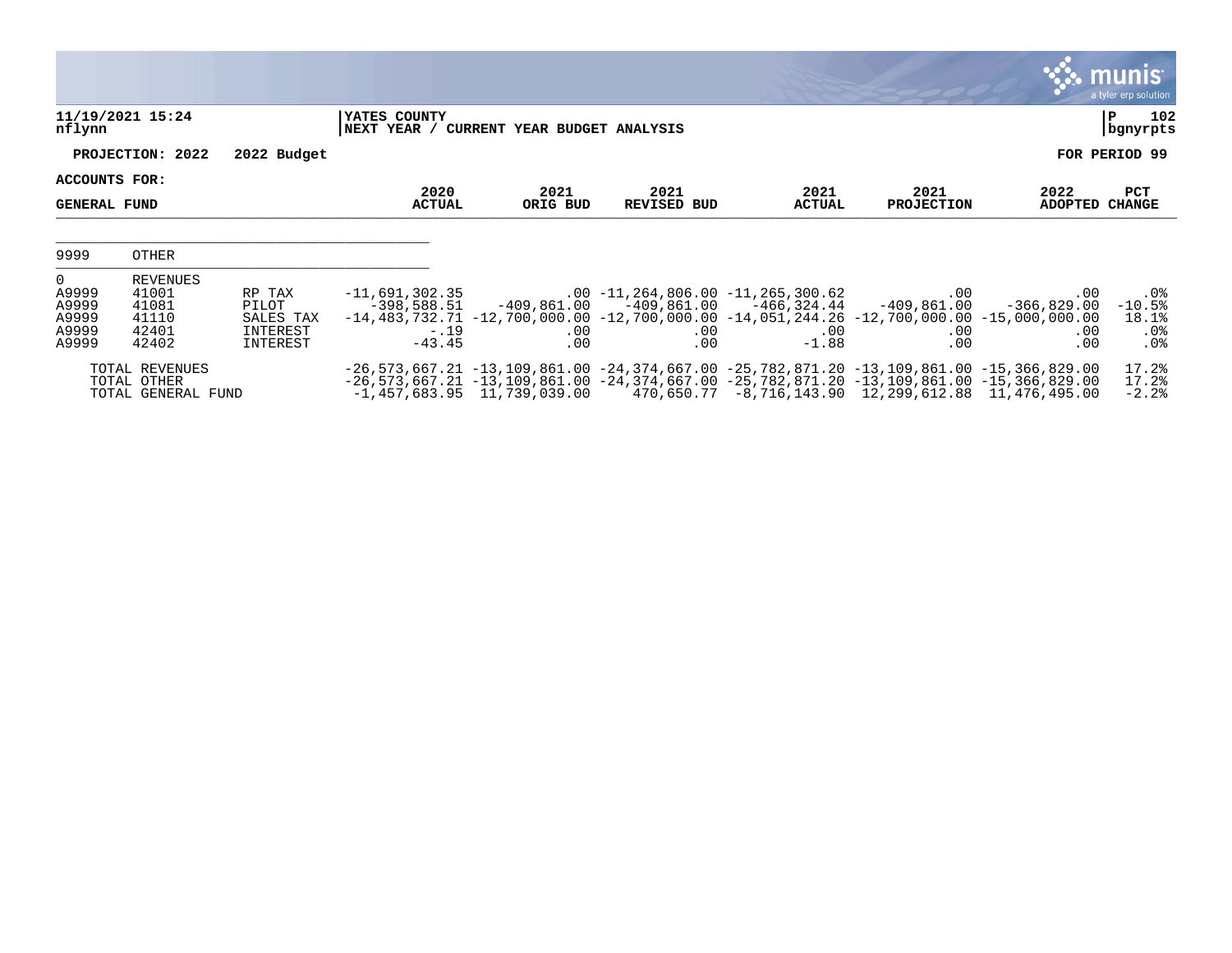11/19/2021 15:24 | YATES COUNTY | P 102
nflynn | NEXT YEAR / CURRENT YEAR BUDGET ANALYSIS | bgnyrpts

**PROJECTION: 2022 2022 Budget** **FOR PERIOD 99**

**ACCOUNTS FOR:**

**GENERAL FUND**

| | | | 2020 ACTUAL | 2021 ORIG BUD | 2021 REVISED BUD | 2021 ACTUAL | 2021 PROJECTION | 2022 ADOPTED | PCT CHANGE |
|---|---|---|---|---|---|---|---|---|---|
| 9999 | OTHER | | | | | | | | |
| 0 | REVENUES | | | | | | | | |
| A9999 | 41001 | RP TAX | -11,691,302.35 | .00 | -11,264,806.00 | -11,265,300.62 | .00 | .00 | .0% |
| A9999 | 41081 | PILOT | -398,588.51 | -409,861.00 | -409,861.00 | -466,324.44 | -409,861.00 | -366,829.00 | -10.5% |
| A9999 | 41110 | SALES TAX | -14,483,732.71 | -12,700,000.00 | -12,700,000.00 | -14,051,244.26 | -12,700,000.00 | -15,000,000.00 | 18.1% |
| A9999 | 42401 | INTEREST | -.19 | .00 | .00 | .00 | .00 | .00 | .0% |
| A9999 | 42402 | INTEREST | -43.45 | .00 | .00 | -1.88 | .00 | .00 | .0% |
| TOTAL REVENUES | | | -26,573,667.21 | -13,109,861.00 | -24,374,667.00 | -25,782,871.20 | -13,109,861.00 | -15,366,829.00 | 17.2% |
| TOTAL OTHER | | | -26,573,667.21 | -13,109,861.00 | -24,374,667.00 | -25,782,871.20 | -13,109,861.00 | -15,366,829.00 | 17.2% |
| TOTAL GENERAL FUND | | | -1,457,683.95 | 11,739,039.00 | 470,650.77 | -8,716,143.90 | 12,299,612.88 | 11,476,495.00 | -2.2% |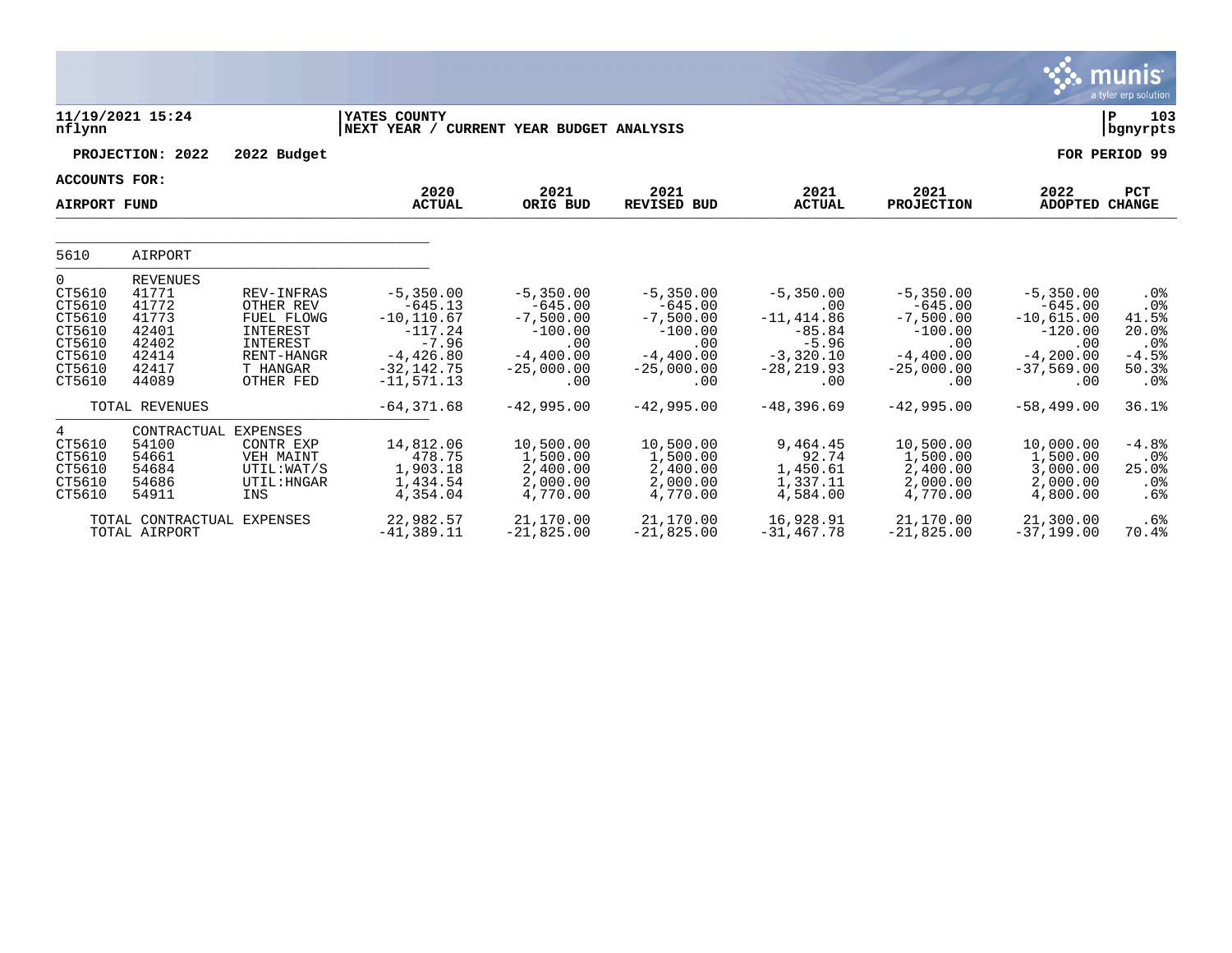11/19/2021 15:24
nflynn

YATES COUNTY
NEXT YEAR / CURRENT YEAR BUDGET ANALYSIS

P 103
bgnyrpts

**PROJECTION: 2022 — 2022 Budget** — **FOR PERIOD 99**

**ACCOUNTS FOR:**

**AIRPORT FUND**

| | | | 2020 ACTUAL | 2021 ORIG BUD | 2021 REVISED BUD | 2021 ACTUAL | 2021 PROJECTION | 2022 ADOPTED | PCT CHANGE |
|---|---|---|---|---|---|---|---|---|---|
| 5610 | AIRPORT | | | | | | | | |
| 0 | REVENUES | | | | | | | | |
| CT5610 | 41771 | REV-INFRAS | -5,350.00 | -5,350.00 | -5,350.00 | -5,350.00 | -5,350.00 | -5,350.00 | .0% |
| CT5610 | 41772 | OTHER REV | -645.13 | -645.00 | -645.00 | .00 | -645.00 | -645.00 | .0% |
| CT5610 | 41773 | FUEL FLOWG | -10,110.67 | -7,500.00 | -7,500.00 | -11,414.86 | -7,500.00 | -10,615.00 | 41.5% |
| CT5610 | 42401 | INTEREST | -117.24 | -100.00 | -100.00 | -85.84 | -100.00 | -120.00 | 20.0% |
| CT5610 | 42402 | INTEREST | -7.96 | .00 | .00 | -5.96 | .00 | .00 | .0% |
| CT5610 | 42414 | RENT-HANGR | -4,426.80 | -4,400.00 | -4,400.00 | -3,320.10 | -4,400.00 | -4,200.00 | -4.5% |
| CT5610 | 42417 | T HANGAR | -32,142.75 | -25,000.00 | -25,000.00 | -28,219.93 | -25,000.00 | -37,569.00 | 50.3% |
| CT5610 | 44089 | OTHER FED | -11,571.13 | .00 | .00 | .00 | .00 | .00 | .0% |
| | TOTAL REVENUES | | -64,371.68 | -42,995.00 | -42,995.00 | -48,396.69 | -42,995.00 | -58,499.00 | 36.1% |
| 4 | CONTRACTUAL EXPENSES | | | | | | | | |
| CT5610 | 54100 | CONTR EXP | 14,812.06 | 10,500.00 | 10,500.00 | 9,464.45 | 10,500.00 | 10,000.00 | -4.8% |
| CT5610 | 54661 | VEH MAINT | 478.75 | 1,500.00 | 1,500.00 | 92.74 | 1,500.00 | 1,500.00 | .0% |
| CT5610 | 54684 | UTIL:WAT/S | 1,903.18 | 2,400.00 | 2,400.00 | 1,450.61 | 2,400.00 | 3,000.00 | 25.0% |
| CT5610 | 54686 | UTIL:HNGAR | 1,434.54 | 2,000.00 | 2,000.00 | 1,337.11 | 2,000.00 | 2,000.00 | .0% |
| CT5610 | 54911 | INS | 4,354.04 | 4,770.00 | 4,770.00 | 4,584.00 | 4,770.00 | 4,800.00 | .6% |
| | TOTAL CONTRACTUAL EXPENSES | | 22,982.57 | 21,170.00 | 21,170.00 | 16,928.91 | 21,170.00 | 21,300.00 | .6% |
| | TOTAL AIRPORT | | -41,389.11 | -21,825.00 | -21,825.00 | -31,467.78 | -21,825.00 | -37,199.00 | 70.4% |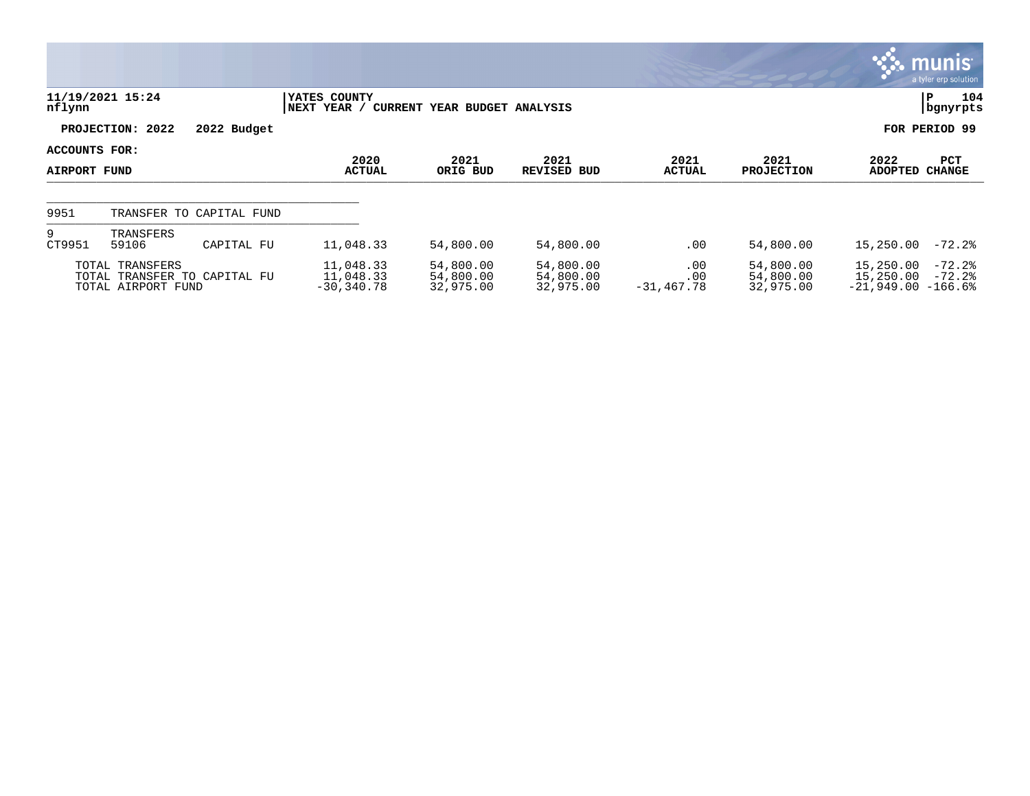**11/19/2021 15:24**
**nflynn**

**YATES COUNTY**
**NEXT YEAR / CURRENT YEAR BUDGET ANALYSIS**

**PROJECTION: 2022 2022 Budget** | **FOR PERIOD 99**

**ACCOUNTS FOR:**
**AIRPORT FUND**

| | | | 2020 ACTUAL | 2021 ORIG BUD | 2021 REVISED BUD | 2021 ACTUAL | 2021 PROJECTION | 2022 ADOPTED | PCT CHANGE |
|---|---|---|---|---|---|---|---|---|---|
| 9951 | TRANSFER TO CAPITAL FUND | | | | | | | | |
| 9 | TRANSFERS | | | | | | | | |
| CT9951 | 59106 | CAPITAL FU | 11,048.33 | 54,800.00 | 54,800.00 | .00 | 54,800.00 | 15,250.00 | -72.2% |
| | TOTAL TRANSFERS | | 11,048.33 | 54,800.00 | 54,800.00 | .00 | 54,800.00 | 15,250.00 | -72.2% |
| | TOTAL TRANSFER TO CAPITAL FU | | 11,048.33 | 54,800.00 | 54,800.00 | .00 | 54,800.00 | 15,250.00 | -72.2% |
| | TOTAL AIRPORT FUND | | -30,340.78 | 32,975.00 | 32,975.00 | -31,467.78 | 32,975.00 | -21,949.00 | -166.6% |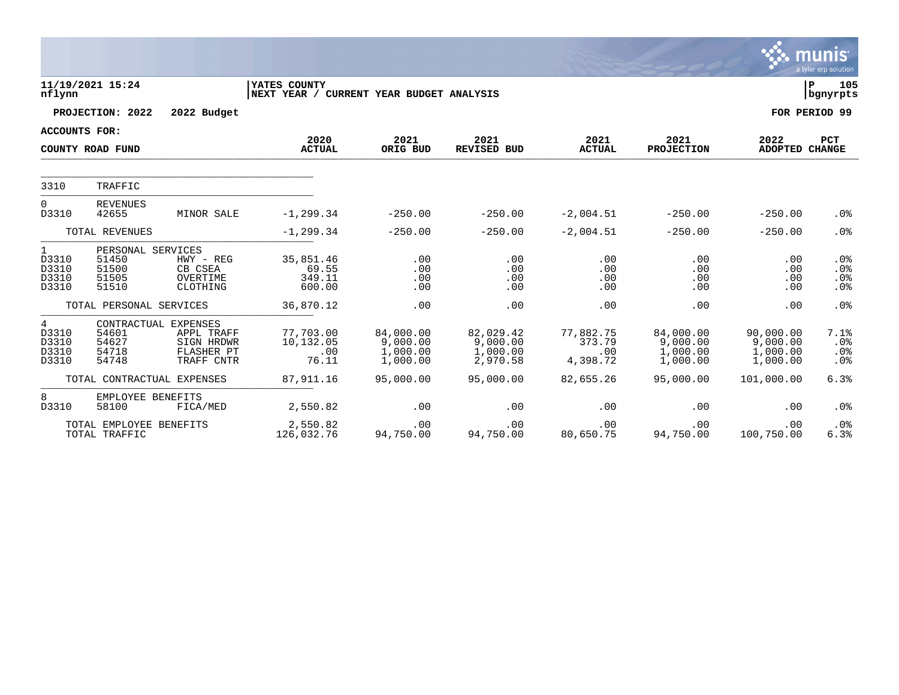11/19/2021 15:24 | YATES COUNTY | P 105
nflynn | NEXT YEAR / CURRENT YEAR BUDGET ANALYSIS | bgnyrpts

**PROJECTION: 2022 2022 Budget** | **FOR PERIOD 99**

**ACCOUNTS FOR:**
**COUNTY ROAD FUND**

| | | | 2020 ACTUAL | 2021 ORIG BUD | 2021 REVISED BUD | 2021 ACTUAL | 2021 PROJECTION | 2022 ADOPTED | PCT CHANGE |
|---|---|---|---|---|---|---|---|---|---|
| 3310 | TRAFFIC | | | | | | | | |
| 0 | REVENUES | | | | | | | | |
| D3310 | 42655 | MINOR SALE | -1,299.34 | -250.00 | -250.00 | -2,004.51 | -250.00 | -250.00 | .0% |
| | TOTAL REVENUES | | -1,299.34 | -250.00 | -250.00 | -2,004.51 | -250.00 | -250.00 | .0% |
| 1 | PERSONAL SERVICES | | | | | | | | |
| D3310 | 51450 | HWY - REG | 35,851.46 | .00 | .00 | .00 | .00 | .00 | .0% |
| D3310 | 51500 | CB CSEA | 69.55 | .00 | .00 | .00 | .00 | .00 | .0% |
| D3310 | 51505 | OVERTIME | 349.11 | .00 | .00 | .00 | .00 | .00 | .0% |
| D3310 | 51510 | CLOTHING | 600.00 | .00 | .00 | .00 | .00 | .00 | .0% |
| | TOTAL PERSONAL SERVICES | | 36,870.12 | .00 | .00 | .00 | .00 | .00 | .0% |
| 4 | CONTRACTUAL EXPENSES | | | | | | | | |
| D3310 | 54601 | APPL TRAFF | 77,703.00 | 84,000.00 | 82,029.42 | 77,882.75 | 84,000.00 | 90,000.00 | 7.1% |
| D3310 | 54627 | SIGN HRDWR | 10,132.05 | 9,000.00 | 9,000.00 | 373.79 | 9,000.00 | 9,000.00 | .0% |
| D3310 | 54718 | FLASHER PT | .00 | 1,000.00 | 1,000.00 | .00 | 1,000.00 | 1,000.00 | .0% |
| D3310 | 54748 | TRAFF CNTR | 76.11 | 1,000.00 | 2,970.58 | 4,398.72 | 1,000.00 | 1,000.00 | .0% |
| | TOTAL CONTRACTUAL EXPENSES | | 87,911.16 | 95,000.00 | 95,000.00 | 82,655.26 | 95,000.00 | 101,000.00 | 6.3% |
| 8 | EMPLOYEE BENEFITS | | | | | | | | |
| D3310 | 58100 | FICA/MED | 2,550.82 | .00 | .00 | .00 | .00 | .00 | .0% |
| | TOTAL EMPLOYEE BENEFITS | | 2,550.82 | .00 | .00 | .00 | .00 | .00 | .0% |
| | TOTAL TRAFFIC | | 126,032.76 | 94,750.00 | 94,750.00 | 80,650.75 | 94,750.00 | 100,750.00 | 6.3% |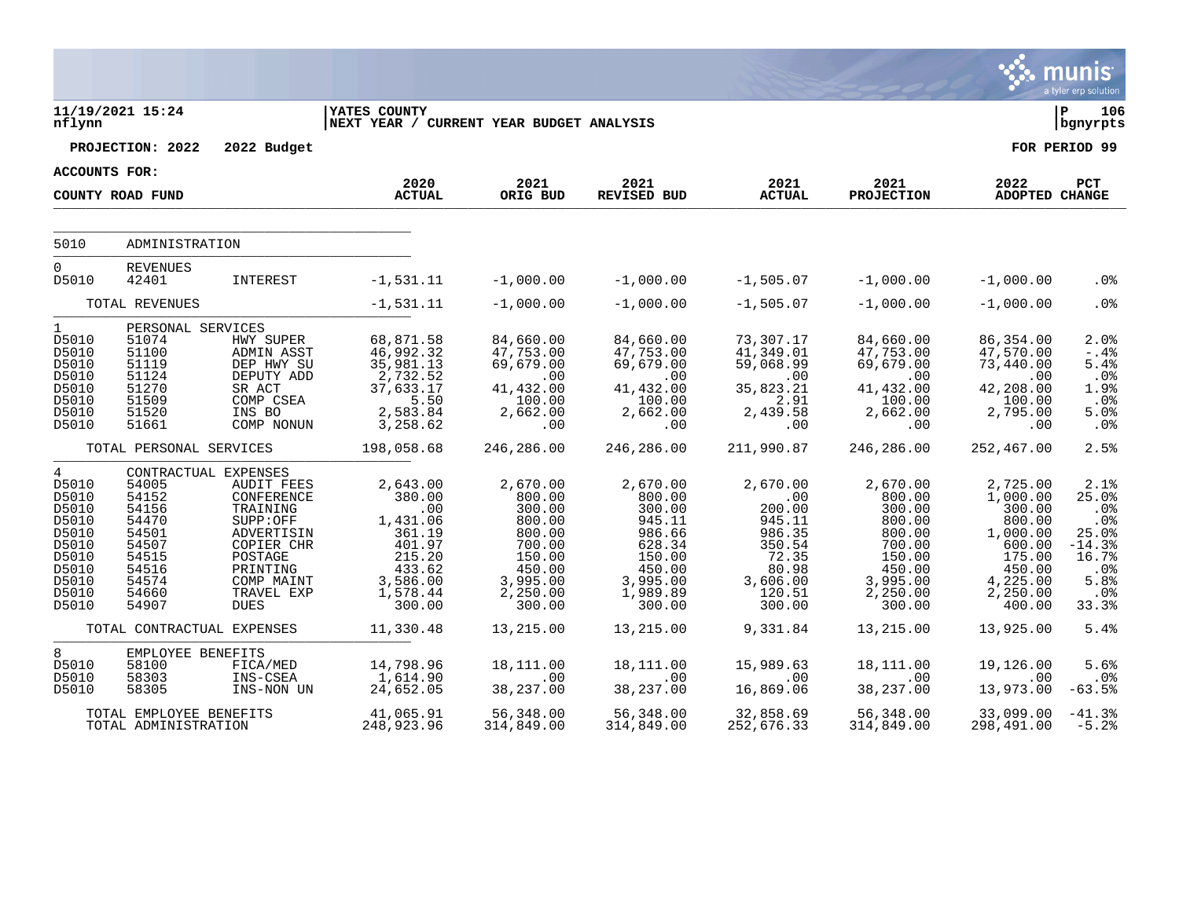**11/19/2021 15:24** | **YATES COUNTY** | **P 106**
**nflynn** | **NEXT YEAR / CURRENT YEAR BUDGET ANALYSIS** | **bgnyrpts**

**PROJECTION: 2022 2022 Budget** — **FOR PERIOD 99**

**ACCOUNTS FOR:**

**COUNTY ROAD FUND**

| | | | 2020 ACTUAL | 2021 ORIG BUD | 2021 REVISED BUD | 2021 ACTUAL | 2021 PROJECTION | 2022 ADOPTED | PCT CHANGE |
|---|---|---|---|---|---|---|---|---|---|
| 5010 | ADMINISTRATION | | | | | | | | |
| 0 | REVENUES | | | | | | | | |
| D5010 | 42401 | INTEREST | -1,531.11 | -1,000.00 | -1,000.00 | -1,505.07 | -1,000.00 | -1,000.00 | .0% |
| | TOTAL REVENUES | | -1,531.11 | -1,000.00 | -1,000.00 | -1,505.07 | -1,000.00 | -1,000.00 | .0% |
| 1 | PERSONAL SERVICES | | | | | | | | |
| D5010 | 51074 | HWY SUPER | 68,871.58 | 84,660.00 | 84,660.00 | 73,307.17 | 84,660.00 | 86,354.00 | 2.0% |
| D5010 | 51100 | ADMIN ASST | 46,992.32 | 47,753.00 | 47,753.00 | 41,349.01 | 47,753.00 | 47,570.00 | -.4% |
| D5010 | 51119 | DEP HWY SU | 35,981.13 | 69,679.00 | 69,679.00 | 59,068.99 | 69,679.00 | 73,440.00 | 5.4% |
| D5010 | 51124 | DEPUTY ADD | 2,732.52 | .00 | .00 | .00 | .00 | .00 | .0% |
| D5010 | 51270 | SR ACT | 37,633.17 | 41,432.00 | 41,432.00 | 35,823.21 | 41,432.00 | 42,208.00 | 1.9% |
| D5010 | 51509 | COMP CSEA | 5.50 | 100.00 | 100.00 | 2.91 | 100.00 | 100.00 | .0% |
| D5010 | 51520 | INS BO | 2,583.84 | 2,662.00 | 2,662.00 | 2,439.58 | 2,662.00 | 2,795.00 | 5.0% |
| D5010 | 51661 | COMP NONUN | 3,258.62 | .00 | .00 | .00 | .00 | .00 | .0% |
| | TOTAL PERSONAL SERVICES | | 198,058.68 | 246,286.00 | 246,286.00 | 211,990.87 | 246,286.00 | 252,467.00 | 2.5% |
| 4 | CONTRACTUAL EXPENSES | | | | | | | | |
| D5010 | 54005 | AUDIT FEES | 2,643.00 | 2,670.00 | 2,670.00 | 2,670.00 | 2,670.00 | 2,725.00 | 2.1% |
| D5010 | 54152 | CONFERENCE | 380.00 | 800.00 | 800.00 | .00 | 800.00 | 1,000.00 | 25.0% |
| D5010 | 54156 | TRAINING | .00 | 300.00 | 300.00 | 200.00 | 300.00 | 300.00 | .0% |
| D5010 | 54470 | SUPP:OFF | 1,431.06 | 800.00 | 945.11 | 945.11 | 800.00 | 800.00 | .0% |
| D5010 | 54501 | ADVERTISIN | 361.19 | 800.00 | 986.66 | 986.35 | 800.00 | 1,000.00 | 25.0% |
| D5010 | 54507 | COPIER CHR | 401.97 | 700.00 | 628.34 | 350.54 | 700.00 | 600.00 | -14.3% |
| D5010 | 54515 | POSTAGE | 215.20 | 150.00 | 150.00 | 72.35 | 150.00 | 175.00 | 16.7% |
| D5010 | 54516 | PRINTING | 433.62 | 450.00 | 450.00 | 80.98 | 450.00 | 450.00 | .0% |
| D5010 | 54574 | COMP MAINT | 3,586.00 | 3,995.00 | 3,995.00 | 3,606.00 | 3,995.00 | 4,225.00 | 5.8% |
| D5010 | 54660 | TRAVEL EXP | 1,578.44 | 2,250.00 | 1,989.89 | 120.51 | 2,250.00 | 2,250.00 | .0% |
| D5010 | 54907 | DUES | 300.00 | 300.00 | 300.00 | 300.00 | 300.00 | 400.00 | 33.3% |
| | TOTAL CONTRACTUAL EXPENSES | | 11,330.48 | 13,215.00 | 13,215.00 | 9,331.84 | 13,215.00 | 13,925.00 | 5.4% |
| 8 | EMPLOYEE BENEFITS | | | | | | | | |
| D5010 | 58100 | FICA/MED | 14,798.96 | 18,111.00 | 18,111.00 | 15,989.63 | 18,111.00 | 19,126.00 | 5.6% |
| D5010 | 58303 | INS-CSEA | 1,614.90 | .00 | .00 | .00 | .00 | .00 | .0% |
| D5010 | 58305 | INS-NON UN | 24,652.05 | 38,237.00 | 38,237.00 | 16,869.06 | 38,237.00 | 13,973.00 | -63.5% |
| | TOTAL EMPLOYEE BENEFITS | | 41,065.91 | 56,348.00 | 56,348.00 | 32,858.69 | 56,348.00 | 33,099.00 | -41.3% |
| | TOTAL ADMINISTRATION | | 248,923.96 | 314,849.00 | 314,849.00 | 252,676.33 | 314,849.00 | 298,491.00 | -5.2% |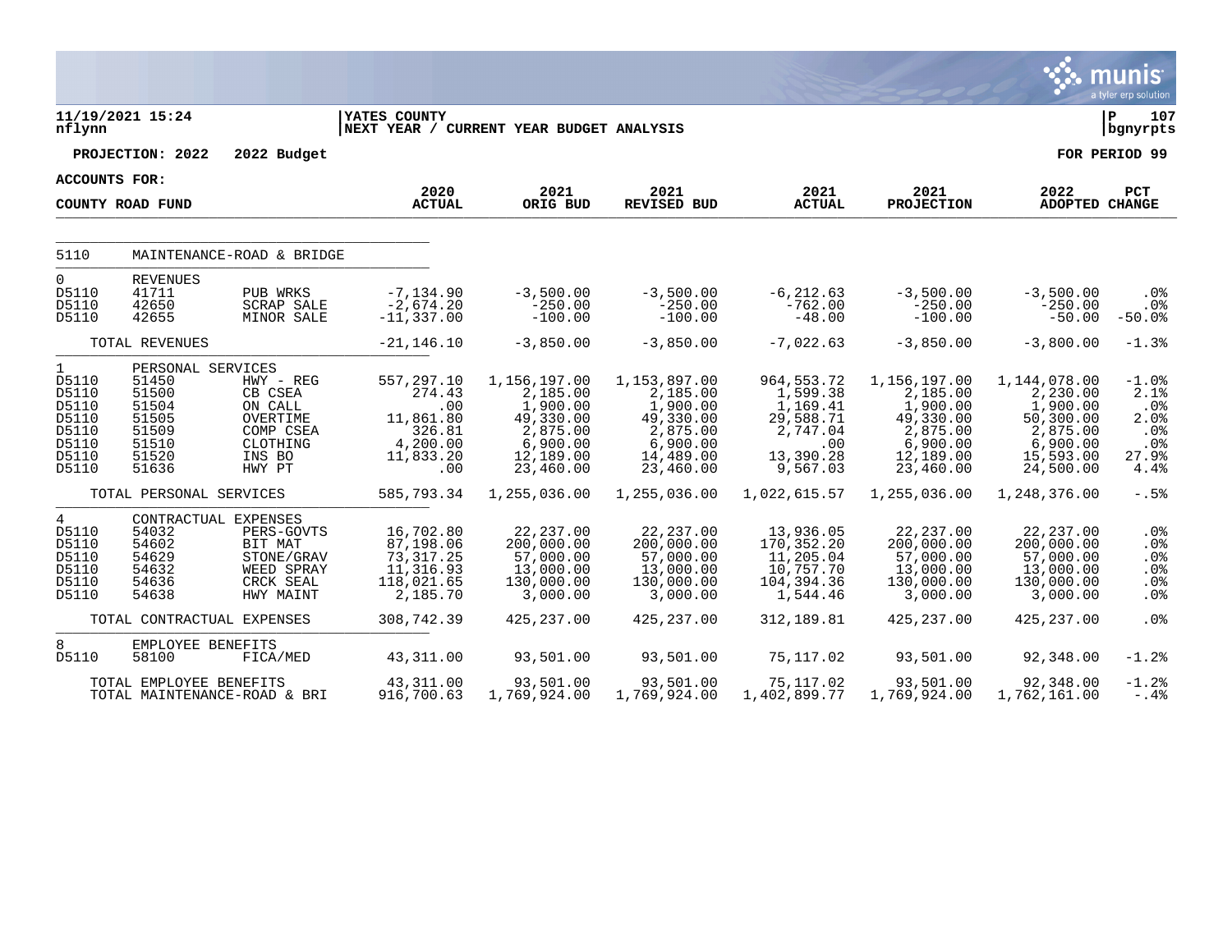11/19/2021 15:24 nflynn | YATES COUNTY | NEXT YEAR / CURRENT YEAR BUDGET ANALYSIS | P 107 bgnyrpts

**PROJECTION: 2022 2022 Budget** | **FOR PERIOD 99**

**ACCOUNTS FOR: COUNTY ROAD FUND**

| | | | 2020 ACTUAL | 2021 ORIG BUD | 2021 REVISED BUD | 2021 ACTUAL | 2021 PROJECTION | 2022 ADOPTED | PCT CHANGE |
|---|---|---|---|---|---|---|---|---|---|
| 5110 | MAINTENANCE-ROAD & BRIDGE | | | | | | | | |
| 0 | REVENUES | | | | | | | | |
| D5110 | 41711 | PUB WRKS | -7,134.90 | -3,500.00 | -3,500.00 | -6,212.63 | -3,500.00 | -3,500.00 | .0% |
| D5110 | 42650 | SCRAP SALE | -2,674.20 | -250.00 | -250.00 | -762.00 | -250.00 | -250.00 | .0% |
| D5110 | 42655 | MINOR SALE | -11,337.00 | -100.00 | -100.00 | -48.00 | -100.00 | -50.00 | -50.0% |
| | TOTAL REVENUES | | -21,146.10 | -3,850.00 | -3,850.00 | -7,022.63 | -3,850.00 | -3,800.00 | -1.3% |
| 1 | PERSONAL SERVICES | | | | | | | | |
| D5110 | 51450 | HWY - REG | 557,297.10 | 1,156,197.00 | 1,153,897.00 | 964,553.72 | 1,156,197.00 | 1,144,078.00 | -1.0% |
| D5110 | 51500 | CB CSEA | 274.43 | 2,185.00 | 2,185.00 | 1,599.38 | 2,185.00 | 2,230.00 | 2.1% |
| D5110 | 51504 | ON CALL | .00 | 1,900.00 | 1,900.00 | 1,169.41 | 1,900.00 | 1,900.00 | .0% |
| D5110 | 51505 | OVERTIME | 11,861.80 | 49,330.00 | 49,330.00 | 29,588.71 | 49,330.00 | 50,300.00 | 2.0% |
| D5110 | 51509 | COMP CSEA | 326.81 | 2,875.00 | 2,875.00 | 2,747.04 | 2,875.00 | 2,875.00 | .0% |
| D5110 | 51510 | CLOTHING | 4,200.00 | 6,900.00 | 6,900.00 | .00 | 6,900.00 | 6,900.00 | .0% |
| D5110 | 51520 | INS BO | 11,833.20 | 12,189.00 | 14,489.00 | 13,390.28 | 12,189.00 | 15,593.00 | 27.9% |
| D5110 | 51636 | HWY PT | .00 | 23,460.00 | 23,460.00 | 9,567.03 | 23,460.00 | 24,500.00 | 4.4% |
| | TOTAL PERSONAL SERVICES | | 585,793.34 | 1,255,036.00 | 1,255,036.00 | 1,022,615.57 | 1,255,036.00 | 1,248,376.00 | -.5% |
| 4 | CONTRACTUAL EXPENSES | | | | | | | | |
| D5110 | 54032 | PERS-GOVTS | 16,702.80 | 22,237.00 | 22,237.00 | 13,936.05 | 22,237.00 | 22,237.00 | .0% |
| D5110 | 54602 | BIT MAT | 87,198.06 | 200,000.00 | 200,000.00 | 170,352.20 | 200,000.00 | 200,000.00 | .0% |
| D5110 | 54629 | STONE/GRAV | 73,317.25 | 57,000.00 | 57,000.00 | 11,205.04 | 57,000.00 | 57,000.00 | .0% |
| D5110 | 54632 | WEED SPRAY | 11,316.93 | 13,000.00 | 13,000.00 | 10,757.70 | 13,000.00 | 13,000.00 | .0% |
| D5110 | 54636 | CRCK SEAL | 118,021.65 | 130,000.00 | 130,000.00 | 104,394.36 | 130,000.00 | 130,000.00 | .0% |
| D5110 | 54638 | HWY MAINT | 2,185.70 | 3,000.00 | 3,000.00 | 1,544.46 | 3,000.00 | 3,000.00 | .0% |
| | TOTAL CONTRACTUAL EXPENSES | | 308,742.39 | 425,237.00 | 425,237.00 | 312,189.81 | 425,237.00 | 425,237.00 | .0% |
| 8 | EMPLOYEE BENEFITS | | | | | | | | |
| D5110 | 58100 | FICA/MED | 43,311.00 | 93,501.00 | 93,501.00 | 75,117.02 | 93,501.00 | 92,348.00 | -1.2% |
| | TOTAL EMPLOYEE BENEFITS | | 43,311.00 | 93,501.00 | 93,501.00 | 75,117.02 | 93,501.00 | 92,348.00 | -1.2% |
| | TOTAL MAINTENANCE-ROAD & BRI | | 916,700.63 | 1,769,924.00 | 1,769,924.00 | 1,402,899.77 | 1,769,924.00 | 1,762,161.00 | -.4% |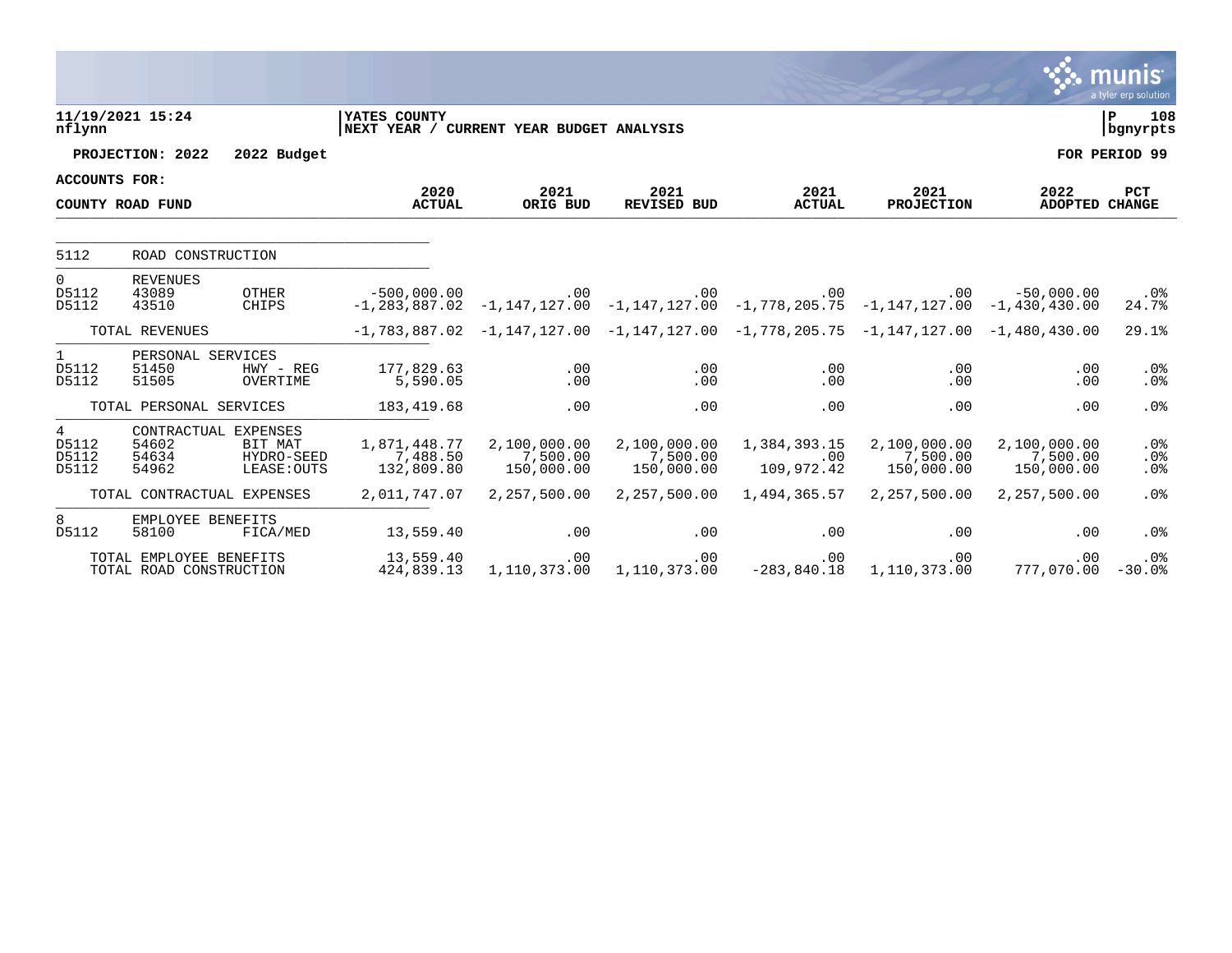**11/19/2021 15:24**
**nflynn**

**YATES COUNTY**
**NEXT YEAR / CURRENT YEAR BUDGET ANALYSIS**

**P 108**
**bgnyrpts**

**PROJECTION: 2022 2022 Budget**

**FOR PERIOD 99**

**ACCOUNTS FOR:**

| COUNTY ROAD FUND | | | 2020 ACTUAL | 2021 ORIG BUD | 2021 REVISED BUD | 2021 ACTUAL | 2021 PROJECTION | 2022 ADOPTED | PCT CHANGE |
|---|---|---|---|---|---|---|---|---|---|
| 5112 | ROAD CONSTRUCTION | | | | | | | | |
| 0 | REVENUES | | | | | | | | |
| D5112 | 43089 | OTHER | -500,000.00 | .00 | .00 | .00 | .00 | -50,000.00 | .0% |
| D5112 | 43510 | CHIPS | -1,283,887.02 | -1,147,127.00 | -1,147,127.00 | -1,778,205.75 | -1,147,127.00 | -1,430,430.00 | 24.7% |
| | TOTAL REVENUES | | -1,783,887.02 | -1,147,127.00 | -1,147,127.00 | -1,778,205.75 | -1,147,127.00 | -1,480,430.00 | 29.1% |
| 1 | PERSONAL SERVICES | | | | | | | | |
| D5112 | 51450 | HWY - REG | 177,829.63 | .00 | .00 | .00 | .00 | .00 | .0% |
| D5112 | 51505 | OVERTIME | 5,590.05 | .00 | .00 | .00 | .00 | .00 | .0% |
| | TOTAL PERSONAL SERVICES | | 183,419.68 | .00 | .00 | .00 | .00 | .00 | .0% |
| 4 | CONTRACTUAL EXPENSES | | | | | | | | |
| D5112 | 54602 | BIT MAT | 1,871,448.77 | 2,100,000.00 | 2,100,000.00 | 1,384,393.15 | 2,100,000.00 | 2,100,000.00 | .0% |
| D5112 | 54634 | HYDRO-SEED | 7,488.50 | 7,500.00 | 7,500.00 | .00 | 7,500.00 | 7,500.00 | .0% |
| D5112 | 54962 | LEASE:OUTS | 132,809.80 | 150,000.00 | 150,000.00 | 109,972.42 | 150,000.00 | 150,000.00 | .0% |
| | TOTAL CONTRACTUAL EXPENSES | | 2,011,747.07 | 2,257,500.00 | 2,257,500.00 | 1,494,365.57 | 2,257,500.00 | 2,257,500.00 | .0% |
| 8 | EMPLOYEE BENEFITS | | | | | | | | |
| D5112 | 58100 | FICA/MED | 13,559.40 | .00 | .00 | .00 | .00 | .00 | .0% |
| | TOTAL EMPLOYEE BENEFITS | | 13,559.40 | .00 | .00 | .00 | .00 | .00 | .0% |
| | TOTAL ROAD CONSTRUCTION | | 424,839.13 | 1,110,373.00 | 1,110,373.00 | -283,840.18 | 1,110,373.00 | 777,070.00 | -30.0% |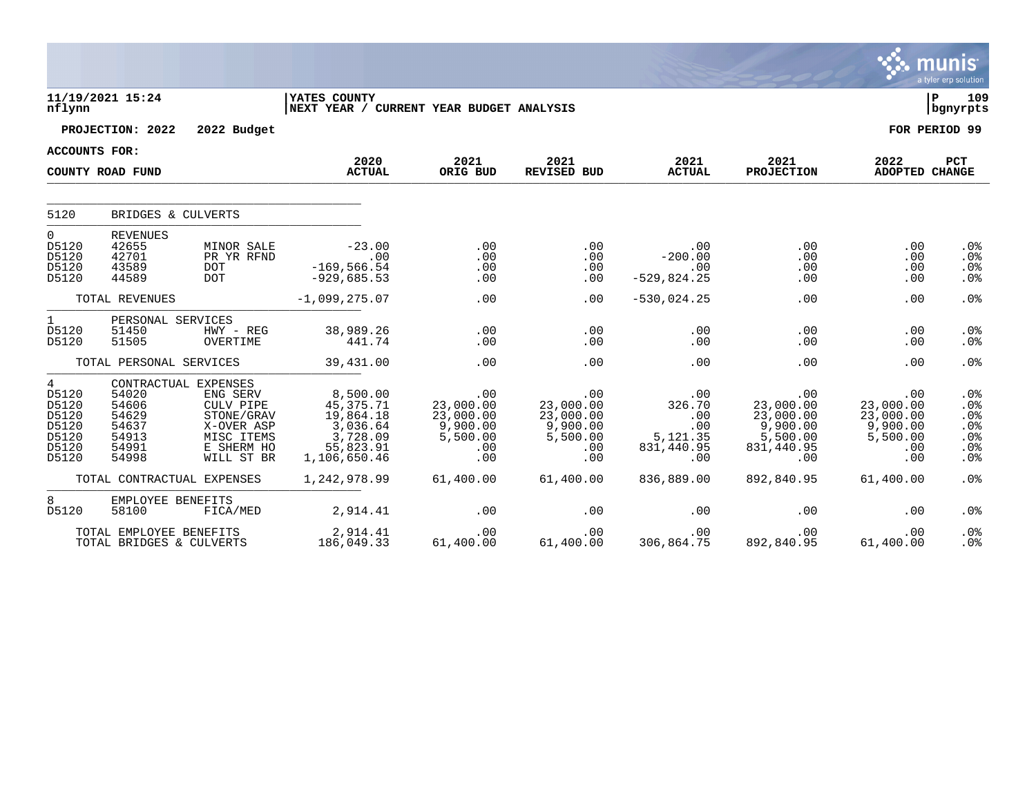11/19/2021 15:24 | YATES COUNTY | P 109
nflynn | NEXT YEAR / CURRENT YEAR BUDGET ANALYSIS | bgnyrpts

**PROJECTION: 2022 2022 Budget** — **FOR PERIOD 99**

**ACCOUNTS FOR: COUNTY ROAD FUND**

| | | | 2020 ACTUAL | 2021 ORIG BUD | 2021 REVISED BUD | 2021 ACTUAL | 2021 PROJECTION | 2022 ADOPTED | PCT CHANGE |
|---|---|---|---|---|---|---|---|---|---|
| 5120 | BRIDGES & CULVERTS | | | | | | | | |
| 0 | REVENUES | | | | | | | | |
| D5120 | 42655 | MINOR SALE | -23.00 | .00 | .00 | .00 | .00 | .00 | .0% |
| D5120 | 42701 | PR YR RFND | .00 | .00 | .00 | -200.00 | .00 | .00 | .0% |
| D5120 | 43589 | DOT | -169,566.54 | .00 | .00 | .00 | .00 | .00 | .0% |
| D5120 | 44589 | DOT | -929,685.53 | .00 | .00 | -529,824.25 | .00 | .00 | .0% |
| | TOTAL REVENUES | | -1,099,275.07 | .00 | .00 | -530,024.25 | .00 | .00 | .0% |
| 1 | PERSONAL SERVICES | | | | | | | | |
| D5120 | 51450 | HWY - REG | 38,989.26 | .00 | .00 | .00 | .00 | .00 | .0% |
| D5120 | 51505 | OVERTIME | 441.74 | .00 | .00 | .00 | .00 | .00 | .0% |
| | TOTAL PERSONAL SERVICES | | 39,431.00 | .00 | .00 | .00 | .00 | .00 | .0% |
| 4 | CONTRACTUAL EXPENSES | | | | | | | | |
| D5120 | 54020 | ENG SERV | 8,500.00 | .00 | .00 | .00 | .00 | .00 | .0% |
| D5120 | 54606 | CULV PIPE | 45,375.71 | 23,000.00 | 23,000.00 | 326.70 | 23,000.00 | 23,000.00 | .0% |
| D5120 | 54629 | STONE/GRAV | 19,864.18 | 23,000.00 | 23,000.00 | .00 | 23,000.00 | 23,000.00 | .0% |
| D5120 | 54637 | X-OVER ASP | 3,036.64 | 9,900.00 | 9,900.00 | .00 | 9,900.00 | 9,900.00 | .0% |
| D5120 | 54913 | MISC ITEMS | 3,728.09 | 5,500.00 | 5,500.00 | 5,121.35 | 5,500.00 | 5,500.00 | .0% |
| D5120 | 54991 | E SHERM HO | 55,823.91 | .00 | .00 | 831,440.95 | 831,440.95 | .00 | .0% |
| D5120 | 54998 | WILL ST BR | 1,106,650.46 | .00 | .00 | .00 | .00 | .00 | .0% |
| | TOTAL CONTRACTUAL EXPENSES | | 1,242,978.99 | 61,400.00 | 61,400.00 | 836,889.00 | 892,840.95 | 61,400.00 | .0% |
| 8 | EMPLOYEE BENEFITS | | | | | | | | |
| D5120 | 58100 | FICA/MED | 2,914.41 | .00 | .00 | .00 | .00 | .00 | .0% |
| | TOTAL EMPLOYEE BENEFITS | | 2,914.41 | .00 | .00 | .00 | .00 | .00 | .0% |
| | TOTAL BRIDGES & CULVERTS | | 186,049.33 | 61,400.00 | 61,400.00 | 306,864.75 | 892,840.95 | 61,400.00 | .0% |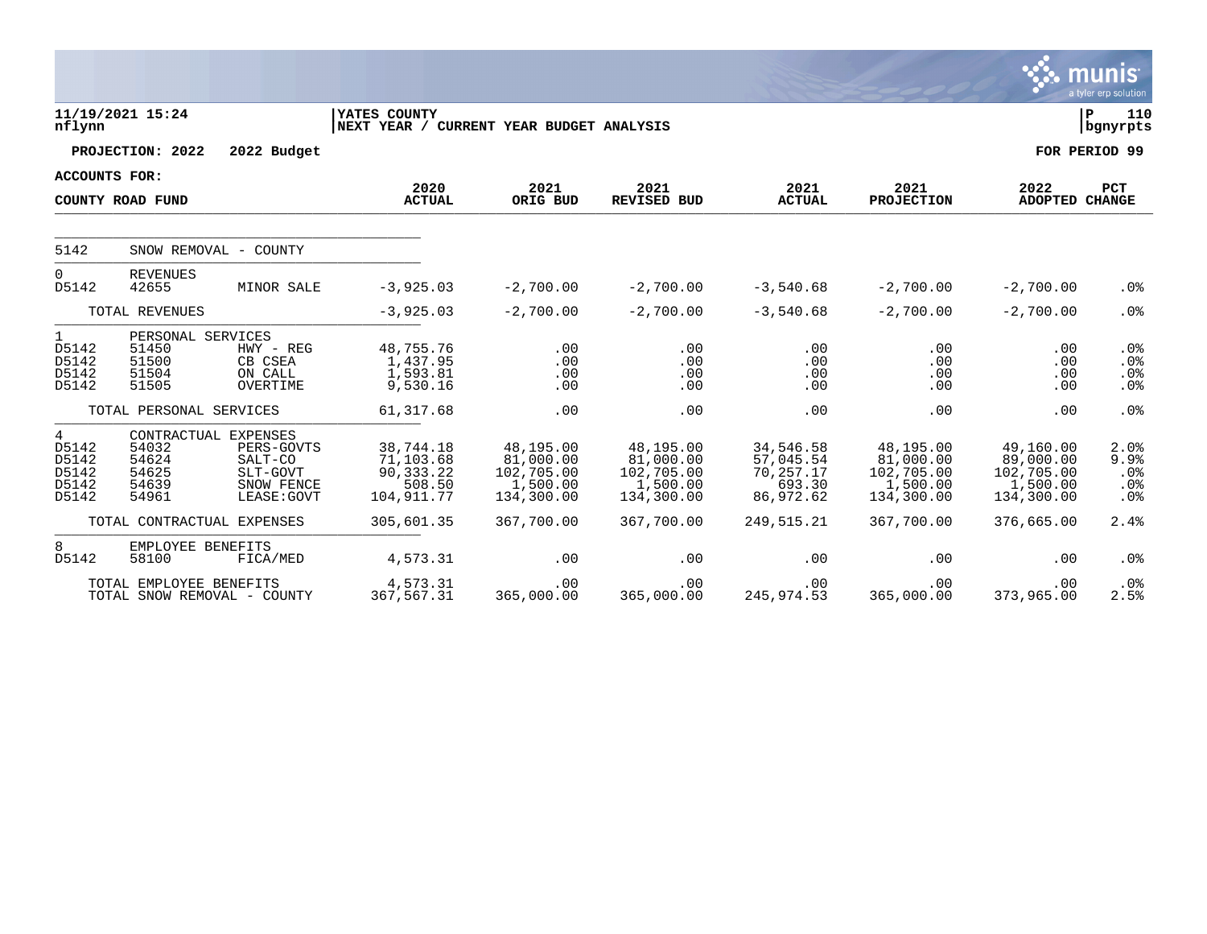11/19/2021 15:24 | YATES COUNTY | P 110
nflynn | NEXT YEAR / CURRENT YEAR BUDGET ANALYSIS | bgnyrpts

**PROJECTION: 2022 2022 Budget** — **FOR PERIOD 99**

**ACCOUNTS FOR: COUNTY ROAD FUND**

| | | | 2020 ACTUAL | 2021 ORIG BUD | 2021 REVISED BUD | 2021 ACTUAL | 2021 PROJECTION | 2022 ADOPTED | PCT CHANGE |
|---|---|---|---|---|---|---|---|---|---|
| 5142 | SNOW REMOVAL - COUNTY | | | | | | | | |
| 0 | REVENUES | | | | | | | | |
| D5142 | 42655 | MINOR SALE | -3,925.03 | -2,700.00 | -2,700.00 | -3,540.68 | -2,700.00 | -2,700.00 | .0% |
| | TOTAL REVENUES | | -3,925.03 | -2,700.00 | -2,700.00 | -3,540.68 | -2,700.00 | -2,700.00 | .0% |
| 1 | PERSONAL SERVICES | | | | | | | | |
| D5142 | 51450 | HWY - REG | 48,755.76 | .00 | .00 | .00 | .00 | .00 | .0% |
| D5142 | 51500 | CB CSEA | 1,437.95 | .00 | .00 | .00 | .00 | .00 | .0% |
| D5142 | 51504 | ON CALL | 1,593.81 | .00 | .00 | .00 | .00 | .00 | .0% |
| D5142 | 51505 | OVERTIME | 9,530.16 | .00 | .00 | .00 | .00 | .00 | .0% |
| | TOTAL PERSONAL SERVICES | | 61,317.68 | .00 | .00 | .00 | .00 | .00 | .0% |
| 4 | CONTRACTUAL EXPENSES | | | | | | | | |
| D5142 | 54032 | PERS-GOVTS | 38,744.18 | 48,195.00 | 48,195.00 | 34,546.58 | 48,195.00 | 49,160.00 | 2.0% |
| D5142 | 54624 | SALT-CO | 71,103.68 | 81,000.00 | 81,000.00 | 57,045.54 | 81,000.00 | 89,000.00 | 9.9% |
| D5142 | 54625 | SLT-GOVT | 90,333.22 | 102,705.00 | 102,705.00 | 70,257.17 | 102,705.00 | 102,705.00 | .0% |
| D5142 | 54639 | SNOW FENCE | 508.50 | 1,500.00 | 1,500.00 | 693.30 | 1,500.00 | 1,500.00 | .0% |
| D5142 | 54961 | LEASE:GOVT | 104,911.77 | 134,300.00 | 134,300.00 | 86,972.62 | 134,300.00 | 134,300.00 | .0% |
| | TOTAL CONTRACTUAL EXPENSES | | 305,601.35 | 367,700.00 | 367,700.00 | 249,515.21 | 367,700.00 | 376,665.00 | 2.4% |
| 8 | EMPLOYEE BENEFITS | | | | | | | | |
| D5142 | 58100 | FICA/MED | 4,573.31 | .00 | .00 | .00 | .00 | .00 | .0% |
| | TOTAL EMPLOYEE BENEFITS | | 4,573.31 | .00 | .00 | .00 | .00 | .00 | .0% |
| | TOTAL SNOW REMOVAL - COUNTY | | 367,567.31 | 365,000.00 | 365,000.00 | 245,974.53 | 365,000.00 | 373,965.00 | 2.5% |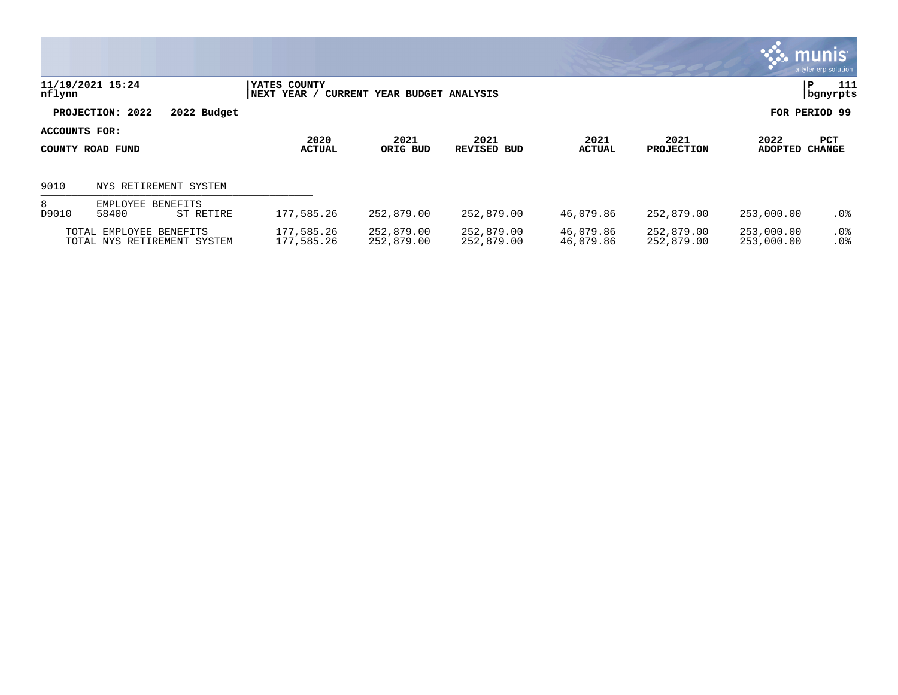11/19/2021 15:24
nflynn

YATES COUNTY
NEXT YEAR / CURRENT YEAR BUDGET ANALYSIS

P 111
bgnyrpts

PROJECTION: 2022 2022 Budget

FOR PERIOD 99

ACCOUNTS FOR:
COUNTY ROAD FUND

| | | | 2020 ACTUAL | 2021 ORIG BUD | 2021 REVISED BUD | 2021 ACTUAL | 2021 PROJECTION | 2022 ADOPTED | PCT CHANGE |
|---|---|---|---|---|---|---|---|---|---|
| 9010 | NYS RETIREMENT SYSTEM | | | | | | | | |
| 8 | EMPLOYEE BENEFITS | | | | | | | | |
| D9010 | 58400 | ST RETIRE | 177,585.26 | 252,879.00 | 252,879.00 | 46,079.86 | 252,879.00 | 253,000.00 | .0% |
| | TOTAL EMPLOYEE BENEFITS | | 177,585.26 | 252,879.00 | 252,879.00 | 46,079.86 | 252,879.00 | 253,000.00 | .0% |
| | TOTAL NYS RETIREMENT SYSTEM | | 177,585.26 | 252,879.00 | 252,879.00 | 46,079.86 | 252,879.00 | 253,000.00 | .0% |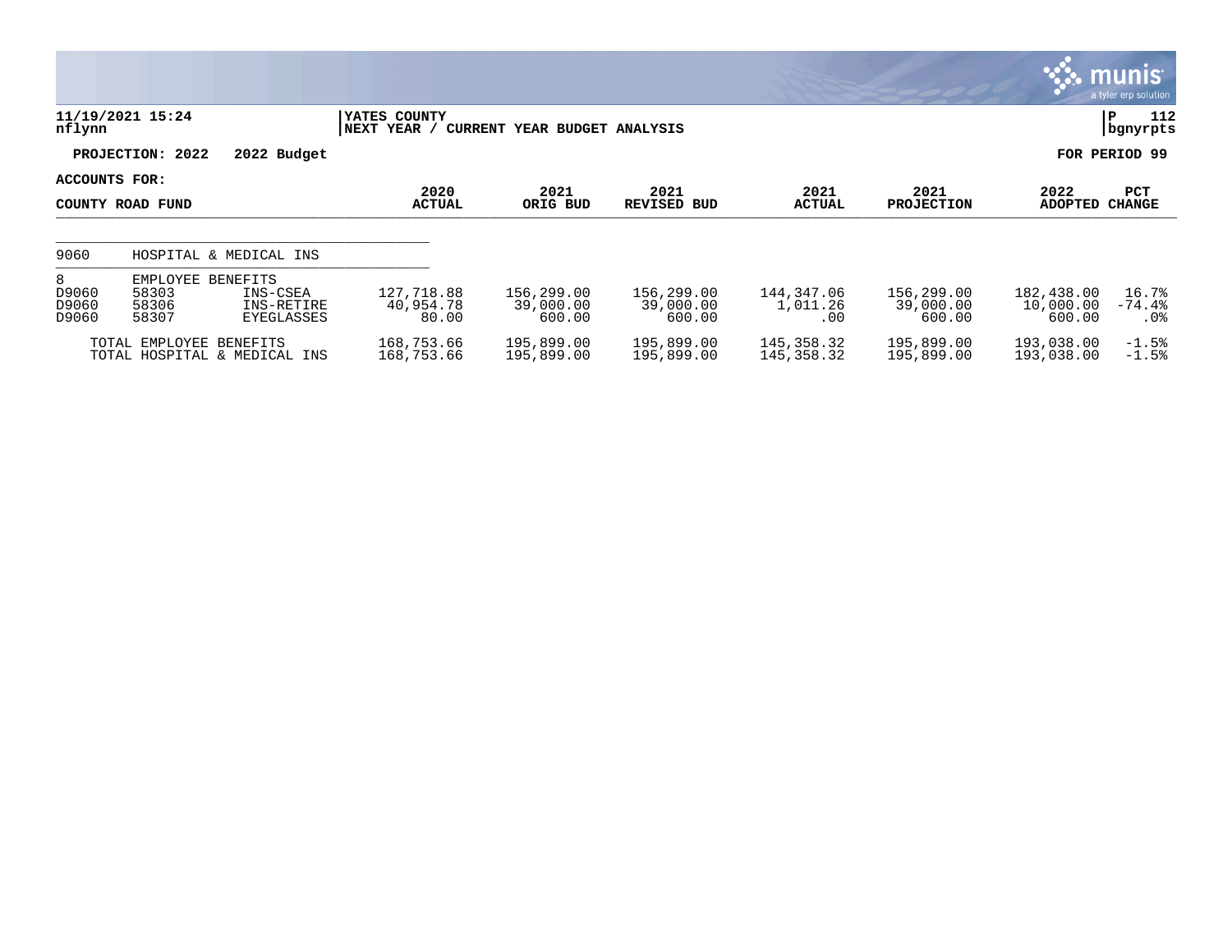**11/19/2021 15:24**
**nflynn**

**YATES COUNTY**
**NEXT YEAR / CURRENT YEAR BUDGET ANALYSIS**

**bgnyrpts**

**PROJECTION: 2022 2022 Budget** **FOR PERIOD 99**

**ACCOUNTS FOR:**

| COUNTY ROAD FUND | | | 2020 ACTUAL | 2021 ORIG BUD | 2021 REVISED BUD | 2021 ACTUAL | 2021 PROJECTION | 2022 ADOPTED | PCT CHANGE |
|---|---|---|---|---|---|---|---|---|---|
| 9060 | HOSPITAL & MEDICAL INS | | | | | | | | |
| 8 | EMPLOYEE BENEFITS | | | | | | | | |
| D9060 | 58303 | INS-CSEA | 127,718.88 | 156,299.00 | 156,299.00 | 144,347.06 | 156,299.00 | 182,438.00 | 16.7% |
| D9060 | 58306 | INS-RETIRE | 40,954.78 | 39,000.00 | 39,000.00 | 1,011.26 | 39,000.00 | 10,000.00 | -74.4% |
| D9060 | 58307 | EYEGLASSES | 80.00 | 600.00 | 600.00 | .00 | 600.00 | 600.00 | .0% |
| | TOTAL EMPLOYEE BENEFITS | | 168,753.66 | 195,899.00 | 195,899.00 | 145,358.32 | 195,899.00 | 193,038.00 | -1.5% |
| | TOTAL HOSPITAL & MEDICAL INS | | 168,753.66 | 195,899.00 | 195,899.00 | 145,358.32 | 195,899.00 | 193,038.00 | -1.5% |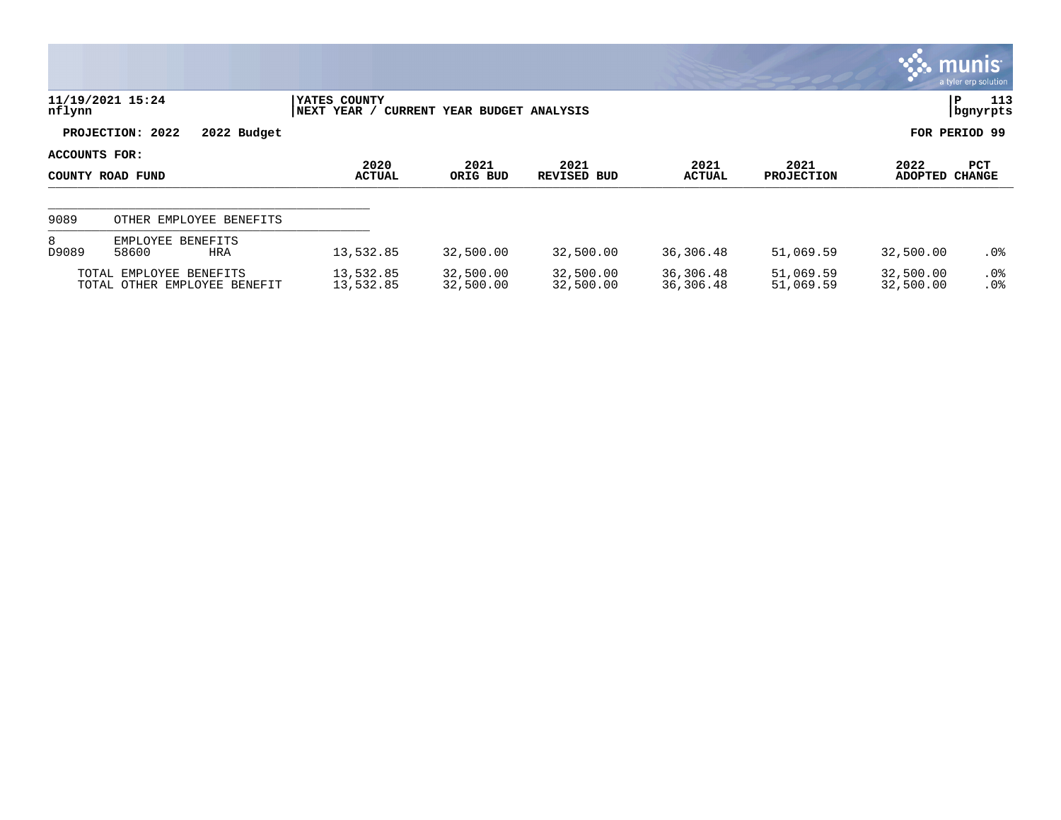11/19/2021 15:24 | YATES COUNTY | P 113
nflynn | NEXT YEAR / CURRENT YEAR BUDGET ANALYSIS | bgnyrpts

**PROJECTION: 2022 2022 Budget** **FOR PERIOD 99**

**ACCOUNTS FOR:**

| COUNTY ROAD FUND | | | 2020 ACTUAL | 2021 ORIG BUD | 2021 REVISED BUD | 2021 ACTUAL | 2021 PROJECTION | 2022 ADOPTED | PCT CHANGE |
|---|---|---|---|---|---|---|---|---|---|
| 9089 | OTHER EMPLOYEE BENEFITS | | | | | | | | |
| 8 | EMPLOYEE BENEFITS | | | | | | | | |
| D9089 | 58600 | HRA | 13,532.85 | 32,500.00 | 32,500.00 | 36,306.48 | 51,069.59 | 32,500.00 | .0% |
| | TOTAL EMPLOYEE BENEFITS | | 13,532.85 | 32,500.00 | 32,500.00 | 36,306.48 | 51,069.59 | 32,500.00 | .0% |
| | TOTAL OTHER EMPLOYEE BENEFIT | | 13,532.85 | 32,500.00 | 32,500.00 | 36,306.48 | 51,069.59 | 32,500.00 | .0% |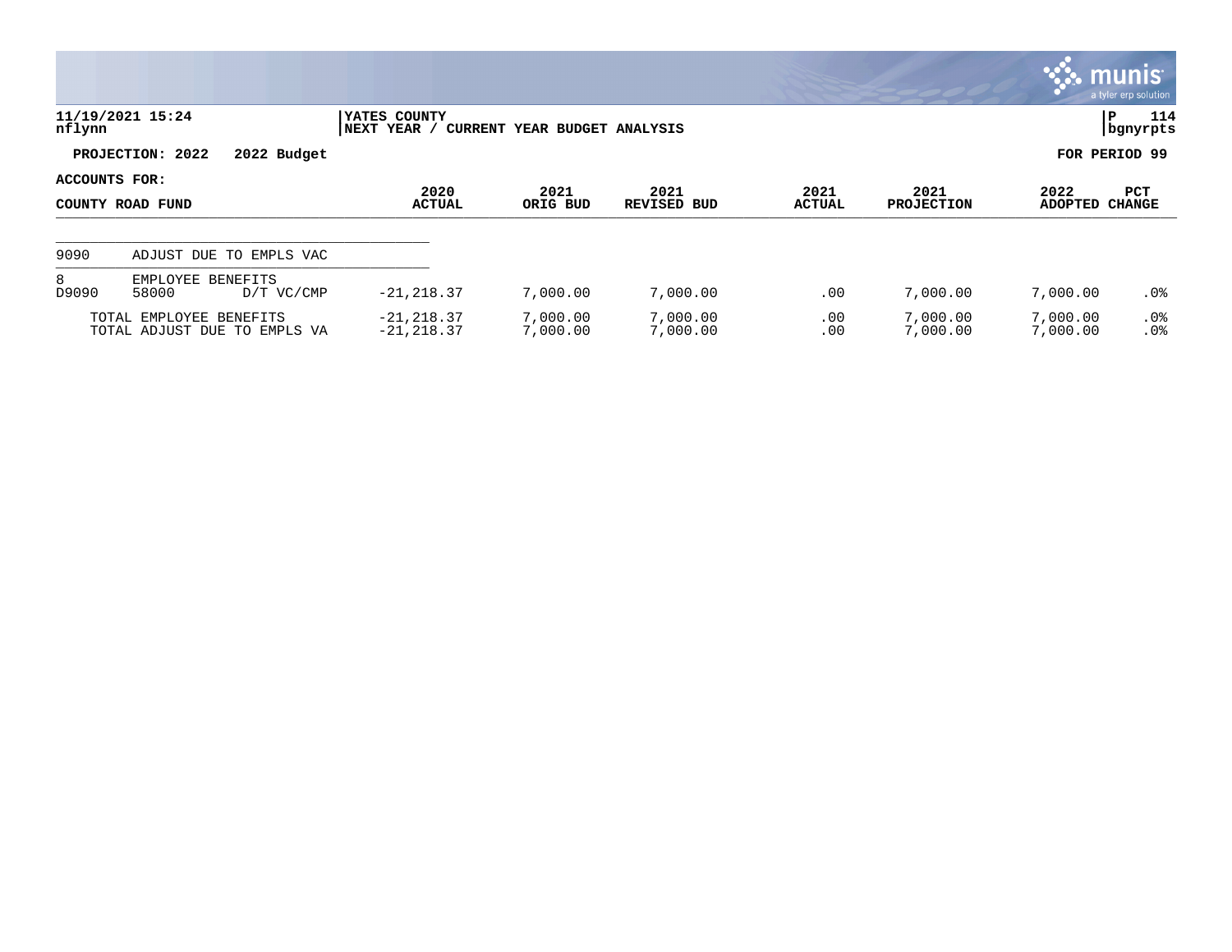**YATES COUNTY**
**NEXT YEAR / CURRENT YEAR BUDGET ANALYSIS**

11/19/2021 15:24
nflynn

**PROJECTION: 2022 2022 Budget** | **FOR PERIOD 99**

**ACCOUNTS FOR:**

| COUNTY ROAD FUND | | | 2020 ACTUAL | 2021 ORIG BUD | 2021 REVISED BUD | 2021 ACTUAL | 2021 PROJECTION | 2022 ADOPTED | PCT CHANGE |
|---|---|---|---|---|---|---|---|---|---|
| 9090 | ADJUST DUE TO EMPLS VAC | | | | | | | | |
| 8 | EMPLOYEE BENEFITS | | | | | | | | |
| D9090 | 58000 | D/T VC/CMP | -21,218.37 | 7,000.00 | 7,000.00 | .00 | 7,000.00 | 7,000.00 | .0% |
| | TOTAL EMPLOYEE BENEFITS | | -21,218.37 | 7,000.00 | 7,000.00 | .00 | 7,000.00 | 7,000.00 | .0% |
| | TOTAL ADJUST DUE TO EMPLS VA | | -21,218.37 | 7,000.00 | 7,000.00 | .00 | 7,000.00 | 7,000.00 | .0% |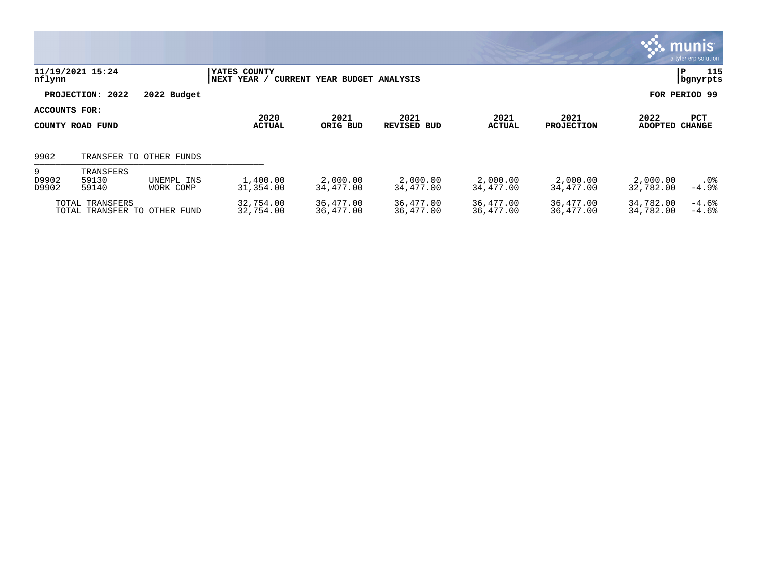**11/19/2021 15:24**
**nflynn**

**YATES COUNTY**
**NEXT YEAR / CURRENT YEAR BUDGET ANALYSIS**

**PROJECTION: 2022 2022 Budget** — **FOR PERIOD 99**

**ACCOUNTS FOR:**
**COUNTY ROAD FUND**

| | | | 2020 ACTUAL | 2021 ORIG BUD | 2021 REVISED BUD | 2021 ACTUAL | 2021 PROJECTION | 2022 ADOPTED | PCT CHANGE |
|---|---|---|---|---|---|---|---|---|---|
| 9902 | TRANSFER TO OTHER FUNDS | | | | | | | | |
| 9 | TRANSFERS | | | | | | | | |
| D9902 | 59130 | UNEMPL INS | 1,400.00 | 2,000.00 | 2,000.00 | 2,000.00 | 2,000.00 | 2,000.00 | .0% |
| D9902 | 59140 | WORK COMP | 31,354.00 | 34,477.00 | 34,477.00 | 34,477.00 | 34,477.00 | 32,782.00 | -4.9% |
| | TOTAL TRANSFERS | | 32,754.00 | 36,477.00 | 36,477.00 | 36,477.00 | 36,477.00 | 34,782.00 | -4.6% |
| | TOTAL TRANSFER TO OTHER FUND | | 32,754.00 | 36,477.00 | 36,477.00 | 36,477.00 | 36,477.00 | 34,782.00 | -4.6% |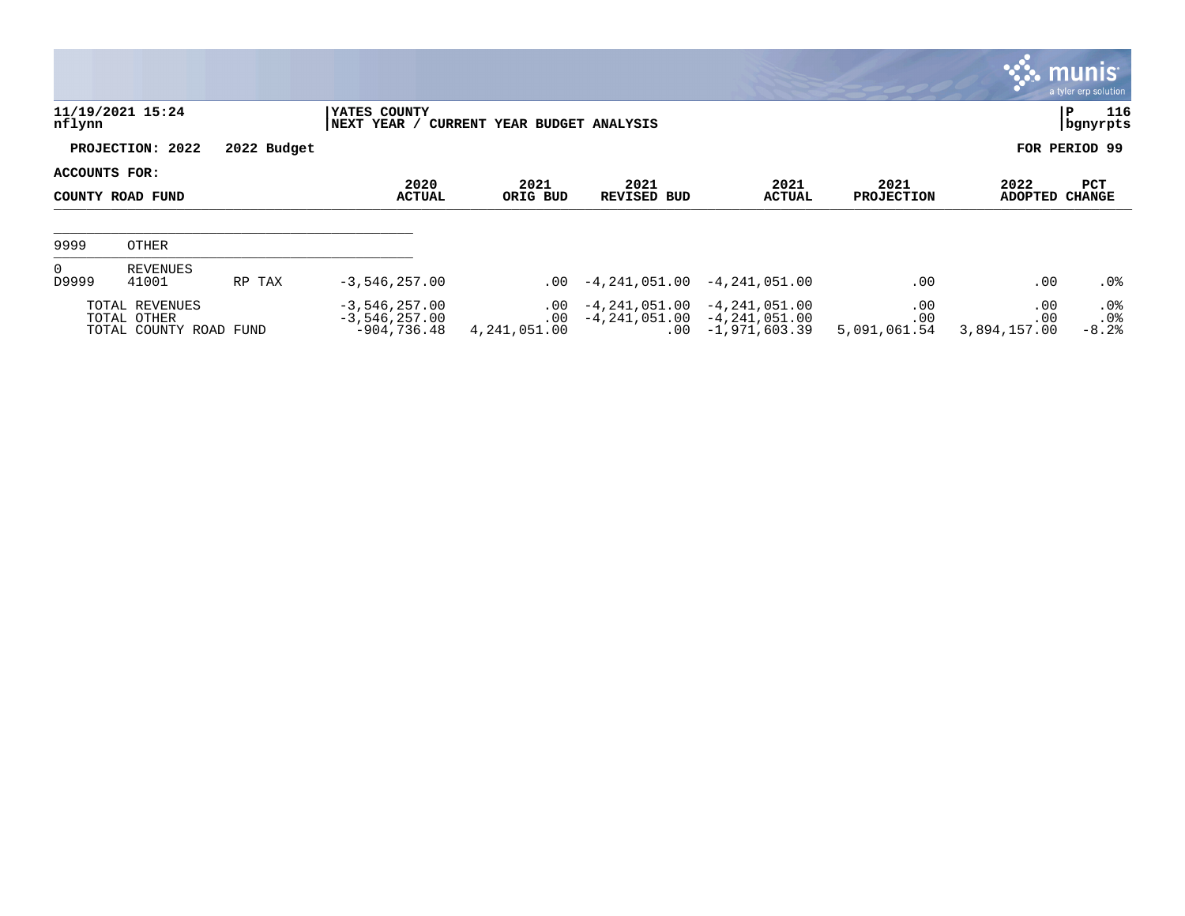**YATES COUNTY**
**NEXT YEAR / CURRENT YEAR BUDGET ANALYSIS**

11/19/2021 15:24
nflynn

P 116
bgnyrpts

**PROJECTION: 2022** **2022 Budget** **FOR PERIOD 99**

**ACCOUNTS FOR:**

| COUNTY ROAD FUND | | | 2020 ACTUAL | 2021 ORIG BUD | 2021 REVISED BUD | 2021 ACTUAL | 2021 PROJECTION | 2022 ADOPTED | PCT CHANGE |
|---|---|---|---|---|---|---|---|---|---|
| 9999 | OTHER | | | | | | | | |
| 0 | REVENUES | | | | | | | | |
| D9999 | 41001 | RP TAX | -3,546,257.00 | .00 | -4,241,051.00 | -4,241,051.00 | .00 | .00 | .0% |
| | TOTAL REVENUES | | -3,546,257.00 | .00 | -4,241,051.00 | -4,241,051.00 | .00 | .00 | .0% |
| | TOTAL OTHER | | -3,546,257.00 | .00 | -4,241,051.00 | -4,241,051.00 | .00 | .00 | .0% |
| | TOTAL COUNTY ROAD FUND | | -904,736.48 | 4,241,051.00 | .00 | -1,971,603.39 | 5,091,061.54 | 3,894,157.00 | -8.2% |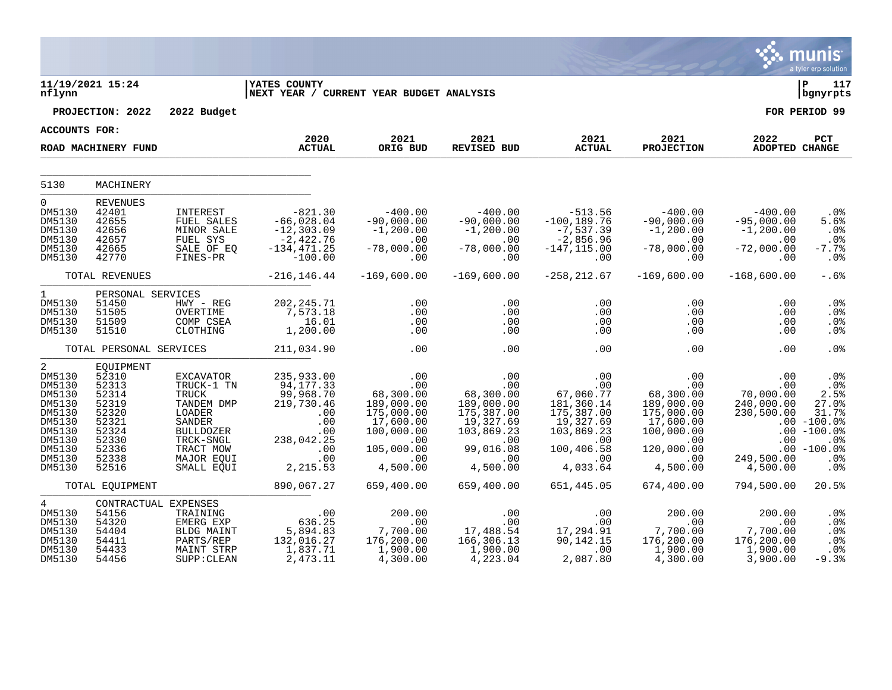11/19/2021 15:24 | YATES COUNTY | P 117
nflynn | NEXT YEAR / CURRENT YEAR BUDGET ANALYSIS | bgnyrpts

**PROJECTION: 2022 2022 Budget** **FOR PERIOD 99**

**ACCOUNTS FOR:**

| ROAD MACHINERY FUND | | | 2020 ACTUAL | 2021 ORIG BUD | 2021 REVISED BUD | 2021 ACTUAL | 2021 PROJECTION | 2022 ADOPTED | PCT CHANGE |
|---|---|---|---|---|---|---|---|---|---|
| 5130 | MACHINERY | | | | | | | | |
| 0 | REVENUES | | | | | | | | |
| DM5130 | 42401 | INTEREST | -821.30 | -400.00 | -400.00 | -513.56 | -400.00 | -400.00 | .0% |
| DM5130 | 42655 | FUEL SALES | -66,028.04 | -90,000.00 | -90,000.00 | -100,189.76 | -90,000.00 | -95,000.00 | 5.6% |
| DM5130 | 42656 | MINOR SALE | -12,303.09 | -1,200.00 | -1,200.00 | -7,537.39 | -1,200.00 | -1,200.00 | .0% |
| DM5130 | 42657 | FUEL SYS | -2,422.76 | .00 | .00 | -2,856.96 | .00 | .00 | .0% |
| DM5130 | 42665 | SALE OF EQ | -134,471.25 | -78,000.00 | -78,000.00 | -147,115.00 | -78,000.00 | -72,000.00 | -7.7% |
| DM5130 | 42770 | FINES-PR | -100.00 | .00 | .00 | .00 | .00 | .00 | .0% |
| | TOTAL REVENUES | | -216,146.44 | -169,600.00 | -169,600.00 | -258,212.67 | -169,600.00 | -168,600.00 | -.6% |
| 1 | PERSONAL SERVICES | | | | | | | | |
| DM5130 | 51450 | HWY - REG | 202,245.71 | .00 | .00 | .00 | .00 | .00 | .0% |
| DM5130 | 51505 | OVERTIME | 7,573.18 | .00 | .00 | .00 | .00 | .00 | .0% |
| DM5130 | 51509 | COMP CSEA | 16.01 | .00 | .00 | .00 | .00 | .00 | .0% |
| DM5130 | 51510 | CLOTHING | 1,200.00 | .00 | .00 | .00 | .00 | .00 | .0% |
| | TOTAL PERSONAL SERVICES | | 211,034.90 | .00 | .00 | .00 | .00 | .00 | .0% |
| 2 | EQUIPMENT | | | | | | | | |
| DM5130 | 52310 | EXCAVATOR | 235,933.00 | .00 | .00 | .00 | .00 | .00 | .0% |
| DM5130 | 52313 | TRUCK-1 TN | 94,177.33 | .00 | .00 | .00 | .00 | .00 | .0% |
| DM5130 | 52314 | TRUCK | 99,968.70 | 68,300.00 | 68,300.00 | 67,060.77 | 68,300.00 | 70,000.00 | 2.5% |
| DM5130 | 52319 | TANDEM DMP | 219,730.46 | 189,000.00 | 189,000.00 | 181,360.14 | 189,000.00 | 240,000.00 | 27.0% |
| DM5130 | 52320 | LOADER | .00 | 175,000.00 | 175,387.00 | 175,387.00 | 175,000.00 | 230,500.00 | 31.7% |
| DM5130 | 52321 | SANDER | .00 | 17,600.00 | 19,327.69 | 19,327.69 | 17,600.00 | .00 | -100.0% |
| DM5130 | 52324 | BULLDOZER | .00 | 100,000.00 | 103,869.23 | 103,869.23 | 100,000.00 | .00 | -100.0% |
| DM5130 | 52330 | TRCK-SNGL | 238,042.25 | .00 | .00 | .00 | .00 | .00 | .0% |
| DM5130 | 52336 | TRACT MOW | .00 | 105,000.00 | 99,016.08 | 100,406.58 | 120,000.00 | .00 | -100.0% |
| DM5130 | 52338 | MAJOR EQUI | .00 | .00 | .00 | .00 | .00 | 249,500.00 | .0% |
| DM5130 | 52516 | SMALL EQUI | 2,215.53 | 4,500.00 | 4,500.00 | 4,033.64 | 4,500.00 | 4,500.00 | .0% |
| | TOTAL EQUIPMENT | | 890,067.27 | 659,400.00 | 659,400.00 | 651,445.05 | 674,400.00 | 794,500.00 | 20.5% |
| 4 | CONTRACTUAL EXPENSES | | | | | | | | |
| DM5130 | 54156 | TRAINING | .00 | 200.00 | .00 | .00 | 200.00 | 200.00 | .0% |
| DM5130 | 54320 | EMERG EXP | 636.25 | .00 | .00 | .00 | .00 | .00 | .0% |
| DM5130 | 54404 | BLDG MAINT | 5,894.83 | 7,700.00 | 17,488.54 | 17,294.91 | 7,700.00 | 7,700.00 | .0% |
| DM5130 | 54411 | PARTS/REP | 132,016.27 | 176,200.00 | 166,306.13 | 90,142.15 | 176,200.00 | 176,200.00 | .0% |
| DM5130 | 54433 | MAINT STRP | 1,837.71 | 1,900.00 | 1,900.00 | .00 | 1,900.00 | 1,900.00 | .0% |
| DM5130 | 54456 | SUPP:CLEAN | 2,473.11 | 4,300.00 | 4,223.04 | 2,087.80 | 4,300.00 | 3,900.00 | -9.3% |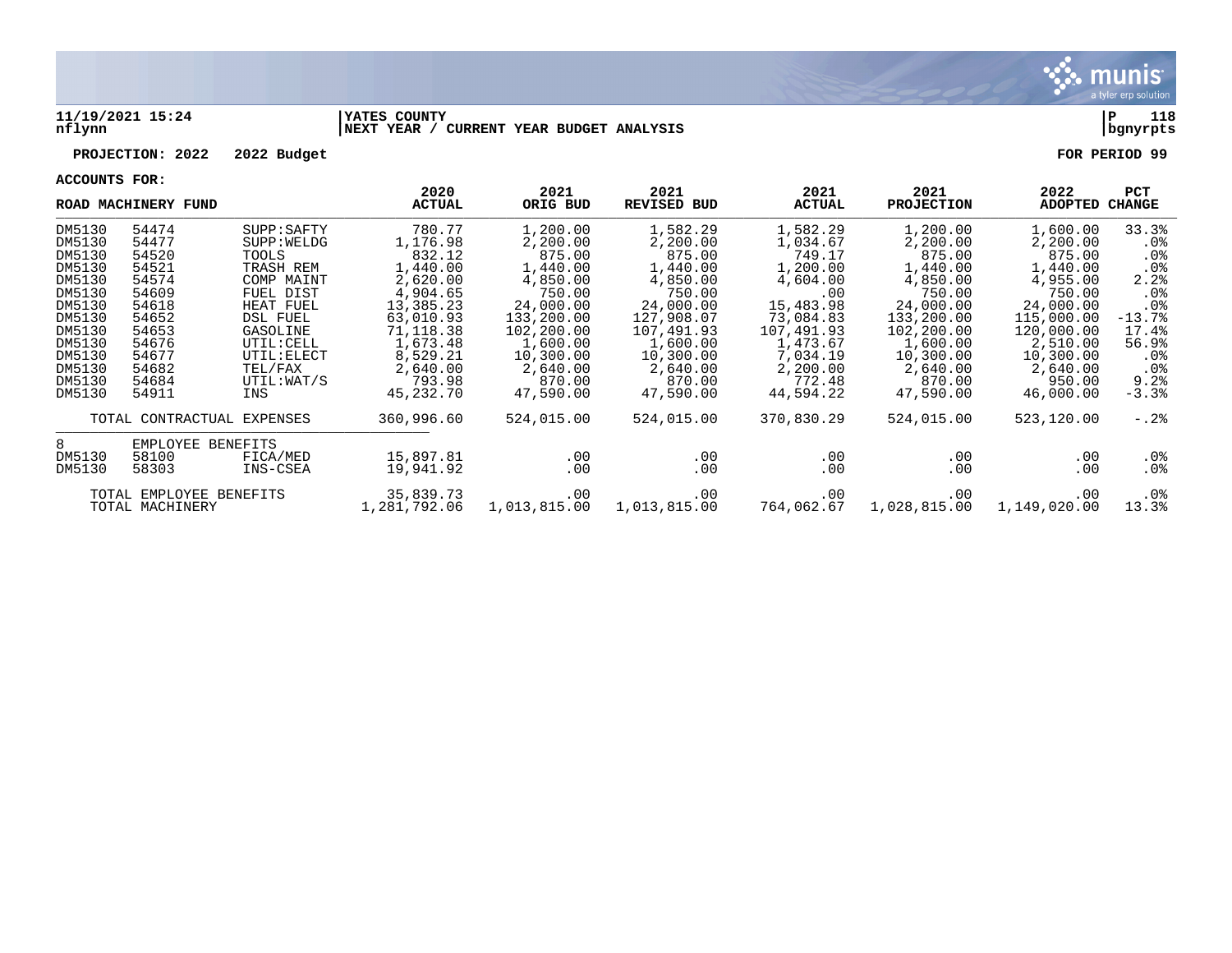11/19/2021 15:24 | YATES COUNTY | P 118
nflynn | NEXT YEAR / CURRENT YEAR BUDGET ANALYSIS | bgnyrpts

**PROJECTION: 2022 2022 Budget** **FOR PERIOD 99**

**ACCOUNTS FOR:**

| ROAD MACHINERY FUND | | | 2020 ACTUAL | 2021 ORIG BUD | 2021 REVISED BUD | 2021 ACTUAL | 2021 PROJECTION | 2022 ADOPTED | PCT CHANGE |
|---|---|---|---|---|---|---|---|---|---|
| DM5130 | 54474 | SUPP:SAFTY | 780.77 | 1,200.00 | 1,582.29 | 1,582.29 | 1,200.00 | 1,600.00 | 33.3% |
| DM5130 | 54477 | SUPP:WELDG | 1,176.98 | 2,200.00 | 2,200.00 | 1,034.67 | 2,200.00 | 2,200.00 | .0% |
| DM5130 | 54520 | TOOLS | 832.12 | 875.00 | 875.00 | 749.17 | 875.00 | 875.00 | .0% |
| DM5130 | 54521 | TRASH REM | 1,440.00 | 1,440.00 | 1,440.00 | 1,200.00 | 1,440.00 | 1,440.00 | .0% |
| DM5130 | 54574 | COMP MAINT | 2,620.00 | 4,850.00 | 4,850.00 | 4,604.00 | 4,850.00 | 4,955.00 | 2.2% |
| DM5130 | 54609 | FUEL DIST | 4,904.65 | 750.00 | 750.00 | .00 | 750.00 | 750.00 | .0% |
| DM5130 | 54618 | HEAT FUEL | 13,385.23 | 24,000.00 | 24,000.00 | 15,483.98 | 24,000.00 | 24,000.00 | .0% |
| DM5130 | 54652 | DSL FUEL | 63,010.93 | 133,200.00 | 127,908.07 | 73,084.83 | 133,200.00 | 115,000.00 | -13.7% |
| DM5130 | 54653 | GASOLINE | 71,118.38 | 102,200.00 | 107,491.93 | 107,491.93 | 102,200.00 | 120,000.00 | 17.4% |
| DM5130 | 54676 | UTIL:CELL | 1,673.48 | 1,600.00 | 1,600.00 | 1,473.67 | 1,600.00 | 2,510.00 | 56.9% |
| DM5130 | 54677 | UTIL:ELECT | 8,529.21 | 10,300.00 | 10,300.00 | 7,034.19 | 10,300.00 | 10,300.00 | .0% |
| DM5130 | 54682 | TEL/FAX | 2,640.00 | 2,640.00 | 2,640.00 | 2,200.00 | 2,640.00 | 2,640.00 | .0% |
| DM5130 | 54684 | UTIL:WAT/S | 793.98 | 870.00 | 870.00 | 772.48 | 870.00 | 950.00 | 9.2% |
| DM5130 | 54911 | INS | 45,232.70 | 47,590.00 | 47,590.00 | 44,594.22 | 47,590.00 | 46,000.00 | -3.3% |
| | TOTAL CONTRACTUAL EXPENSES | | 360,996.60 | 524,015.00 | 524,015.00 | 370,830.29 | 524,015.00 | 523,120.00 | -.2% |
| 8 | EMPLOYEE BENEFITS | | | | | | | | |
| DM5130 | 58100 | FICA/MED | 15,897.81 | .00 | .00 | .00 | .00 | .00 | .0% |
| DM5130 | 58303 | INS-CSEA | 19,941.92 | .00 | .00 | .00 | .00 | .00 | .0% |
| | TOTAL EMPLOYEE BENEFITS | | 35,839.73 | .00 | .00 | .00 | .00 | .00 | .0% |
| | TOTAL MACHINERY | | 1,281,792.06 | 1,013,815.00 | 1,013,815.00 | 764,062.67 | 1,028,815.00 | 1,149,020.00 | 13.3% |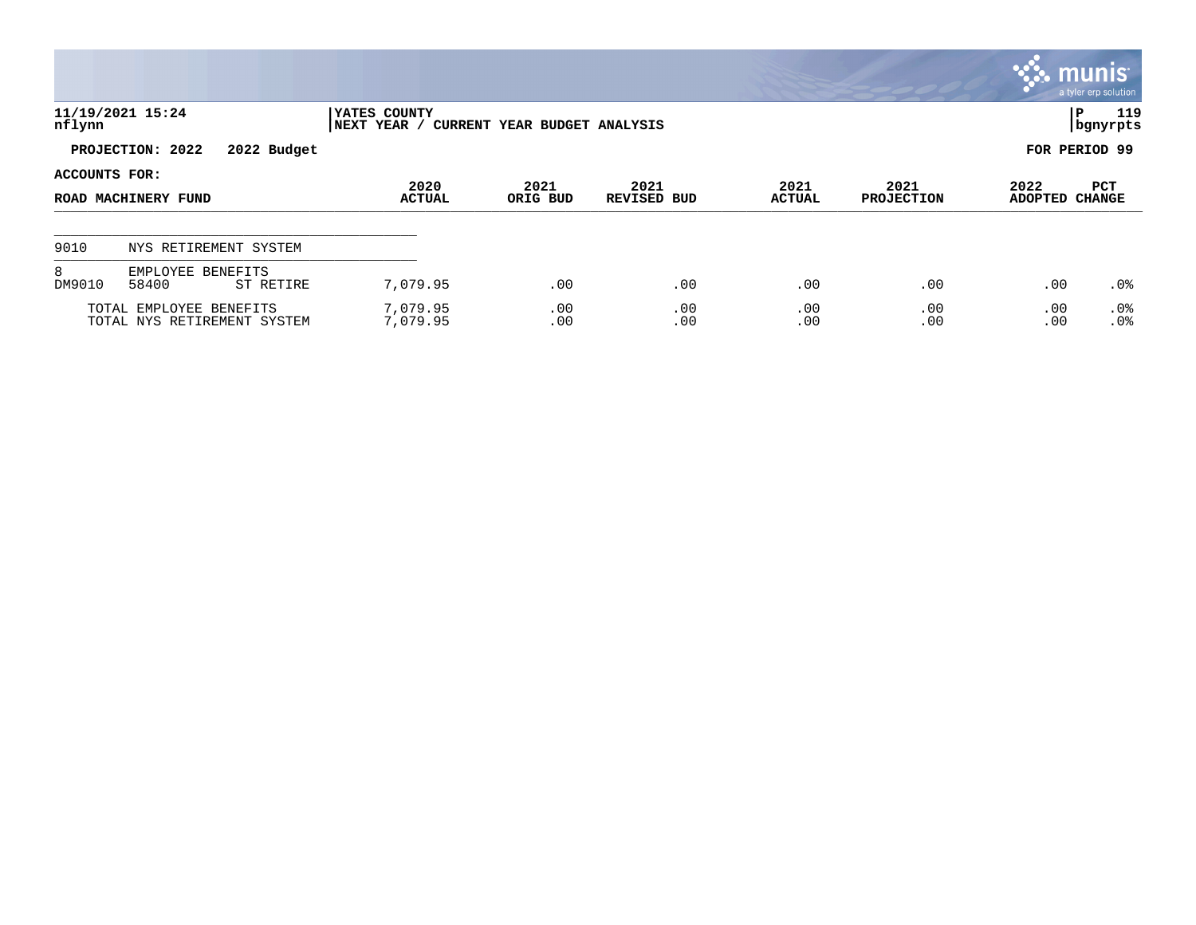YATES COUNTY
NEXT YEAR / CURRENT YEAR BUDGET ANALYSIS

11/19/2021 15:24
nflynn

P 119
bgnyrpts

**PROJECTION: 2022 2022 Budget** **FOR PERIOD 99**

**ACCOUNTS FOR:**

| ROAD MACHINERY FUND | | | 2020 ACTUAL | 2021 ORIG BUD | 2021 REVISED BUD | 2021 ACTUAL | 2021 PROJECTION | 2022 ADOPTED | PCT CHANGE |
|---|---|---|---|---|---|---|---|---|---|
| 9010 | NYS RETIREMENT SYSTEM | | | | | | | | |
| 8 | EMPLOYEE BENEFITS | | | | | | | | |
| DM9010 | 58400 | ST RETIRE | 7,079.95 | .00 | .00 | .00 | .00 | .00 | .0% |
| TOTAL EMPLOYEE BENEFITS | | | 7,079.95 | .00 | .00 | .00 | .00 | .00 | .0% |
| TOTAL NYS RETIREMENT SYSTEM | | | 7,079.95 | .00 | .00 | .00 | .00 | .00 | .0% |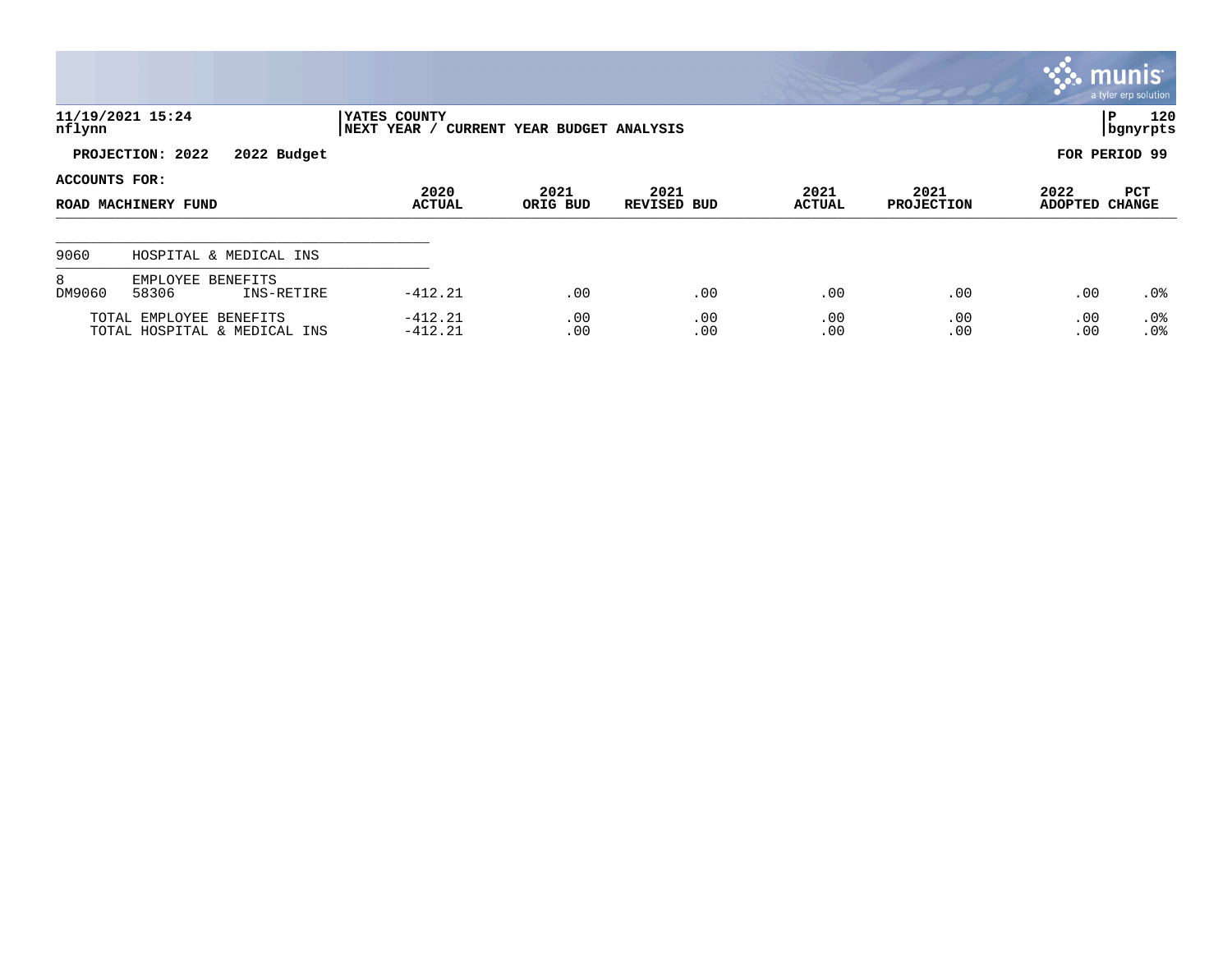**11/19/2021 15:24** | **YATES COUNTY** | **P 120**
**nflynn** | **NEXT YEAR / CURRENT YEAR BUDGET ANALYSIS** | **bgnyrpts**

**PROJECTION: 2022 2022 Budget** — **FOR PERIOD 99**

**ACCOUNTS FOR:**

| ROAD MACHINERY FUND | | | 2020 ACTUAL | 2021 ORIG BUD | 2021 REVISED BUD | 2021 ACTUAL | 2021 PROJECTION | 2022 ADOPTED | PCT CHANGE |
|---|---|---|---|---|---|---|---|---|---|
| 9060 | HOSPITAL & MEDICAL INS | | | | | | | | |
| 8 | EMPLOYEE BENEFITS | | | | | | | | |
| DM9060 | 58306 | INS-RETIRE | -412.21 | .00 | .00 | .00 | .00 | .00 | .0% |
| | TOTAL EMPLOYEE BENEFITS | | -412.21 | .00 | .00 | .00 | .00 | .00 | .0% |
| | TOTAL HOSPITAL & MEDICAL INS | | -412.21 | .00 | .00 | .00 | .00 | .00 | .0% |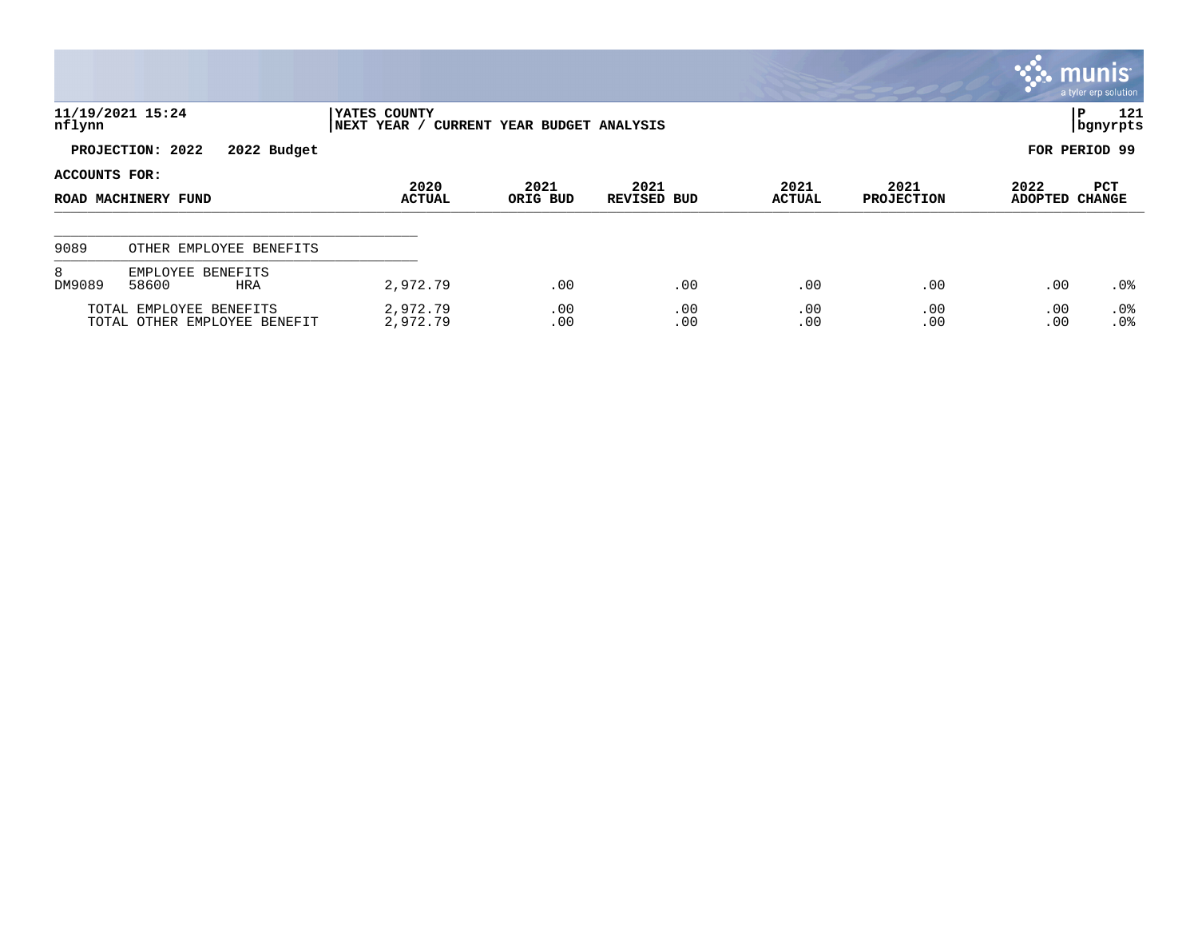YATES COUNTY
NEXT YEAR / CURRENT YEAR BUDGET ANALYSIS

11/19/2021 15:24
nflynn

PROJECTION: 2022 2022 Budget

FOR PERIOD 99

ACCOUNTS FOR:

| ROAD MACHINERY FUND | | | 2020 ACTUAL | 2021 ORIG BUD | 2021 REVISED BUD | 2021 ACTUAL | 2021 PROJECTION | 2022 ADOPTED | PCT CHANGE |
|---|---|---|---|---|---|---|---|---|---|
| 9089 | OTHER EMPLOYEE BENEFITS | | | | | | | | |
| 8 | EMPLOYEE BENEFITS | | | | | | | | |
| DM9089 | 58600 | HRA | 2,972.79 | .00 | .00 | .00 | .00 | .00 | .0% |
| | TOTAL EMPLOYEE BENEFITS | | 2,972.79 | .00 | .00 | .00 | .00 | .00 | .0% |
| | TOTAL OTHER EMPLOYEE BENEFIT | | 2,972.79 | .00 | .00 | .00 | .00 | .00 | .0% |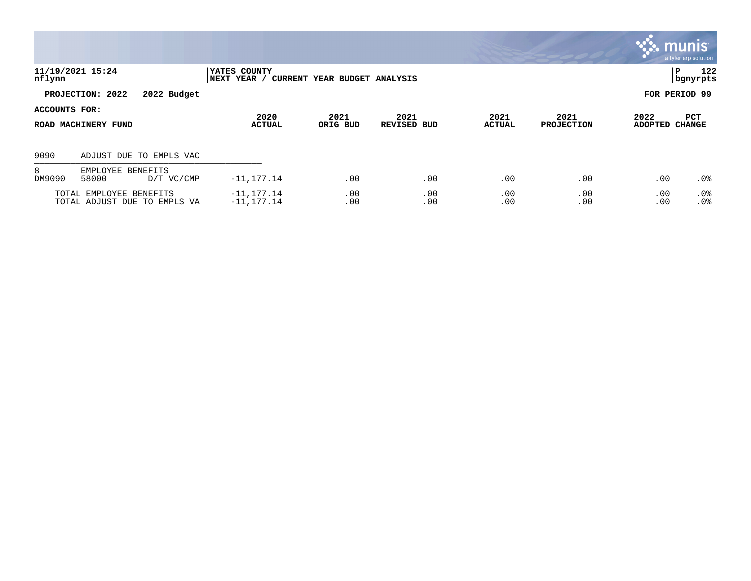11/19/2021 15:24
nflynn

YATES COUNTY
NEXT YEAR / CURRENT YEAR BUDGET ANALYSIS

P 122
bgnyrpts

PROJECTION: 2022 2022 Budget

FOR PERIOD 99

ACCOUNTS FOR:

| ROAD MACHINERY FUND | | | 2020 ACTUAL | 2021 ORIG BUD | 2021 REVISED BUD | 2021 ACTUAL | 2021 PROJECTION | 2022 ADOPTED | PCT CHANGE |
|---|---|---|---|---|---|---|---|---|---|
| 9090 | ADJUST DUE TO EMPLS VAC | | | | | | | | |
| 8 | EMPLOYEE BENEFITS | | | | | | | | |
| DM9090 | 58000 | D/T VC/CMP | -11,177.14 | .00 | .00 | .00 | .00 | .00 | .0% |
| | TOTAL EMPLOYEE BENEFITS | | -11,177.14 | .00 | .00 | .00 | .00 | .00 | .0% |
| | TOTAL ADJUST DUE TO EMPLS VA | | -11,177.14 | .00 | .00 | .00 | .00 | .00 | .0% |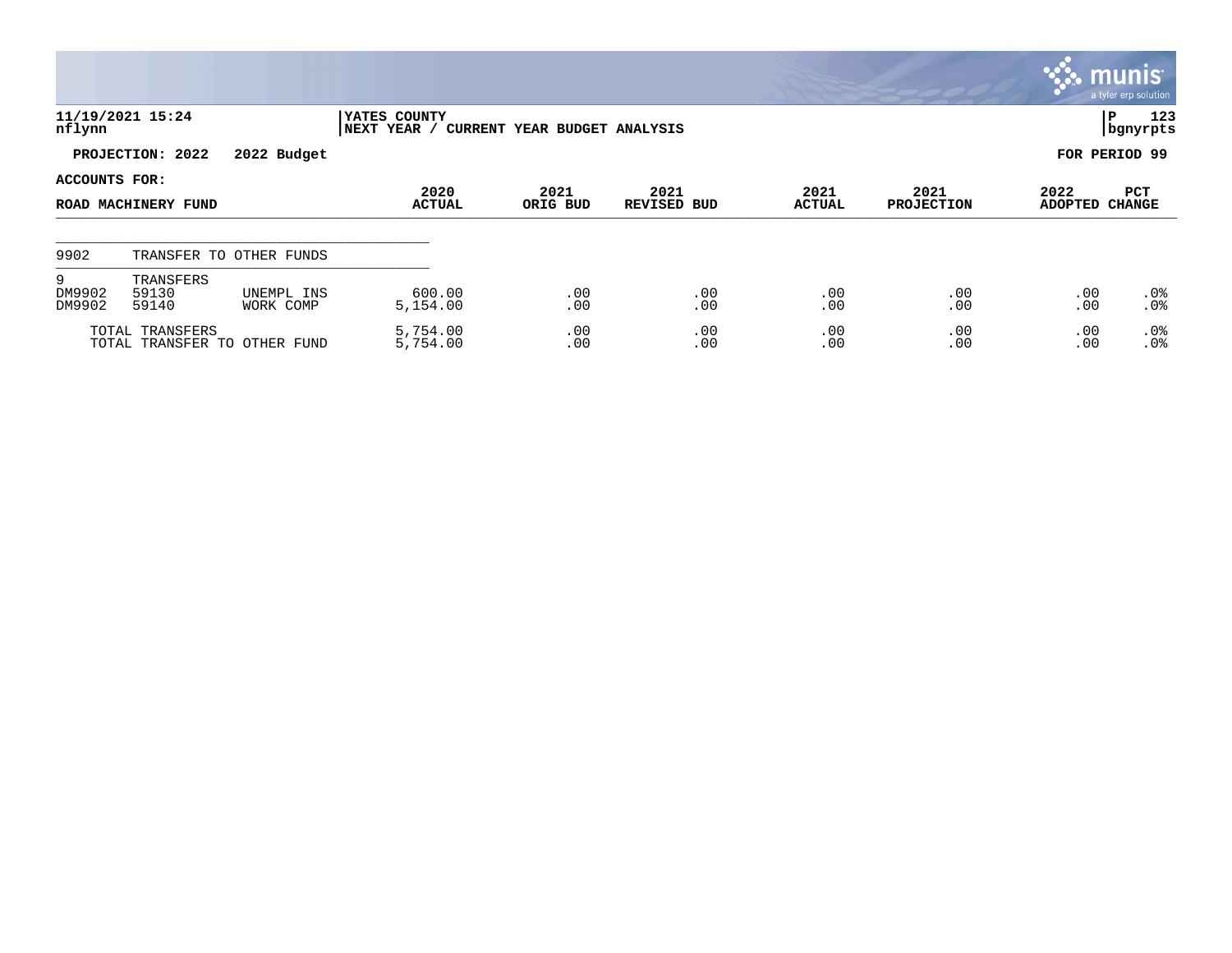**YATES COUNTY**
**NEXT YEAR / CURRENT YEAR BUDGET ANALYSIS**

11/19/2021 15:24
nflynn

**PROJECTION: 2022 2022 Budget** **FOR PERIOD 99**

**ACCOUNTS FOR:**

| ROAD MACHINERY FUND | | | 2020 ACTUAL | 2021 ORIG BUD | 2021 REVISED BUD | 2021 ACTUAL | 2021 PROJECTION | 2022 ADOPTED | PCT CHANGE |
|---|---|---|---|---|---|---|---|---|---|
| 9902 | TRANSFER TO OTHER FUNDS | | | | | | | | |
| 9 | TRANSFERS | | | | | | | | |
| DM9902 | 59130 | UNEMPL INS | 600.00 | .00 | .00 | .00 | .00 | .00 | .0% |
| DM9902 | 59140 | WORK COMP | 5,154.00 | .00 | .00 | .00 | .00 | .00 | .0% |
| TOTAL TRANSFERS | | | 5,754.00 | .00 | .00 | .00 | .00 | .00 | .0% |
| TOTAL TRANSFER TO OTHER FUND | | | 5,754.00 | .00 | .00 | .00 | .00 | .00 | .0% |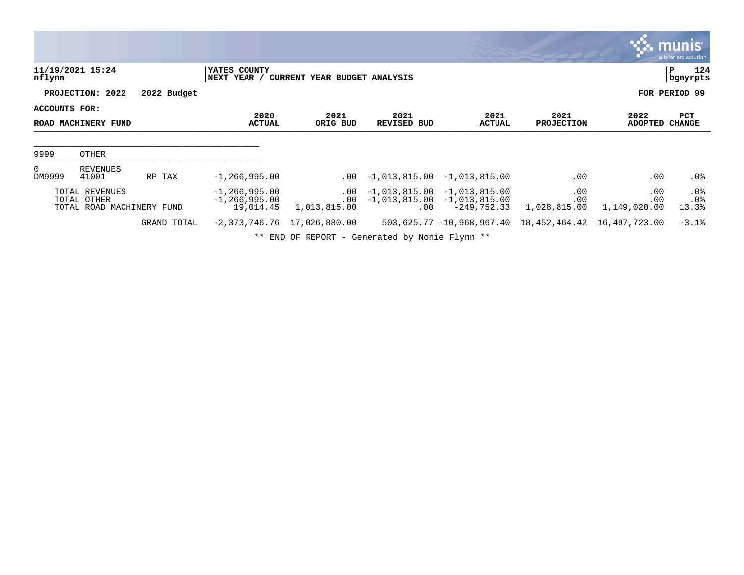**11/19/2021 15:24** | **YATES COUNTY** | **P 124**
**nflynn** | **NEXT YEAR / CURRENT YEAR BUDGET ANALYSIS** | **bgnyrpts**

**PROJECTION: 2022 — 2022 Budget** | **FOR PERIOD 99**

**ACCOUNTS FOR:**

| ROAD MACHINERY FUND | | | 2020 ACTUAL | 2021 ORIG BUD | 2021 REVISED BUD | 2021 ACTUAL | 2021 PROJECTION | 2022 ADOPTED | PCT CHANGE |
|---|---|---|---|---|---|---|---|---|---|
| 9999 | OTHER | | | | | | | | |
| 0 | REVENUES | | | | | | | | |
| DM9999 | 41001 | RP TAX | -1,266,995.00 | .00 | -1,013,815.00 | -1,013,815.00 | .00 | .00 | .0% |
| | TOTAL REVENUES | | -1,266,995.00 | .00 | -1,013,815.00 | -1,013,815.00 | .00 | .00 | .0% |
| | TOTAL OTHER | | -1,266,995.00 | .00 | -1,013,815.00 | -1,013,815.00 | .00 | .00 | .0% |
| | TOTAL ROAD MACHINERY FUND | | 19,014.45 | 1,013,815.00 | .00 | -249,752.33 | 1,028,815.00 | 1,149,020.00 | 13.3% |
| | | GRAND TOTAL | -2,373,746.76 | 17,026,880.00 | 503,625.77 | -10,968,967.40 | 18,452,464.42 | 16,497,723.00 | -3.1% |

** END OF REPORT - Generated by Nonie Flynn **